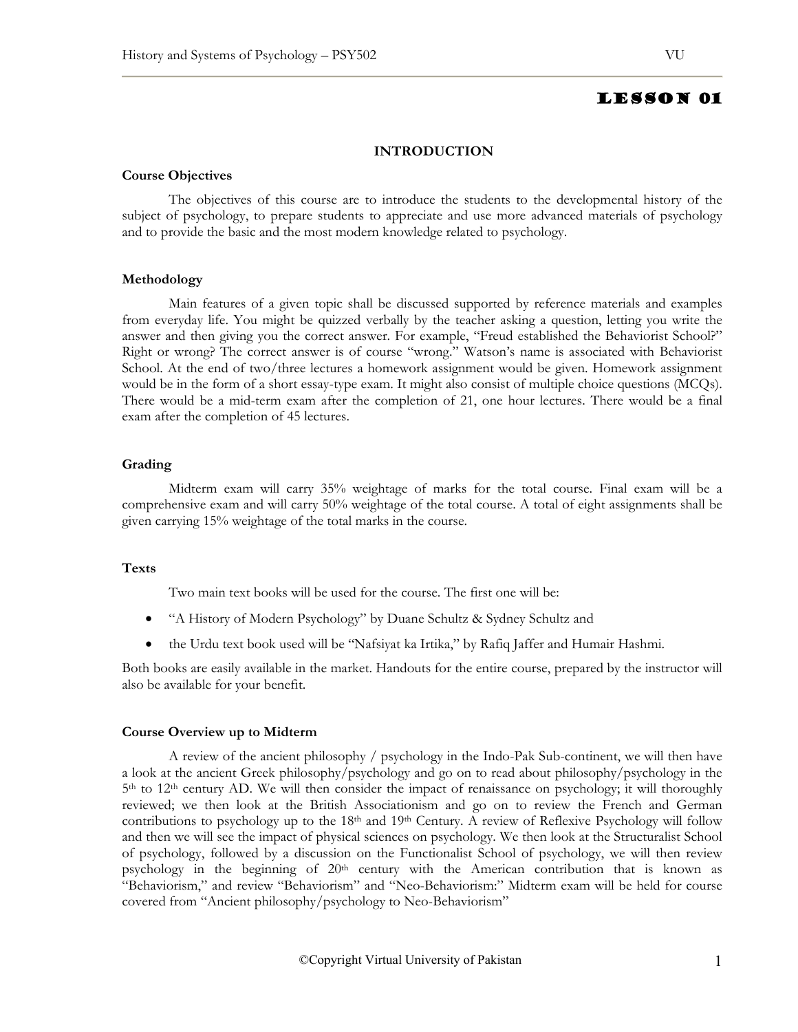# LESSON 01

## INTRODUCTION

### Course Objectives

The objectives of this course are to introduce the students to the developmental history of the subject of psychology, to prepare students to appreciate and use more advanced materials of psychology and to provide the basic and the most modern knowledge related to psychology.

### Methodology

Main features of a given topic shall be discussed supported by reference materials and examples from everyday life. You might be quizzed verbally by the teacher asking a question, letting you write the answer and then giving you the correct answer. For example, "Freud established the Behaviorist School?" Right or wrong? The correct answer is of course "wrong." Watson's name is associated with Behaviorist School. At the end of two/three lectures a homework assignment would be given. Homework assignment would be in the form of a short essay-type exam. It might also consist of multiple choice questions (MCQs). There would be a mid-term exam after the completion of 21, one hour lectures. There would be a final exam after the completion of 45 lectures.

### Grading

Midterm exam will carry 35% weightage of marks for the total course. Final exam will be a comprehensive exam and will carry 50% weightage of the total course. A total of eight assignments shall be given carrying 15% weightage of the total marks in the course.

### Texts

Two main text books will be used for the course. The first one will be:

- "A History of Modern Psychology" by Duane Schultz & Sydney Schultz and
- the Urdu text book used will be "Nafsiyat ka Irtika," by Rafiq Jaffer and Humair Hashmi.

Both books are easily available in the market. Handouts for the entire course, prepared by the instructor will also be available for your benefit.

### Course Overview up to Midterm

A review of the ancient philosophy / psychology in the Indo-Pak Sub-continent, we will then have a look at the ancient Greek philosophy/psychology and go on to read about philosophy/psychology in the 5th to 12th century AD. We will then consider the impact of renaissance on psychology; it will thoroughly reviewed; we then look at the British Associationism and go on to review the French and German contributions to psychology up to the 18th and 19th Century. A review of Reflexive Psychology will follow and then we will see the impact of physical sciences on psychology. We then look at the Structuralist School of psychology, followed by a discussion on the Functionalist School of psychology, we will then review psychology in the beginning of 20th century with the American contribution that is known as "Behaviorism," and review "Behaviorism" and "Neo-Behaviorism:" Midterm exam will be held for course covered from "Ancient philosophy/psychology to Neo-Behaviorism"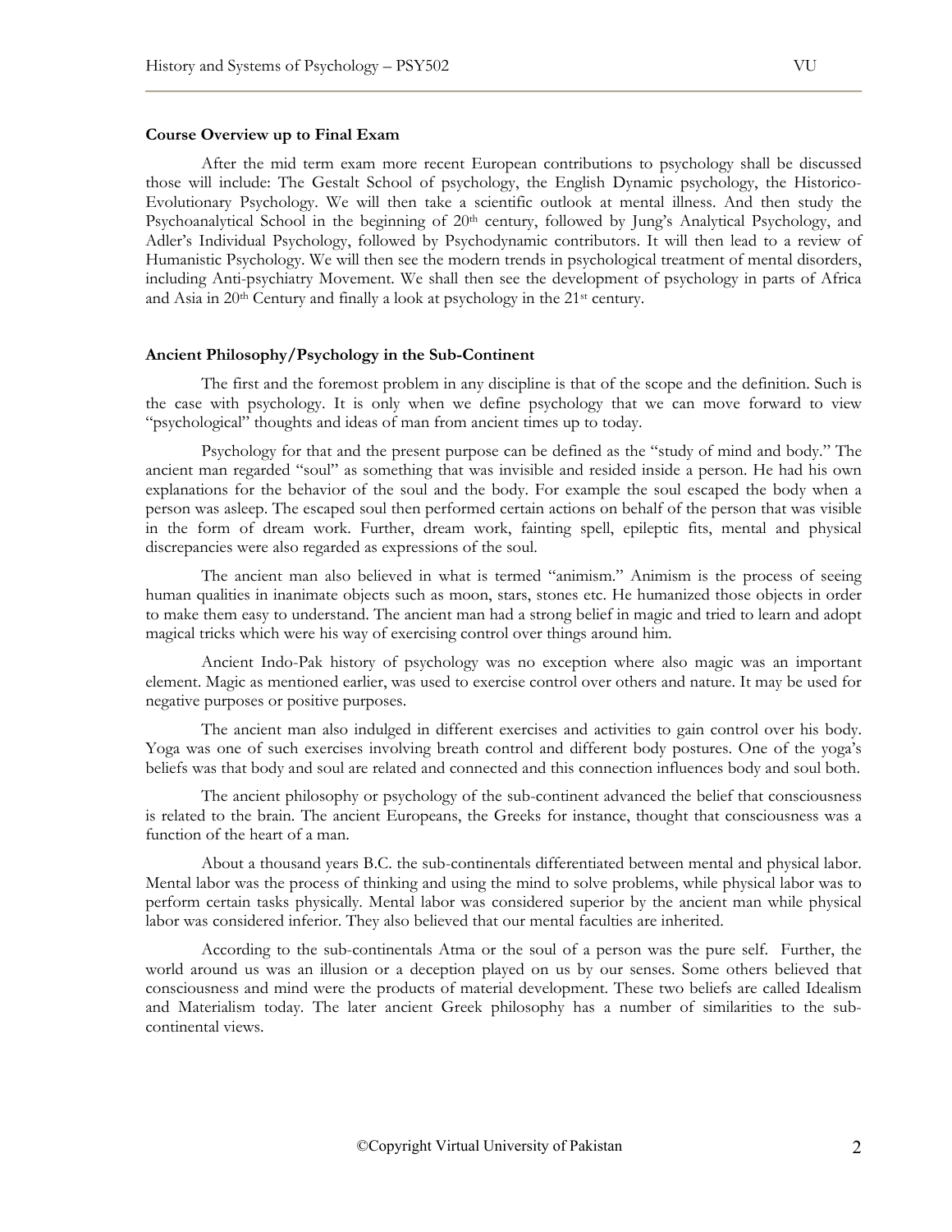### Course Overview up to Final Exam

After the mid term exam more recent European contributions to psychology shall be discussed those will include: The Gestalt School of psychology, the English Dynamic psychology, the Historico-Evolutionary Psychology. We will then take a scientific outlook at mental illness. And then study the Psychoanalytical School in the beginning of 20th century, followed by Jung's Analytical Psychology, and Adler's Individual Psychology, followed by Psychodynamic contributors. It will then lead to a review of Humanistic Psychology. We will then see the modern trends in psychological treatment of mental disorders, including Anti-psychiatry Movement. We shall then see the development of psychology in parts of Africa and Asia in 20th Century and finally a look at psychology in the 21st century.

### Ancient Philosophy/Psychology in the Sub-Continent

The first and the foremost problem in any discipline is that of the scope and the definition. Such is the case with psychology. It is only when we define psychology that we can move forward to view "psychological" thoughts and ideas of man from ancient times up to today.

Psychology for that and the present purpose can be defined as the "study of mind and body." The ancient man regarded "soul" as something that was invisible and resided inside a person. He had his own explanations for the behavior of the soul and the body. For example the soul escaped the body when a person was asleep. The escaped soul then performed certain actions on behalf of the person that was visible in the form of dream work. Further, dream work, fainting spell, epileptic fits, mental and physical discrepancies were also regarded as expressions of the soul.

The ancient man also believed in what is termed "animism." Animism is the process of seeing human qualities in inanimate objects such as moon, stars, stones etc. He humanized those objects in order to make them easy to understand. The ancient man had a strong belief in magic and tried to learn and adopt magical tricks which were his way of exercising control over things around him.

Ancient Indo-Pak history of psychology was no exception where also magic was an important element. Magic as mentioned earlier, was used to exercise control over others and nature. It may be used for negative purposes or positive purposes.

The ancient man also indulged in different exercises and activities to gain control over his body. Yoga was one of such exercises involving breath control and different body postures. One of the yoga's beliefs was that body and soul are related and connected and this connection influences body and soul both.

The ancient philosophy or psychology of the sub-continent advanced the belief that consciousness is related to the brain. The ancient Europeans, the Greeks for instance, thought that consciousness was a function of the heart of a man.

About a thousand years B.C. the sub-continentals differentiated between mental and physical labor. Mental labor was the process of thinking and using the mind to solve problems, while physical labor was to perform certain tasks physically. Mental labor was considered superior by the ancient man while physical labor was considered inferior. They also believed that our mental faculties are inherited.

According to the sub-continentals Atma or the soul of a person was the pure self. Further, the world around us was an illusion or a deception played on us by our senses. Some others believed that consciousness and mind were the products of material development. These two beliefs are called Idealism and Materialism today. The later ancient Greek philosophy has a number of similarities to the sub-continental views.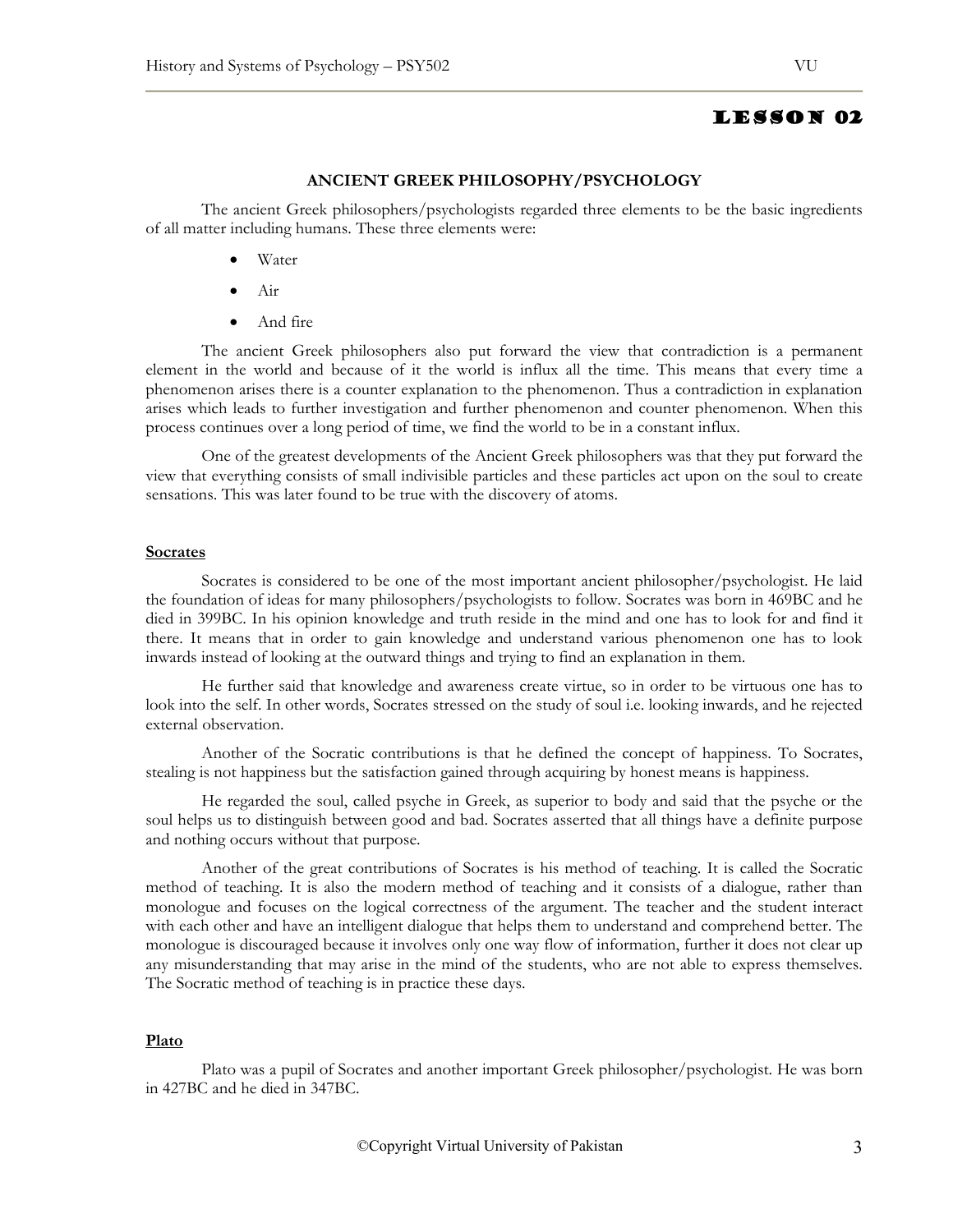# LESSON 02

## ANCIENT GREEK PHILOSOPHY/PSYCHOLOGY

The ancient Greek philosophers/psychologists regarded three elements to be the basic ingredients of all matter including humans. These three elements were:

- Water
- Air
- And fire

The ancient Greek philosophers also put forward the view that contradiction is a permanent element in the world and because of it the world is influx all the time. This means that every time a phenomenon arises there is a counter explanation to the phenomenon. Thus a contradiction in explanation arises which leads to further investigation and further phenomenon and counter phenomenon. When this process continues over a long period of time, we find the world to be in a constant influx.

One of the greatest developments of the Ancient Greek philosophers was that they put forward the view that everything consists of small indivisible particles and these particles act upon on the soul to create sensations. This was later found to be true with the discovery of atoms.

### Socrates

Socrates is considered to be one of the most important ancient philosopher/psychologist. He laid the foundation of ideas for many philosophers/psychologists to follow. Socrates was born in 469BC and he died in 399BC. In his opinion knowledge and truth reside in the mind and one has to look for and find it there. It means that in order to gain knowledge and understand various phenomenon one has to look inwards instead of looking at the outward things and trying to find an explanation in them.

He further said that knowledge and awareness create virtue, so in order to be virtuous one has to look into the self. In other words, Socrates stressed on the study of soul i.e. looking inwards, and he rejected external observation.

Another of the Socratic contributions is that he defined the concept of happiness. To Socrates, stealing is not happiness but the satisfaction gained through acquiring by honest means is happiness.

He regarded the soul, called psyche in Greek, as superior to body and said that the psyche or the soul helps us to distinguish between good and bad. Socrates asserted that all things have a definite purpose and nothing occurs without that purpose.

Another of the great contributions of Socrates is his method of teaching. It is called the Socratic method of teaching. It is also the modern method of teaching and it consists of a dialogue, rather than monologue and focuses on the logical correctness of the argument. The teacher and the student interact with each other and have an intelligent dialogue that helps them to understand and comprehend better. The monologue is discouraged because it involves only one way flow of information, further it does not clear up any misunderstanding that may arise in the mind of the students, who are not able to express themselves. The Socratic method of teaching is in practice these days.

### Plato

Plato was a pupil of Socrates and another important Greek philosopher/psychologist. He was born in 427BC and he died in 347BC.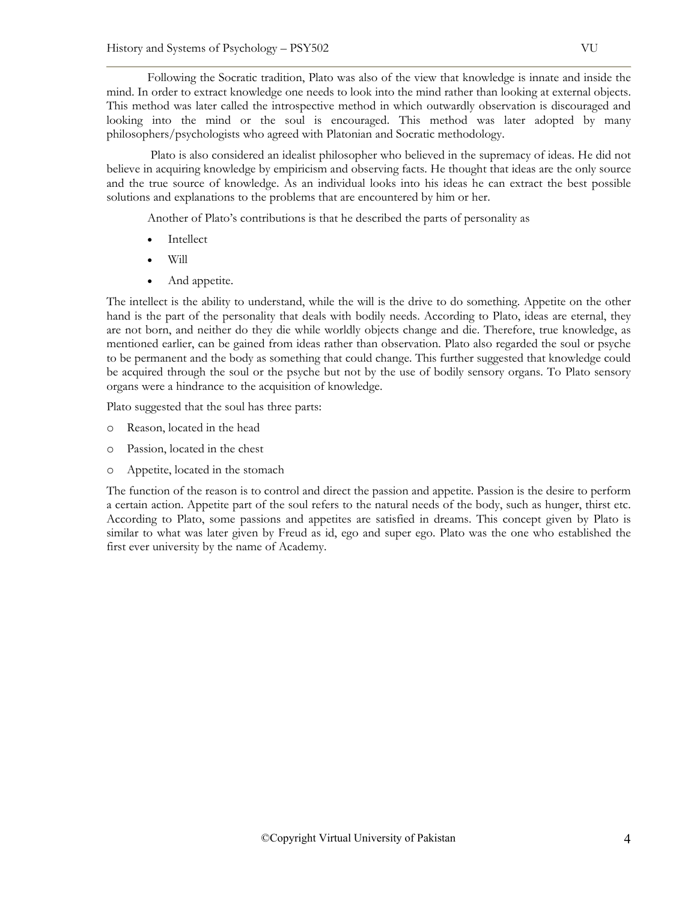Following the Socratic tradition, Plato was also of the view that knowledge is innate and inside the mind. In order to extract knowledge one needs to look into the mind rather than looking at external objects. This method was later called the introspective method in which outwardly observation is discouraged and looking into the mind or the soul is encouraged. This method was later adopted by many philosophers/psychologists who agreed with Platonian and Socratic methodology.

Plato is also considered an idealist philosopher who believed in the supremacy of ideas. He did not believe in acquiring knowledge by empiricism and observing facts. He thought that ideas are the only source and the true source of knowledge. As an individual looks into his ideas he can extract the best possible solutions and explanations to the problems that are encountered by him or her.

Another of Plato's contributions is that he described the parts of personality as

- Intellect
- Will
- And appetite.

The intellect is the ability to understand, while the will is the drive to do something. Appetite on the other hand is the part of the personality that deals with bodily needs. According to Plato, ideas are eternal, they are not born, and neither do they die while worldly objects change and die. Therefore, true knowledge, as mentioned earlier, can be gained from ideas rather than observation. Plato also regarded the soul or psyche to be permanent and the body as something that could change. This further suggested that knowledge could be acquired through the soul or the psyche but not by the use of bodily sensory organs. To Plato sensory organs were a hindrance to the acquisition of knowledge.

Plato suggested that the soul has three parts:

- Reason, located in the head
- Passion, located in the chest
- Appetite, located in the stomach

The function of the reason is to control and direct the passion and appetite. Passion is the desire to perform a certain action. Appetite part of the soul refers to the natural needs of the body, such as hunger, thirst etc. According to Plato, some passions and appetites are satisfied in dreams. This concept given by Plato is similar to what was later given by Freud as id, ego and super ego. Plato was the one who established the first ever university by the name of Academy.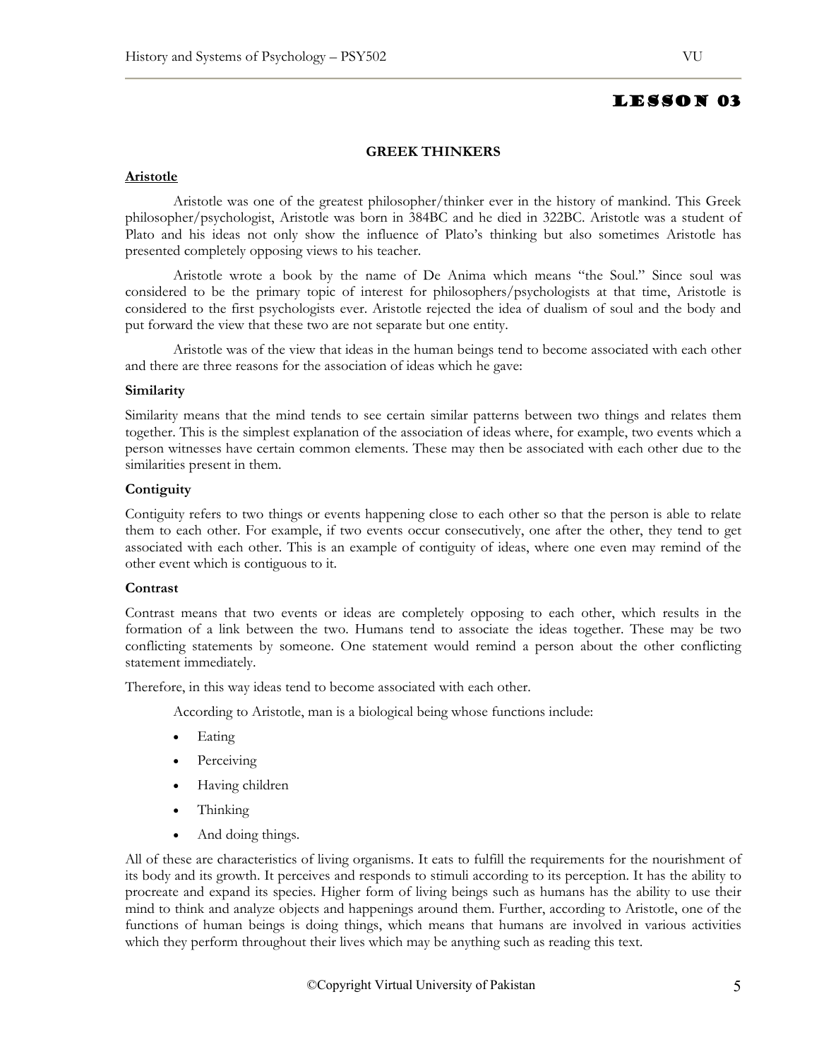# LESSON 03

## GREEK THINKERS

### Aristotle

Aristotle was one of the greatest philosopher/thinker ever in the history of mankind. This Greek philosopher/psychologist, Aristotle was born in 384BC and he died in 322BC. Aristotle was a student of Plato and his ideas not only show the influence of Plato's thinking but also sometimes Aristotle has presented completely opposing views to his teacher.

Aristotle wrote a book by the name of De Anima which means "the Soul." Since soul was considered to be the primary topic of interest for philosophers/psychologists at that time, Aristotle is considered to the first psychologists ever. Aristotle rejected the idea of dualism of soul and the body and put forward the view that these two are not separate but one entity.

Aristotle was of the view that ideas in the human beings tend to become associated with each other and there are three reasons for the association of ideas which he gave:

**Similarity**

Similarity means that the mind tends to see certain similar patterns between two things and relates them together. This is the simplest explanation of the association of ideas where, for example, two events which a person witnesses have certain common elements. These may then be associated with each other due to the similarities present in them.

**Contiguity**

Contiguity refers to two things or events happening close to each other so that the person is able to relate them to each other. For example, if two events occur consecutively, one after the other, they tend to get associated with each other. This is an example of contiguity of ideas, where one even may remind of the other event which is contiguous to it.

**Contrast**

Contrast means that two events or ideas are completely opposing to each other, which results in the formation of a link between the two. Humans tend to associate the ideas together. These may be two conflicting statements by someone. One statement would remind a person about the other conflicting statement immediately.

Therefore, in this way ideas tend to become associated with each other.

According to Aristotle, man is a biological being whose functions include:

- Eating
- Perceiving
- Having children
- Thinking
- And doing things.

All of these are characteristics of living organisms. It eats to fulfill the requirements for the nourishment of its body and its growth. It perceives and responds to stimuli according to its perception. It has the ability to procreate and expand its species. Higher form of living beings such as humans has the ability to use their mind to think and analyze objects and happenings around them. Further, according to Aristotle, one of the functions of human beings is doing things, which means that humans are involved in various activities which they perform throughout their lives which may be anything such as reading this text.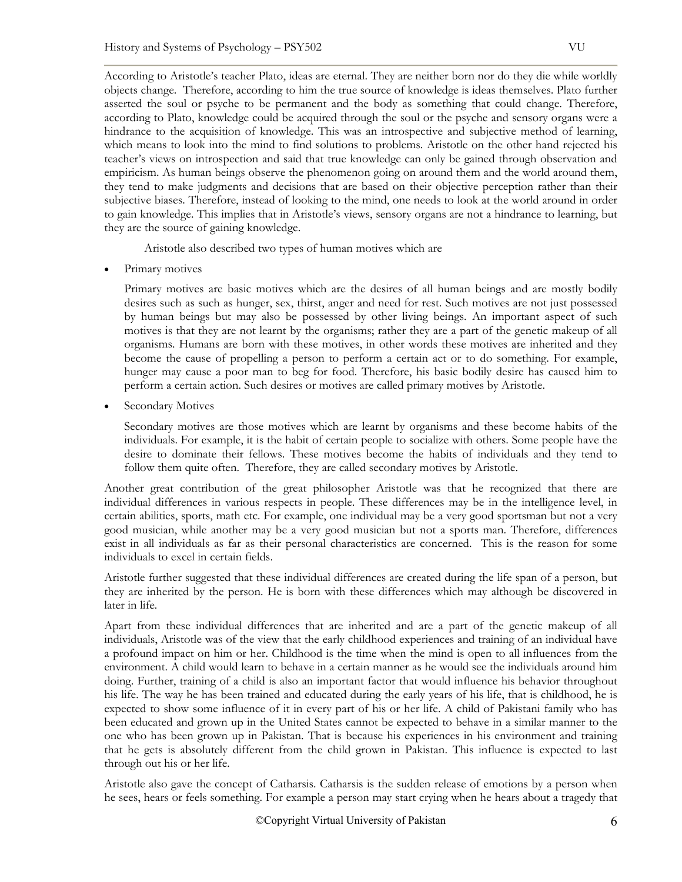According to Aristotle's teacher Plato, ideas are eternal. They are neither born nor do they die while worldly objects change. Therefore, according to him the true source of knowledge is ideas themselves. Plato further asserted the soul or psyche to be permanent and the body as something that could change. Therefore, according to Plato, knowledge could be acquired through the soul or the psyche and sensory organs were a hindrance to the acquisition of knowledge. This was an introspective and subjective method of learning, which means to look into the mind to find solutions to problems. Aristotle on the other hand rejected his teacher's views on introspection and said that true knowledge can only be gained through observation and empiricism. As human beings observe the phenomenon going on around them and the world around them, they tend to make judgments and decisions that are based on their objective perception rather than their subjective biases. Therefore, instead of looking to the mind, one needs to look at the world around in order to gain knowledge. This implies that in Aristotle's views, sensory organs are not a hindrance to learning, but they are the source of gaining knowledge.

Aristotle also described two types of human motives which are

- Primary motives

  Primary motives are basic motives which are the desires of all human beings and are mostly bodily desires such as such as hunger, sex, thirst, anger and need for rest. Such motives are not just possessed by human beings but may also be possessed by other living beings. An important aspect of such motives is that they are not learnt by the organisms; rather they are a part of the genetic makeup of all organisms. Humans are born with these motives, in other words these motives are inherited and they become the cause of propelling a person to perform a certain act or to do something. For example, hunger may cause a poor man to beg for food. Therefore, his basic bodily desire has caused him to perform a certain action. Such desires or motives are called primary motives by Aristotle.

- Secondary Motives

  Secondary motives are those motives which are learnt by organisms and these become habits of the individuals. For example, it is the habit of certain people to socialize with others. Some people have the desire to dominate their fellows. These motives become the habits of individuals and they tend to follow them quite often. Therefore, they are called secondary motives by Aristotle.

Another great contribution of the great philosopher Aristotle was that he recognized that there are individual differences in various respects in people. These differences may be in the intelligence level, in certain abilities, sports, math etc. For example, one individual may be a very good sportsman but not a very good musician, while another may be a very good musician but not a sports man. Therefore, differences exist in all individuals as far as their personal characteristics are concerned. This is the reason for some individuals to excel in certain fields.

Aristotle further suggested that these individual differences are created during the life span of a person, but they are inherited by the person. He is born with these differences which may although be discovered in later in life.

Apart from these individual differences that are inherited and are a part of the genetic makeup of all individuals, Aristotle was of the view that the early childhood experiences and training of an individual have a profound impact on him or her. Childhood is the time when the mind is open to all influences from the environment. A child would learn to behave in a certain manner as he would see the individuals around him doing. Further, training of a child is also an important factor that would influence his behavior throughout his life. The way he has been trained and educated during the early years of his life, that is childhood, he is expected to show some influence of it in every part of his or her life. A child of Pakistani family who has been educated and grown up in the United States cannot be expected to behave in a similar manner to the one who has been grown up in Pakistan. That is because his experiences in his environment and training that he gets is absolutely different from the child grown in Pakistan. This influence is expected to last through out his or her life.

Aristotle also gave the concept of Catharsis. Catharsis is the sudden release of emotions by a person when he sees, hears or feels something. For example a person may start crying when he hears about a tragedy that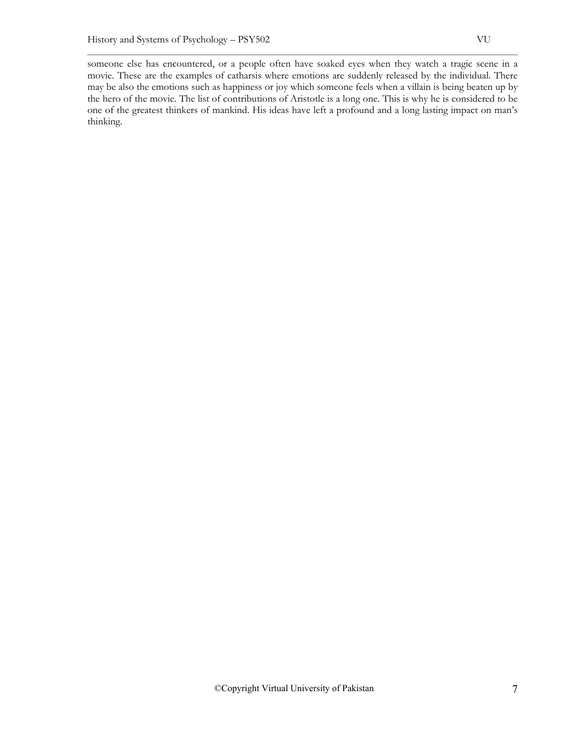someone else has encountered, or a people often have soaked eyes when they watch a tragic scene in a movie. These are the examples of catharsis where emotions are suddenly released by the individual. There may be also the emotions such as happiness or joy which someone feels when a villain is being beaten up by the hero of the movie. The list of contributions of Aristotle is a long one. This is why he is considered to be one of the greatest thinkers of mankind. His ideas have left a profound and a long lasting impact on man's thinking.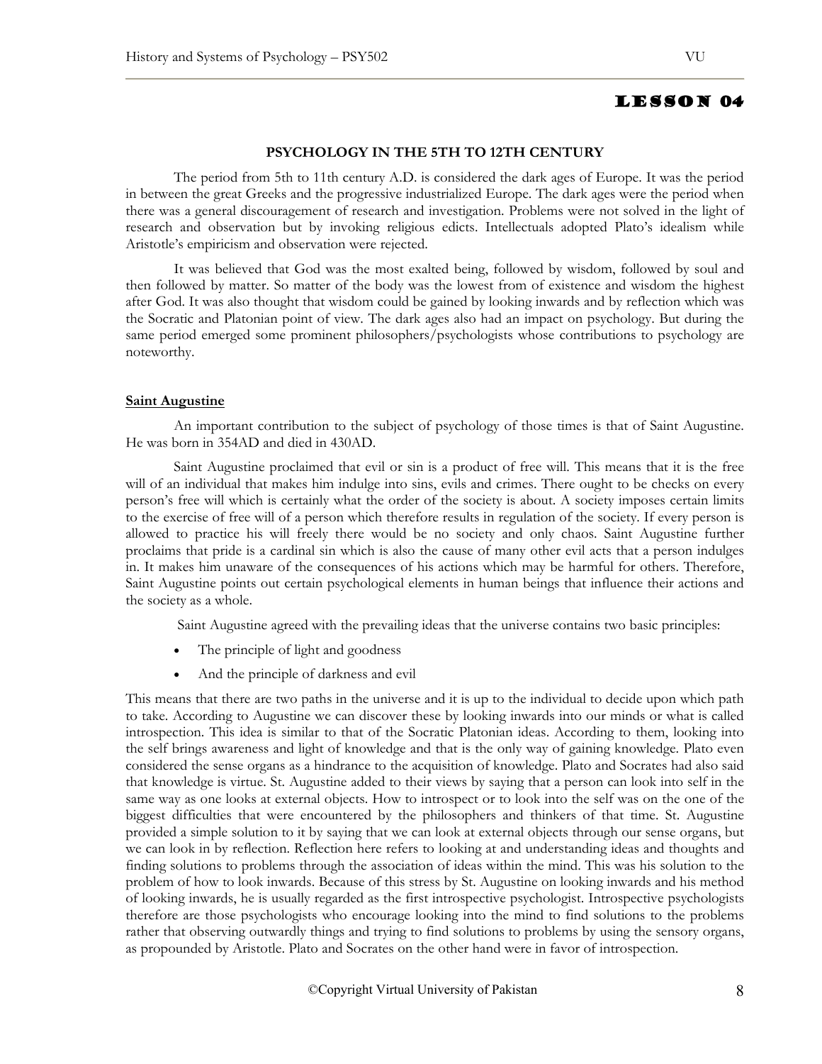# LESSON 04

## PSYCHOLOGY IN THE 5TH TO 12TH CENTURY

The period from 5th to 11th century A.D. is considered the dark ages of Europe. It was the period in between the great Greeks and the progressive industrialized Europe. The dark ages were the period when there was a general discouragement of research and investigation. Problems were not solved in the light of research and observation but by invoking religious edicts. Intellectuals adopted Plato's idealism while Aristotle's empiricism and observation were rejected.

It was believed that God was the most exalted being, followed by wisdom, followed by soul and then followed by matter. So matter of the body was the lowest from of existence and wisdom the highest after God. It was also thought that wisdom could be gained by looking inwards and by reflection which was the Socratic and Platonian point of view. The dark ages also had an impact on psychology. But during the same period emerged some prominent philosophers/psychologists whose contributions to psychology are noteworthy.

### Saint Augustine

An important contribution to the subject of psychology of those times is that of Saint Augustine. He was born in 354AD and died in 430AD.

Saint Augustine proclaimed that evil or sin is a product of free will. This means that it is the free will of an individual that makes him indulge into sins, evils and crimes. There ought to be checks on every person's free will which is certainly what the order of the society is about. A society imposes certain limits to the exercise of free will of a person which therefore results in regulation of the society. If every person is allowed to practice his will freely there would be no society and only chaos. Saint Augustine further proclaims that pride is a cardinal sin which is also the cause of many other evil acts that a person indulges in. It makes him unaware of the consequences of his actions which may be harmful for others. Therefore, Saint Augustine points out certain psychological elements in human beings that influence their actions and the society as a whole.

Saint Augustine agreed with the prevailing ideas that the universe contains two basic principles:

- The principle of light and goodness
- And the principle of darkness and evil

This means that there are two paths in the universe and it is up to the individual to decide upon which path to take. According to Augustine we can discover these by looking inwards into our minds or what is called introspection. This idea is similar to that of the Socratic Platonian ideas. According to them, looking into the self brings awareness and light of knowledge and that is the only way of gaining knowledge. Plato even considered the sense organs as a hindrance to the acquisition of knowledge. Plato and Socrates had also said that knowledge is virtue. St. Augustine added to their views by saying that a person can look into self in the same way as one looks at external objects. How to introspect or to look into the self was on the one of the biggest difficulties that were encountered by the philosophers and thinkers of that time. St. Augustine provided a simple solution to it by saying that we can look at external objects through our sense organs, but we can look in by reflection. Reflection here refers to looking at and understanding ideas and thoughts and finding solutions to problems through the association of ideas within the mind. This was his solution to the problem of how to look inwards. Because of this stress by St. Augustine on looking inwards and his method of looking inwards, he is usually regarded as the first introspective psychologist. Introspective psychologists therefore are those psychologists who encourage looking into the mind to find solutions to the problems rather that observing outwardly things and trying to find solutions to problems by using the sensory organs, as propounded by Aristotle. Plato and Socrates on the other hand were in favor of introspection.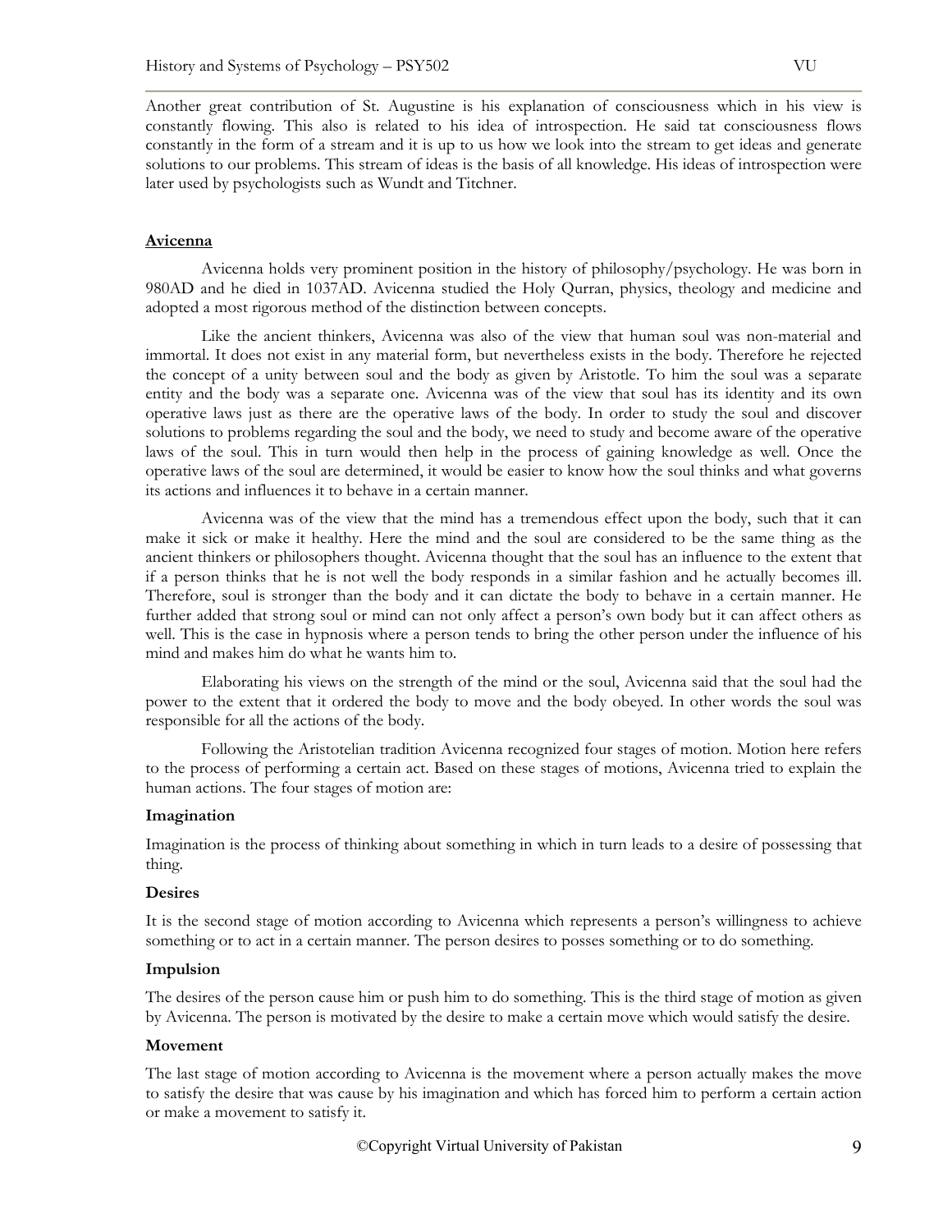Another great contribution of St. Augustine is his explanation of consciousness which in his view is constantly flowing. This also is related to his idea of introspection. He said tat consciousness flows constantly in the form of a stream and it is up to us how we look into the stream to get ideas and generate solutions to our problems. This stream of ideas is the basis of all knowledge. His ideas of introspection were later used by psychologists such as Wundt and Titchner.

## Avicenna

Avicenna holds very prominent position in the history of philosophy/psychology. He was born in 980AD and he died in 1037AD. Avicenna studied the Holy Qurran, physics, theology and medicine and adopted a most rigorous method of the distinction between concepts.

Like the ancient thinkers, Avicenna was also of the view that human soul was non-material and immortal. It does not exist in any material form, but nevertheless exists in the body. Therefore he rejected the concept of a unity between soul and the body as given by Aristotle. To him the soul was a separate entity and the body was a separate one. Avicenna was of the view that soul has its identity and its own operative laws just as there are the operative laws of the body. In order to study the soul and discover solutions to problems regarding the soul and the body, we need to study and become aware of the operative laws of the soul. This in turn would then help in the process of gaining knowledge as well. Once the operative laws of the soul are determined, it would be easier to know how the soul thinks and what governs its actions and influences it to behave in a certain manner.

Avicenna was of the view that the mind has a tremendous effect upon the body, such that it can make it sick or make it healthy. Here the mind and the soul are considered to be the same thing as the ancient thinkers or philosophers thought. Avicenna thought that the soul has an influence to the extent that if a person thinks that he is not well the body responds in a similar fashion and he actually becomes ill. Therefore, soul is stronger than the body and it can dictate the body to behave in a certain manner. He further added that strong soul or mind can not only affect a person's own body but it can affect others as well. This is the case in hypnosis where a person tends to bring the other person under the influence of his mind and makes him do what he wants him to.

Elaborating his views on the strength of the mind or the soul, Avicenna said that the soul had the power to the extent that it ordered the body to move and the body obeyed. In other words the soul was responsible for all the actions of the body.

Following the Aristotelian tradition Avicenna recognized four stages of motion. Motion here refers to the process of performing a certain act. Based on these stages of motions, Avicenna tried to explain the human actions. The four stages of motion are:

### Imagination

Imagination is the process of thinking about something in which in turn leads to a desire of possessing that thing.

### Desires

It is the second stage of motion according to Avicenna which represents a person's willingness to achieve something or to act in a certain manner. The person desires to posses something or to do something.

### Impulsion

The desires of the person cause him or push him to do something. This is the third stage of motion as given by Avicenna. The person is motivated by the desire to make a certain move which would satisfy the desire.

### Movement

The last stage of motion according to Avicenna is the movement where a person actually makes the move to satisfy the desire that was cause by his imagination and which has forced him to perform a certain action or make a movement to satisfy it.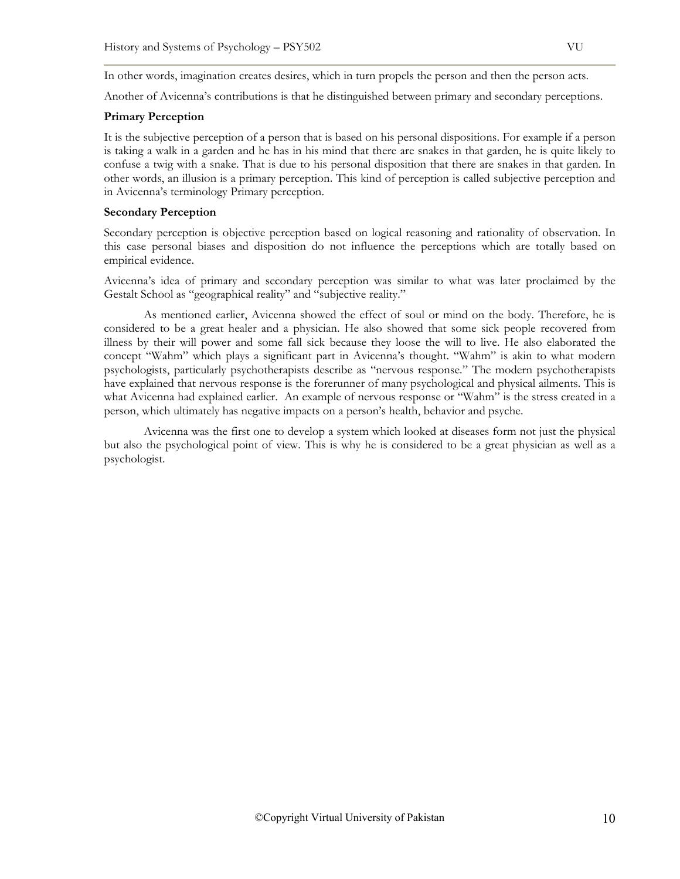In other words, imagination creates desires, which in turn propels the person and then the person acts.

Another of Avicenna's contributions is that he distinguished between primary and secondary perceptions.

**Primary Perception**

It is the subjective perception of a person that is based on his personal dispositions. For example if a person is taking a walk in a garden and he has in his mind that there are snakes in that garden, he is quite likely to confuse a twig with a snake. That is due to his personal disposition that there are snakes in that garden. In other words, an illusion is a primary perception. This kind of perception is called subjective perception and in Avicenna's terminology Primary perception.

**Secondary Perception**

Secondary perception is objective perception based on logical reasoning and rationality of observation. In this case personal biases and disposition do not influence the perceptions which are totally based on empirical evidence.

Avicenna's idea of primary and secondary perception was similar to what was later proclaimed by the Gestalt School as "geographical reality" and "subjective reality."

As mentioned earlier, Avicenna showed the effect of soul or mind on the body. Therefore, he is considered to be a great healer and a physician. He also showed that some sick people recovered from illness by their will power and some fall sick because they loose the will to live. He also elaborated the concept "Wahm" which plays a significant part in Avicenna's thought. "Wahm" is akin to what modern psychologists, particularly psychotherapists describe as "nervous response." The modern psychotherapists have explained that nervous response is the forerunner of many psychological and physical ailments. This is what Avicenna had explained earlier. An example of nervous response or "Wahm" is the stress created in a person, which ultimately has negative impacts on a person's health, behavior and psyche.

Avicenna was the first one to develop a system which looked at diseases form not just the physical but also the psychological point of view. This is why he is considered to be a great physician as well as a psychologist.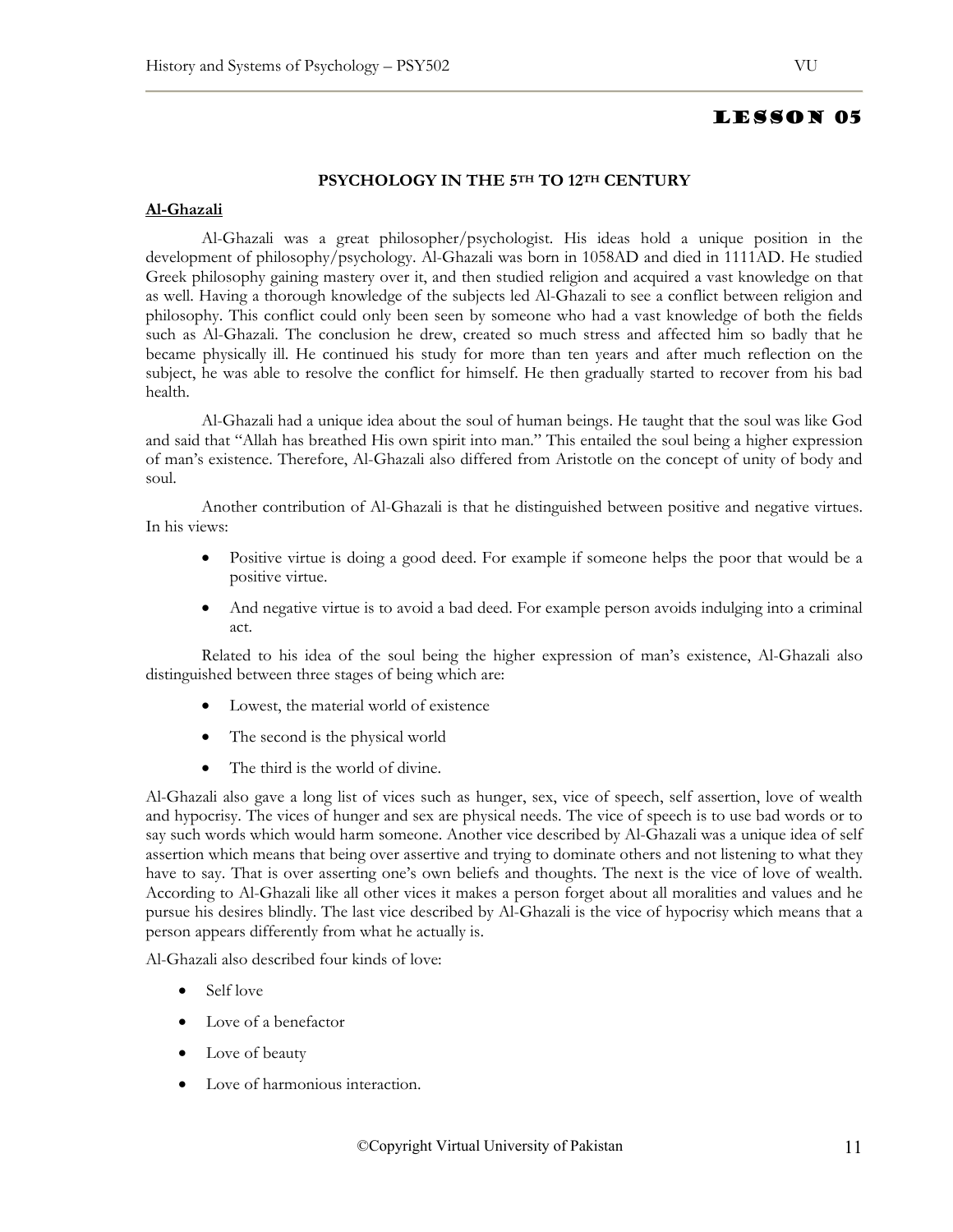# LESSON 05

## PSYCHOLOGY IN THE 5TH TO 12TH CENTURY

### Al-Ghazali

Al-Ghazali was a great philosopher/psychologist. His ideas hold a unique position in the development of philosophy/psychology. Al-Ghazali was born in 1058AD and died in 1111AD. He studied Greek philosophy gaining mastery over it, and then studied religion and acquired a vast knowledge on that as well. Having a thorough knowledge of the subjects led Al-Ghazali to see a conflict between religion and philosophy. This conflict could only been seen by someone who had a vast knowledge of both the fields such as Al-Ghazali. The conclusion he drew, created so much stress and affected him so badly that he became physically ill. He continued his study for more than ten years and after much reflection on the subject, he was able to resolve the conflict for himself. He then gradually started to recover from his bad health.

Al-Ghazali had a unique idea about the soul of human beings. He taught that the soul was like God and said that "Allah has breathed His own spirit into man." This entailed the soul being a higher expression of man's existence. Therefore, Al-Ghazali also differed from Aristotle on the concept of unity of body and soul.

Another contribution of Al-Ghazali is that he distinguished between positive and negative virtues. In his views:

- Positive virtue is doing a good deed. For example if someone helps the poor that would be a positive virtue.
- And negative virtue is to avoid a bad deed. For example person avoids indulging into a criminal act.

Related to his idea of the soul being the higher expression of man's existence, Al-Ghazali also distinguished between three stages of being which are:

- Lowest, the material world of existence
- The second is the physical world
- The third is the world of divine.

Al-Ghazali also gave a long list of vices such as hunger, sex, vice of speech, self assertion, love of wealth and hypocrisy. The vices of hunger and sex are physical needs. The vice of speech is to use bad words or to say such words which would harm someone. Another vice described by Al-Ghazali was a unique idea of self assertion which means that being over assertive and trying to dominate others and not listening to what they have to say. That is over asserting one's own beliefs and thoughts. The next is the vice of love of wealth. According to Al-Ghazali like all other vices it makes a person forget about all moralities and values and he pursue his desires blindly. The last vice described by Al-Ghazali is the vice of hypocrisy which means that a person appears differently from what he actually is.

Al-Ghazali also described four kinds of love:

- Self love
- Love of a benefactor
- Love of beauty
- Love of harmonious interaction.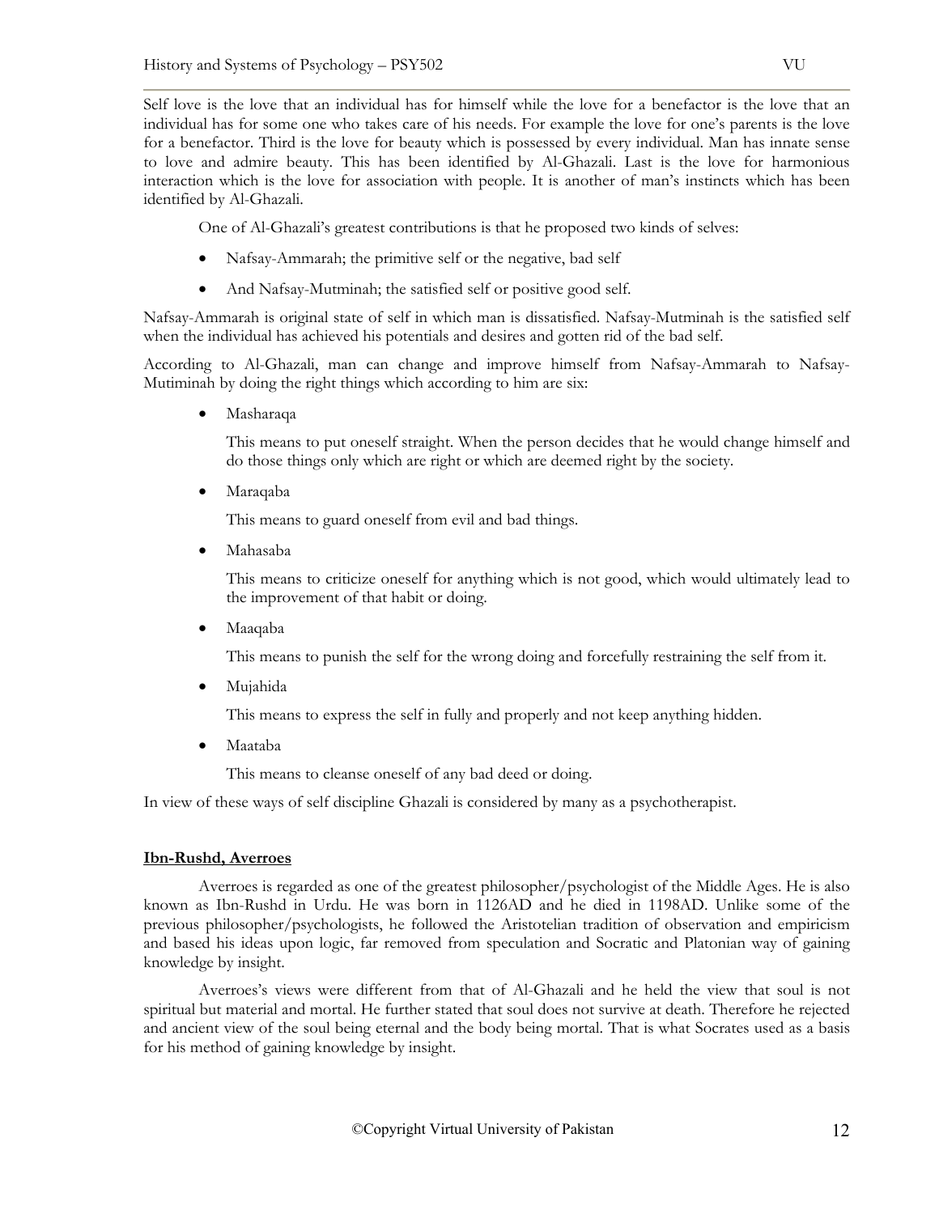Self love is the love that an individual has for himself while the love for a benefactor is the love that an individual has for some one who takes care of his needs. For example the love for one's parents is the love for a benefactor. Third is the love for beauty which is possessed by every individual. Man has innate sense to love and admire beauty. This has been identified by Al-Ghazali. Last is the love for harmonious interaction which is the love for association with people. It is another of man's instincts which has been identified by Al-Ghazali.

One of Al-Ghazali's greatest contributions is that he proposed two kinds of selves:

- Nafsay-Ammarah; the primitive self or the negative, bad self
- And Nafsay-Mutminah; the satisfied self or positive good self.

Nafsay-Ammarah is original state of self in which man is dissatisfied. Nafsay-Mutminah is the satisfied self when the individual has achieved his potentials and desires and gotten rid of the bad self.

According to Al-Ghazali, man can change and improve himself from Nafsay-Ammarah to Nafsay-Mutiminah by doing the right things which according to him are six:

- Masharaqa

  This means to put oneself straight. When the person decides that he would change himself and do those things only which are right or which are deemed right by the society.

- Maraqaba

  This means to guard oneself from evil and bad things.

- Mahasaba

  This means to criticize oneself for anything which is not good, which would ultimately lead to the improvement of that habit or doing.

- Maaqaba

  This means to punish the self for the wrong doing and forcefully restraining the self from it.

- Mujahida

  This means to express the self in fully and properly and not keep anything hidden.

- Maataba

  This means to cleanse oneself of any bad deed or doing.

In view of these ways of self discipline Ghazali is considered by many as a psychotherapist.

**Ibn-Rushd, Averroes**

Averroes is regarded as one of the greatest philosopher/psychologist of the Middle Ages. He is also known as Ibn-Rushd in Urdu. He was born in 1126AD and he died in 1198AD. Unlike some of the previous philosopher/psychologists, he followed the Aristotelian tradition of observation and empiricism and based his ideas upon logic, far removed from speculation and Socratic and Platonian way of gaining knowledge by insight.

Averroes's views were different from that of Al-Ghazali and he held the view that soul is not spiritual but material and mortal. He further stated that soul does not survive at death. Therefore he rejected and ancient view of the soul being eternal and the body being mortal. That is what Socrates used as a basis for his method of gaining knowledge by insight.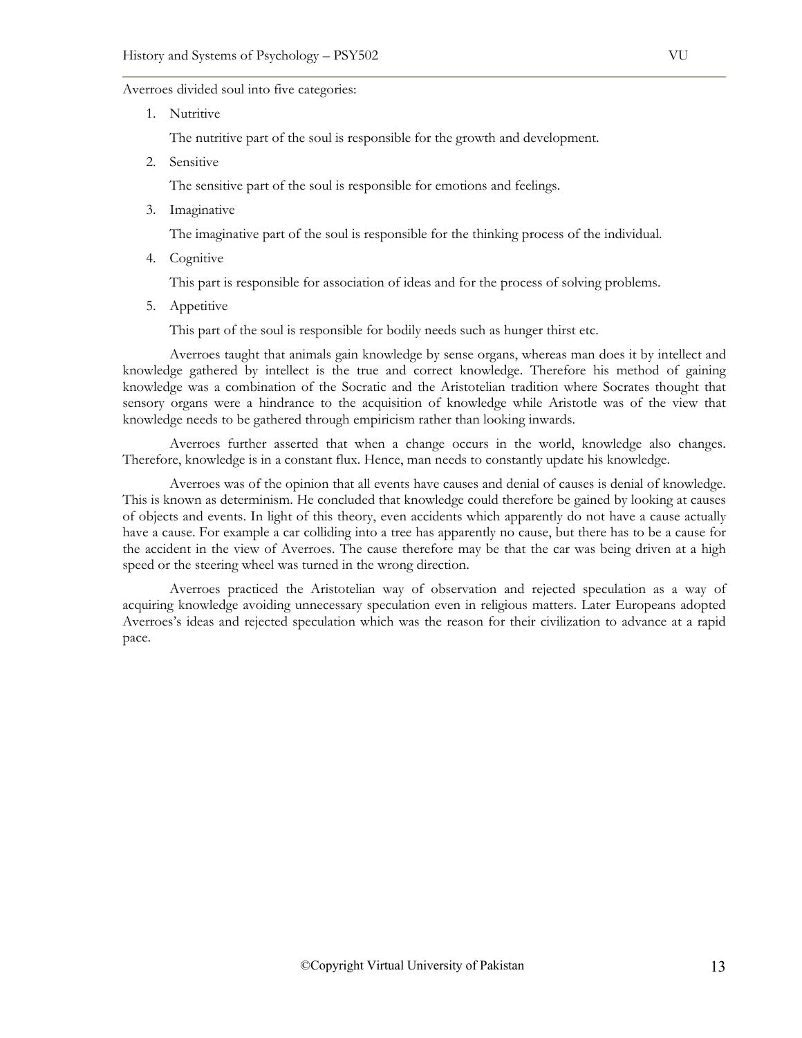Averroes divided soul into five categories:

1. Nutritive

   The nutritive part of the soul is responsible for the growth and development.

2. Sensitive

   The sensitive part of the soul is responsible for emotions and feelings.

3. Imaginative

   The imaginative part of the soul is responsible for the thinking process of the individual.

4. Cognitive

   This part is responsible for association of ideas and for the process of solving problems.

5. Appetitive

   This part of the soul is responsible for bodily needs such as hunger thirst etc.

Averroes taught that animals gain knowledge by sense organs, whereas man does it by intellect and knowledge gathered by intellect is the true and correct knowledge. Therefore his method of gaining knowledge was a combination of the Socratic and the Aristotelian tradition where Socrates thought that sensory organs were a hindrance to the acquisition of knowledge while Aristotle was of the view that knowledge needs to be gathered through empiricism rather than looking inwards.

Averroes further asserted that when a change occurs in the world, knowledge also changes. Therefore, knowledge is in a constant flux. Hence, man needs to constantly update his knowledge.

Averroes was of the opinion that all events have causes and denial of causes is denial of knowledge. This is known as determinism. He concluded that knowledge could therefore be gained by looking at causes of objects and events. In light of this theory, even accidents which apparently do not have a cause actually have a cause. For example a car colliding into a tree has apparently no cause, but there has to be a cause for the accident in the view of Averroes. The cause therefore may be that the car was being driven at a high speed or the steering wheel was turned in the wrong direction.

Averroes practiced the Aristotelian way of observation and rejected speculation as a way of acquiring knowledge avoiding unnecessary speculation even in religious matters. Later Europeans adopted Averroes's ideas and rejected speculation which was the reason for their civilization to advance at a rapid pace.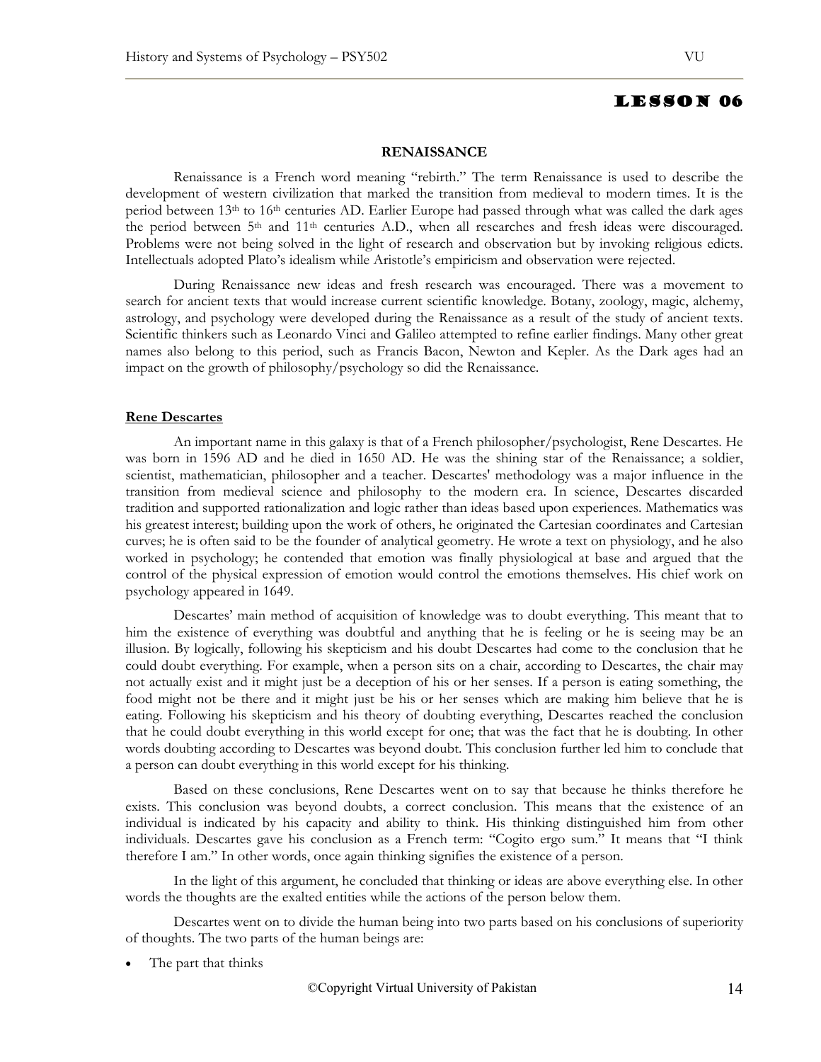# LESSON 06

## RENAISSANCE

Renaissance is a French word meaning "rebirth." The term Renaissance is used to describe the development of western civilization that marked the transition from medieval to modern times. It is the period between 13th to 16th centuries AD. Earlier Europe had passed through what was called the dark ages the period between 5th and 11th centuries A.D., when all researches and fresh ideas were discouraged. Problems were not being solved in the light of research and observation but by invoking religious edicts. Intellectuals adopted Plato's idealism while Aristotle's empiricism and observation were rejected.

During Renaissance new ideas and fresh research was encouraged. There was a movement to search for ancient texts that would increase current scientific knowledge. Botany, zoology, magic, alchemy, astrology, and psychology were developed during the Renaissance as a result of the study of ancient texts. Scientific thinkers such as Leonardo Vinci and Galileo attempted to refine earlier findings. Many other great names also belong to this period, such as Francis Bacon, Newton and Kepler. As the Dark ages had an impact on the growth of philosophy/psychology so did the Renaissance.

### Rene Descartes

An important name in this galaxy is that of a French philosopher/psychologist, Rene Descartes. He was born in 1596 AD and he died in 1650 AD. He was the shining star of the Renaissance; a soldier, scientist, mathematician, philosopher and a teacher. Descartes' methodology was a major influence in the transition from medieval science and philosophy to the modern era. In science, Descartes discarded tradition and supported rationalization and logic rather than ideas based upon experiences. Mathematics was his greatest interest; building upon the work of others, he originated the Cartesian coordinates and Cartesian curves; he is often said to be the founder of analytical geometry. He wrote a text on physiology, and he also worked in psychology; he contended that emotion was finally physiological at base and argued that the control of the physical expression of emotion would control the emotions themselves. His chief work on psychology appeared in 1649.

Descartes' main method of acquisition of knowledge was to doubt everything. This meant that to him the existence of everything was doubtful and anything that he is feeling or he is seeing may be an illusion. By logically, following his skepticism and his doubt Descartes had come to the conclusion that he could doubt everything. For example, when a person sits on a chair, according to Descartes, the chair may not actually exist and it might just be a deception of his or her senses. If a person is eating something, the food might not be there and it might just be his or her senses which are making him believe that he is eating. Following his skepticism and his theory of doubting everything, Descartes reached the conclusion that he could doubt everything in this world except for one; that was the fact that he is doubting. In other words doubting according to Descartes was beyond doubt. This conclusion further led him to conclude that a person can doubt everything in this world except for his thinking.

Based on these conclusions, Rene Descartes went on to say that because he thinks therefore he exists. This conclusion was beyond doubts, a correct conclusion. This means that the existence of an individual is indicated by his capacity and ability to think. His thinking distinguished him from other individuals. Descartes gave his conclusion as a French term: "Cogito ergo sum." It means that "I think therefore I am." In other words, once again thinking signifies the existence of a person.

In the light of this argument, he concluded that thinking or ideas are above everything else. In other words the thoughts are the exalted entities while the actions of the person below them.

Descartes went on to divide the human being into two parts based on his conclusions of superiority of thoughts. The two parts of the human beings are:

- The part that thinks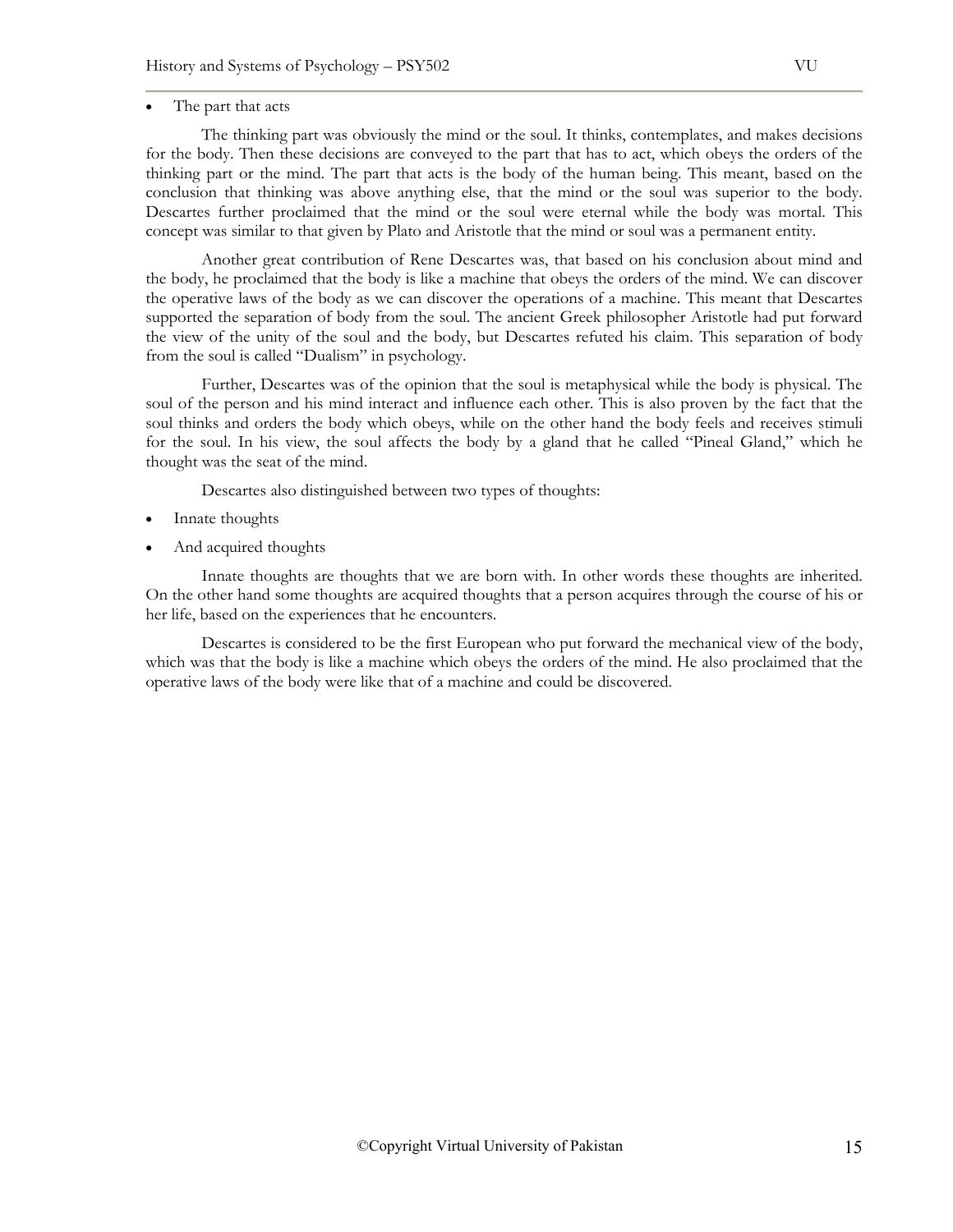- The part that acts

The thinking part was obviously the mind or the soul. It thinks, contemplates, and makes decisions for the body. Then these decisions are conveyed to the part that has to act, which obeys the orders of the thinking part or the mind. The part that acts is the body of the human being. This meant, based on the conclusion that thinking was above anything else, that the mind or the soul was superior to the body. Descartes further proclaimed that the mind or the soul were eternal while the body was mortal. This concept was similar to that given by Plato and Aristotle that the mind or soul was a permanent entity.

Another great contribution of Rene Descartes was, that based on his conclusion about mind and the body, he proclaimed that the body is like a machine that obeys the orders of the mind. We can discover the operative laws of the body as we can discover the operations of a machine. This meant that Descartes supported the separation of body from the soul. The ancient Greek philosopher Aristotle had put forward the view of the unity of the soul and the body, but Descartes refuted his claim. This separation of body from the soul is called "Dualism" in psychology.

Further, Descartes was of the opinion that the soul is metaphysical while the body is physical. The soul of the person and his mind interact and influence each other. This is also proven by the fact that the soul thinks and orders the body which obeys, while on the other hand the body feels and receives stimuli for the soul. In his view, the soul affects the body by a gland that he called "Pineal Gland," which he thought was the seat of the mind.

Descartes also distinguished between two types of thoughts:

- Innate thoughts
- And acquired thoughts

Innate thoughts are thoughts that we are born with. In other words these thoughts are inherited. On the other hand some thoughts are acquired thoughts that a person acquires through the course of his or her life, based on the experiences that he encounters.

Descartes is considered to be the first European who put forward the mechanical view of the body, which was that the body is like a machine which obeys the orders of the mind. He also proclaimed that the operative laws of the body were like that of a machine and could be discovered.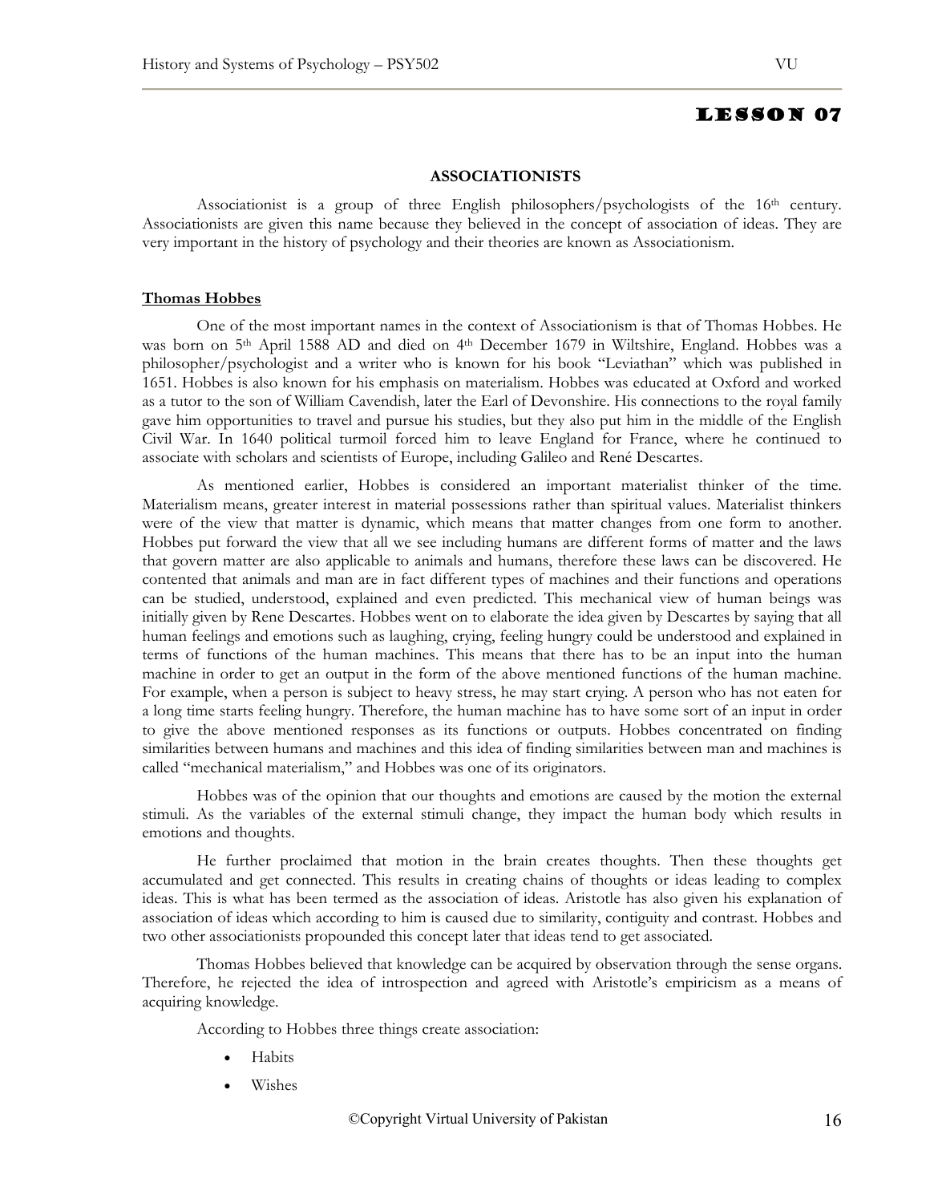# LESSON 07

## ASSOCIATIONISTS

Associationist is a group of three English philosophers/psychologists of the 16th century. Associationists are given this name because they believed in the concept of association of ideas. They are very important in the history of psychology and their theories are known as Associationism.

### Thomas Hobbes

One of the most important names in the context of Associationism is that of Thomas Hobbes. He was born on 5th April 1588 AD and died on 4th December 1679 in Wiltshire, England. Hobbes was a philosopher/psychologist and a writer who is known for his book "Leviathan" which was published in 1651. Hobbes is also known for his emphasis on materialism. Hobbes was educated at Oxford and worked as a tutor to the son of William Cavendish, later the Earl of Devonshire. His connections to the royal family gave him opportunities to travel and pursue his studies, but they also put him in the middle of the English Civil War. In 1640 political turmoil forced him to leave England for France, where he continued to associate with scholars and scientists of Europe, including Galileo and René Descartes.

As mentioned earlier, Hobbes is considered an important materialist thinker of the time. Materialism means, greater interest in material possessions rather than spiritual values. Materialist thinkers were of the view that matter is dynamic, which means that matter changes from one form to another. Hobbes put forward the view that all we see including humans are different forms of matter and the laws that govern matter are also applicable to animals and humans, therefore these laws can be discovered. He contented that animals and man are in fact different types of machines and their functions and operations can be studied, understood, explained and even predicted. This mechanical view of human beings was initially given by Rene Descartes. Hobbes went on to elaborate the idea given by Descartes by saying that all human feelings and emotions such as laughing, crying, feeling hungry could be understood and explained in terms of functions of the human machines. This means that there has to be an input into the human machine in order to get an output in the form of the above mentioned functions of the human machine. For example, when a person is subject to heavy stress, he may start crying. A person who has not eaten for a long time starts feeling hungry. Therefore, the human machine has to have some sort of an input in order to give the above mentioned responses as its functions or outputs. Hobbes concentrated on finding similarities between humans and machines and this idea of finding similarities between man and machines is called "mechanical materialism," and Hobbes was one of its originators.

Hobbes was of the opinion that our thoughts and emotions are caused by the motion the external stimuli. As the variables of the external stimuli change, they impact the human body which results in emotions and thoughts.

He further proclaimed that motion in the brain creates thoughts. Then these thoughts get accumulated and get connected. This results in creating chains of thoughts or ideas leading to complex ideas. This is what has been termed as the association of ideas. Aristotle has also given his explanation of association of ideas which according to him is caused due to similarity, contiguity and contrast. Hobbes and two other associationists propounded this concept later that ideas tend to get associated.

Thomas Hobbes believed that knowledge can be acquired by observation through the sense organs. Therefore, he rejected the idea of introspection and agreed with Aristotle's empiricism as a means of acquiring knowledge.

According to Hobbes three things create association:

- Habits
- Wishes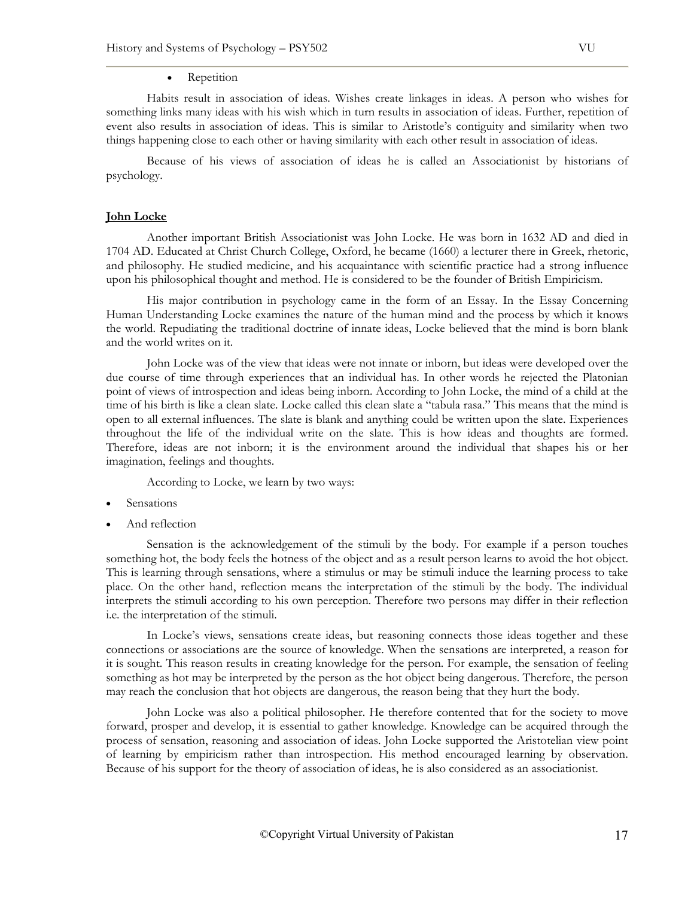- Repetition

Habits result in association of ideas. Wishes create linkages in ideas. A person who wishes for something links many ideas with his wish which in turn results in association of ideas. Further, repetition of event also results in association of ideas. This is similar to Aristotle's contiguity and similarity when two things happening close to each other or having similarity with each other result in association of ideas.

Because of his views of association of ideas he is called an Associationist by historians of psychology.

## John Locke

Another important British Associationist was John Locke. He was born in 1632 AD and died in 1704 AD. Educated at Christ Church College, Oxford, he became (1660) a lecturer there in Greek, rhetoric, and philosophy. He studied medicine, and his acquaintance with scientific practice had a strong influence upon his philosophical thought and method. He is considered to be the founder of British Empiricism.

His major contribution in psychology came in the form of an Essay. In the Essay Concerning Human Understanding Locke examines the nature of the human mind and the process by which it knows the world. Repudiating the traditional doctrine of innate ideas, Locke believed that the mind is born blank and the world writes on it.

John Locke was of the view that ideas were not innate or inborn, but ideas were developed over the due course of time through experiences that an individual has. In other words he rejected the Platonian point of views of introspection and ideas being inborn. According to John Locke, the mind of a child at the time of his birth is like a clean slate. Locke called this clean slate a "tabula rasa." This means that the mind is open to all external influences. The slate is blank and anything could be written upon the slate. Experiences throughout the life of the individual write on the slate. This is how ideas and thoughts are formed. Therefore, ideas are not inborn; it is the environment around the individual that shapes his or her imagination, feelings and thoughts.

According to Locke, we learn by two ways:

- Sensations
- And reflection

Sensation is the acknowledgement of the stimuli by the body. For example if a person touches something hot, the body feels the hotness of the object and as a result person learns to avoid the hot object. This is learning through sensations, where a stimulus or may be stimuli induce the learning process to take place. On the other hand, reflection means the interpretation of the stimuli by the body. The individual interprets the stimuli according to his own perception. Therefore two persons may differ in their reflection i.e. the interpretation of the stimuli.

In Locke's views, sensations create ideas, but reasoning connects those ideas together and these connections or associations are the source of knowledge. When the sensations are interpreted, a reason for it is sought. This reason results in creating knowledge for the person. For example, the sensation of feeling something as hot may be interpreted by the person as the hot object being dangerous. Therefore, the person may reach the conclusion that hot objects are dangerous, the reason being that they hurt the body.

John Locke was also a political philosopher. He therefore contented that for the society to move forward, prosper and develop, it is essential to gather knowledge. Knowledge can be acquired through the process of sensation, reasoning and association of ideas. John Locke supported the Aristotelian view point of learning by empiricism rather than introspection. His method encouraged learning by observation. Because of his support for the theory of association of ideas, he is also considered as an associationist.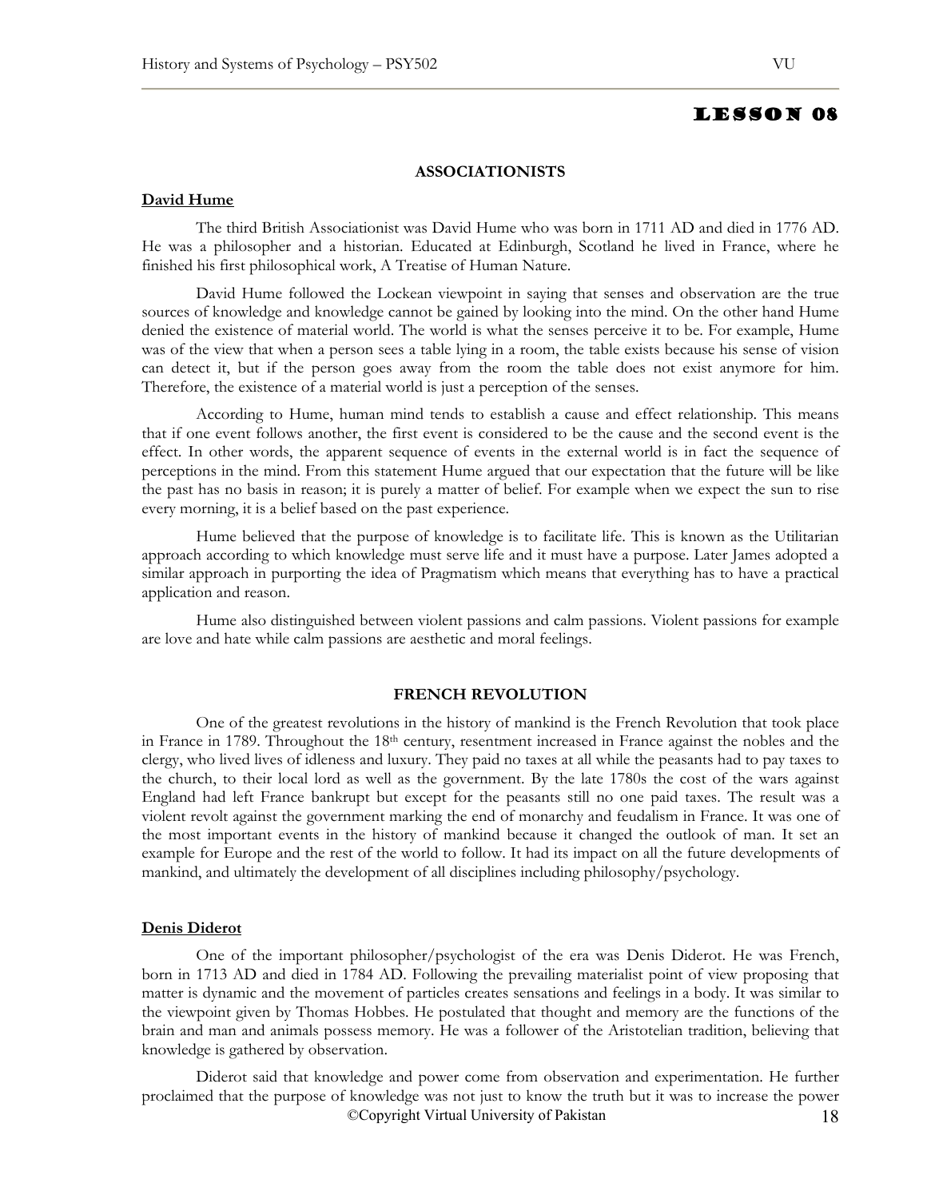# Lesson 08

## ASSOCIATIONISTS

### David Hume

The third British Associationist was David Hume who was born in 1711 AD and died in 1776 AD. He was a philosopher and a historian. Educated at Edinburgh, Scotland he lived in France, where he finished his first philosophical work, A Treatise of Human Nature.

David Hume followed the Lockean viewpoint in saying that senses and observation are the true sources of knowledge and knowledge cannot be gained by looking into the mind. On the other hand Hume denied the existence of material world. The world is what the senses perceive it to be. For example, Hume was of the view that when a person sees a table lying in a room, the table exists because his sense of vision can detect it, but if the person goes away from the room the table does not exist anymore for him. Therefore, the existence of a material world is just a perception of the senses.

According to Hume, human mind tends to establish a cause and effect relationship. This means that if one event follows another, the first event is considered to be the cause and the second event is the effect. In other words, the apparent sequence of events in the external world is in fact the sequence of perceptions in the mind. From this statement Hume argued that our expectation that the future will be like the past has no basis in reason; it is purely a matter of belief. For example when we expect the sun to rise every morning, it is a belief based on the past experience.

Hume believed that the purpose of knowledge is to facilitate life. This is known as the Utilitarian approach according to which knowledge must serve life and it must have a purpose. Later James adopted a similar approach in purporting the idea of Pragmatism which means that everything has to have a practical application and reason.

Hume also distinguished between violent passions and calm passions. Violent passions for example are love and hate while calm passions are aesthetic and moral feelings.

## FRENCH REVOLUTION

One of the greatest revolutions in the history of mankind is the French Revolution that took place in France in 1789. Throughout the 18th century, resentment increased in France against the nobles and the clergy, who lived lives of idleness and luxury. They paid no taxes at all while the peasants had to pay taxes to the church, to their local lord as well as the government. By the late 1780s the cost of the wars against England had left France bankrupt but except for the peasants still no one paid taxes. The result was a violent revolt against the government marking the end of monarchy and feudalism in France. It was one of the most important events in the history of mankind because it changed the outlook of man. It set an example for Europe and the rest of the world to follow. It had its impact on all the future developments of mankind, and ultimately the development of all disciplines including philosophy/psychology.

### Denis Diderot

One of the important philosopher/psychologist of the era was Denis Diderot. He was French, born in 1713 AD and died in 1784 AD. Following the prevailing materialist point of view proposing that matter is dynamic and the movement of particles creates sensations and feelings in a body. It was similar to the viewpoint given by Thomas Hobbes. He postulated that thought and memory are the functions of the brain and man and animals possess memory. He was a follower of the Aristotelian tradition, believing that knowledge is gathered by observation.

Diderot said that knowledge and power come from observation and experimentation. He further proclaimed that the purpose of knowledge was not just to know the truth but it was to increase the power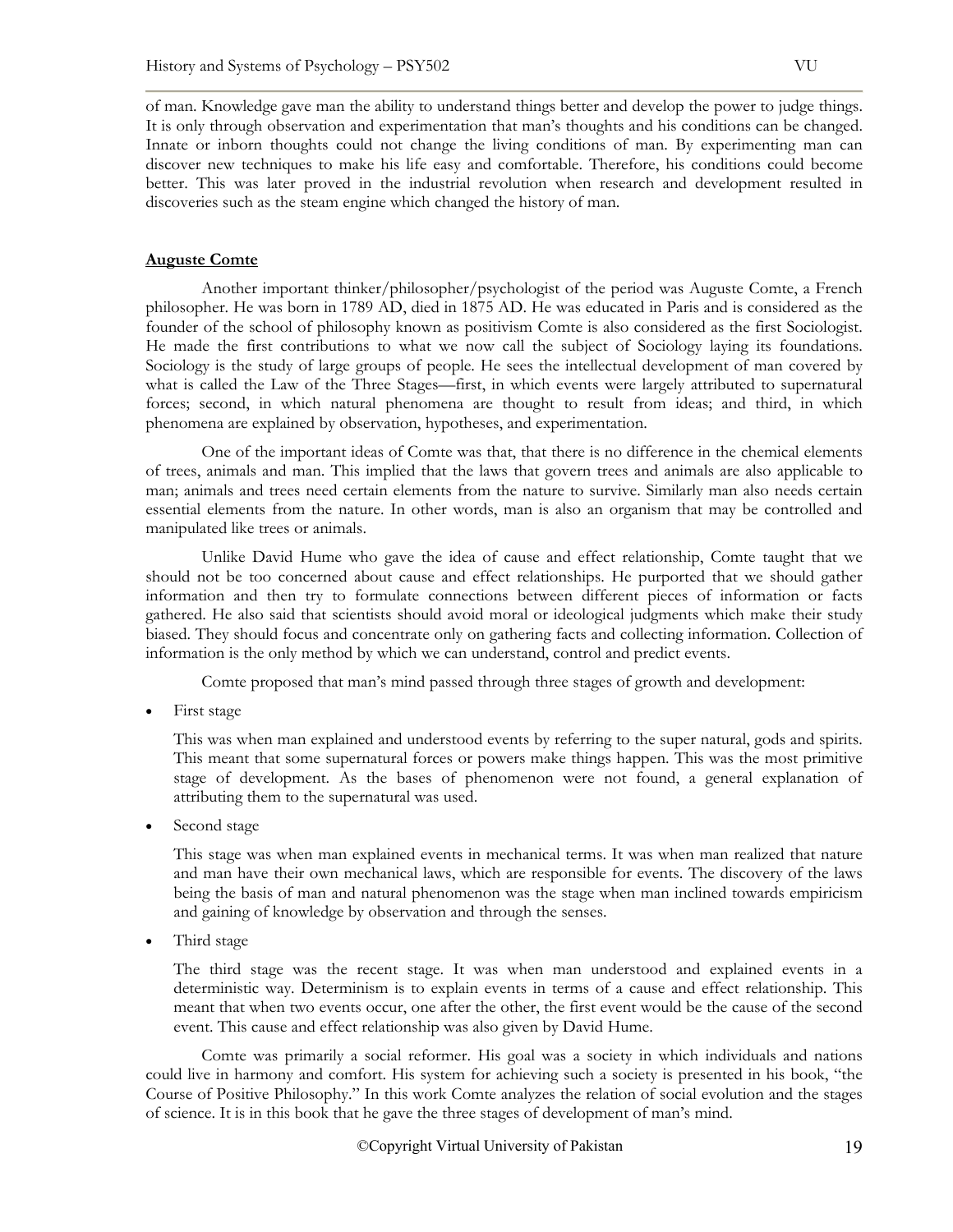of man. Knowledge gave man the ability to understand things better and develop the power to judge things. It is only through observation and experimentation that man's thoughts and his conditions can be changed. Innate or inborn thoughts could not change the living conditions of man. By experimenting man can discover new techniques to make his life easy and comfortable. Therefore, his conditions could become better. This was later proved in the industrial revolution when research and development resulted in discoveries such as the steam engine which changed the history of man.

## Auguste Comte

Another important thinker/philosopher/psychologist of the period was Auguste Comte, a French philosopher. He was born in 1789 AD, died in 1875 AD. He was educated in Paris and is considered as the founder of the school of philosophy known as positivism Comte is also considered as the first Sociologist. He made the first contributions to what we now call the subject of Sociology laying its foundations. Sociology is the study of large groups of people. He sees the intellectual development of man covered by what is called the Law of the Three Stages—first, in which events were largely attributed to supernatural forces; second, in which natural phenomena are thought to result from ideas; and third, in which phenomena are explained by observation, hypotheses, and experimentation.

One of the important ideas of Comte was that, that there is no difference in the chemical elements of trees, animals and man. This implied that the laws that govern trees and animals are also applicable to man; animals and trees need certain elements from the nature to survive. Similarly man also needs certain essential elements from the nature. In other words, man is also an organism that may be controlled and manipulated like trees or animals.

Unlike David Hume who gave the idea of cause and effect relationship, Comte taught that we should not be too concerned about cause and effect relationships. He purported that we should gather information and then try to formulate connections between different pieces of information or facts gathered. He also said that scientists should avoid moral or ideological judgments which make their study biased. They should focus and concentrate only on gathering facts and collecting information. Collection of information is the only method by which we can understand, control and predict events.

Comte proposed that man's mind passed through three stages of growth and development:

- First stage

  This was when man explained and understood events by referring to the super natural, gods and spirits. This meant that some supernatural forces or powers make things happen. This was the most primitive stage of development. As the bases of phenomenon were not found, a general explanation of attributing them to the supernatural was used.

- Second stage

  This stage was when man explained events in mechanical terms. It was when man realized that nature and man have their own mechanical laws, which are responsible for events. The discovery of the laws being the basis of man and natural phenomenon was the stage when man inclined towards empiricism and gaining of knowledge by observation and through the senses.

- Third stage

  The third stage was the recent stage. It was when man understood and explained events in a deterministic way. Determinism is to explain events in terms of a cause and effect relationship. This meant that when two events occur, one after the other, the first event would be the cause of the second event. This cause and effect relationship was also given by David Hume.

Comte was primarily a social reformer. His goal was a society in which individuals and nations could live in harmony and comfort. His system for achieving such a society is presented in his book, "the Course of Positive Philosophy." In this work Comte analyzes the relation of social evolution and the stages of science. It is in this book that he gave the three stages of development of man's mind.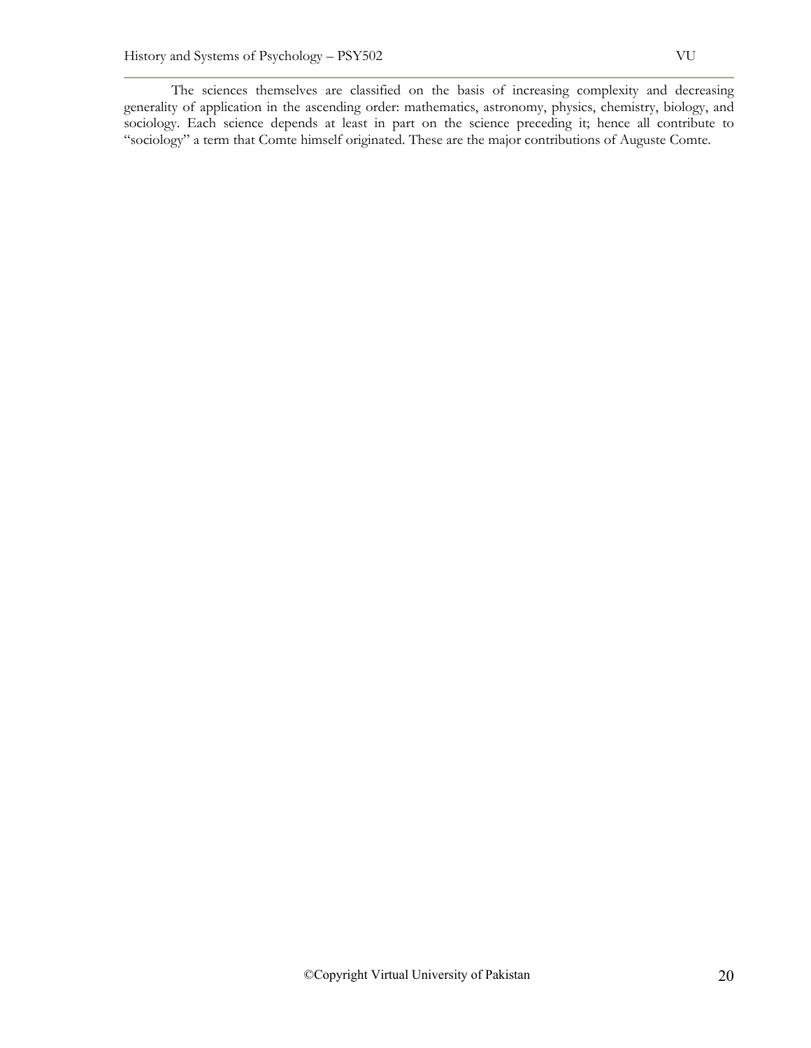The sciences themselves are classified on the basis of increasing complexity and decreasing generality of application in the ascending order: mathematics, astronomy, physics, chemistry, biology, and sociology. Each science depends at least in part on the science preceding it; hence all contribute to "sociology" a term that Comte himself originated. These are the major contributions of Auguste Comte.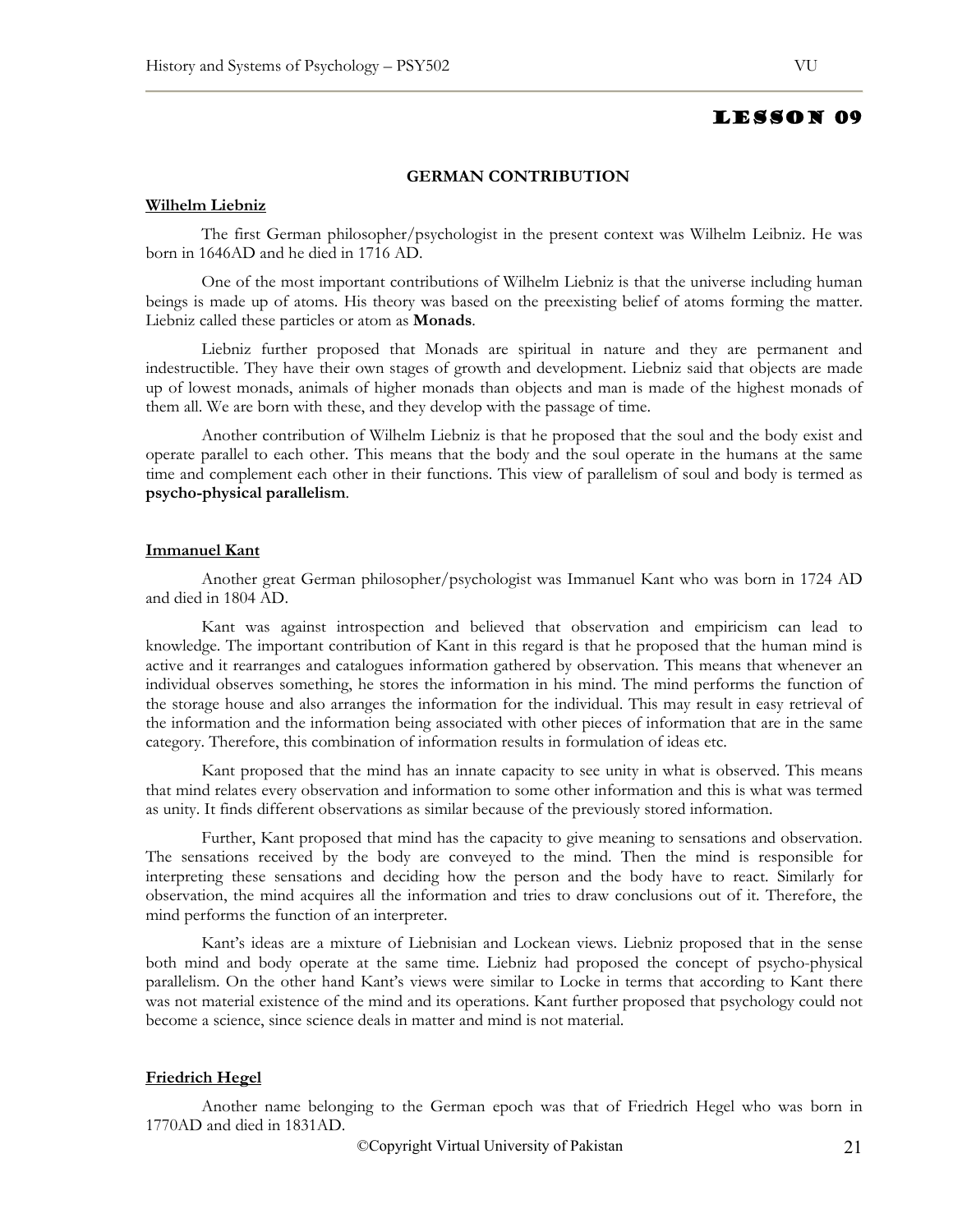# LESSON 09

## GERMAN CONTRIBUTION

### Wilhelm Liebniz

The first German philosopher/psychologist in the present context was Wilhelm Leibniz. He was born in 1646AD and he died in 1716 AD.

One of the most important contributions of Wilhelm Liebniz is that the universe including human beings is made up of atoms. His theory was based on the preexisting belief of atoms forming the matter. Liebniz called these particles or atom as **Monads**.

Liebniz further proposed that Monads are spiritual in nature and they are permanent and indestructible. They have their own stages of growth and development. Liebniz said that objects are made up of lowest monads, animals of higher monads than objects and man is made of the highest monads of them all. We are born with these, and they develop with the passage of time.

Another contribution of Wilhelm Liebniz is that he proposed that the soul and the body exist and operate parallel to each other. This means that the body and the soul operate in the humans at the same time and complement each other in their functions. This view of parallelism of soul and body is termed as **psycho-physical parallelism**.

### Immanuel Kant

Another great German philosopher/psychologist was Immanuel Kant who was born in 1724 AD and died in 1804 AD.

Kant was against introspection and believed that observation and empiricism can lead to knowledge. The important contribution of Kant in this regard is that he proposed that the human mind is active and it rearranges and catalogues information gathered by observation. This means that whenever an individual observes something, he stores the information in his mind. The mind performs the function of the storage house and also arranges the information for the individual. This may result in easy retrieval of the information and the information being associated with other pieces of information that are in the same category. Therefore, this combination of information results in formulation of ideas etc.

Kant proposed that the mind has an innate capacity to see unity in what is observed. This means that mind relates every observation and information to some other information and this is what was termed as unity. It finds different observations as similar because of the previously stored information.

Further, Kant proposed that mind has the capacity to give meaning to sensations and observation. The sensations received by the body are conveyed to the mind. Then the mind is responsible for interpreting these sensations and deciding how the person and the body have to react. Similarly for observation, the mind acquires all the information and tries to draw conclusions out of it. Therefore, the mind performs the function of an interpreter.

Kant's ideas are a mixture of Liebnisian and Lockean views. Liebniz proposed that in the sense both mind and body operate at the same time. Liebniz had proposed the concept of psycho-physical parallelism. On the other hand Kant's views were similar to Locke in terms that according to Kant there was not material existence of the mind and its operations. Kant further proposed that psychology could not become a science, since science deals in matter and mind is not material.

### Friedrich Hegel

Another name belonging to the German epoch was that of Friedrich Hegel who was born in 1770AD and died in 1831AD.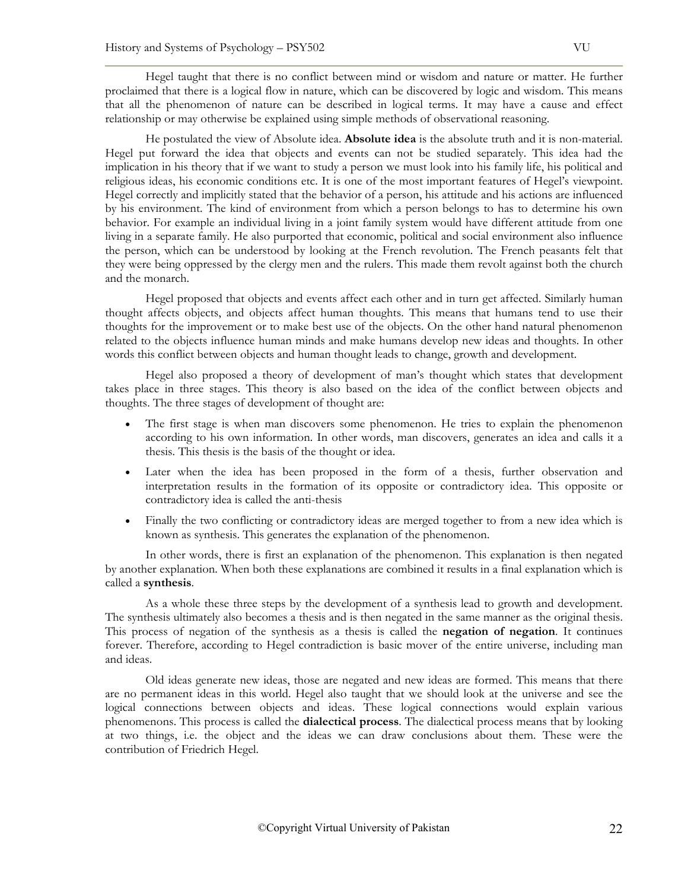Hegel taught that there is no conflict between mind or wisdom and nature or matter. He further proclaimed that there is a logical flow in nature, which can be discovered by logic and wisdom. This means that all the phenomenon of nature can be described in logical terms. It may have a cause and effect relationship or may otherwise be explained using simple methods of observational reasoning.

He postulated the view of Absolute idea. **Absolute idea** is the absolute truth and it is non-material. Hegel put forward the idea that objects and events can not be studied separately. This idea had the implication in his theory that if we want to study a person we must look into his family life, his political and religious ideas, his economic conditions etc. It is one of the most important features of Hegel's viewpoint. Hegel correctly and implicitly stated that the behavior of a person, his attitude and his actions are influenced by his environment. The kind of environment from which a person belongs to has to determine his own behavior. For example an individual living in a joint family system would have different attitude from one living in a separate family. He also purported that economic, political and social environment also influence the person, which can be understood by looking at the French revolution. The French peasants felt that they were being oppressed by the clergy men and the rulers. This made them revolt against both the church and the monarch.

Hegel proposed that objects and events affect each other and in turn get affected. Similarly human thought affects objects, and objects affect human thoughts. This means that humans tend to use their thoughts for the improvement or to make best use of the objects. On the other hand natural phenomenon related to the objects influence human minds and make humans develop new ideas and thoughts. In other words this conflict between objects and human thought leads to change, growth and development.

Hegel also proposed a theory of development of man's thought which states that development takes place in three stages. This theory is also based on the idea of the conflict between objects and thoughts. The three stages of development of thought are:

- The first stage is when man discovers some phenomenon. He tries to explain the phenomenon according to his own information. In other words, man discovers, generates an idea and calls it a thesis. This thesis is the basis of the thought or idea.
- Later when the idea has been proposed in the form of a thesis, further observation and interpretation results in the formation of its opposite or contradictory idea. This opposite or contradictory idea is called the anti-thesis
- Finally the two conflicting or contradictory ideas are merged together to from a new idea which is known as synthesis. This generates the explanation of the phenomenon.

In other words, there is first an explanation of the phenomenon. This explanation is then negated by another explanation. When both these explanations are combined it results in a final explanation which is called a **synthesis**.

As a whole these three steps by the development of a synthesis lead to growth and development. The synthesis ultimately also becomes a thesis and is then negated in the same manner as the original thesis. This process of negation of the synthesis as a thesis is called the **negation of negation**. It continues forever. Therefore, according to Hegel contradiction is basic mover of the entire universe, including man and ideas.

Old ideas generate new ideas, those are negated and new ideas are formed. This means that there are no permanent ideas in this world. Hegel also taught that we should look at the universe and see the logical connections between objects and ideas. These logical connections would explain various phenomenons. This process is called the **dialectical process**. The dialectical process means that by looking at two things, i.e. the object and the ideas we can draw conclusions about them. These were the contribution of Friedrich Hegel.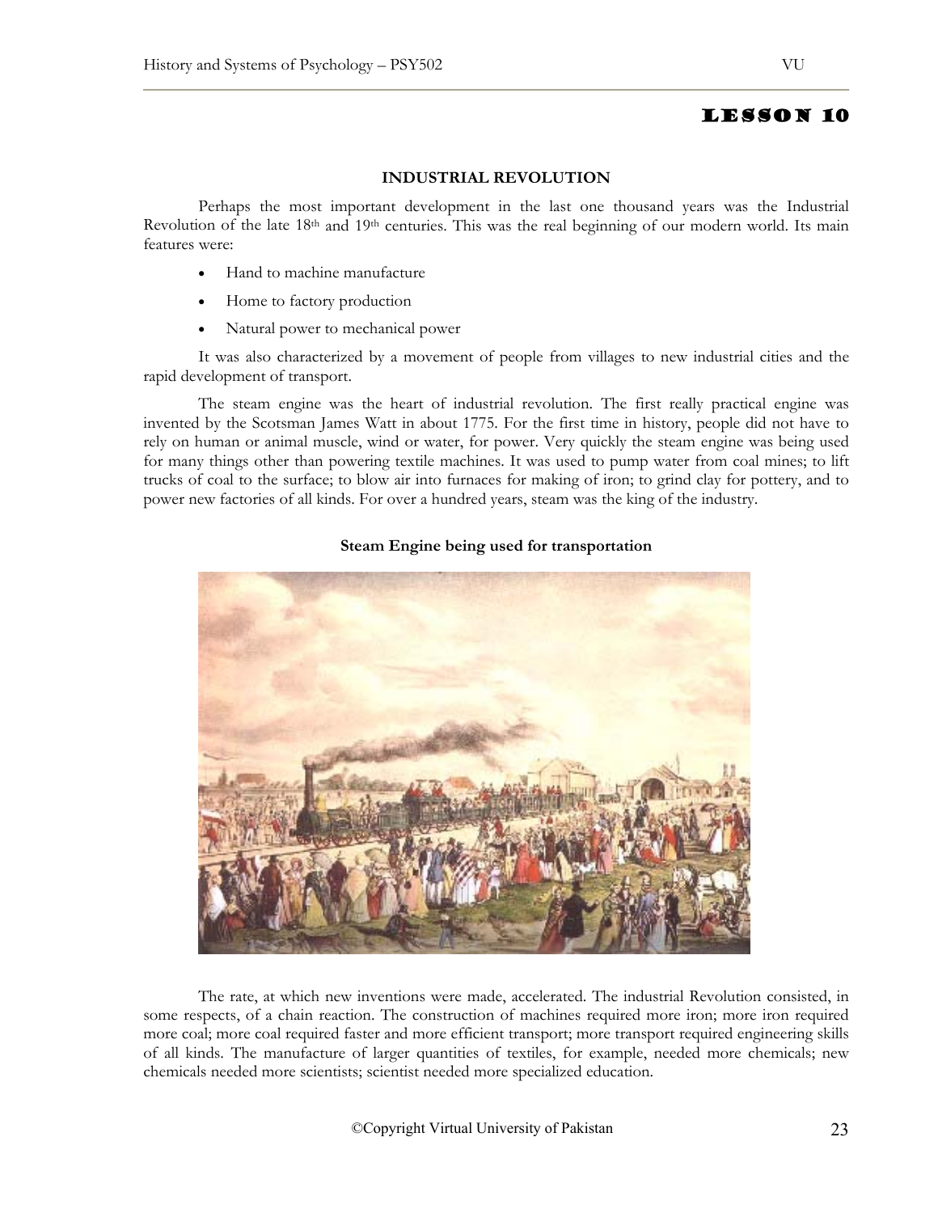# LESSON 10

## INDUSTRIAL REVOLUTION

Perhaps the most important development in the last one thousand years was the Industrial Revolution of the late 18th and 19th centuries. This was the real beginning of our modern world. Its main features were:

- Hand to machine manufacture
- Home to factory production
- Natural power to mechanical power

It was also characterized by a movement of people from villages to new industrial cities and the rapid development of transport.

The steam engine was the heart of industrial revolution. The first really practical engine was invented by the Scotsman James Watt in about 1775. For the first time in history, people did not have to rely on human or animal muscle, wind or water, for power. Very quickly the steam engine was being used for many things other than powering textile machines. It was used to pump water from coal mines; to lift trucks of coal to the surface; to blow air into furnaces for making of iron; to grind clay for pottery, and to power new factories of all kinds. For over a hundred years, steam was the king of the industry.

**Steam Engine being used for transportation**

The rate, at which new inventions were made, accelerated. The industrial Revolution consisted, in some respects, of a chain reaction. The construction of machines required more iron; more iron required more coal; more coal required faster and more efficient transport; more transport required engineering skills of all kinds. The manufacture of larger quantities of textiles, for example, needed more chemicals; new chemicals needed more scientists; scientist needed more specialized education.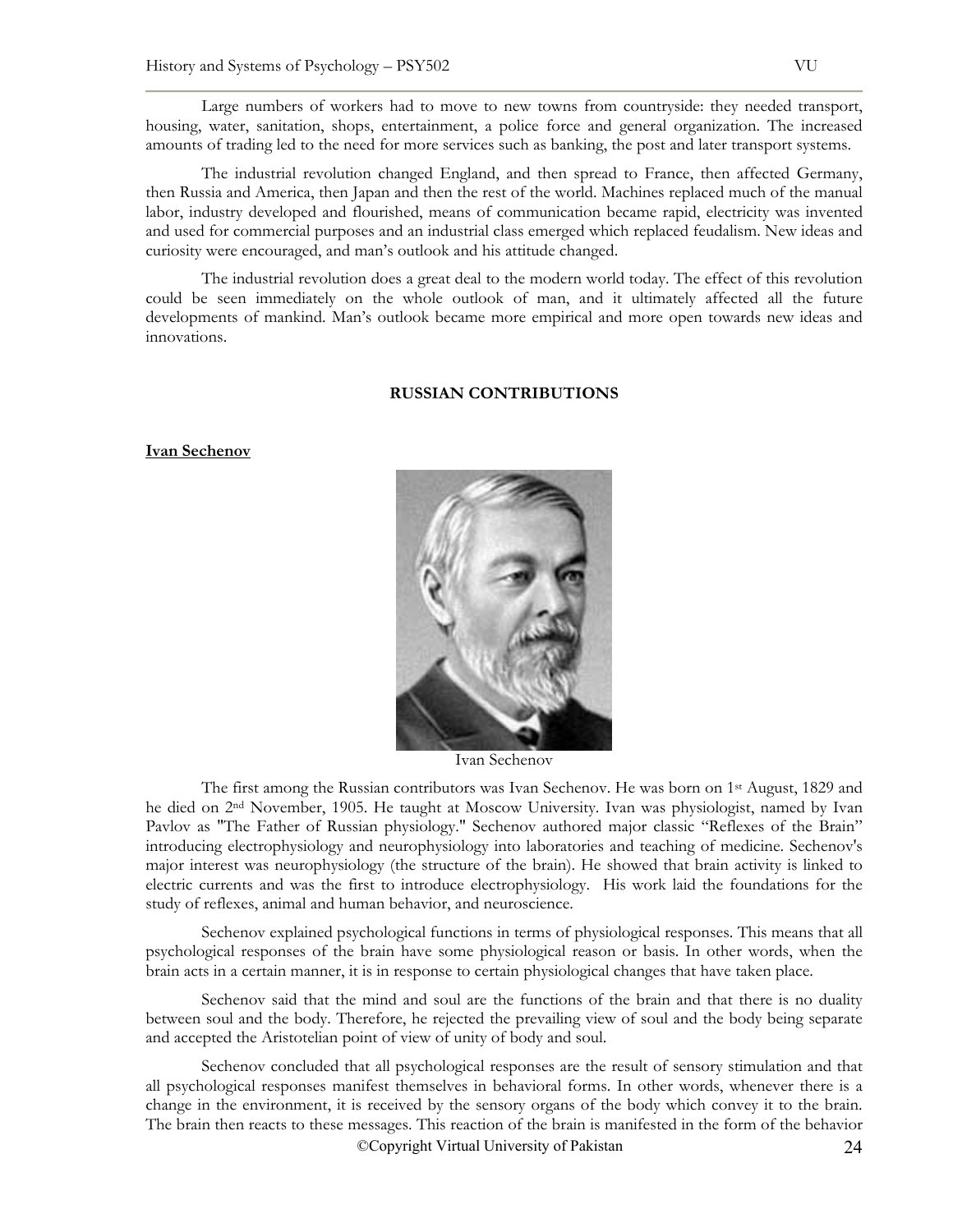Large numbers of workers had to move to new towns from countryside: they needed transport, housing, water, sanitation, shops, entertainment, a police force and general organization. The increased amounts of trading led to the need for more services such as banking, the post and later transport systems.

The industrial revolution changed England, and then spread to France, then affected Germany, then Russia and America, then Japan and then the rest of the world. Machines replaced much of the manual labor, industry developed and flourished, means of communication became rapid, electricity was invented and used for commercial purposes and an industrial class emerged which replaced feudalism. New ideas and curiosity were encouraged, and man's outlook and his attitude changed.

The industrial revolution does a great deal to the modern world today. The effect of this revolution could be seen immediately on the whole outlook of man, and it ultimately affected all the future developments of mankind. Man's outlook became more empirical and more open towards new ideas and innovations.

## RUSSIAN CONTRIBUTIONS

### Ivan Sechenov

Ivan Sechenov

The first among the Russian contributors was Ivan Sechenov. He was born on 1st August, 1829 and he died on 2nd November, 1905. He taught at Moscow University. Ivan was physiologist, named by Ivan Pavlov as "The Father of Russian physiology." Sechenov authored major classic "Reflexes of the Brain" introducing electrophysiology and neurophysiology into laboratories and teaching of medicine. Sechenov's major interest was neurophysiology (the structure of the brain). He showed that brain activity is linked to electric currents and was the first to introduce electrophysiology. His work laid the foundations for the study of reflexes, animal and human behavior, and neuroscience.

Sechenov explained psychological functions in terms of physiological responses. This means that all psychological responses of the brain have some physiological reason or basis. In other words, when the brain acts in a certain manner, it is in response to certain physiological changes that have taken place.

Sechenov said that the mind and soul are the functions of the brain and that there is no duality between soul and the body. Therefore, he rejected the prevailing view of soul and the body being separate and accepted the Aristotelian point of view of unity of body and soul.

Sechenov concluded that all psychological responses are the result of sensory stimulation and that all psychological responses manifest themselves in behavioral forms. In other words, whenever there is a change in the environment, it is received by the sensory organs of the body which convey it to the brain. The brain then reacts to these messages. This reaction of the brain is manifested in the form of the behavior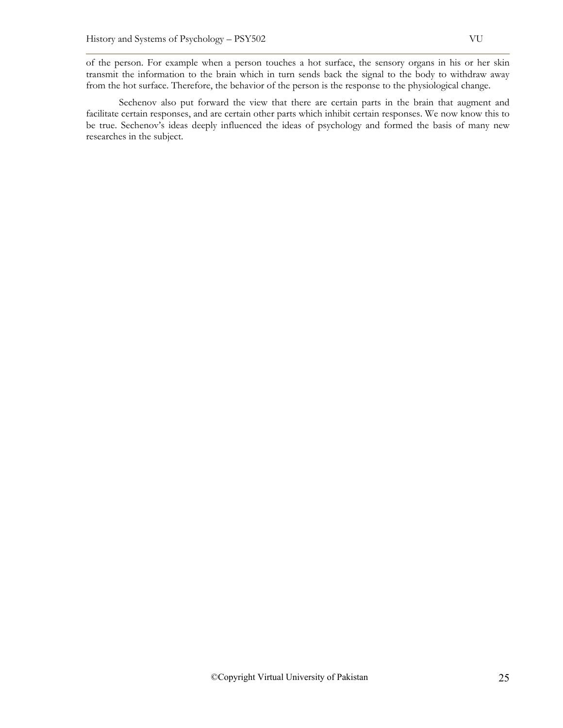of the person. For example when a person touches a hot surface, the sensory organs in his or her skin transmit the information to the brain which in turn sends back the signal to the body to withdraw away from the hot surface. Therefore, the behavior of the person is the response to the physiological change.

Sechenov also put forward the view that there are certain parts in the brain that augment and facilitate certain responses, and are certain other parts which inhibit certain responses. We now know this to be true. Sechenov's ideas deeply influenced the ideas of psychology and formed the basis of many new researches in the subject.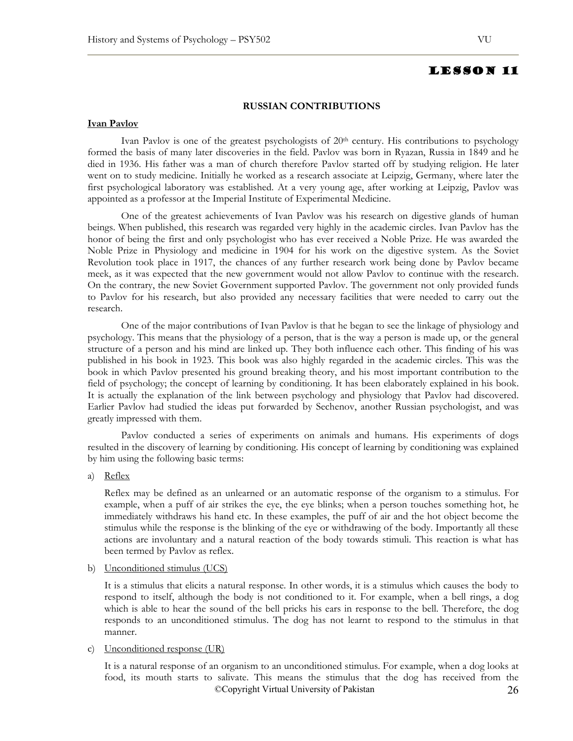# LESSON 11

## RUSSIAN CONTRIBUTIONS

### Ivan Pavlov

Ivan Pavlov is one of the greatest psychologists of 20th century. His contributions to psychology formed the basis of many later discoveries in the field. Pavlov was born in Ryazan, Russia in 1849 and he died in 1936. His father was a man of church therefore Pavlov started off by studying religion. He later went on to study medicine. Initially he worked as a research associate at Leipzig, Germany, where later the first psychological laboratory was established. At a very young age, after working at Leipzig, Pavlov was appointed as a professor at the Imperial Institute of Experimental Medicine.

One of the greatest achievements of Ivan Pavlov was his research on digestive glands of human beings. When published, this research was regarded very highly in the academic circles. Ivan Pavlov has the honor of being the first and only psychologist who has ever received a Noble Prize. He was awarded the Noble Prize in Physiology and medicine in 1904 for his work on the digestive system. As the Soviet Revolution took place in 1917, the chances of any further research work being done by Pavlov became meek, as it was expected that the new government would not allow Pavlov to continue with the research. On the contrary, the new Soviet Government supported Pavlov. The government not only provided funds to Pavlov for his research, but also provided any necessary facilities that were needed to carry out the research.

One of the major contributions of Ivan Pavlov is that he began to see the linkage of physiology and psychology. This means that the physiology of a person, that is the way a person is made up, or the general structure of a person and his mind are linked up. They both influence each other. This finding of his was published in his book in 1923. This book was also highly regarded in the academic circles. This was the book in which Pavlov presented his ground breaking theory, and his most important contribution to the field of psychology; the concept of learning by conditioning. It has been elaborately explained in his book. It is actually the explanation of the link between psychology and physiology that Pavlov had discovered. Earlier Pavlov had studied the ideas put forwarded by Sechenov, another Russian psychologist, and was greatly impressed with them.

Pavlov conducted a series of experiments on animals and humans. His experiments of dogs resulted in the discovery of learning by conditioning. His concept of learning by conditioning was explained by him using the following basic terms:

a) Reflex

Reflex may be defined as an unlearned or an automatic response of the organism to a stimulus. For example, when a puff of air strikes the eye, the eye blinks; when a person touches something hot, he immediately withdraws his hand etc. In these examples, the puff of air and the hot object become the stimulus while the response is the blinking of the eye or withdrawing of the body. Importantly all these actions are involuntary and a natural reaction of the body towards stimuli. This reaction is what has been termed by Pavlov as reflex.

b) Unconditioned stimulus (UCS)

It is a stimulus that elicits a natural response. In other words, it is a stimulus which causes the body to respond to itself, although the body is not conditioned to it. For example, when a bell rings, a dog which is able to hear the sound of the bell pricks his ears in response to the bell. Therefore, the dog responds to an unconditioned stimulus. The dog has not learnt to respond to the stimulus in that manner.

c) Unconditioned response (UR)

It is a natural response of an organism to an unconditioned stimulus. For example, when a dog looks at food, its mouth starts to salivate. This means the stimulus that the dog has received from the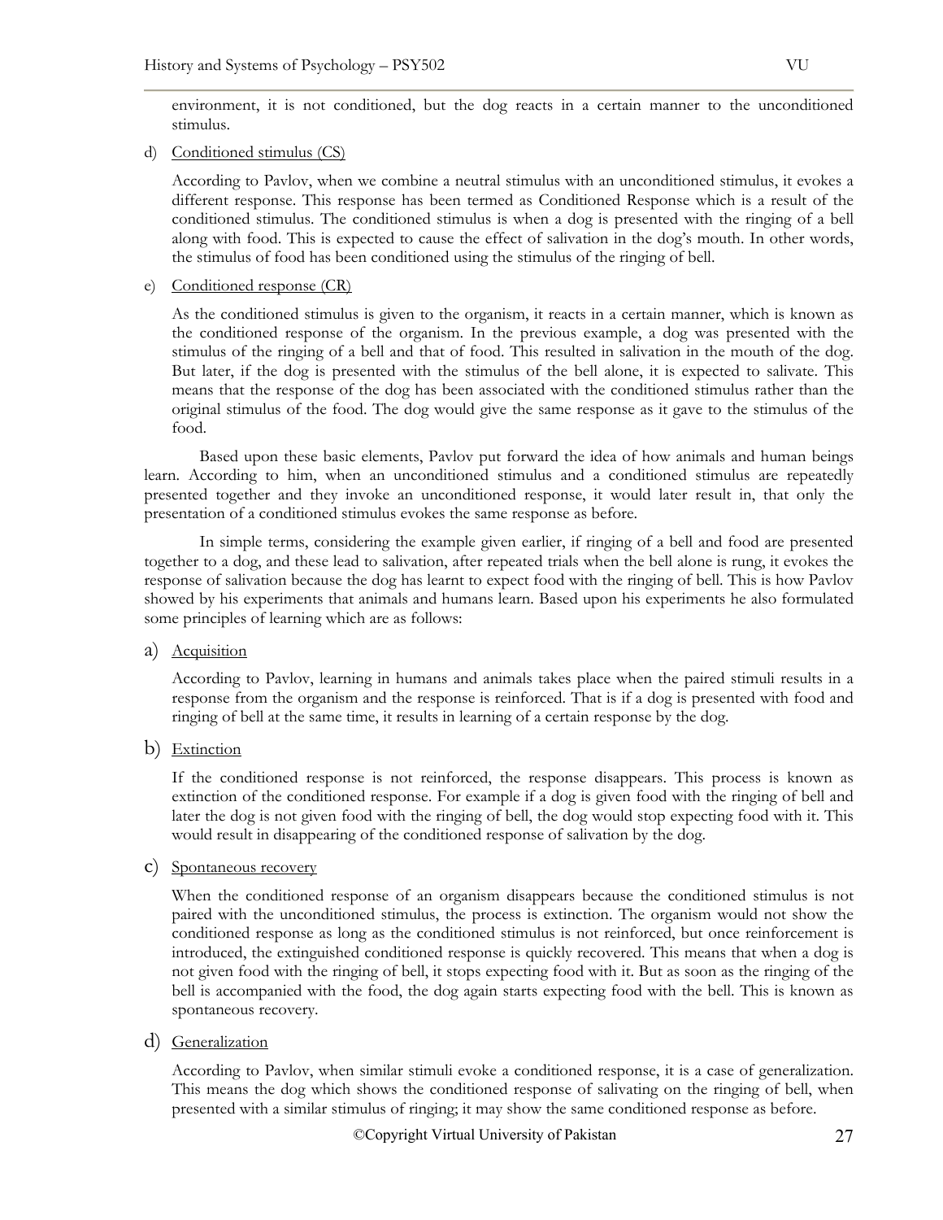environment, it is not conditioned, but the dog reacts in a certain manner to the unconditioned stimulus.

d) Conditioned stimulus (CS)

According to Pavlov, when we combine a neutral stimulus with an unconditioned stimulus, it evokes a different response. This response has been termed as Conditioned Response which is a result of the conditioned stimulus. The conditioned stimulus is when a dog is presented with the ringing of a bell along with food. This is expected to cause the effect of salivation in the dog's mouth. In other words, the stimulus of food has been conditioned using the stimulus of the ringing of bell.

e) Conditioned response (CR)

As the conditioned stimulus is given to the organism, it reacts in a certain manner, which is known as the conditioned response of the organism. In the previous example, a dog was presented with the stimulus of the ringing of a bell and that of food. This resulted in salivation in the mouth of the dog. But later, if the dog is presented with the stimulus of the bell alone, it is expected to salivate. This means that the response of the dog has been associated with the conditioned stimulus rather than the original stimulus of the food. The dog would give the same response as it gave to the stimulus of the food.

Based upon these basic elements, Pavlov put forward the idea of how animals and human beings learn. According to him, when an unconditioned stimulus and a conditioned stimulus are repeatedly presented together and they invoke an unconditioned response, it would later result in, that only the presentation of a conditioned stimulus evokes the same response as before.

In simple terms, considering the example given earlier, if ringing of a bell and food are presented together to a dog, and these lead to salivation, after repeated trials when the bell alone is rung, it evokes the response of salivation because the dog has learnt to expect food with the ringing of bell. This is how Pavlov showed by his experiments that animals and humans learn. Based upon his experiments he also formulated some principles of learning which are as follows:

a) Acquisition

According to Pavlov, learning in humans and animals takes place when the paired stimuli results in a response from the organism and the response is reinforced. That is if a dog is presented with food and ringing of bell at the same time, it results in learning of a certain response by the dog.

b) Extinction

If the conditioned response is not reinforced, the response disappears. This process is known as extinction of the conditioned response. For example if a dog is given food with the ringing of bell and later the dog is not given food with the ringing of bell, the dog would stop expecting food with it. This would result in disappearing of the conditioned response of salivation by the dog.

c) Spontaneous recovery

When the conditioned response of an organism disappears because the conditioned stimulus is not paired with the unconditioned stimulus, the process is extinction. The organism would not show the conditioned response as long as the conditioned stimulus is not reinforced, but once reinforcement is introduced, the extinguished conditioned response is quickly recovered. This means that when a dog is not given food with the ringing of bell, it stops expecting food with it. But as soon as the ringing of the bell is accompanied with the food, the dog again starts expecting food with the bell. This is known as spontaneous recovery.

d) Generalization

According to Pavlov, when similar stimuli evoke a conditioned response, it is a case of generalization. This means the dog which shows the conditioned response of salivating on the ringing of bell, when presented with a similar stimulus of ringing; it may show the same conditioned response as before.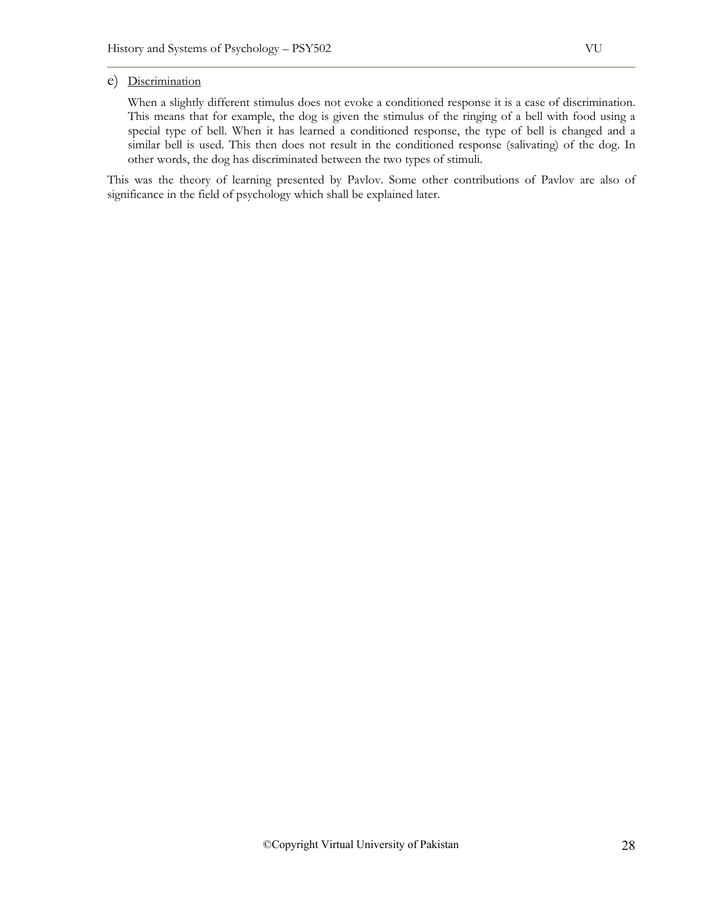e) Discrimination

When a slightly different stimulus does not evoke a conditioned response it is a case of discrimination. This means that for example, the dog is given the stimulus of the ringing of a bell with food using a special type of bell. When it has learned a conditioned response, the type of bell is changed and a similar bell is used. This then does not result in the conditioned response (salivating) of the dog. In other words, the dog has discriminated between the two types of stimuli.

This was the theory of learning presented by Pavlov. Some other contributions of Pavlov are also of significance in the field of psychology which shall be explained later.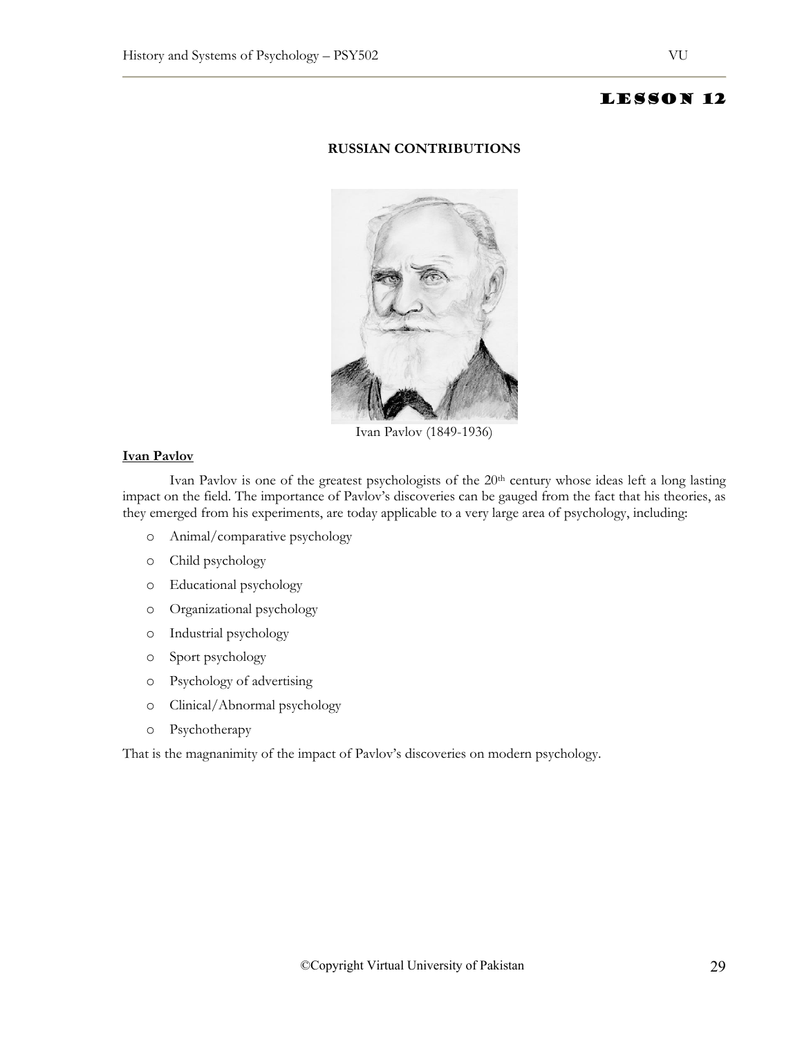# Lesson 12

## RUSSIAN CONTRIBUTIONS

Ivan Pavlov (1849-1936)

### Ivan Pavlov

Ivan Pavlov is one of the greatest psychologists of the 20th century whose ideas left a long lasting impact on the field. The importance of Pavlov's discoveries can be gauged from the fact that his theories, as they emerged from his experiments, are today applicable to a very large area of psychology, including:

- Animal/comparative psychology
- Child psychology
- Educational psychology
- Organizational psychology
- Industrial psychology
- Sport psychology
- Psychology of advertising
- Clinical/Abnormal psychology
- Psychotherapy

That is the magnanimity of the impact of Pavlov's discoveries on modern psychology.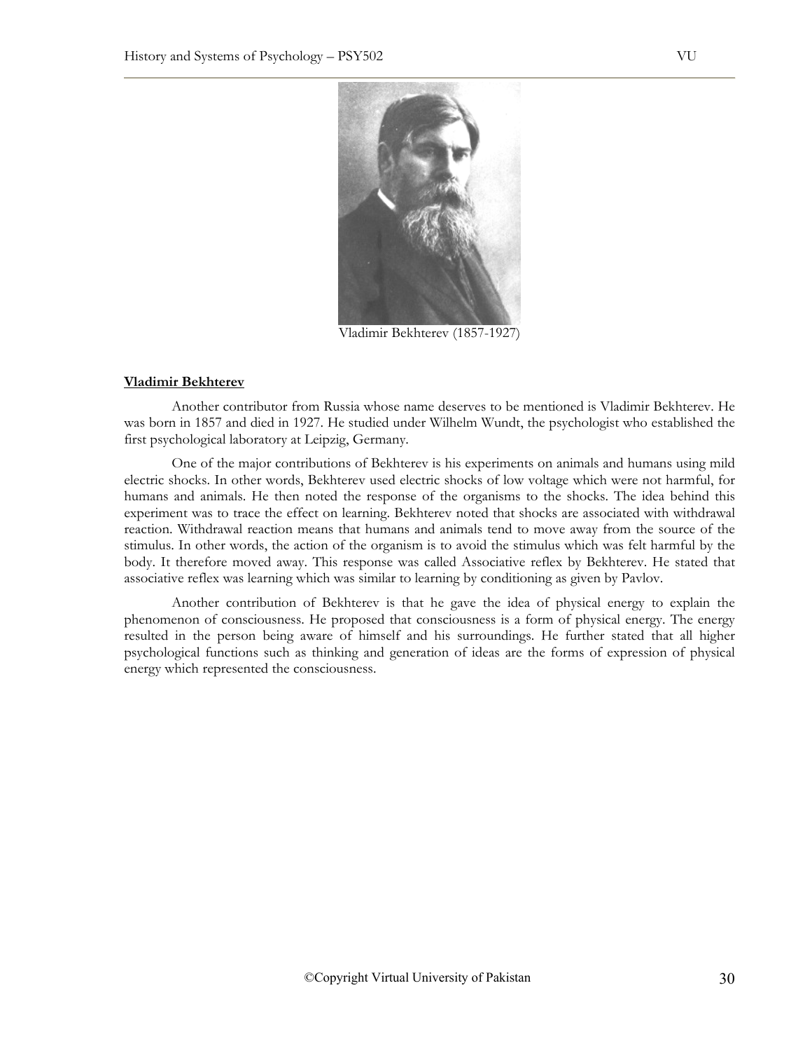Vladimir Bekhterev (1857-1927)

**Vladimir Bekhterev**

Another contributor from Russia whose name deserves to be mentioned is Vladimir Bekhterev. He was born in 1857 and died in 1927. He studied under Wilhelm Wundt, the psychologist who established the first psychological laboratory at Leipzig, Germany.

One of the major contributions of Bekhterev is his experiments on animals and humans using mild electric shocks. In other words, Bekhterev used electric shocks of low voltage which were not harmful, for humans and animals. He then noted the response of the organisms to the shocks. The idea behind this experiment was to trace the effect on learning. Bekhterev noted that shocks are associated with withdrawal reaction. Withdrawal reaction means that humans and animals tend to move away from the source of the stimulus. In other words, the action of the organism is to avoid the stimulus which was felt harmful by the body. It therefore moved away. This response was called Associative reflex by Bekhterev. He stated that associative reflex was learning which was similar to learning by conditioning as given by Pavlov.

Another contribution of Bekhterev is that he gave the idea of physical energy to explain the phenomenon of consciousness. He proposed that consciousness is a form of physical energy. The energy resulted in the person being aware of himself and his surroundings. He further stated that all higher psychological functions such as thinking and generation of ideas are the forms of expression of physical energy which represented the consciousness.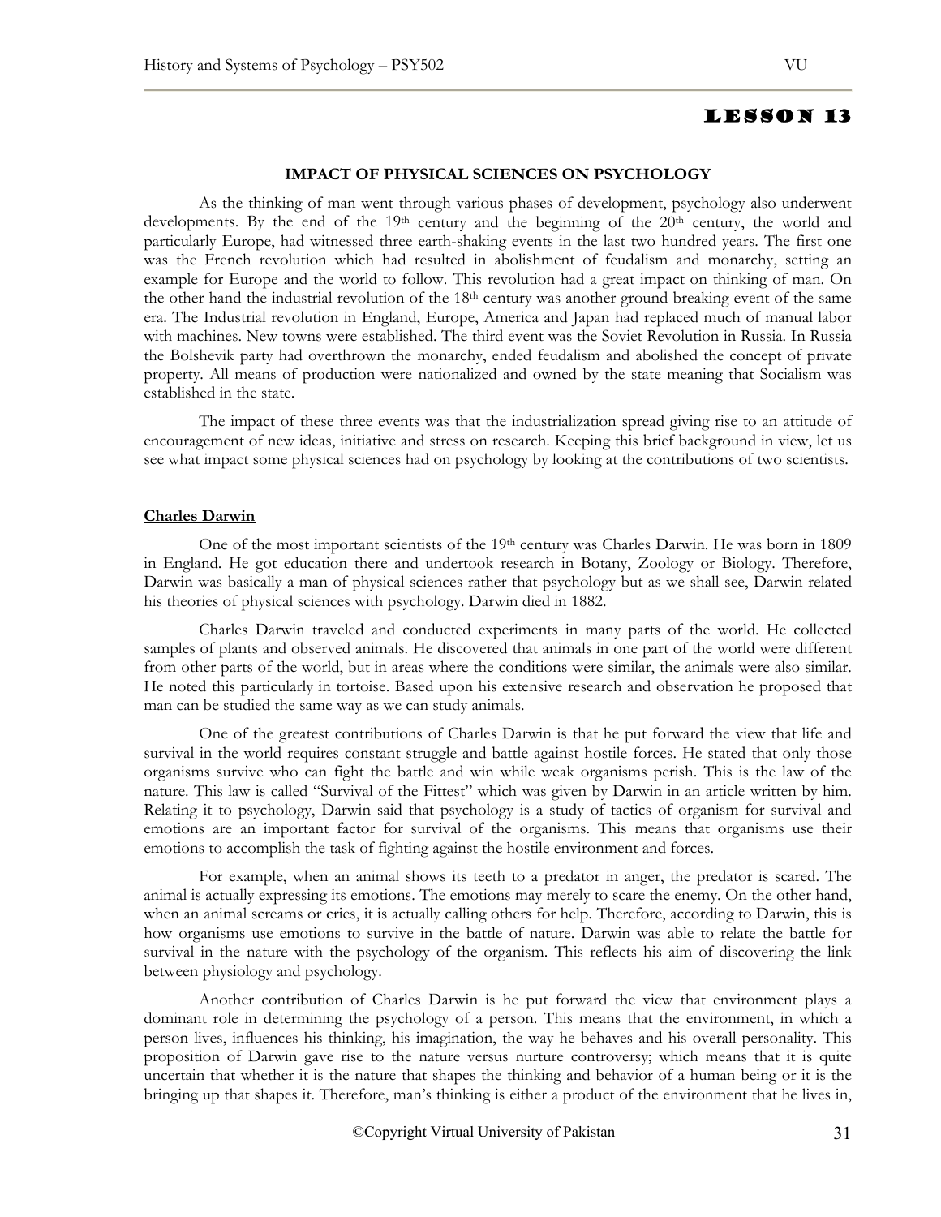# LESSON 13

### IMPACT OF PHYSICAL SCIENCES ON PSYCHOLOGY

As the thinking of man went through various phases of development, psychology also underwent developments. By the end of the 19th century and the beginning of the 20th century, the world and particularly Europe, had witnessed three earth-shaking events in the last two hundred years. The first one was the French revolution which had resulted in abolishment of feudalism and monarchy, setting an example for Europe and the world to follow. This revolution had a great impact on thinking of man. On the other hand the industrial revolution of the 18th century was another ground breaking event of the same era. The Industrial revolution in England, Europe, America and Japan had replaced much of manual labor with machines. New towns were established. The third event was the Soviet Revolution in Russia. In Russia the Bolshevik party had overthrown the monarchy, ended feudalism and abolished the concept of private property. All means of production were nationalized and owned by the state meaning that Socialism was established in the state.

The impact of these three events was that the industrialization spread giving rise to an attitude of encouragement of new ideas, initiative and stress on research. Keeping this brief background in view, let us see what impact some physical sciences had on psychology by looking at the contributions of two scientists.

#### Charles Darwin

One of the most important scientists of the 19th century was Charles Darwin. He was born in 1809 in England. He got education there and undertook research in Botany, Zoology or Biology. Therefore, Darwin was basically a man of physical sciences rather that psychology but as we shall see, Darwin related his theories of physical sciences with psychology. Darwin died in 1882.

Charles Darwin traveled and conducted experiments in many parts of the world. He collected samples of plants and observed animals. He discovered that animals in one part of the world were different from other parts of the world, but in areas where the conditions were similar, the animals were also similar. He noted this particularly in tortoise. Based upon his extensive research and observation he proposed that man can be studied the same way as we can study animals.

One of the greatest contributions of Charles Darwin is that he put forward the view that life and survival in the world requires constant struggle and battle against hostile forces. He stated that only those organisms survive who can fight the battle and win while weak organisms perish. This is the law of the nature. This law is called "Survival of the Fittest" which was given by Darwin in an article written by him. Relating it to psychology, Darwin said that psychology is a study of tactics of organism for survival and emotions are an important factor for survival of the organisms. This means that organisms use their emotions to accomplish the task of fighting against the hostile environment and forces.

For example, when an animal shows its teeth to a predator in anger, the predator is scared. The animal is actually expressing its emotions. The emotions may merely to scare the enemy. On the other hand, when an animal screams or cries, it is actually calling others for help. Therefore, according to Darwin, this is how organisms use emotions to survive in the battle of nature. Darwin was able to relate the battle for survival in the nature with the psychology of the organism. This reflects his aim of discovering the link between physiology and psychology.

Another contribution of Charles Darwin is he put forward the view that environment plays a dominant role in determining the psychology of a person. This means that the environment, in which a person lives, influences his thinking, his imagination, the way he behaves and his overall personality. This proposition of Darwin gave rise to the nature versus nurture controversy; which means that it is quite uncertain that whether it is the nature that shapes the thinking and behavior of a human being or it is the bringing up that shapes it. Therefore, man's thinking is either a product of the environment that he lives in,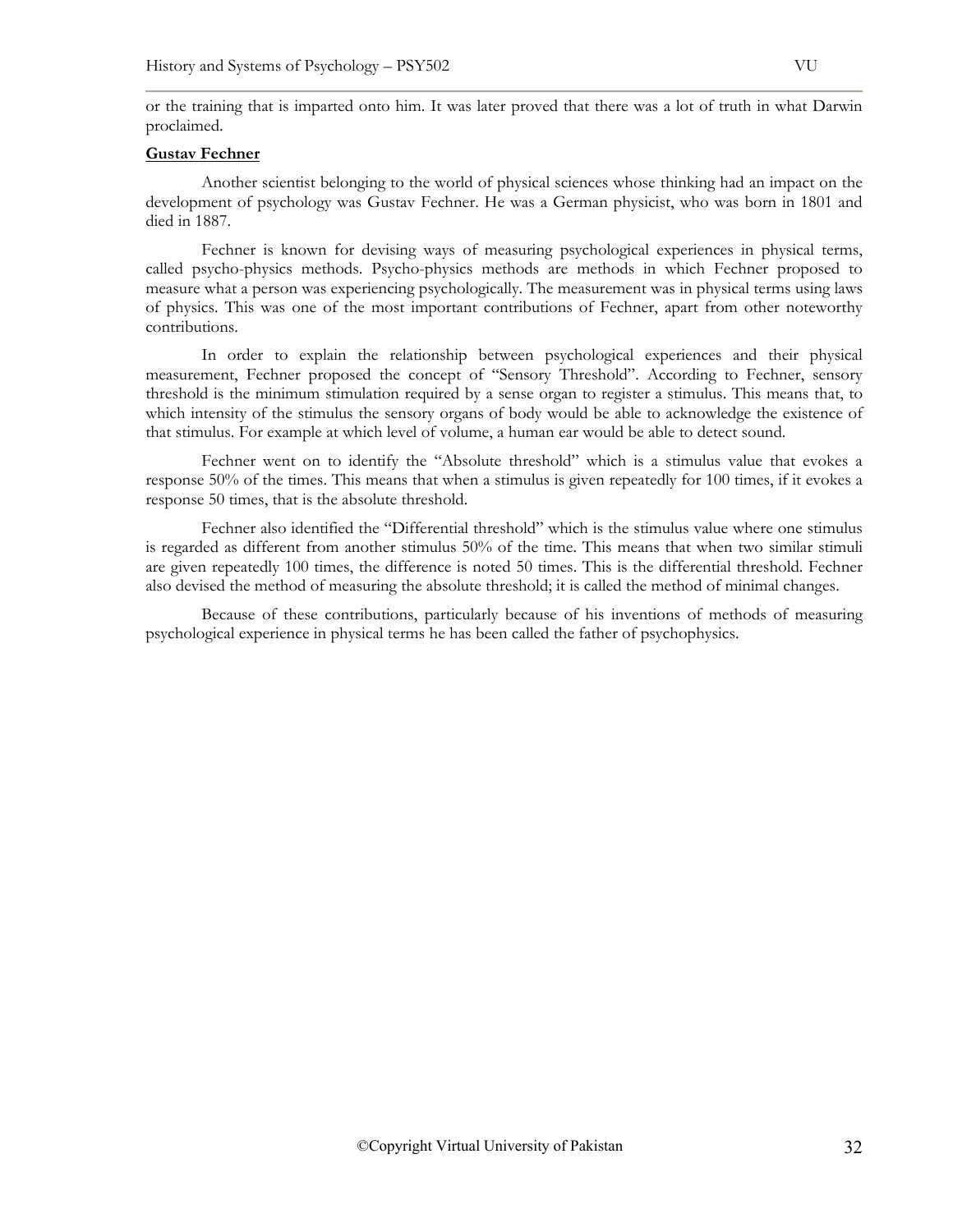or the training that is imparted onto him. It was later proved that there was a lot of truth in what Darwin proclaimed.

**Gustav Fechner**

Another scientist belonging to the world of physical sciences whose thinking had an impact on the development of psychology was Gustav Fechner. He was a German physicist, who was born in 1801 and died in 1887.

Fechner is known for devising ways of measuring psychological experiences in physical terms, called psycho-physics methods. Psycho-physics methods are methods in which Fechner proposed to measure what a person was experiencing psychologically. The measurement was in physical terms using laws of physics. This was one of the most important contributions of Fechner, apart from other noteworthy contributions.

In order to explain the relationship between psychological experiences and their physical measurement, Fechner proposed the concept of "Sensory Threshold". According to Fechner, sensory threshold is the minimum stimulation required by a sense organ to register a stimulus. This means that, to which intensity of the stimulus the sensory organs of body would be able to acknowledge the existence of that stimulus. For example at which level of volume, a human ear would be able to detect sound.

Fechner went on to identify the "Absolute threshold" which is a stimulus value that evokes a response 50% of the times. This means that when a stimulus is given repeatedly for 100 times, if it evokes a response 50 times, that is the absolute threshold.

Fechner also identified the "Differential threshold" which is the stimulus value where one stimulus is regarded as different from another stimulus 50% of the time. This means that when two similar stimuli are given repeatedly 100 times, the difference is noted 50 times. This is the differential threshold. Fechner also devised the method of measuring the absolute threshold; it is called the method of minimal changes.

Because of these contributions, particularly because of his inventions of methods of measuring psychological experience in physical terms he has been called the father of psychophysics.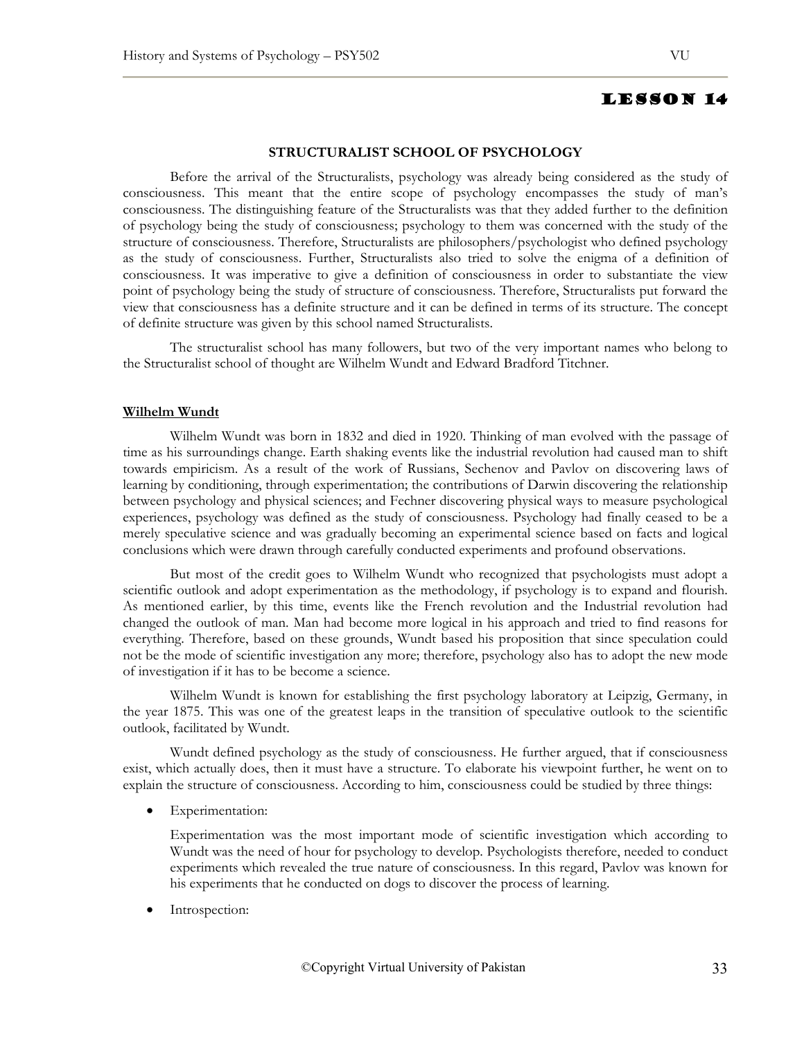# Lesson 14

## STRUCTURALIST SCHOOL OF PSYCHOLOGY

Before the arrival of the Structuralists, psychology was already being considered as the study of consciousness. This meant that the entire scope of psychology encompasses the study of man's consciousness. The distinguishing feature of the Structuralists was that they added further to the definition of psychology being the study of consciousness; psychology to them was concerned with the study of the structure of consciousness. Therefore, Structuralists are philosophers/psychologist who defined psychology as the study of consciousness. Further, Structuralists also tried to solve the enigma of a definition of consciousness. It was imperative to give a definition of consciousness in order to substantiate the view point of psychology being the study of structure of consciousness. Therefore, Structuralists put forward the view that consciousness has a definite structure and it can be defined in terms of its structure. The concept of definite structure was given by this school named Structuralists.

The structuralist school has many followers, but two of the very important names who belong to the Structuralist school of thought are Wilhelm Wundt and Edward Bradford Titchner.

### Wilhelm Wundt

Wilhelm Wundt was born in 1832 and died in 1920. Thinking of man evolved with the passage of time as his surroundings change. Earth shaking events like the industrial revolution had caused man to shift towards empiricism. As a result of the work of Russians, Sechenov and Pavlov on discovering laws of learning by conditioning, through experimentation; the contributions of Darwin discovering the relationship between psychology and physical sciences; and Fechner discovering physical ways to measure psychological experiences, psychology was defined as the study of consciousness. Psychology had finally ceased to be a merely speculative science and was gradually becoming an experimental science based on facts and logical conclusions which were drawn through carefully conducted experiments and profound observations.

But most of the credit goes to Wilhelm Wundt who recognized that psychologists must adopt a scientific outlook and adopt experimentation as the methodology, if psychology is to expand and flourish. As mentioned earlier, by this time, events like the French revolution and the Industrial revolution had changed the outlook of man. Man had become more logical in his approach and tried to find reasons for everything. Therefore, based on these grounds, Wundt based his proposition that since speculation could not be the mode of scientific investigation any more; therefore, psychology also has to adopt the new mode of investigation if it has to be become a science.

Wilhelm Wundt is known for establishing the first psychology laboratory at Leipzig, Germany, in the year 1875. This was one of the greatest leaps in the transition of speculative outlook to the scientific outlook, facilitated by Wundt.

Wundt defined psychology as the study of consciousness. He further argued, that if consciousness exist, which actually does, then it must have a structure. To elaborate his viewpoint further, he went on to explain the structure of consciousness. According to him, consciousness could be studied by three things:

- Experimentation:

  Experimentation was the most important mode of scientific investigation which according to Wundt was the need of hour for psychology to develop. Psychologists therefore, needed to conduct experiments which revealed the true nature of consciousness. In this regard, Pavlov was known for his experiments that he conducted on dogs to discover the process of learning.

- Introspection: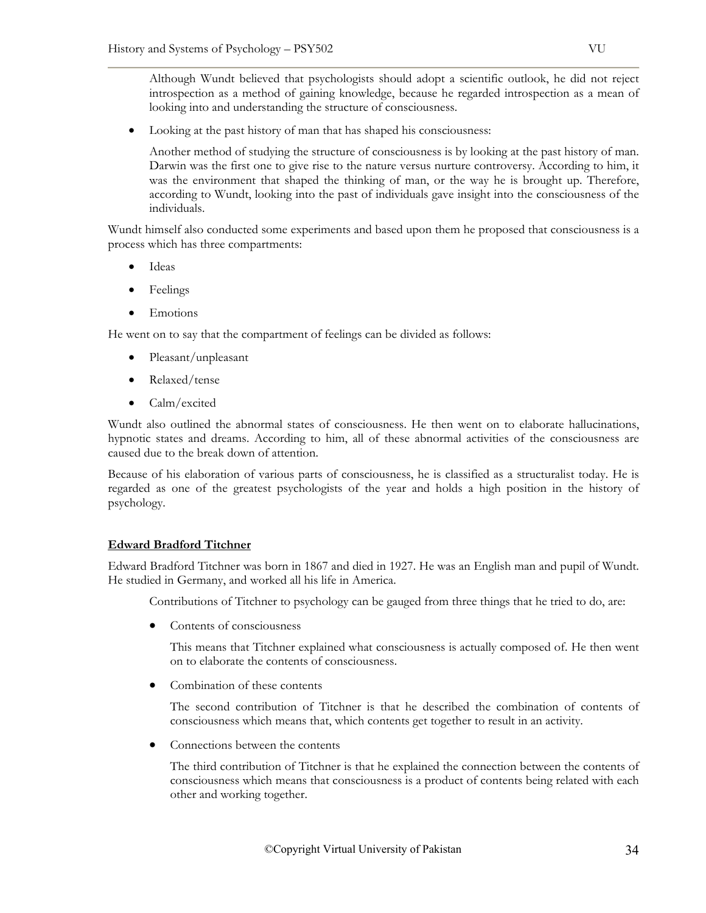Although Wundt believed that psychologists should adopt a scientific outlook, he did not reject introspection as a method of gaining knowledge, because he regarded introspection as a mean of looking into and understanding the structure of consciousness.

- Looking at the past history of man that has shaped his consciousness:

  Another method of studying the structure of consciousness is by looking at the past history of man. Darwin was the first one to give rise to the nature versus nurture controversy. According to him, it was the environment that shaped the thinking of man, or the way he is brought up. Therefore, according to Wundt, looking into the past of individuals gave insight into the consciousness of the individuals.

Wundt himself also conducted some experiments and based upon them he proposed that consciousness is a process which has three compartments:

- Ideas
- Feelings
- Emotions

He went on to say that the compartment of feelings can be divided as follows:

- Pleasant/unpleasant
- Relaxed/tense
- Calm/excited

Wundt also outlined the abnormal states of consciousness. He then went on to elaborate hallucinations, hypnotic states and dreams. According to him, all of these abnormal activities of the consciousness are caused due to the break down of attention.

Because of his elaboration of various parts of consciousness, he is classified as a structuralist today. He is regarded as one of the greatest psychologists of the year and holds a high position in the history of psychology.

## Edward Bradford Titchner

Edward Bradford Titchner was born in 1867 and died in 1927. He was an English man and pupil of Wundt. He studied in Germany, and worked all his life in America.

Contributions of Titchner to psychology can be gauged from three things that he tried to do, are:

- Contents of consciousness

  This means that Titchner explained what consciousness is actually composed of. He then went on to elaborate the contents of consciousness.

- Combination of these contents

  The second contribution of Titchner is that he described the combination of contents of consciousness which means that, which contents get together to result in an activity.

- Connections between the contents

  The third contribution of Titchner is that he explained the connection between the contents of consciousness which means that consciousness is a product of contents being related with each other and working together.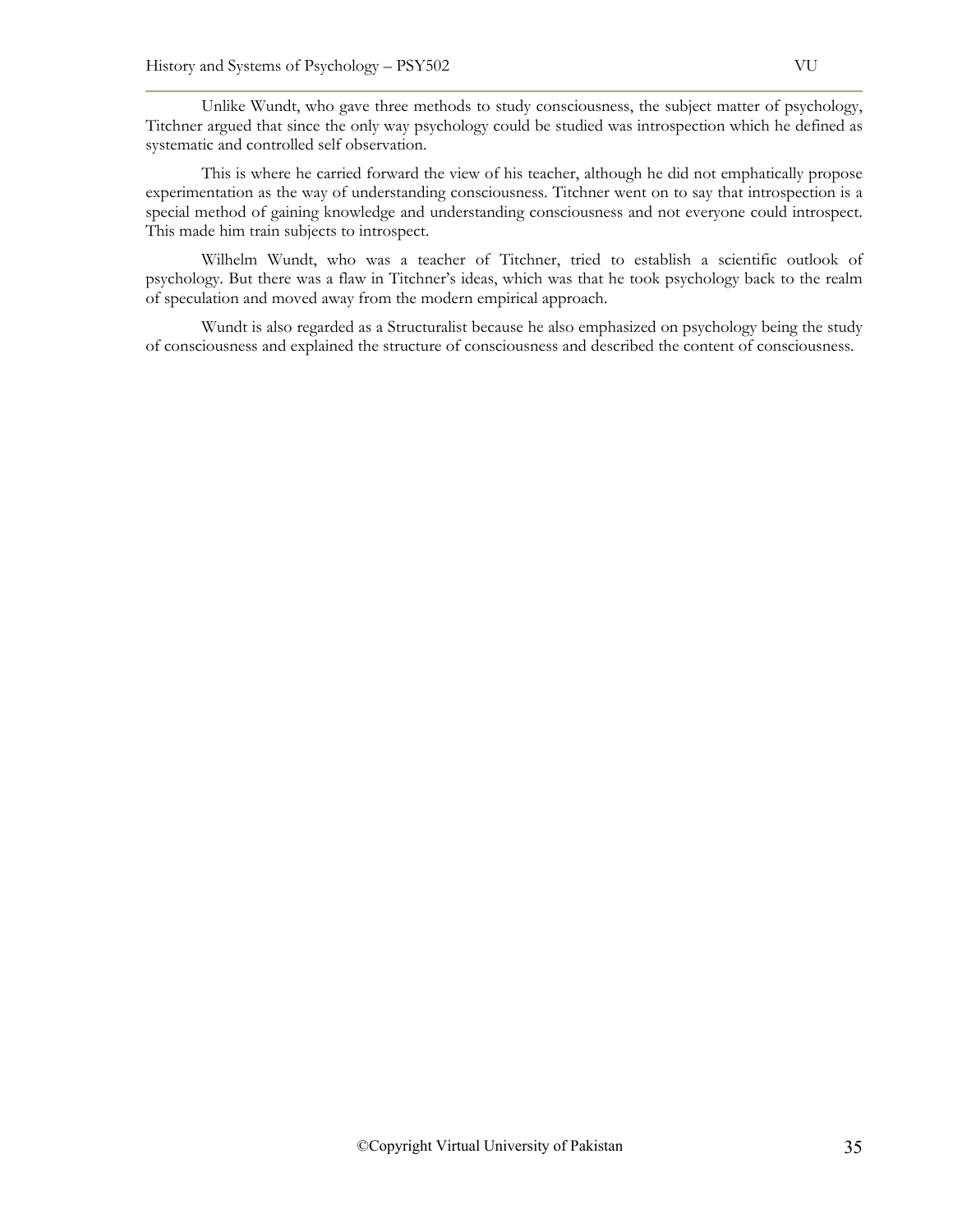Unlike Wundt, who gave three methods to study consciousness, the subject matter of psychology, Titchner argued that since the only way psychology could be studied was introspection which he defined as systematic and controlled self observation.

This is where he carried forward the view of his teacher, although he did not emphatically propose experimentation as the way of understanding consciousness. Titchner went on to say that introspection is a special method of gaining knowledge and understanding consciousness and not everyone could introspect. This made him train subjects to introspect.

Wilhelm Wundt, who was a teacher of Titchner, tried to establish a scientific outlook of psychology. But there was a flaw in Titchner's ideas, which was that he took psychology back to the realm of speculation and moved away from the modern empirical approach.

Wundt is also regarded as a Structuralist because he also emphasized on psychology being the study of consciousness and explained the structure of consciousness and described the content of consciousness.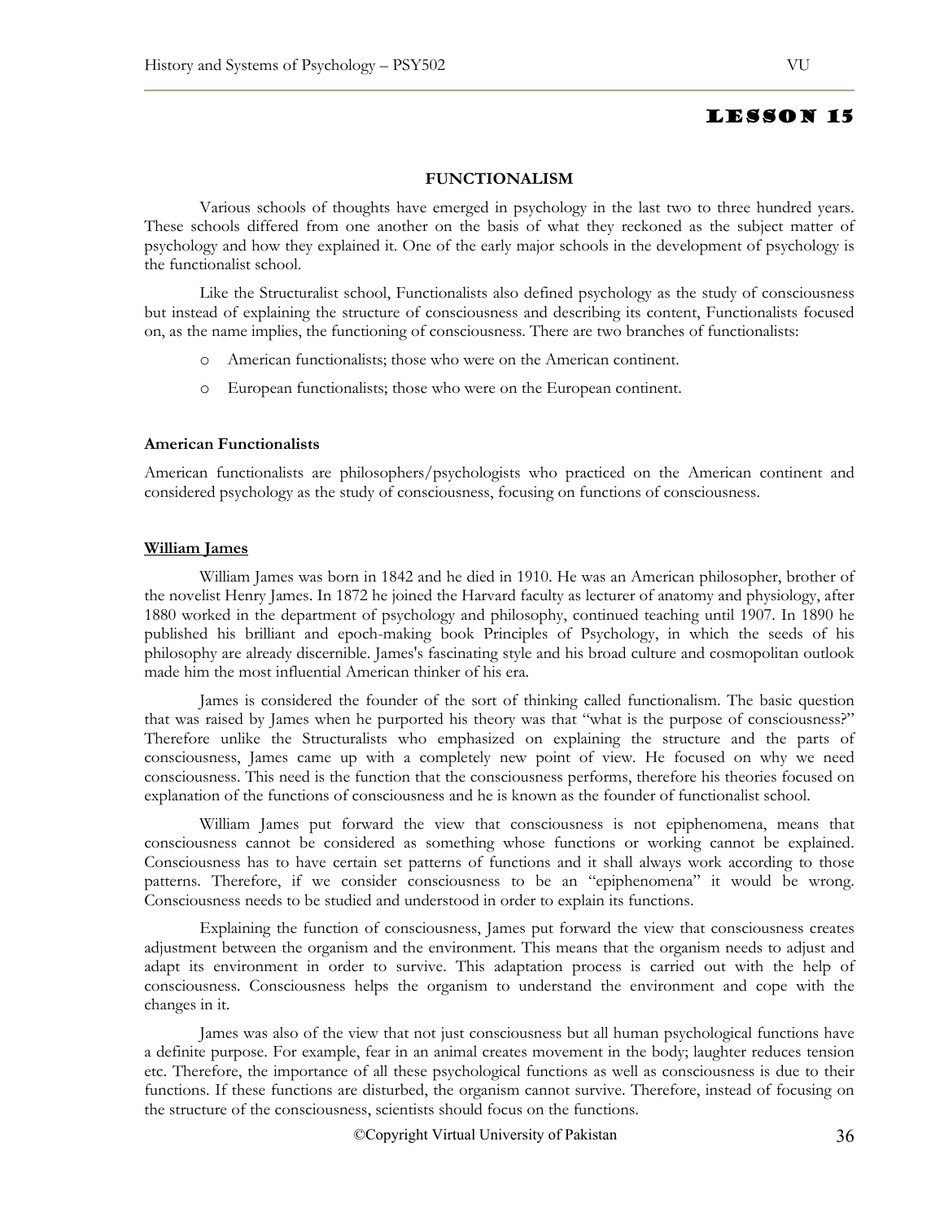# Lesson 15

## FUNCTIONALISM

Various schools of thoughts have emerged in psychology in the last two to three hundred years. These schools differed from one another on the basis of what they reckoned as the subject matter of psychology and how they explained it. One of the early major schools in the development of psychology is the functionalist school.

Like the Structuralist school, Functionalists also defined psychology as the study of consciousness but instead of explaining the structure of consciousness and describing its content, Functionalists focused on, as the name implies, the functioning of consciousness. There are two branches of functionalists:

- American functionalists; those who were on the American continent.
- European functionalists; those who were on the European continent.

### American Functionalists

American functionalists are philosophers/psychologists who practiced on the American continent and considered psychology as the study of consciousness, focusing on functions of consciousness.

#### William James

William James was born in 1842 and he died in 1910. He was an American philosopher, brother of the novelist Henry James. In 1872 he joined the Harvard faculty as lecturer of anatomy and physiology, after 1880 worked in the department of psychology and philosophy, continued teaching until 1907. In 1890 he published his brilliant and epoch-making book Principles of Psychology, in which the seeds of his philosophy are already discernible. James's fascinating style and his broad culture and cosmopolitan outlook made him the most influential American thinker of his era.

James is considered the founder of the sort of thinking called functionalism. The basic question that was raised by James when he purported his theory was that "what is the purpose of consciousness?" Therefore unlike the Structuralists who emphasized on explaining the structure and the parts of consciousness, James came up with a completely new point of view. He focused on why we need consciousness. This need is the function that the consciousness performs, therefore his theories focused on explanation of the functions of consciousness and he is known as the founder of functionalist school.

William James put forward the view that consciousness is not epiphenomena, means that consciousness cannot be considered as something whose functions or working cannot be explained. Consciousness has to have certain set patterns of functions and it shall always work according to those patterns. Therefore, if we consider consciousness to be an "epiphenomena" it would be wrong. Consciousness needs to be studied and understood in order to explain its functions.

Explaining the function of consciousness, James put forward the view that consciousness creates adjustment between the organism and the environment. This means that the organism needs to adjust and adapt its environment in order to survive. This adaptation process is carried out with the help of consciousness. Consciousness helps the organism to understand the environment and cope with the changes in it.

James was also of the view that not just consciousness but all human psychological functions have a definite purpose. For example, fear in an animal creates movement in the body; laughter reduces tension etc. Therefore, the importance of all these psychological functions as well as consciousness is due to their functions. If these functions are disturbed, the organism cannot survive. Therefore, instead of focusing on the structure of the consciousness, scientists should focus on the functions.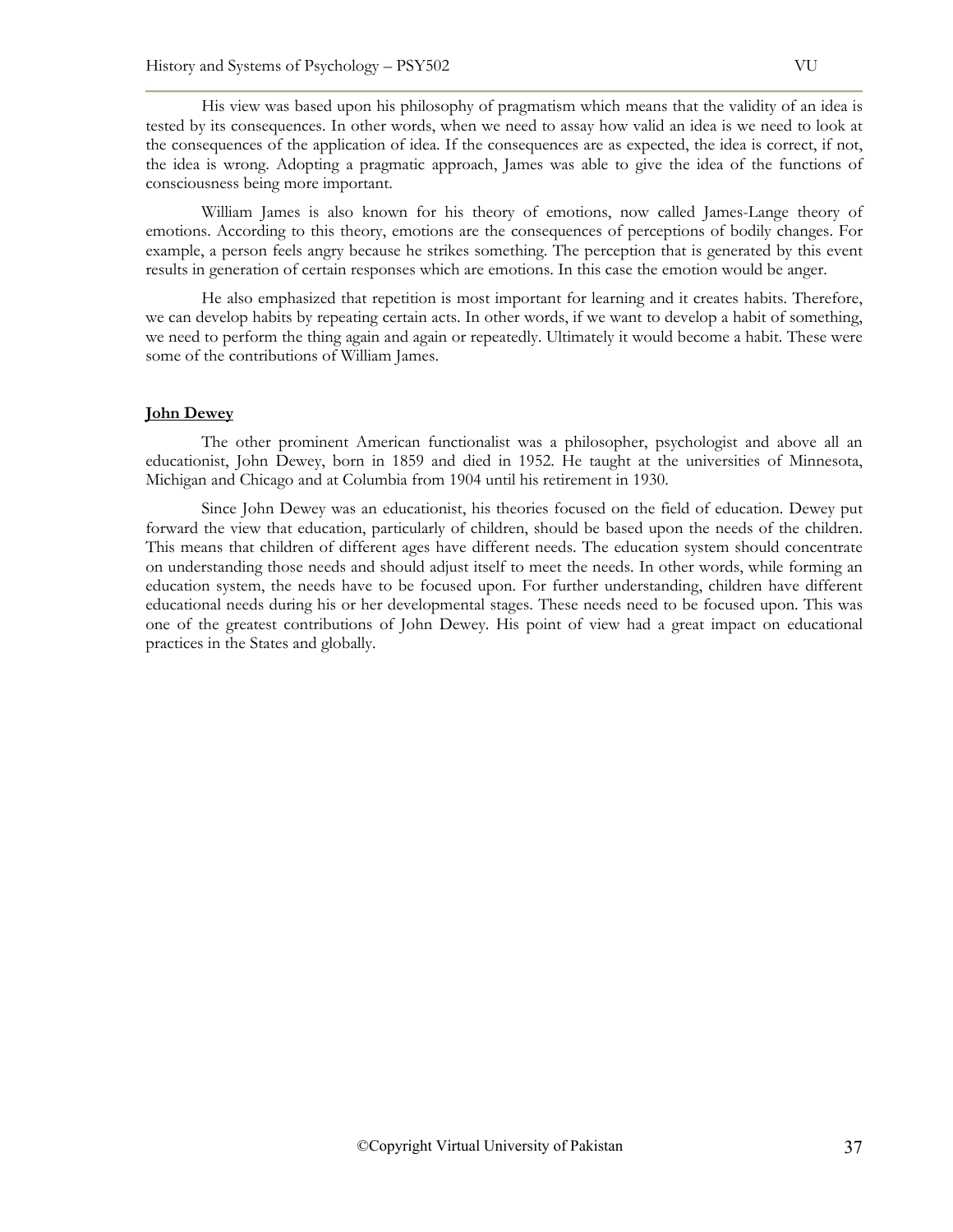His view was based upon his philosophy of pragmatism which means that the validity of an idea is tested by its consequences. In other words, when we need to assay how valid an idea is we need to look at the consequences of the application of idea. If the consequences are as expected, the idea is correct, if not, the idea is wrong. Adopting a pragmatic approach, James was able to give the idea of the functions of consciousness being more important.

William James is also known for his theory of emotions, now called James-Lange theory of emotions. According to this theory, emotions are the consequences of perceptions of bodily changes. For example, a person feels angry because he strikes something. The perception that is generated by this event results in generation of certain responses which are emotions. In this case the emotion would be anger.

He also emphasized that repetition is most important for learning and it creates habits. Therefore, we can develop habits by repeating certain acts. In other words, if we want to develop a habit of something, we need to perform the thing again and again or repeatedly. Ultimately it would become a habit. These were some of the contributions of William James.

## John Dewey

The other prominent American functionalist was a philosopher, psychologist and above all an educationist, John Dewey, born in 1859 and died in 1952. He taught at the universities of Minnesota, Michigan and Chicago and at Columbia from 1904 until his retirement in 1930.

Since John Dewey was an educationist, his theories focused on the field of education. Dewey put forward the view that education, particularly of children, should be based upon the needs of the children. This means that children of different ages have different needs. The education system should concentrate on understanding those needs and should adjust itself to meet the needs. In other words, while forming an education system, the needs have to be focused upon. For further understanding, children have different educational needs during his or her developmental stages. These needs need to be focused upon. This was one of the greatest contributions of John Dewey. His point of view had a great impact on educational practices in the States and globally.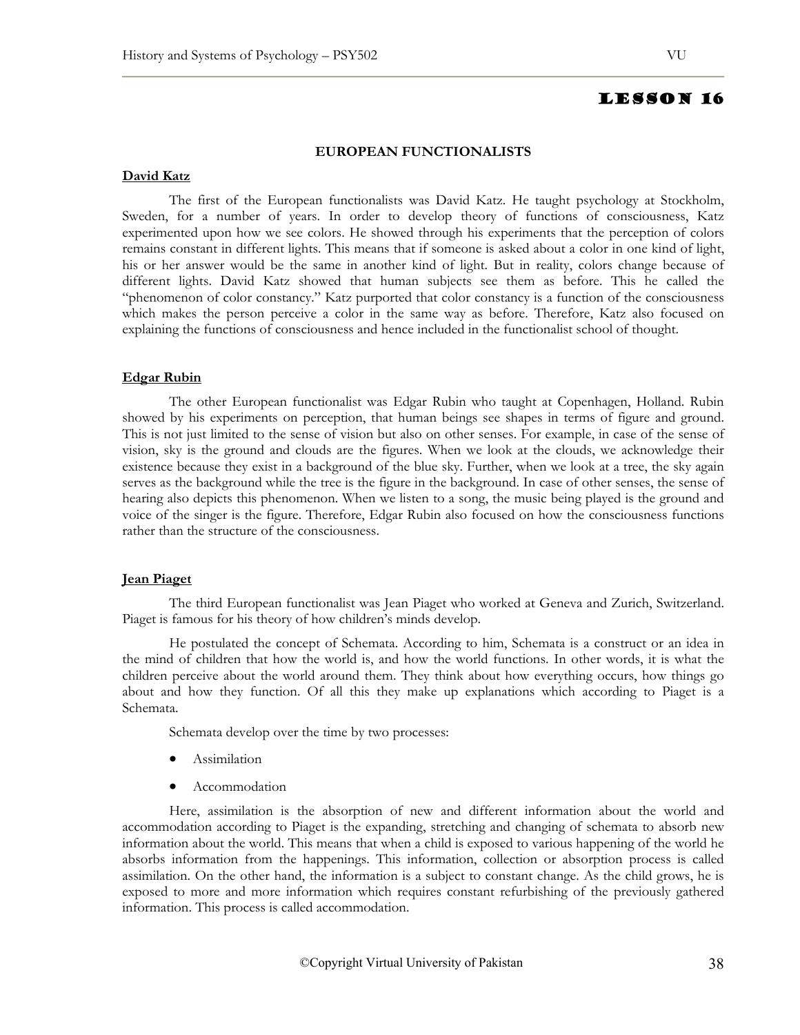# LESSON 16

## EUROPEAN FUNCTIONALISTS

### David Katz

The first of the European functionalists was David Katz. He taught psychology at Stockholm, Sweden, for a number of years. In order to develop theory of functions of consciousness, Katz experimented upon how we see colors. He showed through his experiments that the perception of colors remains constant in different lights. This means that if someone is asked about a color in one kind of light, his or her answer would be the same in another kind of light. But in reality, colors change because of different lights. David Katz showed that human subjects see them as before. This he called the "phenomenon of color constancy." Katz purported that color constancy is a function of the consciousness which makes the person perceive a color in the same way as before. Therefore, Katz also focused on explaining the functions of consciousness and hence included in the functionalist school of thought.

### Edgar Rubin

The other European functionalist was Edgar Rubin who taught at Copenhagen, Holland. Rubin showed by his experiments on perception, that human beings see shapes in terms of figure and ground. This is not just limited to the sense of vision but also on other senses. For example, in case of the sense of vision, sky is the ground and clouds are the figures. When we look at the clouds, we acknowledge their existence because they exist in a background of the blue sky. Further, when we look at a tree, the sky again serves as the background while the tree is the figure in the background. In case of other senses, the sense of hearing also depicts this phenomenon. When we listen to a song, the music being played is the ground and voice of the singer is the figure. Therefore, Edgar Rubin also focused on how the consciousness functions rather than the structure of the consciousness.

### Jean Piaget

The third European functionalist was Jean Piaget who worked at Geneva and Zurich, Switzerland. Piaget is famous for his theory of how children's minds develop.

He postulated the concept of Schemata. According to him, Schemata is a construct or an idea in the mind of children that how the world is, and how the world functions. In other words, it is what the children perceive about the world around them. They think about how everything occurs, how things go about and how they function. Of all this they make up explanations which according to Piaget is a Schemata.

Schemata develop over the time by two processes:

- Assimilation
- Accommodation

Here, assimilation is the absorption of new and different information about the world and accommodation according to Piaget is the expanding, stretching and changing of schemata to absorb new information about the world. This means that when a child is exposed to various happening of the world he absorbs information from the happenings. This information, collection or absorption process is called assimilation. On the other hand, the information is a subject to constant change. As the child grows, he is exposed to more and more information which requires constant refurbishing of the previously gathered information. This process is called accommodation.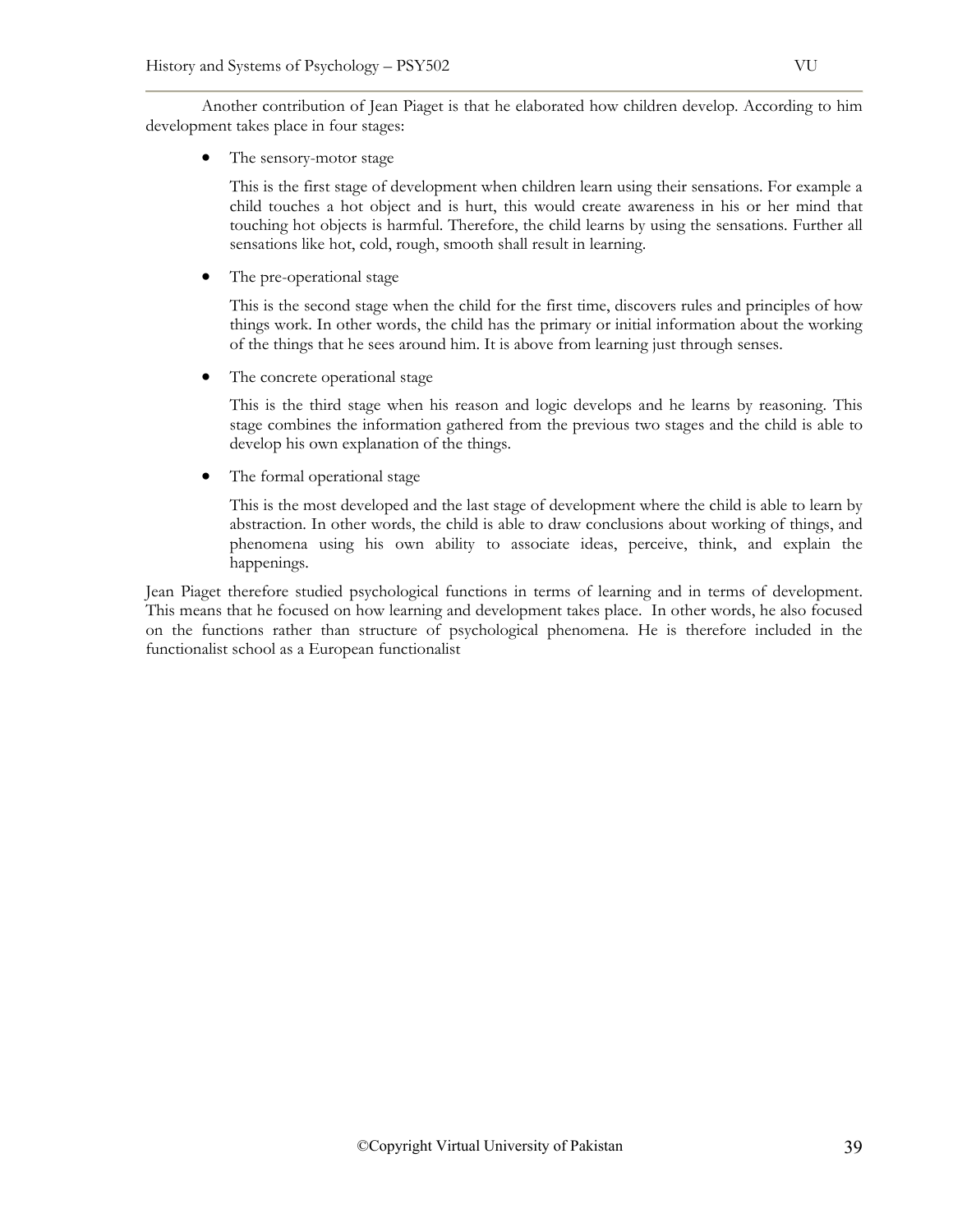Another contribution of Jean Piaget is that he elaborated how children develop. According to him development takes place in four stages:

- The sensory-motor stage

  This is the first stage of development when children learn using their sensations. For example a child touches a hot object and is hurt, this would create awareness in his or her mind that touching hot objects is harmful. Therefore, the child learns by using the sensations. Further all sensations like hot, cold, rough, smooth shall result in learning.

- The pre-operational stage

  This is the second stage when the child for the first time, discovers rules and principles of how things work. In other words, the child has the primary or initial information about the working of the things that he sees around him. It is above from learning just through senses.

- The concrete operational stage

  This is the third stage when his reason and logic develops and he learns by reasoning. This stage combines the information gathered from the previous two stages and the child is able to develop his own explanation of the things.

- The formal operational stage

  This is the most developed and the last stage of development where the child is able to learn by abstraction. In other words, the child is able to draw conclusions about working of things, and phenomena using his own ability to associate ideas, perceive, think, and explain the happenings.

Jean Piaget therefore studied psychological functions in terms of learning and in terms of development. This means that he focused on how learning and development takes place. In other words, he also focused on the functions rather than structure of psychological phenomena. He is therefore included in the functionalist school as a European functionalist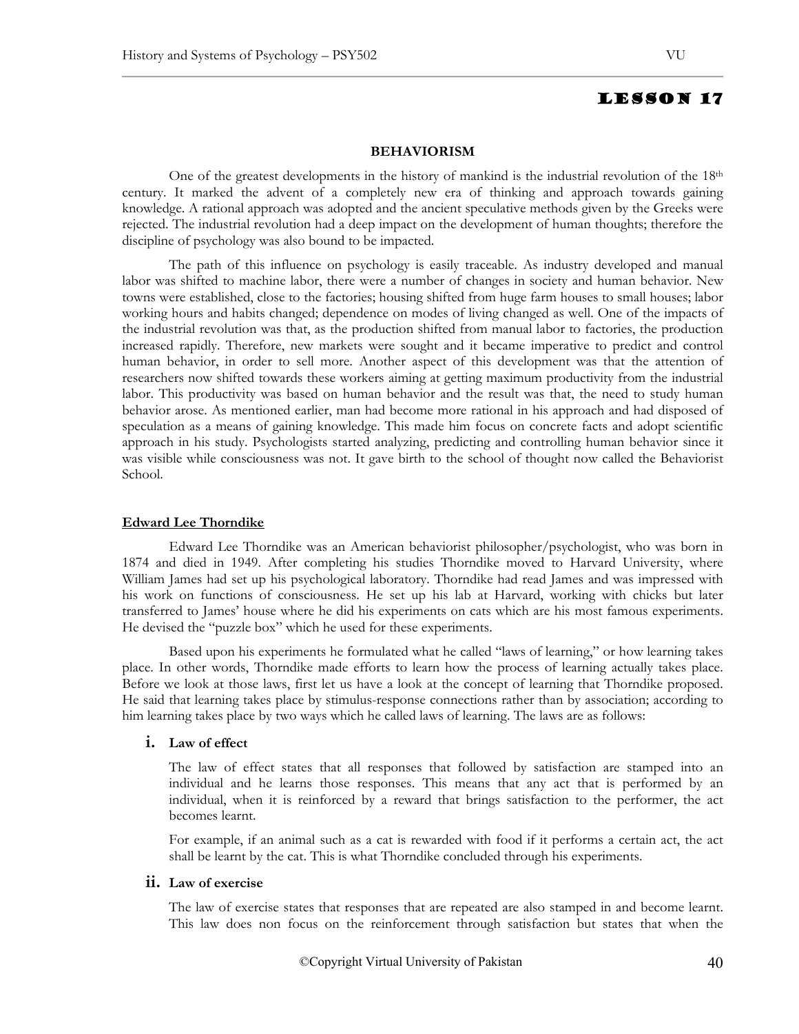# Lesson 17

**BEHAVIORISM**

One of the greatest developments in the history of mankind is the industrial revolution of the 18th century. It marked the advent of a completely new era of thinking and approach towards gaining knowledge. A rational approach was adopted and the ancient speculative methods given by the Greeks were rejected. The industrial revolution had a deep impact on the development of human thoughts; therefore the discipline of psychology was also bound to be impacted.

The path of this influence on psychology is easily traceable. As industry developed and manual labor was shifted to machine labor, there were a number of changes in society and human behavior. New towns were established, close to the factories; housing shifted from huge farm houses to small houses; labor working hours and habits changed; dependence on modes of living changed as well. One of the impacts of the industrial revolution was that, as the production shifted from manual labor to factories, the production increased rapidly. Therefore, new markets were sought and it became imperative to predict and control human behavior, in order to sell more. Another aspect of this development was that the attention of researchers now shifted towards these workers aiming at getting maximum productivity from the industrial labor. This productivity was based on human behavior and the result was that, the need to study human behavior arose. As mentioned earlier, man had become more rational in his approach and had disposed of speculation as a means of gaining knowledge. This made him focus on concrete facts and adopt scientific approach in his study. Psychologists started analyzing, predicting and controlling human behavior since it was visible while consciousness was not. It gave birth to the school of thought now called the Behaviorist School.

## Edward Lee Thorndike

Edward Lee Thorndike was an American behaviorist philosopher/psychologist, who was born in 1874 and died in 1949. After completing his studies Thorndike moved to Harvard University, where William James had set up his psychological laboratory. Thorndike had read James and was impressed with his work on functions of consciousness. He set up his lab at Harvard, working with chicks but later transferred to James' house where he did his experiments on cats which are his most famous experiments. He devised the "puzzle box" which he used for these experiments.

Based upon his experiments he formulated what he called "laws of learning," or how learning takes place. In other words, Thorndike made efforts to learn how the process of learning actually takes place. Before we look at those laws, first let us have a look at the concept of learning that Thorndike proposed. He said that learning takes place by stimulus-response connections rather than by association; according to him learning takes place by two ways which he called laws of learning. The laws are as follows:

**i. Law of effect**

The law of effect states that all responses that followed by satisfaction are stamped into an individual and he learns those responses. This means that any act that is performed by an individual, when it is reinforced by a reward that brings satisfaction to the performer, the act becomes learnt.

For example, if an animal such as a cat is rewarded with food if it performs a certain act, the act shall be learnt by the cat. This is what Thorndike concluded through his experiments.

**ii. Law of exercise**

The law of exercise states that responses that are repeated are also stamped in and become learnt. This law does non focus on the reinforcement through satisfaction but states that when the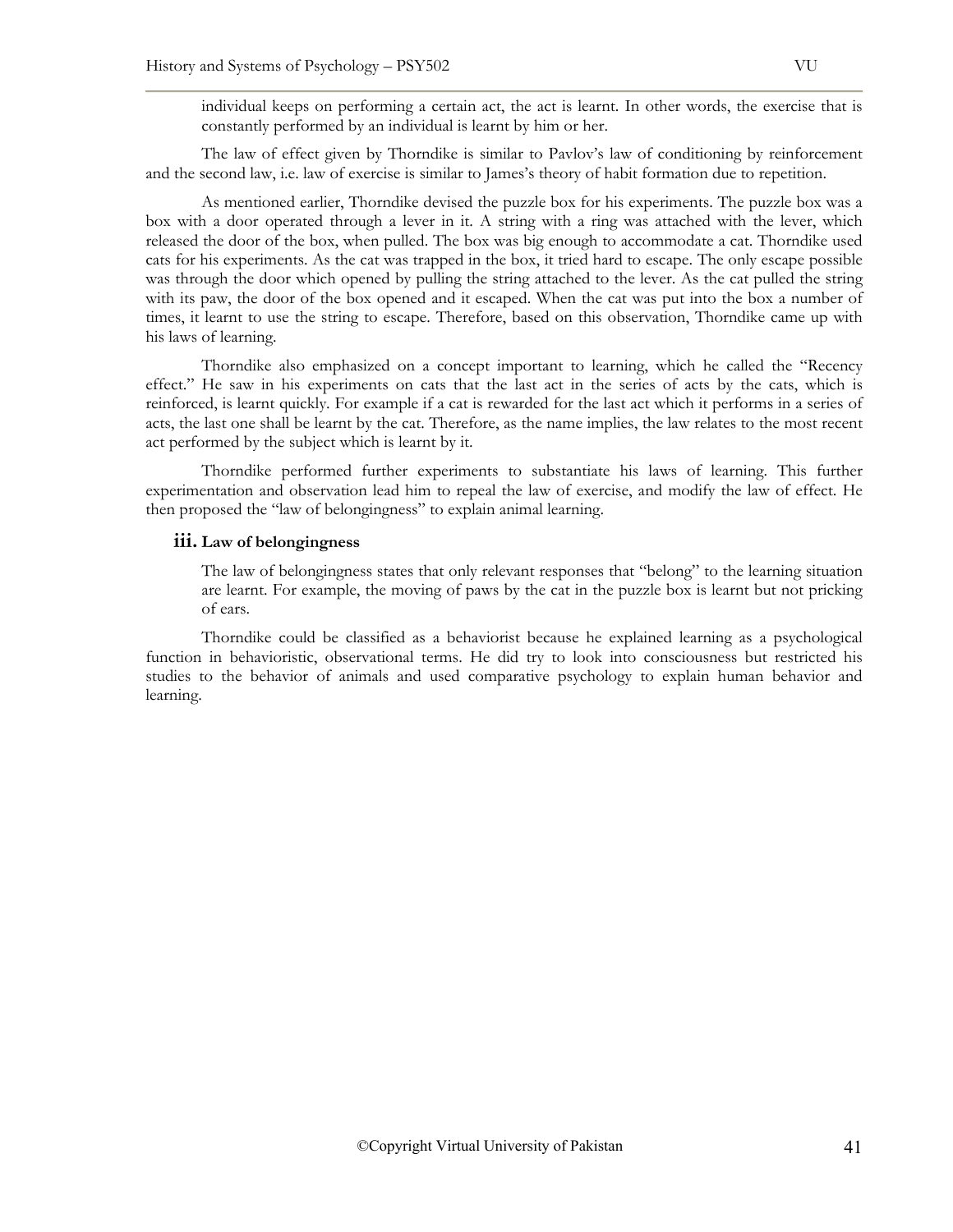individual keeps on performing a certain act, the act is learnt. In other words, the exercise that is constantly performed by an individual is learnt by him or her.

The law of effect given by Thorndike is similar to Pavlov's law of conditioning by reinforcement and the second law, i.e. law of exercise is similar to James's theory of habit formation due to repetition.

As mentioned earlier, Thorndike devised the puzzle box for his experiments. The puzzle box was a box with a door operated through a lever in it. A string with a ring was attached with the lever, which released the door of the box, when pulled. The box was big enough to accommodate a cat. Thorndike used cats for his experiments. As the cat was trapped in the box, it tried hard to escape. The only escape possible was through the door which opened by pulling the string attached to the lever. As the cat pulled the string with its paw, the door of the box opened and it escaped. When the cat was put into the box a number of times, it learnt to use the string to escape. Therefore, based on this observation, Thorndike came up with his laws of learning.

Thorndike also emphasized on a concept important to learning, which he called the "Recency effect." He saw in his experiments on cats that the last act in the series of acts by the cats, which is reinforced, is learnt quickly. For example if a cat is rewarded for the last act which it performs in a series of acts, the last one shall be learnt by the cat. Therefore, as the name implies, the law relates to the most recent act performed by the subject which is learnt by it.

Thorndike performed further experiments to substantiate his laws of learning. This further experimentation and observation lead him to repeal the law of exercise, and modify the law of effect. He then proposed the "law of belongingness" to explain animal learning.

### iii. Law of belongingness

The law of belongingness states that only relevant responses that "belong" to the learning situation are learnt. For example, the moving of paws by the cat in the puzzle box is learnt but not pricking of ears.

Thorndike could be classified as a behaviorist because he explained learning as a psychological function in behavioristic, observational terms. He did try to look into consciousness but restricted his studies to the behavior of animals and used comparative psychology to explain human behavior and learning.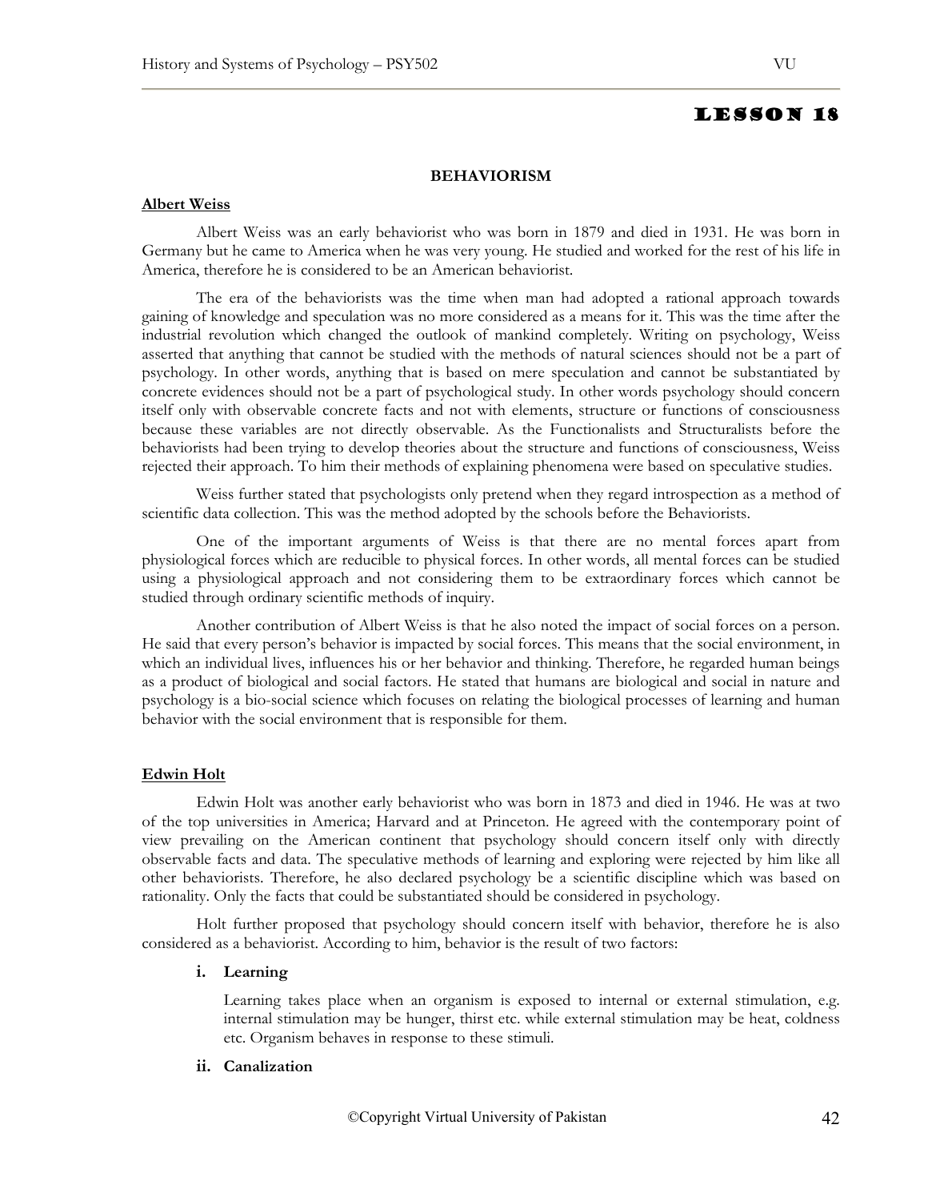# LESSON 18

## BEHAVIORISM

### Albert Weiss

Albert Weiss was an early behaviorist who was born in 1879 and died in 1931. He was born in Germany but he came to America when he was very young. He studied and worked for the rest of his life in America, therefore he is considered to be an American behaviorist.

The era of the behaviorists was the time when man had adopted a rational approach towards gaining of knowledge and speculation was no more considered as a means for it. This was the time after the industrial revolution which changed the outlook of mankind completely. Writing on psychology, Weiss asserted that anything that cannot be studied with the methods of natural sciences should not be a part of psychology. In other words, anything that is based on mere speculation and cannot be substantiated by concrete evidences should not be a part of psychological study. In other words psychology should concern itself only with observable concrete facts and not with elements, structure or functions of consciousness because these variables are not directly observable. As the Functionalists and Structuralists before the behaviorists had been trying to develop theories about the structure and functions of consciousness, Weiss rejected their approach. To him their methods of explaining phenomena were based on speculative studies.

Weiss further stated that psychologists only pretend when they regard introspection as a method of scientific data collection. This was the method adopted by the schools before the Behaviorists.

One of the important arguments of Weiss is that there are no mental forces apart from physiological forces which are reducible to physical forces. In other words, all mental forces can be studied using a physiological approach and not considering them to be extraordinary forces which cannot be studied through ordinary scientific methods of inquiry.

Another contribution of Albert Weiss is that he also noted the impact of social forces on a person. He said that every person's behavior is impacted by social forces. This means that the social environment, in which an individual lives, influences his or her behavior and thinking. Therefore, he regarded human beings as a product of biological and social factors. He stated that humans are biological and social in nature and psychology is a bio-social science which focuses on relating the biological processes of learning and human behavior with the social environment that is responsible for them.

### Edwin Holt

Edwin Holt was another early behaviorist who was born in 1873 and died in 1946. He was at two of the top universities in America; Harvard and at Princeton. He agreed with the contemporary point of view prevailing on the American continent that psychology should concern itself only with directly observable facts and data. The speculative methods of learning and exploring were rejected by him like all other behaviorists. Therefore, he also declared psychology be a scientific discipline which was based on rationality. Only the facts that could be substantiated should be considered in psychology.

Holt further proposed that psychology should concern itself with behavior, therefore he is also considered as a behaviorist. According to him, behavior is the result of two factors:

i. **Learning**

   Learning takes place when an organism is exposed to internal or external stimulation, e.g. internal stimulation may be hunger, thirst etc. while external stimulation may be heat, coldness etc. Organism behaves in response to these stimuli.

ii. **Canalization**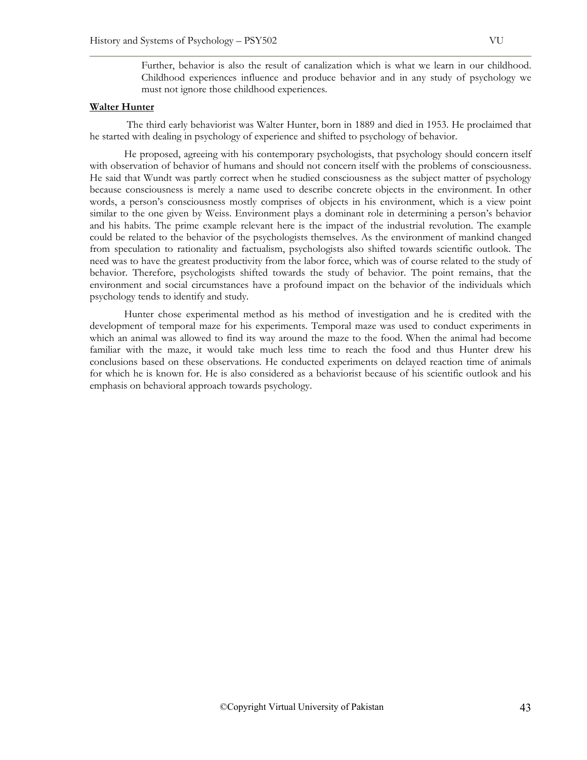Further, behavior is also the result of canalization which is what we learn in our childhood. Childhood experiences influence and produce behavior and in any study of psychology we must not ignore those childhood experiences.

**Walter Hunter**

The third early behaviorist was Walter Hunter, born in 1889 and died in 1953. He proclaimed that he started with dealing in psychology of experience and shifted to psychology of behavior.

He proposed, agreeing with his contemporary psychologists, that psychology should concern itself with observation of behavior of humans and should not concern itself with the problems of consciousness. He said that Wundt was partly correct when he studied consciousness as the subject matter of psychology because consciousness is merely a name used to describe concrete objects in the environment. In other words, a person's consciousness mostly comprises of objects in his environment, which is a view point similar to the one given by Weiss. Environment plays a dominant role in determining a person's behavior and his habits. The prime example relevant here is the impact of the industrial revolution. The example could be related to the behavior of the psychologists themselves. As the environment of mankind changed from speculation to rationality and factualism, psychologists also shifted towards scientific outlook. The need was to have the greatest productivity from the labor force, which was of course related to the study of behavior. Therefore, psychologists shifted towards the study of behavior. The point remains, that the environment and social circumstances have a profound impact on the behavior of the individuals which psychology tends to identify and study.

Hunter chose experimental method as his method of investigation and he is credited with the development of temporal maze for his experiments. Temporal maze was used to conduct experiments in which an animal was allowed to find its way around the maze to the food. When the animal had become familiar with the maze, it would take much less time to reach the food and thus Hunter drew his conclusions based on these observations. He conducted experiments on delayed reaction time of animals for which he is known for. He is also considered as a behaviorist because of his scientific outlook and his emphasis on behavioral approach towards psychology.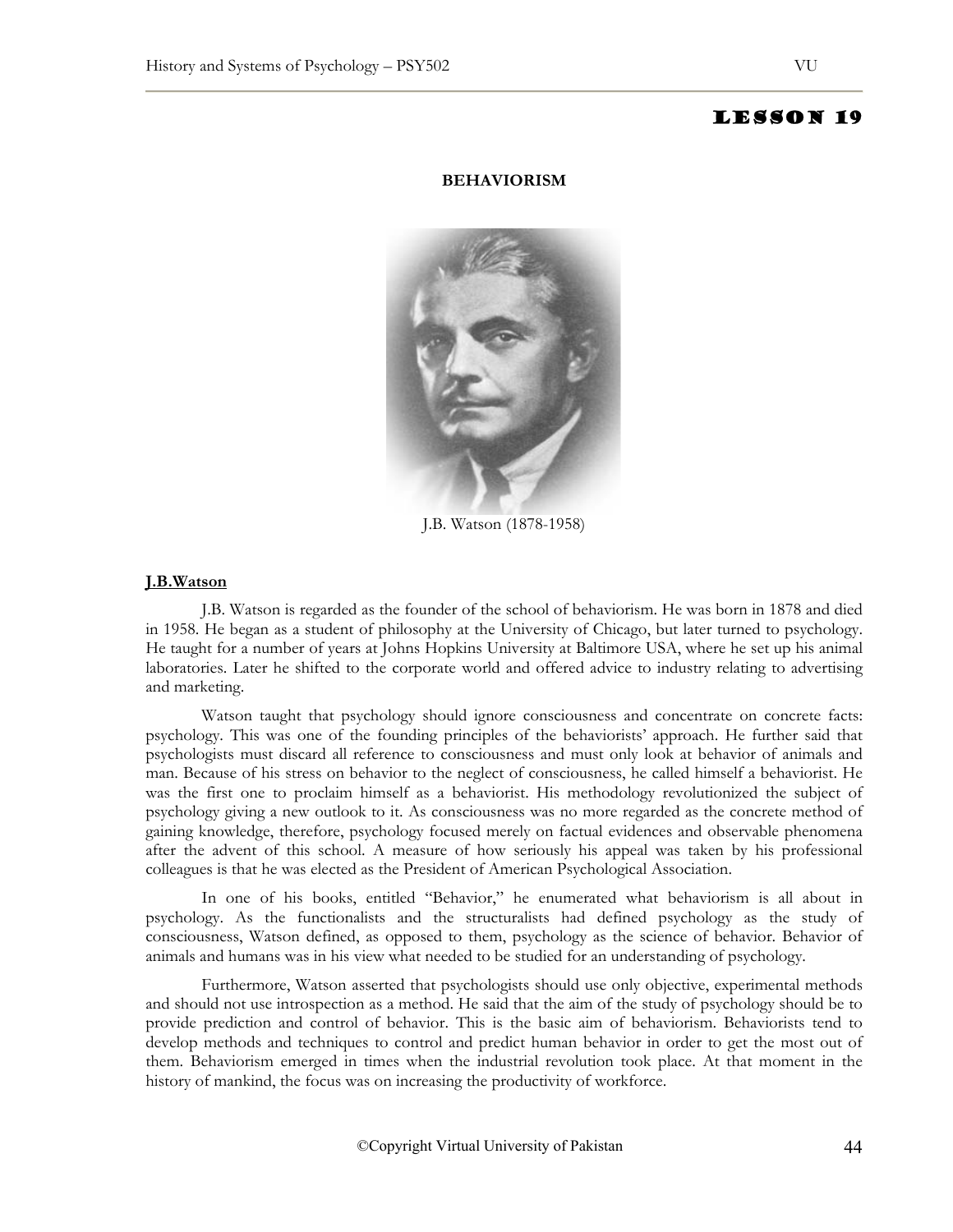# LESSON 19

## BEHAVIORISM

J.B. Watson (1878-1958)

### J.B.Watson

J.B. Watson is regarded as the founder of the school of behaviorism. He was born in 1878 and died in 1958. He began as a student of philosophy at the University of Chicago, but later turned to psychology. He taught for a number of years at Johns Hopkins University at Baltimore USA, where he set up his animal laboratories. Later he shifted to the corporate world and offered advice to industry relating to advertising and marketing.

Watson taught that psychology should ignore consciousness and concentrate on concrete facts: psychology. This was one of the founding principles of the behaviorists' approach. He further said that psychologists must discard all reference to consciousness and must only look at behavior of animals and man. Because of his stress on behavior to the neglect of consciousness, he called himself a behaviorist. He was the first one to proclaim himself as a behaviorist. His methodology revolutionized the subject of psychology giving a new outlook to it. As consciousness was no more regarded as the concrete method of gaining knowledge, therefore, psychology focused merely on factual evidences and observable phenomena after the advent of this school. A measure of how seriously his appeal was taken by his professional colleagues is that he was elected as the President of American Psychological Association.

In one of his books, entitled "Behavior," he enumerated what behaviorism is all about in psychology. As the functionalists and the structuralists had defined psychology as the study of consciousness, Watson defined, as opposed to them, psychology as the science of behavior. Behavior of animals and humans was in his view what needed to be studied for an understanding of psychology.

Furthermore, Watson asserted that psychologists should use only objective, experimental methods and should not use introspection as a method. He said that the aim of the study of psychology should be to provide prediction and control of behavior. This is the basic aim of behaviorism. Behaviorists tend to develop methods and techniques to control and predict human behavior in order to get the most out of them. Behaviorism emerged in times when the industrial revolution took place. At that moment in the history of mankind, the focus was on increasing the productivity of workforce.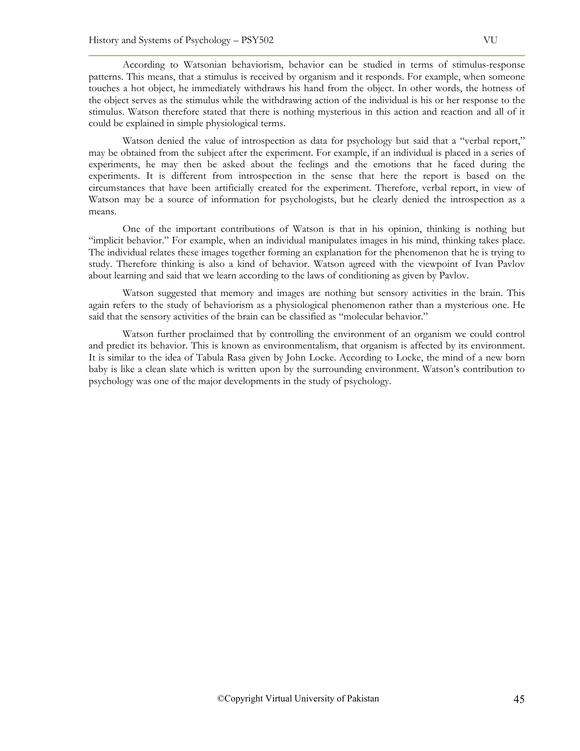According to Watsonian behaviorism, behavior can be studied in terms of stimulus-response patterns. This means, that a stimulus is received by organism and it responds. For example, when someone touches a hot object, he immediately withdraws his hand from the object. In other words, the hotness of the object serves as the stimulus while the withdrawing action of the individual is his or her response to the stimulus. Watson therefore stated that there is nothing mysterious in this action and reaction and all of it could be explained in simple physiological terms.

Watson denied the value of introspection as data for psychology but said that a "verbal report," may be obtained from the subject after the experiment. For example, if an individual is placed in a series of experiments, he may then be asked about the feelings and the emotions that he faced during the experiments. It is different from introspection in the sense that here the report is based on the circumstances that have been artificially created for the experiment. Therefore, verbal report, in view of Watson may be a source of information for psychologists, but he clearly denied the introspection as a means.

One of the important contributions of Watson is that in his opinion, thinking is nothing but "implicit behavior." For example, when an individual manipulates images in his mind, thinking takes place. The individual relates these images together forming an explanation for the phenomenon that he is trying to study. Therefore thinking is also a kind of behavior. Watson agreed with the viewpoint of Ivan Pavlov about learning and said that we learn according to the laws of conditioning as given by Pavlov.

Watson suggested that memory and images are nothing but sensory activities in the brain. This again refers to the study of behaviorism as a physiological phenomenon rather than a mysterious one. He said that the sensory activities of the brain can be classified as "molecular behavior."

Watson further proclaimed that by controlling the environment of an organism we could control and predict its behavior. This is known as environmentalism, that organism is affected by its environment. It is similar to the idea of Tabula Rasa given by John Locke. According to Locke, the mind of a new born baby is like a clean slate which is written upon by the surrounding environment. Watson's contribution to psychology was one of the major developments in the study of psychology.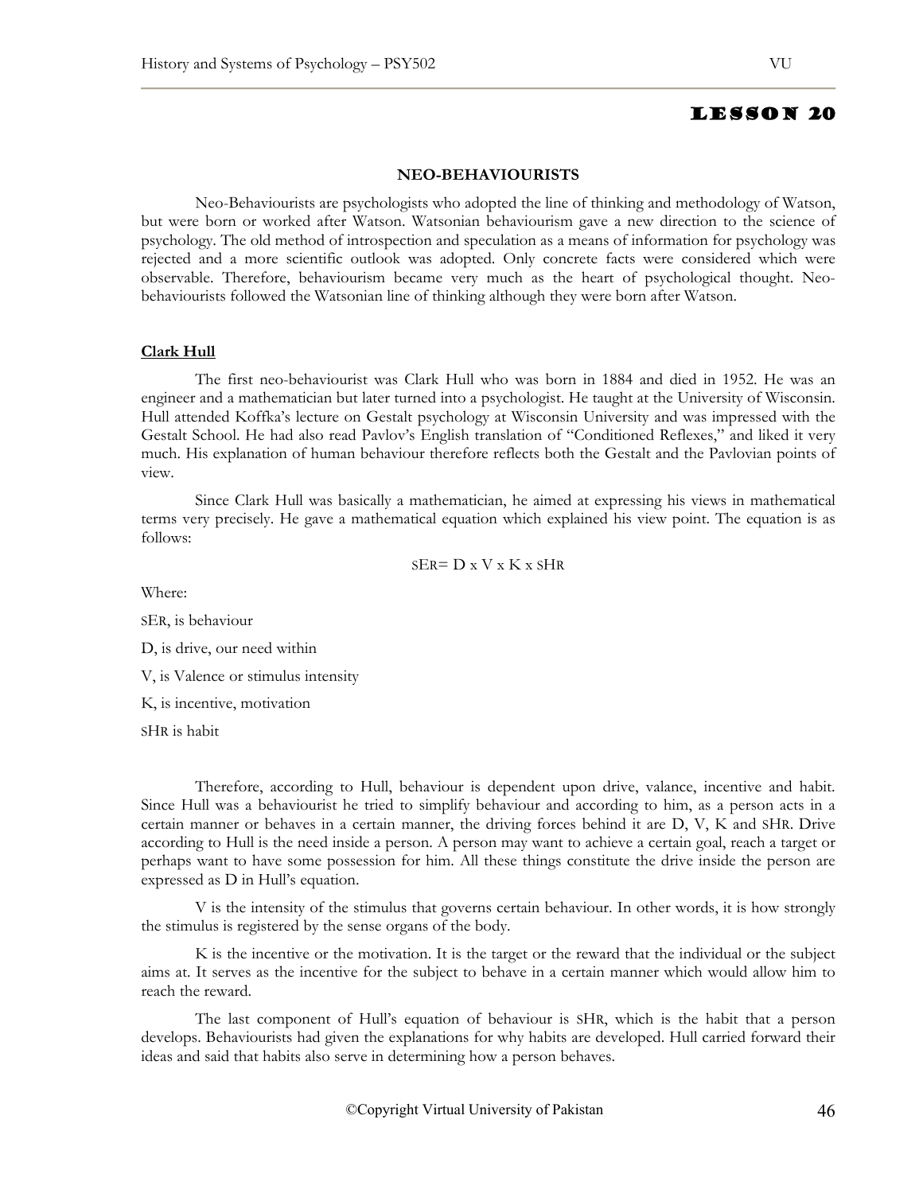# Lesson 20

## NEO-BEHAVIOURISTS

Neo-Behaviourists are psychologists who adopted the line of thinking and methodology of Watson, but were born or worked after Watson. Watsonian behaviourism gave a new direction to the science of psychology. The old method of introspection and speculation as a means of information for psychology was rejected and a more scientific outlook was adopted. Only concrete facts were considered which were observable. Therefore, behaviourism became very much as the heart of psychological thought. Neo-behaviourists followed the Watsonian line of thinking although they were born after Watson.

### Clark Hull

The first neo-behaviourist was Clark Hull who was born in 1884 and died in 1952. He was an engineer and a mathematician but later turned into a psychologist. He taught at the University of Wisconsin. Hull attended Koffka's lecture on Gestalt psychology at Wisconsin University and was impressed with the Gestalt School. He had also read Pavlov's English translation of "Conditioned Reflexes," and liked it very much. His explanation of human behaviour therefore reflects both the Gestalt and the Pavlovian points of view.

Since Clark Hull was basically a mathematician, he aimed at expressing his views in mathematical terms very precisely. He gave a mathematical equation which explained his view point. The equation is as follows:

$$_{S}E_{R} = D \times V \times K \times {}_{S}H_{R}$$

Where:

$_{S}E_{R}$, is behaviour

D, is drive, our need within

V, is Valence or stimulus intensity

K, is incentive, motivation

$_{S}H_{R}$ is habit

Therefore, according to Hull, behaviour is dependent upon drive, valance, incentive and habit. Since Hull was a behaviourist he tried to simplify behaviour and according to him, as a person acts in a certain manner or behaves in a certain manner, the driving forces behind it are D, V, K and $_{S}H_{R}$. Drive according to Hull is the need inside a person. A person may want to achieve a certain goal, reach a target or perhaps want to have some possession for him. All these things constitute the drive inside the person are expressed as D in Hull's equation.

V is the intensity of the stimulus that governs certain behaviour. In other words, it is how strongly the stimulus is registered by the sense organs of the body.

K is the incentive or the motivation. It is the target or the reward that the individual or the subject aims at. It serves as the incentive for the subject to behave in a certain manner which would allow him to reach the reward.

The last component of Hull's equation of behaviour is $_{S}H_{R}$, which is the habit that a person develops. Behaviourists had given the explanations for why habits are developed. Hull carried forward their ideas and said that habits also serve in determining how a person behaves.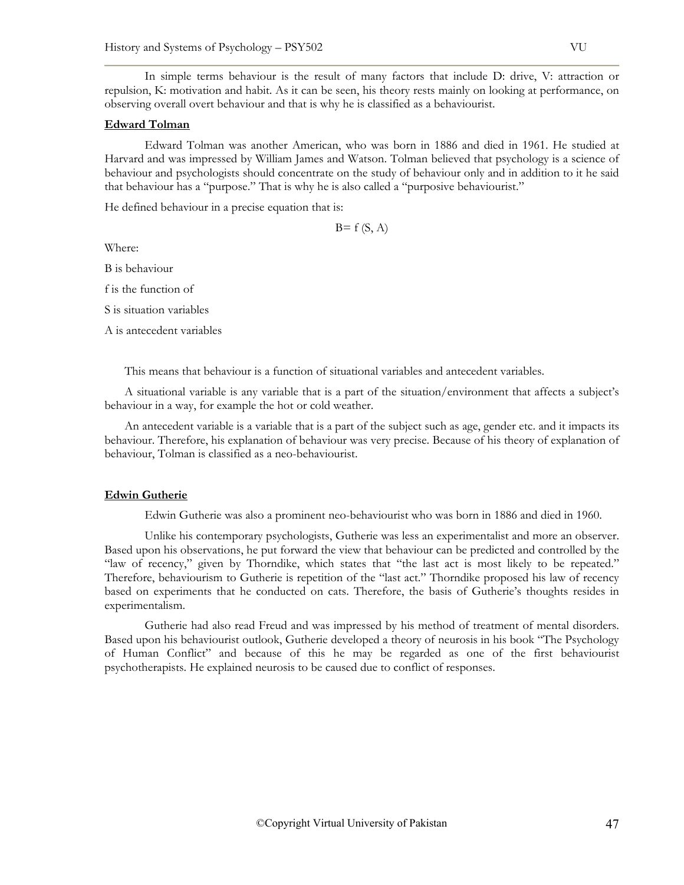In simple terms behaviour is the result of many factors that include D: drive, V: attraction or repulsion, K: motivation and habit. As it can be seen, his theory rests mainly on looking at performance, on observing overall overt behaviour and that is why he is classified as a behaviourist.

**Edward Tolman**

Edward Tolman was another American, who was born in 1886 and died in 1961. He studied at Harvard and was impressed by William James and Watson. Tolman believed that psychology is a science of behaviour and psychologists should concentrate on the study of behaviour only and in addition to it he said that behaviour has a "purpose." That is why he is also called a "purposive behaviourist."

He defined behaviour in a precise equation that is:

$$B = f(S, A)$$

Where:

B is behaviour

f is the function of

S is situation variables

A is antecedent variables

This means that behaviour is a function of situational variables and antecedent variables.

A situational variable is any variable that is a part of the situation/environment that affects a subject's behaviour in a way, for example the hot or cold weather.

An antecedent variable is a variable that is a part of the subject such as age, gender etc. and it impacts its behaviour. Therefore, his explanation of behaviour was very precise. Because of his theory of explanation of behaviour, Tolman is classified as a neo-behaviourist.

**Edwin Gutherie**

Edwin Gutherie was also a prominent neo-behaviourist who was born in 1886 and died in 1960.

Unlike his contemporary psychologists, Gutherie was less an experimentalist and more an observer. Based upon his observations, he put forward the view that behaviour can be predicted and controlled by the "law of recency," given by Thorndike, which states that "the last act is most likely to be repeated." Therefore, behaviourism to Gutherie is repetition of the "last act." Thorndike proposed his law of recency based on experiments that he conducted on cats. Therefore, the basis of Gutherie's thoughts resides in experimentalism.

Gutherie had also read Freud and was impressed by his method of treatment of mental disorders. Based upon his behaviourist outlook, Gutherie developed a theory of neurosis in his book "The Psychology of Human Conflict" and because of this he may be regarded as one of the first behaviourist psychotherapists. He explained neurosis to be caused due to conflict of responses.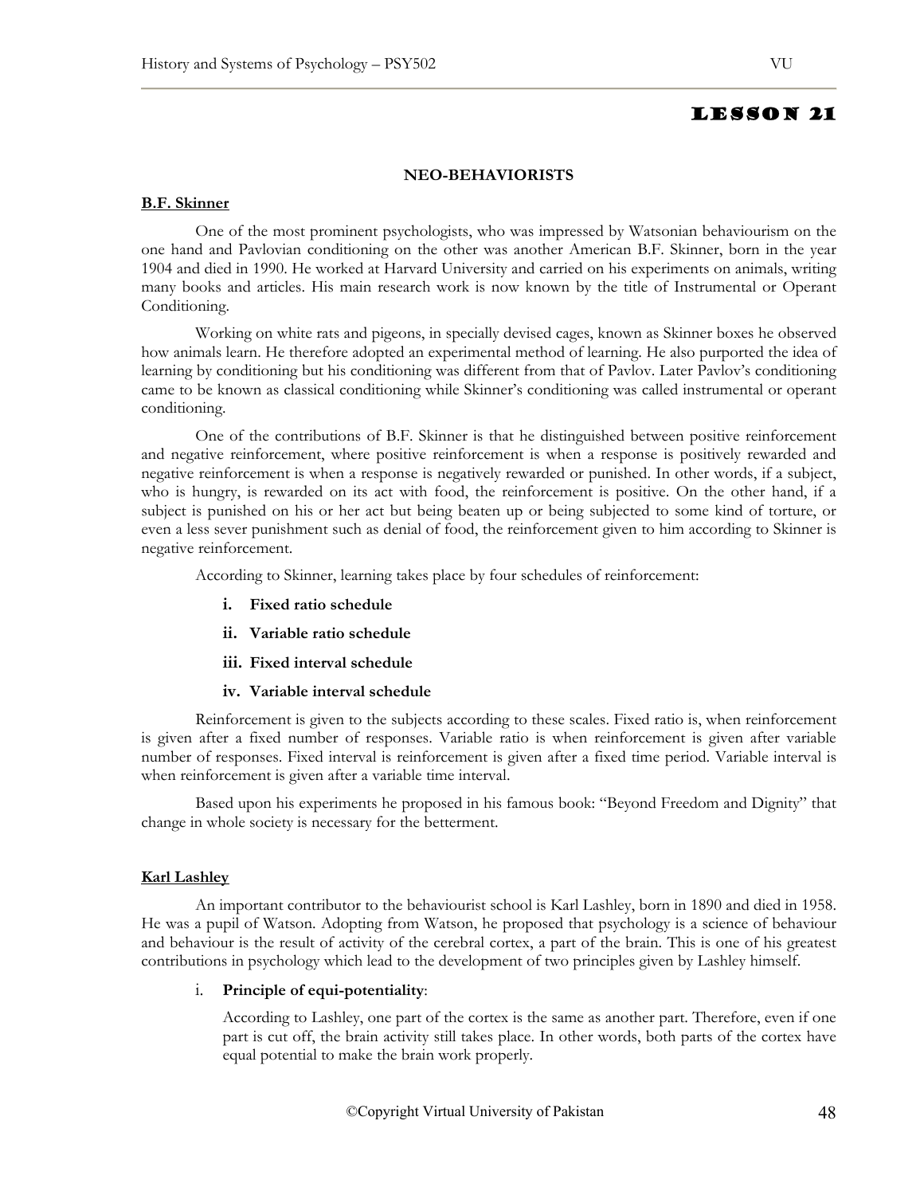# LESSON 21

## NEO-BEHAVIORISTS

### B.F. Skinner

One of the most prominent psychologists, who was impressed by Watsonian behaviourism on the one hand and Pavlovian conditioning on the other was another American B.F. Skinner, born in the year 1904 and died in 1990. He worked at Harvard University and carried on his experiments on animals, writing many books and articles. His main research work is now known by the title of Instrumental or Operant Conditioning.

Working on white rats and pigeons, in specially devised cages, known as Skinner boxes he observed how animals learn. He therefore adopted an experimental method of learning. He also purported the idea of learning by conditioning but his conditioning was different from that of Pavlov. Later Pavlov's conditioning came to be known as classical conditioning while Skinner's conditioning was called instrumental or operant conditioning.

One of the contributions of B.F. Skinner is that he distinguished between positive reinforcement and negative reinforcement, where positive reinforcement is when a response is positively rewarded and negative reinforcement is when a response is negatively rewarded or punished. In other words, if a subject, who is hungry, is rewarded on its act with food, the reinforcement is positive. On the other hand, if a subject is punished on his or her act but being beaten up or being subjected to some kind of torture, or even a less sever punishment such as denial of food, the reinforcement given to him according to Skinner is negative reinforcement.

According to Skinner, learning takes place by four schedules of reinforcement:

i. **Fixed ratio schedule**
ii. **Variable ratio schedule**
iii. **Fixed interval schedule**
iv. **Variable interval schedule**

Reinforcement is given to the subjects according to these scales. Fixed ratio is, when reinforcement is given after a fixed number of responses. Variable ratio is when reinforcement is given after variable number of responses. Fixed interval is reinforcement is given after a fixed time period. Variable interval is when reinforcement is given after a variable time interval.

Based upon his experiments he proposed in his famous book: "Beyond Freedom and Dignity" that change in whole society is necessary for the betterment.

### Karl Lashley

An important contributor to the behaviourist school is Karl Lashley, born in 1890 and died in 1958. He was a pupil of Watson. Adopting from Watson, he proposed that psychology is a science of behaviour and behaviour is the result of activity of the cerebral cortex, a part of the brain. This is one of his greatest contributions in psychology which lead to the development of two principles given by Lashley himself.

i. **Principle of equi-potentiality**:

   According to Lashley, one part of the cortex is the same as another part. Therefore, even if one part is cut off, the brain activity still takes place. In other words, both parts of the cortex have equal potential to make the brain work properly.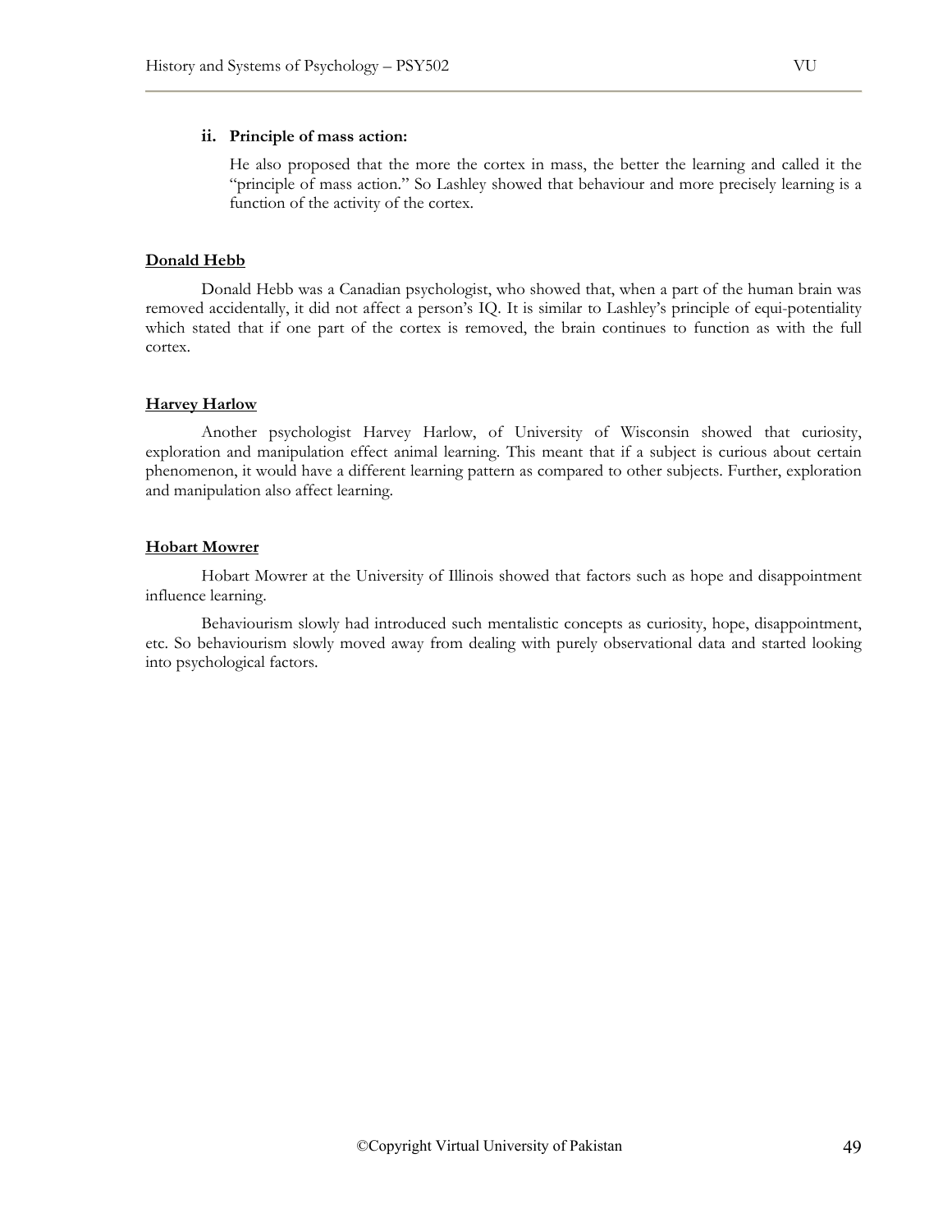ii. **Principle of mass action:**

He also proposed that the more the cortex in mass, the better the learning and called it the "principle of mass action." So Lashley showed that behaviour and more precisely learning is a function of the activity of the cortex.

**Donald Hebb**

Donald Hebb was a Canadian psychologist, who showed that, when a part of the human brain was removed accidentally, it did not affect a person's IQ. It is similar to Lashley's principle of equi-potentiality which stated that if one part of the cortex is removed, the brain continues to function as with the full cortex.

**Harvey Harlow**

Another psychologist Harvey Harlow, of University of Wisconsin showed that curiosity, exploration and manipulation effect animal learning. This meant that if a subject is curious about certain phenomenon, it would have a different learning pattern as compared to other subjects. Further, exploration and manipulation also affect learning.

**Hobart Mowrer**

Hobart Mowrer at the University of Illinois showed that factors such as hope and disappointment influence learning.

Behaviourism slowly had introduced such mentalistic concepts as curiosity, hope, disappointment, etc. So behaviourism slowly moved away from dealing with purely observational data and started looking into psychological factors.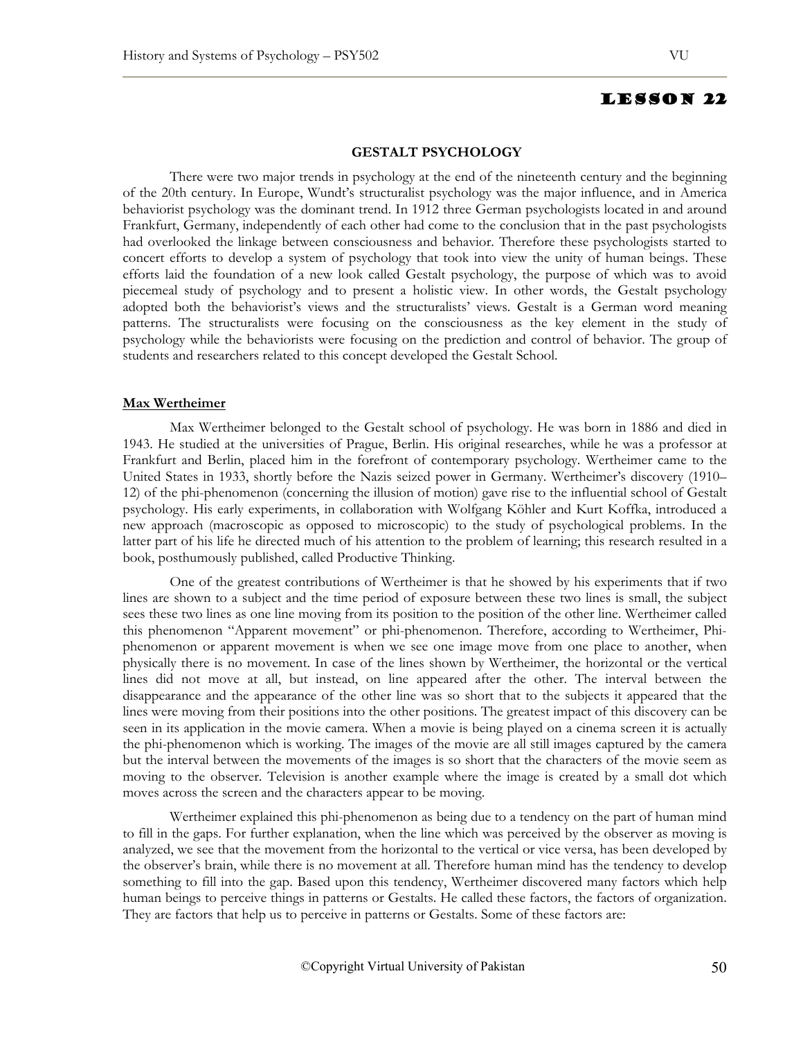# LESSON 22

## GESTALT PSYCHOLOGY

There were two major trends in psychology at the end of the nineteenth century and the beginning of the 20th century. In Europe, Wundt's structuralist psychology was the major influence, and in America behaviorist psychology was the dominant trend. In 1912 three German psychologists located in and around Frankfurt, Germany, independently of each other had come to the conclusion that in the past psychologists had overlooked the linkage between consciousness and behavior. Therefore these psychologists started to concert efforts to develop a system of psychology that took into view the unity of human beings. These efforts laid the foundation of a new look called Gestalt psychology, the purpose of which was to avoid piecemeal study of psychology and to present a holistic view. In other words, the Gestalt psychology adopted both the behaviorist's views and the structuralists' views. Gestalt is a German word meaning patterns. The structuralists were focusing on the consciousness as the key element in the study of psychology while the behaviorists were focusing on the prediction and control of behavior. The group of students and researchers related to this concept developed the Gestalt School.

### Max Wertheimer

Max Wertheimer belonged to the Gestalt school of psychology. He was born in 1886 and died in 1943. He studied at the universities of Prague, Berlin. His original researches, while he was a professor at Frankfurt and Berlin, placed him in the forefront of contemporary psychology. Wertheimer came to the United States in 1933, shortly before the Nazis seized power in Germany. Wertheimer's discovery (1910–12) of the phi-phenomenon (concerning the illusion of motion) gave rise to the influential school of Gestalt psychology. His early experiments, in collaboration with Wolfgang Köhler and Kurt Koffka, introduced a new approach (macroscopic as opposed to microscopic) to the study of psychological problems. In the latter part of his life he directed much of his attention to the problem of learning; this research resulted in a book, posthumously published, called Productive Thinking.

One of the greatest contributions of Wertheimer is that he showed by his experiments that if two lines are shown to a subject and the time period of exposure between these two lines is small, the subject sees these two lines as one line moving from its position to the position of the other line. Wertheimer called this phenomenon "Apparent movement" or phi-phenomenon. Therefore, according to Wertheimer, Phi-phenomenon or apparent movement is when we see one image move from one place to another, when physically there is no movement. In case of the lines shown by Wertheimer, the horizontal or the vertical lines did not move at all, but instead, on line appeared after the other. The interval between the disappearance and the appearance of the other line was so short that to the subjects it appeared that the lines were moving from their positions into the other positions. The greatest impact of this discovery can be seen in its application in the movie camera. When a movie is being played on a cinema screen it is actually the phi-phenomenon which is working. The images of the movie are all still images captured by the camera but the interval between the movements of the images is so short that the characters of the movie seem as moving to the observer. Television is another example where the image is created by a small dot which moves across the screen and the characters appear to be moving.

Wertheimer explained this phi-phenomenon as being due to a tendency on the part of human mind to fill in the gaps. For further explanation, when the line which was perceived by the observer as moving is analyzed, we see that the movement from the horizontal to the vertical or vice versa, has been developed by the observer's brain, while there is no movement at all. Therefore human mind has the tendency to develop something to fill into the gap. Based upon this tendency, Wertheimer discovered many factors which help human beings to perceive things in patterns or Gestalts. He called these factors, the factors of organization. They are factors that help us to perceive in patterns or Gestalts. Some of these factors are: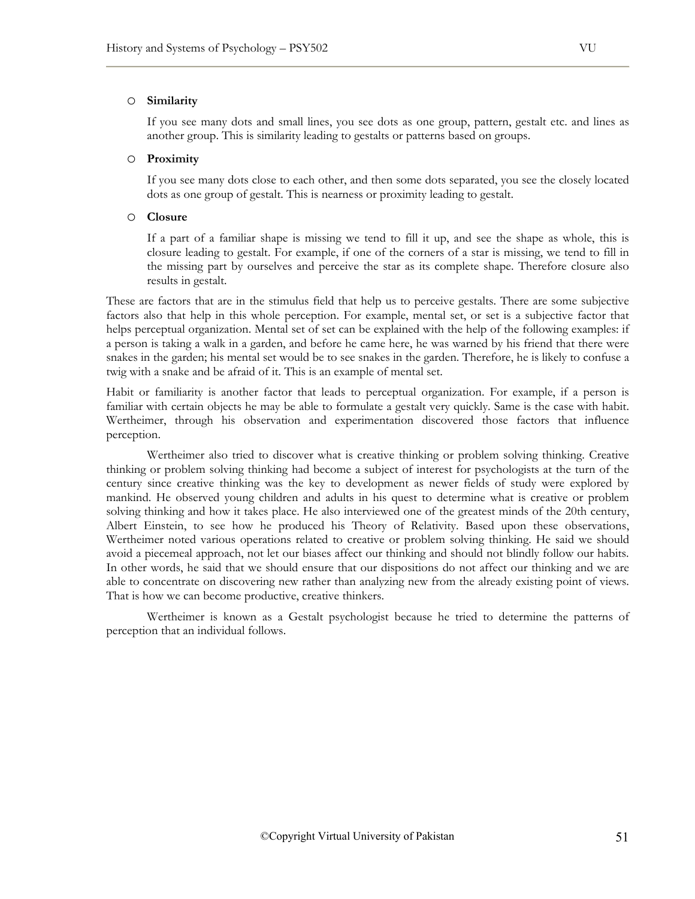- **Similarity**

  If you see many dots and small lines, you see dots as one group, pattern, gestalt etc. and lines as another group. This is similarity leading to gestalts or patterns based on groups.

- **Proximity**

  If you see many dots close to each other, and then some dots separated, you see the closely located dots as one group of gestalt. This is nearness or proximity leading to gestalt.

- **Closure**

  If a part of a familiar shape is missing we tend to fill it up, and see the shape as whole, this is closure leading to gestalt. For example, if one of the corners of a star is missing, we tend to fill in the missing part by ourselves and perceive the star as its complete shape. Therefore closure also results in gestalt.

These are factors that are in the stimulus field that help us to perceive gestalts. There are some subjective factors also that help in this whole perception. For example, mental set, or set is a subjective factor that helps perceptual organization. Mental set of set can be explained with the help of the following examples: if a person is taking a walk in a garden, and before he came here, he was warned by his friend that there were snakes in the garden; his mental set would be to see snakes in the garden. Therefore, he is likely to confuse a twig with a snake and be afraid of it. This is an example of mental set.

Habit or familiarity is another factor that leads to perceptual organization. For example, if a person is familiar with certain objects he may be able to formulate a gestalt very quickly. Same is the case with habit. Wertheimer, through his observation and experimentation discovered those factors that influence perception.

Wertheimer also tried to discover what is creative thinking or problem solving thinking. Creative thinking or problem solving thinking had become a subject of interest for psychologists at the turn of the century since creative thinking was the key to development as newer fields of study were explored by mankind. He observed young children and adults in his quest to determine what is creative or problem solving thinking and how it takes place. He also interviewed one of the greatest minds of the 20th century, Albert Einstein, to see how he produced his Theory of Relativity. Based upon these observations, Wertheimer noted various operations related to creative or problem solving thinking. He said we should avoid a piecemeal approach, not let our biases affect our thinking and should not blindly follow our habits. In other words, he said that we should ensure that our dispositions do not affect our thinking and we are able to concentrate on discovering new rather than analyzing new from the already existing point of views. That is how we can become productive, creative thinkers.

Wertheimer is known as a Gestalt psychologist because he tried to determine the patterns of perception that an individual follows.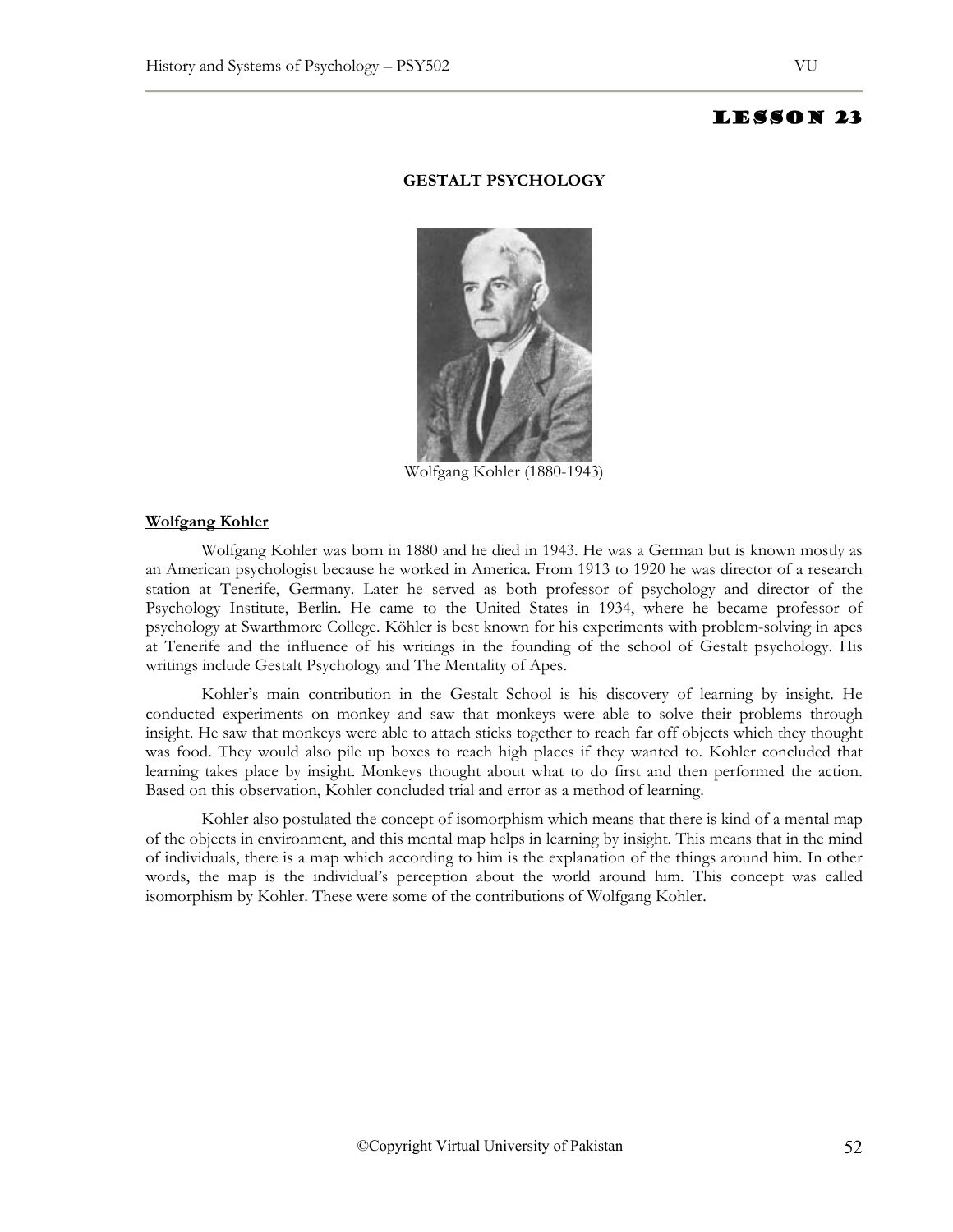# LESSON 23

## GESTALT PSYCHOLOGY

Wolfgang Kohler (1880-1943)

### Wolfgang Kohler

Wolfgang Kohler was born in 1880 and he died in 1943. He was a German but is known mostly as an American psychologist because he worked in America. From 1913 to 1920 he was director of a research station at Tenerife, Germany. Later he served as both professor of psychology and director of the Psychology Institute, Berlin. He came to the United States in 1934, where he became professor of psychology at Swarthmore College. Köhler is best known for his experiments with problem-solving in apes at Tenerife and the influence of his writings in the founding of the school of Gestalt psychology. His writings include Gestalt Psychology and The Mentality of Apes.

Kohler's main contribution in the Gestalt School is his discovery of learning by insight. He conducted experiments on monkey and saw that monkeys were able to solve their problems through insight. He saw that monkeys were able to attach sticks together to reach far off objects which they thought was food. They would also pile up boxes to reach high places if they wanted to. Kohler concluded that learning takes place by insight. Monkeys thought about what to do first and then performed the action. Based on this observation, Kohler concluded trial and error as a method of learning.

Kohler also postulated the concept of isomorphism which means that there is kind of a mental map of the objects in environment, and this mental map helps in learning by insight. This means that in the mind of individuals, there is a map which according to him is the explanation of the things around him. In other words, the map is the individual's perception about the world around him. This concept was called isomorphism by Kohler. These were some of the contributions of Wolfgang Kohler.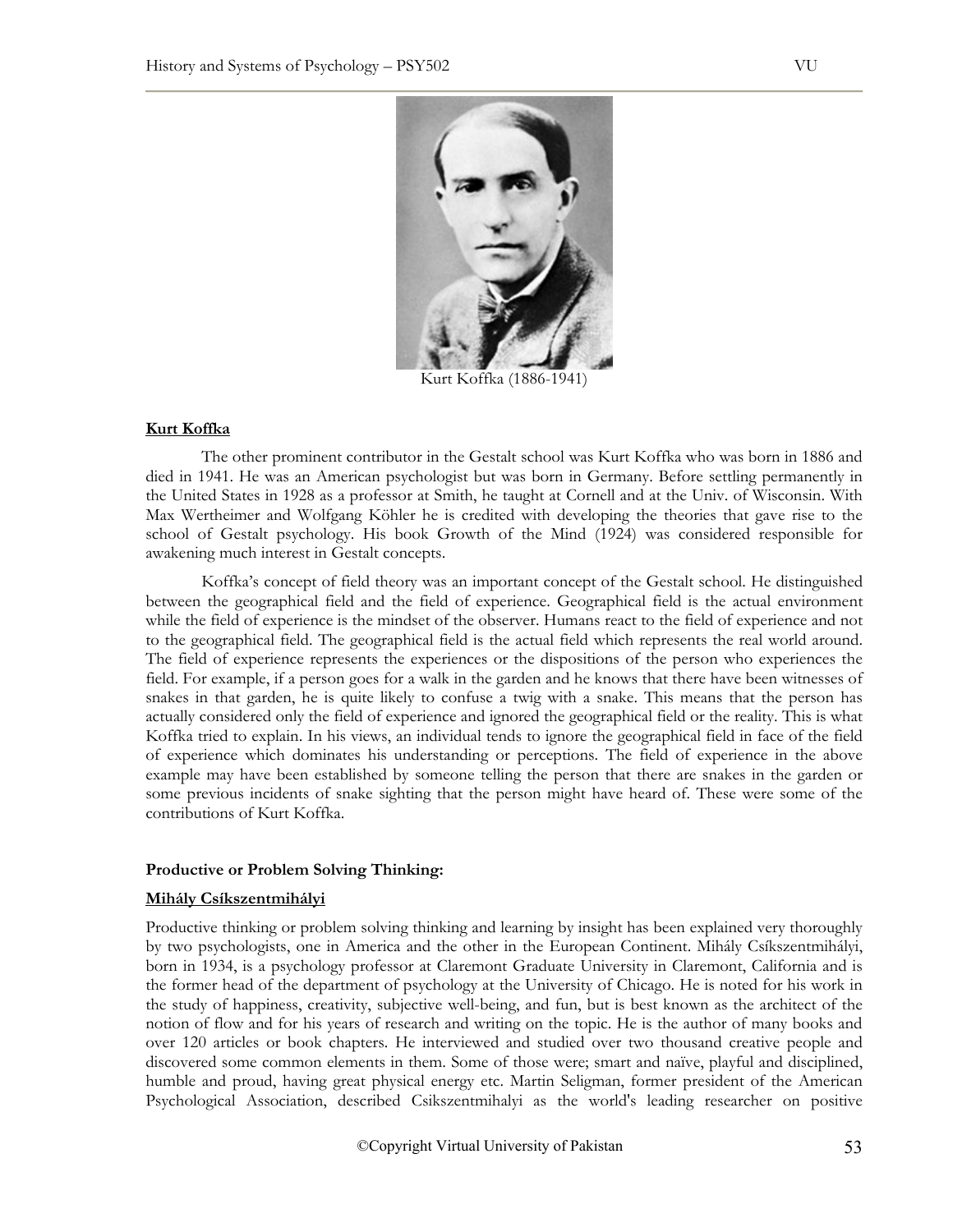Kurt Koffka (1886-1941)

**Kurt Koffka**

The other prominent contributor in the Gestalt school was Kurt Koffka who was born in 1886 and died in 1941. He was an American psychologist but was born in Germany. Before settling permanently in the United States in 1928 as a professor at Smith, he taught at Cornell and at the Univ. of Wisconsin. With Max Wertheimer and Wolfgang Köhler he is credited with developing the theories that gave rise to the school of Gestalt psychology. His book Growth of the Mind (1924) was considered responsible for awakening much interest in Gestalt concepts.

Koffka's concept of field theory was an important concept of the Gestalt school. He distinguished between the geographical field and the field of experience. Geographical field is the actual environment while the field of experience is the mindset of the observer. Humans react to the field of experience and not to the geographical field. The geographical field is the actual field which represents the real world around. The field of experience represents the experiences or the dispositions of the person who experiences the field. For example, if a person goes for a walk in the garden and he knows that there have been witnesses of snakes in that garden, he is quite likely to confuse a twig with a snake. This means that the person has actually considered only the field of experience and ignored the geographical field or the reality. This is what Koffka tried to explain. In his views, an individual tends to ignore the geographical field in face of the field of experience which dominates his understanding or perceptions. The field of experience in the above example may have been established by someone telling the person that there are snakes in the garden or some previous incidents of snake sighting that the person might have heard of. These were some of the contributions of Kurt Koffka.

**Productive or Problem Solving Thinking:**

**Mihály Csíkszentmihályi**

Productive thinking or problem solving thinking and learning by insight has been explained very thoroughly by two psychologists, one in America and the other in the European Continent. Mihály Csíkszentmihályi, born in 1934, is a psychology professor at Claremont Graduate University in Claremont, California and is the former head of the department of psychology at the University of Chicago. He is noted for his work in the study of happiness, creativity, subjective well-being, and fun, but is best known as the architect of the notion of flow and for his years of research and writing on the topic. He is the author of many books and over 120 articles or book chapters. He interviewed and studied over two thousand creative people and discovered some common elements in them. Some of those were; smart and naïve, playful and disciplined, humble and proud, having great physical energy etc. Martin Seligman, former president of the American Psychological Association, described Csikszentmihalyi as the world's leading researcher on positive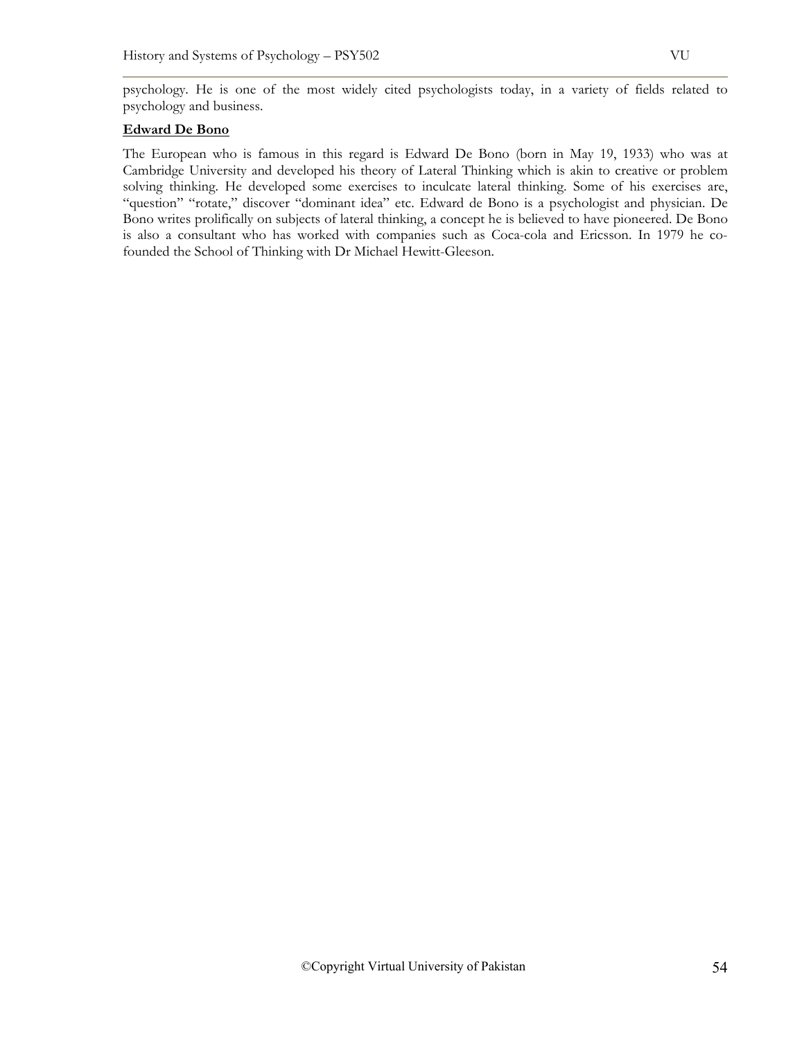psychology. He is one of the most widely cited psychologists today, in a variety of fields related to psychology and business.

**Edward De Bono**

The European who is famous in this regard is Edward De Bono (born in May 19, 1933) who was at Cambridge University and developed his theory of Lateral Thinking which is akin to creative or problem solving thinking. He developed some exercises to inculcate lateral thinking. Some of his exercises are, "question" "rotate," discover "dominant idea" etc. Edward de Bono is a psychologist and physician. De Bono writes prolifically on subjects of lateral thinking, a concept he is believed to have pioneered. De Bono is also a consultant who has worked with companies such as Coca-cola and Ericsson. In 1979 he co-founded the School of Thinking with Dr Michael Hewitt-Gleeson.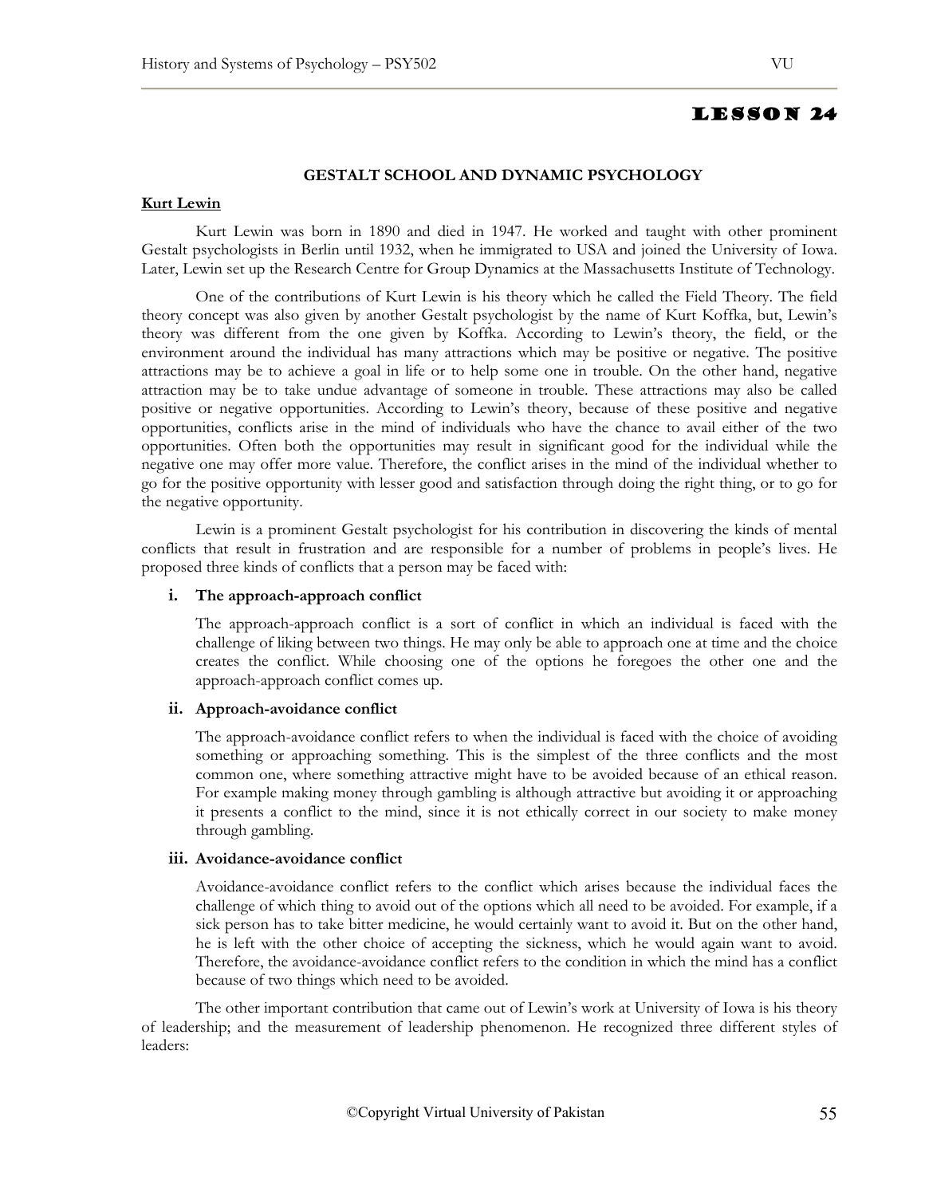# Lesson 24

## GESTALT SCHOOL AND DYNAMIC PSYCHOLOGY

**Kurt Lewin**

Kurt Lewin was born in 1890 and died in 1947. He worked and taught with other prominent Gestalt psychologists in Berlin until 1932, when he immigrated to USA and joined the University of Iowa. Later, Lewin set up the Research Centre for Group Dynamics at the Massachusetts Institute of Technology.

One of the contributions of Kurt Lewin is his theory which he called the Field Theory. The field theory concept was also given by another Gestalt psychologist by the name of Kurt Koffka, but, Lewin's theory was different from the one given by Koffka. According to Lewin's theory, the field, or the environment around the individual has many attractions which may be positive or negative. The positive attractions may be to achieve a goal in life or to help some one in trouble. On the other hand, negative attraction may be to take undue advantage of someone in trouble. These attractions may also be called positive or negative opportunities. According to Lewin's theory, because of these positive and negative opportunities, conflicts arise in the mind of individuals who have the chance to avail either of the two opportunities. Often both the opportunities may result in significant good for the individual while the negative one may offer more value. Therefore, the conflict arises in the mind of the individual whether to go for the positive opportunity with lesser good and satisfaction through doing the right thing, or to go for the negative opportunity.

Lewin is a prominent Gestalt psychologist for his contribution in discovering the kinds of mental conflicts that result in frustration and are responsible for a number of problems in people's lives. He proposed three kinds of conflicts that a person may be faced with:

**i. The approach-approach conflict**

The approach-approach conflict is a sort of conflict in which an individual is faced with the challenge of liking between two things. He may only be able to approach one at time and the choice creates the conflict. While choosing one of the options he foregoes the other one and the approach-approach conflict comes up.

**ii. Approach-avoidance conflict**

The approach-avoidance conflict refers to when the individual is faced with the choice of avoiding something or approaching something. This is the simplest of the three conflicts and the most common one, where something attractive might have to be avoided because of an ethical reason. For example making money through gambling is although attractive but avoiding it or approaching it presents a conflict to the mind, since it is not ethically correct in our society to make money through gambling.

**iii. Avoidance-avoidance conflict**

Avoidance-avoidance conflict refers to the conflict which arises because the individual faces the challenge of which thing to avoid out of the options which all need to be avoided. For example, if a sick person has to take bitter medicine, he would certainly want to avoid it. But on the other hand, he is left with the other choice of accepting the sickness, which he would again want to avoid. Therefore, the avoidance-avoidance conflict refers to the condition in which the mind has a conflict because of two things which need to be avoided.

The other important contribution that came out of Lewin's work at University of Iowa is his theory of leadership; and the measurement of leadership phenomenon. He recognized three different styles of leaders: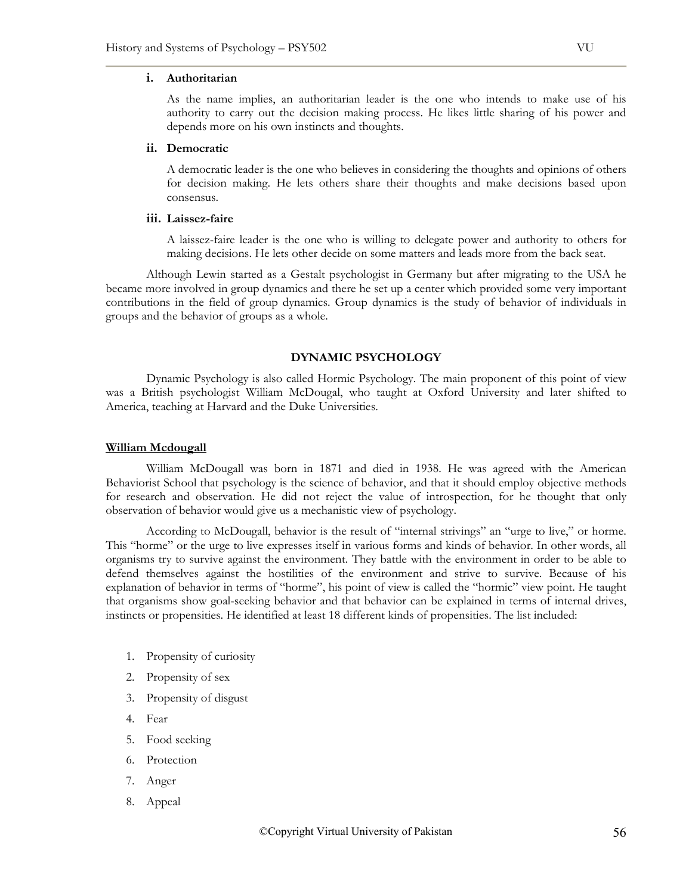**i. Authoritarian**

As the name implies, an authoritarian leader is the one who intends to make use of his authority to carry out the decision making process. He likes little sharing of his power and depends more on his own instincts and thoughts.

**ii. Democratic**

A democratic leader is the one who believes in considering the thoughts and opinions of others for decision making. He lets others share their thoughts and make decisions based upon consensus.

**iii. Laissez-faire**

A laissez-faire leader is the one who is willing to delegate power and authority to others for making decisions. He lets other decide on some matters and leads more from the back seat.

Although Lewin started as a Gestalt psychologist in Germany but after migrating to the USA he became more involved in group dynamics and there he set up a center which provided some very important contributions in the field of group dynamics. Group dynamics is the study of behavior of individuals in groups and the behavior of groups as a whole.

## DYNAMIC PSYCHOLOGY

Dynamic Psychology is also called Hormic Psychology. The main proponent of this point of view was a British psychologist William McDougal, who taught at Oxford University and later shifted to America, teaching at Harvard and the Duke Universities.

### William Mcdougall

William McDougall was born in 1871 and died in 1938. He was agreed with the American Behaviorist School that psychology is the science of behavior, and that it should employ objective methods for research and observation. He did not reject the value of introspection, for he thought that only observation of behavior would give us a mechanistic view of psychology.

According to McDougall, behavior is the result of "internal strivings" an "urge to live," or horme. This "horme" or the urge to live expresses itself in various forms and kinds of behavior. In other words, all organisms try to survive against the environment. They battle with the environment in order to be able to defend themselves against the hostilities of the environment and strive to survive. Because of his explanation of behavior in terms of "horme", his point of view is called the "hormic" view point. He taught that organisms show goal-seeking behavior and that behavior can be explained in terms of internal drives, instincts or propensities. He identified at least 18 different kinds of propensities. The list included:

1. Propensity of curiosity
2. Propensity of sex
3. Propensity of disgust
4. Fear
5. Food seeking
6. Protection
7. Anger
8. Appeal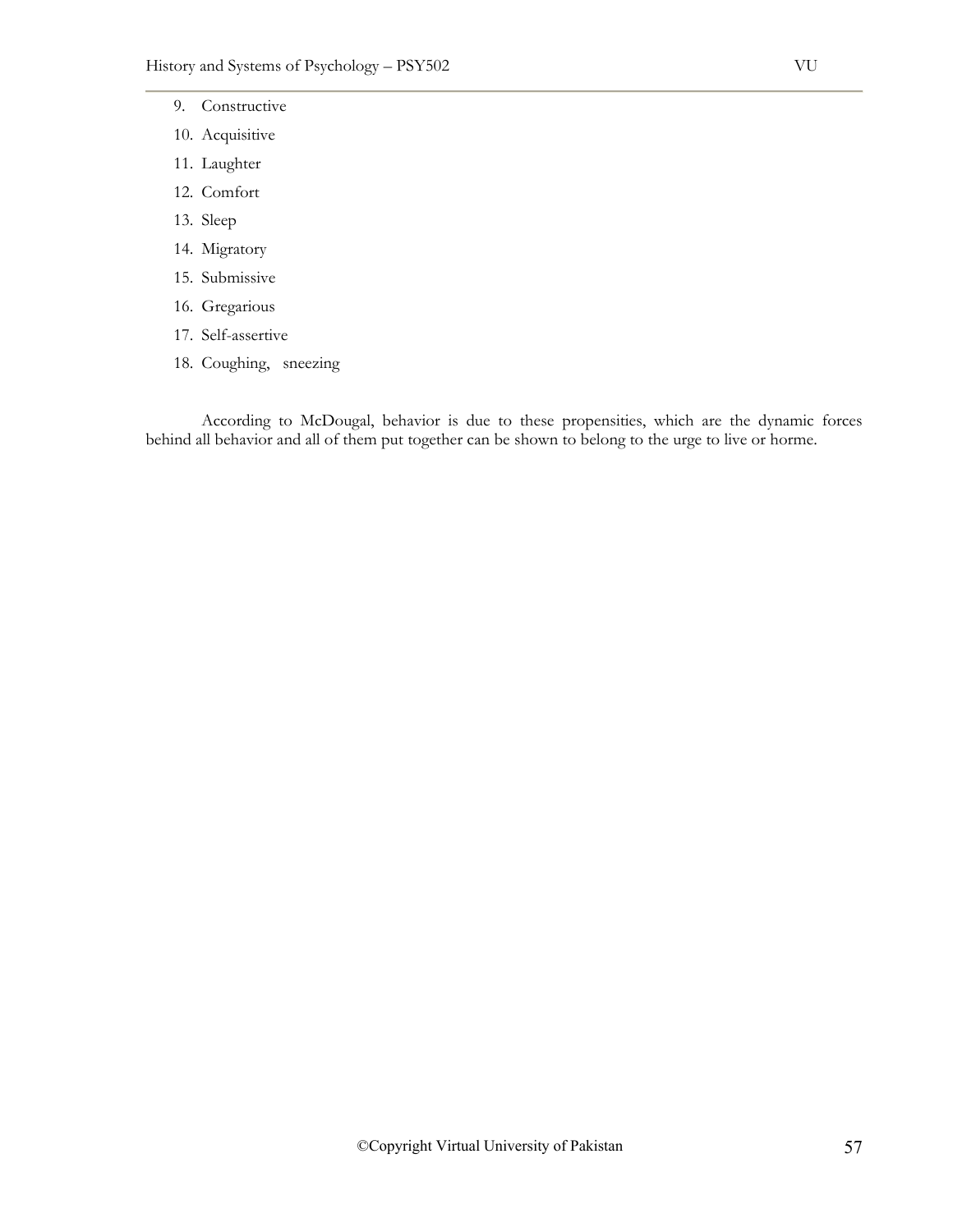9. Constructive
10. Acquisitive
11. Laughter
12. Comfort
13. Sleep
14. Migratory
15. Submissive
16. Gregarious
17. Self-assertive
18. Coughing, sneezing

According to McDougal, behavior is due to these propensities, which are the dynamic forces behind all behavior and all of them put together can be shown to belong to the urge to live or horme.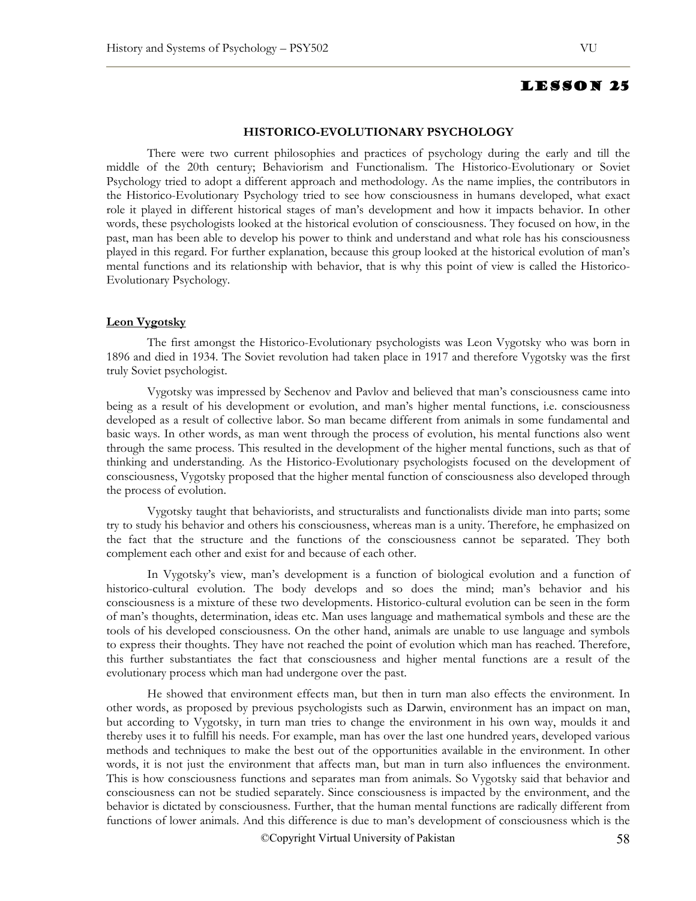# LESSON 25

### HISTORICO-EVOLUTIONARY PSYCHOLOGY

There were two current philosophies and practices of psychology during the early and till the middle of the 20th century; Behaviorism and Functionalism. The Historico-Evolutionary or Soviet Psychology tried to adopt a different approach and methodology. As the name implies, the contributors in the Historico-Evolutionary Psychology tried to see how consciousness in humans developed, what exact role it played in different historical stages of man's development and how it impacts behavior. In other words, these psychologists looked at the historical evolution of consciousness. They focused on how, in the past, man has been able to develop his power to think and understand and what role has his consciousness played in this regard. For further explanation, because this group looked at the historical evolution of man's mental functions and its relationship with behavior, that is why this point of view is called the Historico-Evolutionary Psychology.

**Leon Vygotsky**

The first amongst the Historico-Evolutionary psychologists was Leon Vygotsky who was born in 1896 and died in 1934. The Soviet revolution had taken place in 1917 and therefore Vygotsky was the first truly Soviet psychologist.

Vygotsky was impressed by Sechenov and Pavlov and believed that man's consciousness came into being as a result of his development or evolution, and man's higher mental functions, i.e. consciousness developed as a result of collective labor. So man became different from animals in some fundamental and basic ways. In other words, as man went through the process of evolution, his mental functions also went through the same process. This resulted in the development of the higher mental functions, such as that of thinking and understanding. As the Historico-Evolutionary psychologists focused on the development of consciousness, Vygotsky proposed that the higher mental function of consciousness also developed through the process of evolution.

Vygotsky taught that behaviorists, and structuralists and functionalists divide man into parts; some try to study his behavior and others his consciousness, whereas man is a unity. Therefore, he emphasized on the fact that the structure and the functions of the consciousness cannot be separated. They both complement each other and exist for and because of each other.

In Vygotsky's view, man's development is a function of biological evolution and a function of historico-cultural evolution. The body develops and so does the mind; man's behavior and his consciousness is a mixture of these two developments. Historico-cultural evolution can be seen in the form of man's thoughts, determination, ideas etc. Man uses language and mathematical symbols and these are the tools of his developed consciousness. On the other hand, animals are unable to use language and symbols to express their thoughts. They have not reached the point of evolution which man has reached. Therefore, this further substantiates the fact that consciousness and higher mental functions are a result of the evolutionary process which man had undergone over the past.

He showed that environment effects man, but then in turn man also effects the environment. In other words, as proposed by previous psychologists such as Darwin, environment has an impact on man, but according to Vygotsky, in turn man tries to change the environment in his own way, moulds it and thereby uses it to fulfill his needs. For example, man has over the last one hundred years, developed various methods and techniques to make the best out of the opportunities available in the environment. In other words, it is not just the environment that affects man, but man in turn also influences the environment. This is how consciousness functions and separates man from animals. So Vygotsky said that behavior and consciousness can not be studied separately. Since consciousness is impacted by the environment, and the behavior is dictated by consciousness. Further, that the human mental functions are radically different from functions of lower animals. And this difference is due to man's development of consciousness which is the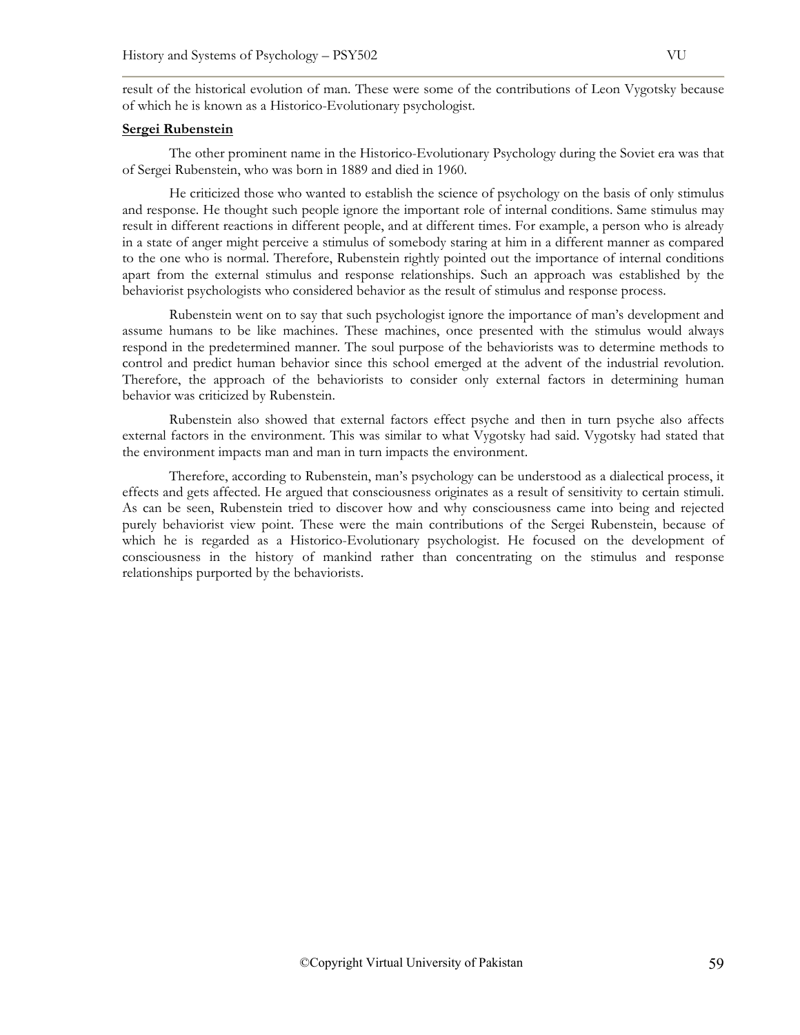result of the historical evolution of man. These were some of the contributions of Leon Vygotsky because of which he is known as a Historico-Evolutionary psychologist.

**Sergei Rubenstein**

The other prominent name in the Historico-Evolutionary Psychology during the Soviet era was that of Sergei Rubenstein, who was born in 1889 and died in 1960.

He criticized those who wanted to establish the science of psychology on the basis of only stimulus and response. He thought such people ignore the important role of internal conditions. Same stimulus may result in different reactions in different people, and at different times. For example, a person who is already in a state of anger might perceive a stimulus of somebody staring at him in a different manner as compared to the one who is normal. Therefore, Rubenstein rightly pointed out the importance of internal conditions apart from the external stimulus and response relationships. Such an approach was established by the behaviorist psychologists who considered behavior as the result of stimulus and response process.

Rubenstein went on to say that such psychologist ignore the importance of man's development and assume humans to be like machines. These machines, once presented with the stimulus would always respond in the predetermined manner. The soul purpose of the behaviorists was to determine methods to control and predict human behavior since this school emerged at the advent of the industrial revolution. Therefore, the approach of the behaviorists to consider only external factors in determining human behavior was criticized by Rubenstein.

Rubenstein also showed that external factors effect psyche and then in turn psyche also affects external factors in the environment. This was similar to what Vygotsky had said. Vygotsky had stated that the environment impacts man and man in turn impacts the environment.

Therefore, according to Rubenstein, man's psychology can be understood as a dialectical process, it effects and gets affected. He argued that consciousness originates as a result of sensitivity to certain stimuli. As can be seen, Rubenstein tried to discover how and why consciousness came into being and rejected purely behaviorist view point. These were the main contributions of the Sergei Rubenstein, because of which he is regarded as a Historico-Evolutionary psychologist. He focused on the development of consciousness in the history of mankind rather than concentrating on the stimulus and response relationships purported by the behaviorists.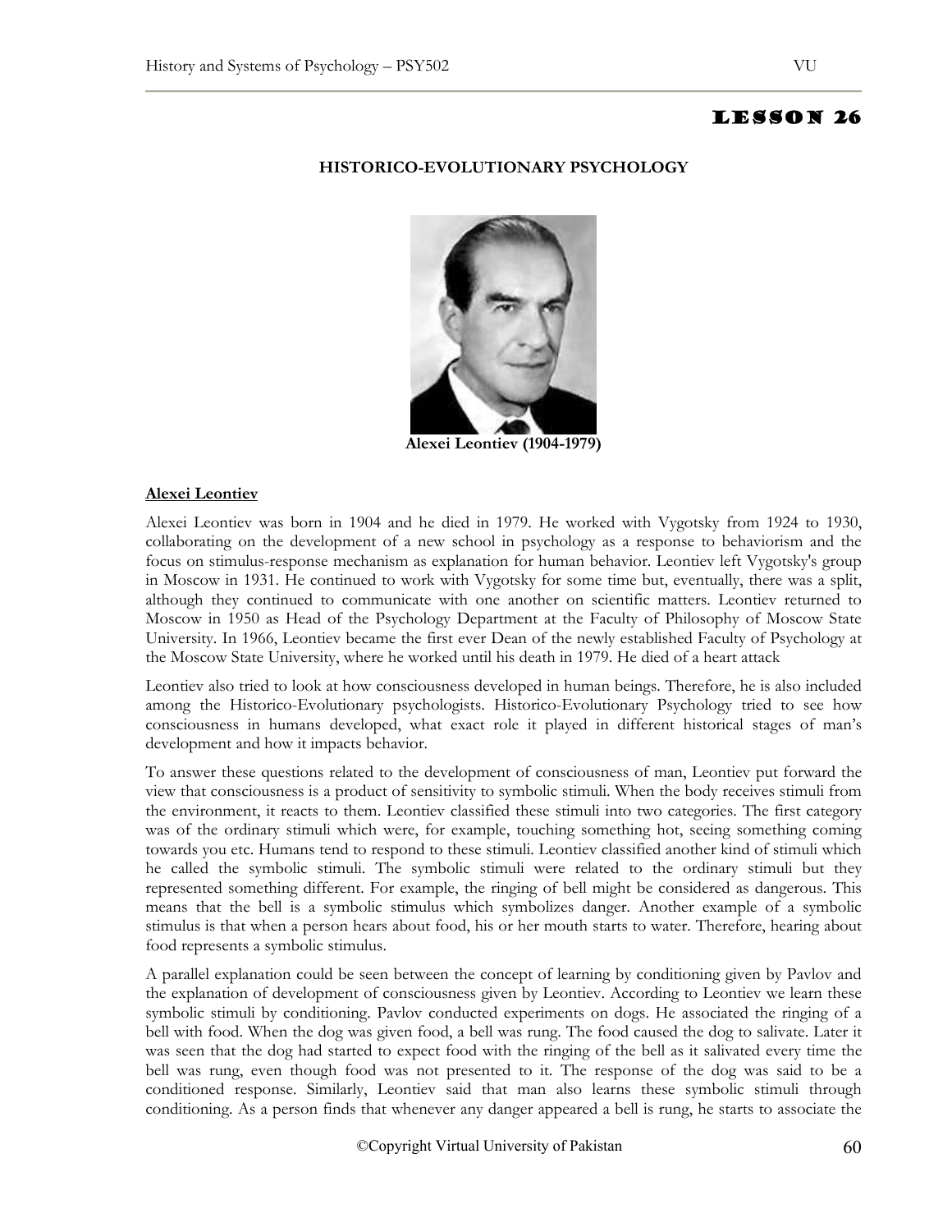# LESSON 26

## HISTORICO-EVOLUTIONARY PSYCHOLOGY

**Alexei Leontiev (1904-1979)**

### Alexei Leontiev

Alexei Leontiev was born in 1904 and he died in 1979. He worked with Vygotsky from 1924 to 1930, collaborating on the development of a new school in psychology as a response to behaviorism and the focus on stimulus-response mechanism as explanation for human behavior. Leontiev left Vygotsky's group in Moscow in 1931. He continued to work with Vygotsky for some time but, eventually, there was a split, although they continued to communicate with one another on scientific matters. Leontiev returned to Moscow in 1950 as Head of the Psychology Department at the Faculty of Philosophy of Moscow State University. In 1966, Leontiev became the first ever Dean of the newly established Faculty of Psychology at the Moscow State University, where he worked until his death in 1979. He died of a heart attack

Leontiev also tried to look at how consciousness developed in human beings. Therefore, he is also included among the Historico-Evolutionary psychologists. Historico-Evolutionary Psychology tried to see how consciousness in humans developed, what exact role it played in different historical stages of man's development and how it impacts behavior.

To answer these questions related to the development of consciousness of man, Leontiev put forward the view that consciousness is a product of sensitivity to symbolic stimuli. When the body receives stimuli from the environment, it reacts to them. Leontiev classified these stimuli into two categories. The first category was of the ordinary stimuli which were, for example, touching something hot, seeing something coming towards you etc. Humans tend to respond to these stimuli. Leontiev classified another kind of stimuli which he called the symbolic stimuli. The symbolic stimuli were related to the ordinary stimuli but they represented something different. For example, the ringing of bell might be considered as dangerous. This means that the bell is a symbolic stimulus which symbolizes danger. Another example of a symbolic stimulus is that when a person hears about food, his or her mouth starts to water. Therefore, hearing about food represents a symbolic stimulus.

A parallel explanation could be seen between the concept of learning by conditioning given by Pavlov and the explanation of development of consciousness given by Leontiev. According to Leontiev we learn these symbolic stimuli by conditioning. Pavlov conducted experiments on dogs. He associated the ringing of a bell with food. When the dog was given food, a bell was rung. The food caused the dog to salivate. Later it was seen that the dog had started to expect food with the ringing of the bell as it salivated every time the bell was rung, even though food was not presented to it. The response of the dog was said to be a conditioned response. Similarly, Leontiev said that man also learns these symbolic stimuli through conditioning. As a person finds that whenever any danger appeared a bell is rung, he starts to associate the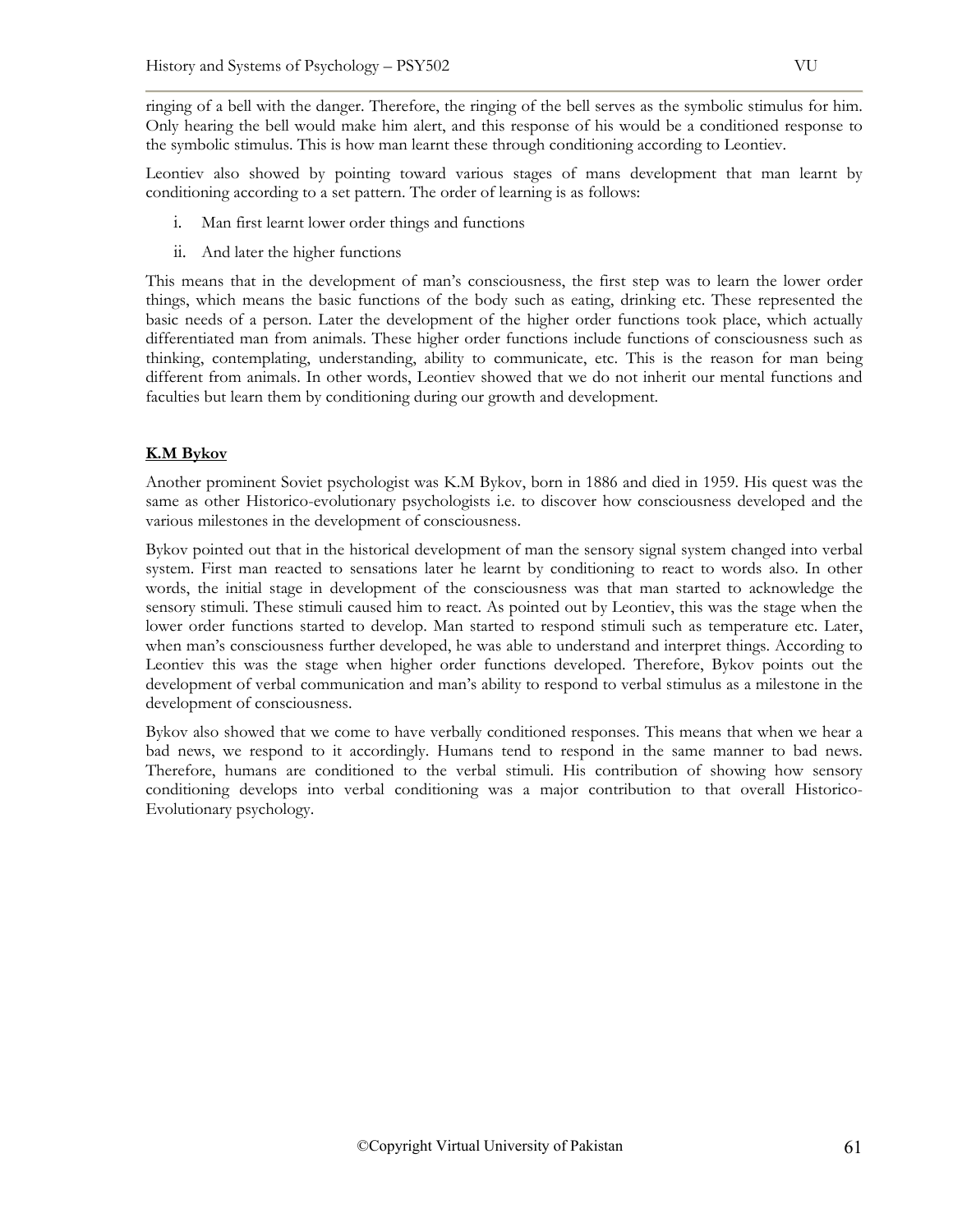ringing of a bell with the danger. Therefore, the ringing of the bell serves as the symbolic stimulus for him. Only hearing the bell would make him alert, and this response of his would be a conditioned response to the symbolic stimulus. This is how man learnt these through conditioning according to Leontiev.

Leontiev also showed by pointing toward various stages of mans development that man learnt by conditioning according to a set pattern. The order of learning is as follows:

i. Man first learnt lower order things and functions

ii. And later the higher functions

This means that in the development of man's consciousness, the first step was to learn the lower order things, which means the basic functions of the body such as eating, drinking etc. These represented the basic needs of a person. Later the development of the higher order functions took place, which actually differentiated man from animals. These higher order functions include functions of consciousness such as thinking, contemplating, understanding, ability to communicate, etc. This is the reason for man being different from animals. In other words, Leontiev showed that we do not inherit our mental functions and faculties but learn them by conditioning during our growth and development.

**K.M Bykov**

Another prominent Soviet psychologist was K.M Bykov, born in 1886 and died in 1959. His quest was the same as other Historico-evolutionary psychologists i.e. to discover how consciousness developed and the various milestones in the development of consciousness.

Bykov pointed out that in the historical development of man the sensory signal system changed into verbal system. First man reacted to sensations later he learnt by conditioning to react to words also. In other words, the initial stage in development of the consciousness was that man started to acknowledge the sensory stimuli. These stimuli caused him to react. As pointed out by Leontiev, this was the stage when the lower order functions started to develop. Man started to respond stimuli such as temperature etc. Later, when man's consciousness further developed, he was able to understand and interpret things. According to Leontiev this was the stage when higher order functions developed. Therefore, Bykov points out the development of verbal communication and man's ability to respond to verbal stimulus as a milestone in the development of consciousness.

Bykov also showed that we come to have verbally conditioned responses. This means that when we hear a bad news, we respond to it accordingly. Humans tend to respond in the same manner to bad news. Therefore, humans are conditioned to the verbal stimuli. His contribution of showing how sensory conditioning develops into verbal conditioning was a major contribution to that overall Historico-Evolutionary psychology.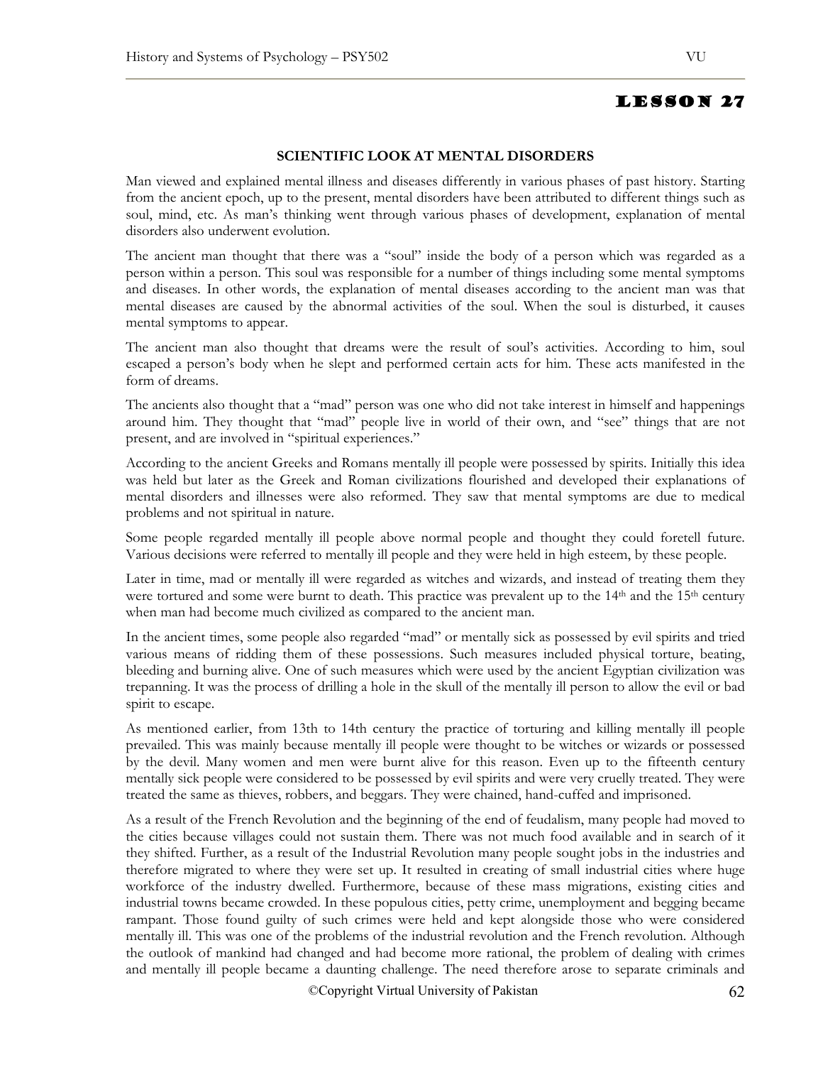# LESSON 27

### SCIENTIFIC LOOK AT MENTAL DISORDERS

Man viewed and explained mental illness and diseases differently in various phases of past history. Starting from the ancient epoch, up to the present, mental disorders have been attributed to different things such as soul, mind, etc. As man's thinking went through various phases of development, explanation of mental disorders also underwent evolution.

The ancient man thought that there was a "soul" inside the body of a person which was regarded as a person within a person. This soul was responsible for a number of things including some mental symptoms and diseases. In other words, the explanation of mental diseases according to the ancient man was that mental diseases are caused by the abnormal activities of the soul. When the soul is disturbed, it causes mental symptoms to appear.

The ancient man also thought that dreams were the result of soul's activities. According to him, soul escaped a person's body when he slept and performed certain acts for him. These acts manifested in the form of dreams.

The ancients also thought that a "mad" person was one who did not take interest in himself and happenings around him. They thought that "mad" people live in world of their own, and "see" things that are not present, and are involved in "spiritual experiences."

According to the ancient Greeks and Romans mentally ill people were possessed by spirits. Initially this idea was held but later as the Greek and Roman civilizations flourished and developed their explanations of mental disorders and illnesses were also reformed. They saw that mental symptoms are due to medical problems and not spiritual in nature.

Some people regarded mentally ill people above normal people and thought they could foretell future. Various decisions were referred to mentally ill people and they were held in high esteem, by these people.

Later in time, mad or mentally ill were regarded as witches and wizards, and instead of treating them they were tortured and some were burnt to death. This practice was prevalent up to the 14th and the 15th century when man had become much civilized as compared to the ancient man.

In the ancient times, some people also regarded "mad" or mentally sick as possessed by evil spirits and tried various means of ridding them of these possessions. Such measures included physical torture, beating, bleeding and burning alive. One of such measures which were used by the ancient Egyptian civilization was trepanning. It was the process of drilling a hole in the skull of the mentally ill person to allow the evil or bad spirit to escape.

As mentioned earlier, from 13th to 14th century the practice of torturing and killing mentally ill people prevailed. This was mainly because mentally ill people were thought to be witches or wizards or possessed by the devil. Many women and men were burnt alive for this reason. Even up to the fifteenth century mentally sick people were considered to be possessed by evil spirits and were very cruelly treated. They were treated the same as thieves, robbers, and beggars. They were chained, hand-cuffed and imprisoned.

As a result of the French Revolution and the beginning of the end of feudalism, many people had moved to the cities because villages could not sustain them. There was not much food available and in search of it they shifted. Further, as a result of the Industrial Revolution many people sought jobs in the industries and therefore migrated to where they were set up. It resulted in creating of small industrial cities where huge workforce of the industry dwelled. Furthermore, because of these mass migrations, existing cities and industrial towns became crowded. In these populous cities, petty crime, unemployment and begging became rampant. Those found guilty of such crimes were held and kept alongside those who were considered mentally ill. This was one of the problems of the industrial revolution and the French revolution. Although the outlook of mankind had changed and had become more rational, the problem of dealing with crimes and mentally ill people became a daunting challenge. The need therefore arose to separate criminals and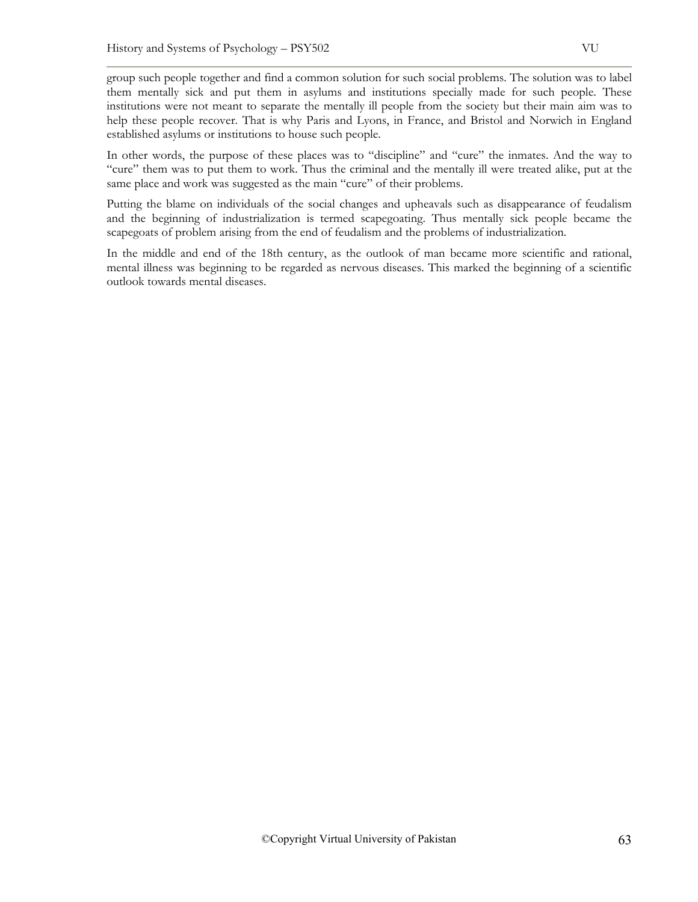group such people together and find a common solution for such social problems. The solution was to label them mentally sick and put them in asylums and institutions specially made for such people. These institutions were not meant to separate the mentally ill people from the society but their main aim was to help these people recover. That is why Paris and Lyons, in France, and Bristol and Norwich in England established asylums or institutions to house such people.

In other words, the purpose of these places was to "discipline" and "cure" the inmates. And the way to "cure" them was to put them to work. Thus the criminal and the mentally ill were treated alike, put at the same place and work was suggested as the main "cure" of their problems.

Putting the blame on individuals of the social changes and upheavals such as disappearance of feudalism and the beginning of industrialization is termed scapegoating. Thus mentally sick people became the scapegoats of problem arising from the end of feudalism and the problems of industrialization.

In the middle and end of the 18th century, as the outlook of man became more scientific and rational, mental illness was beginning to be regarded as nervous diseases. This marked the beginning of a scientific outlook towards mental diseases.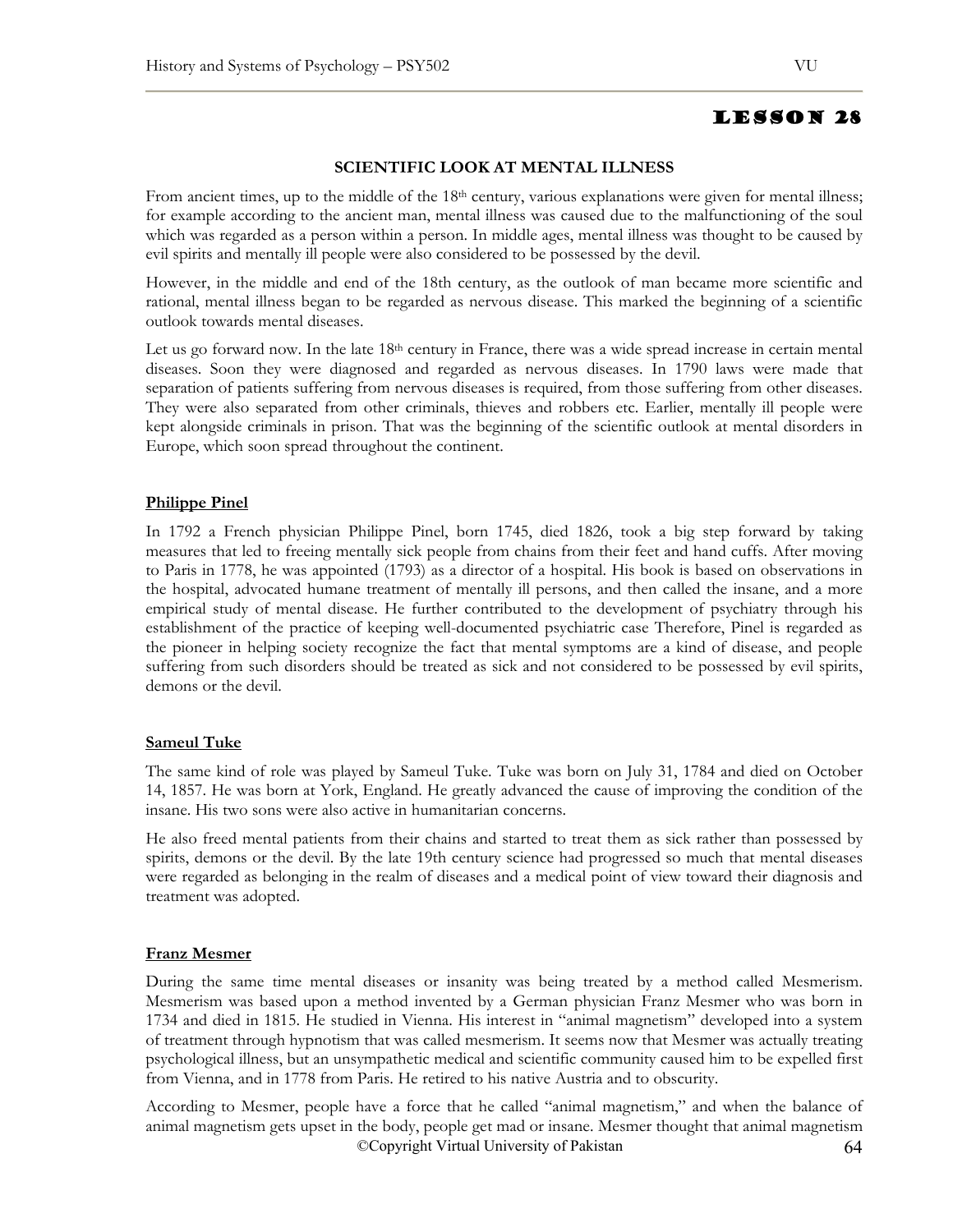# Lesson 28

### SCIENTIFIC LOOK AT MENTAL ILLNESS

From ancient times, up to the middle of the 18th century, various explanations were given for mental illness; for example according to the ancient man, mental illness was caused due to the malfunctioning of the soul which was regarded as a person within a person. In middle ages, mental illness was thought to be caused by evil spirits and mentally ill people were also considered to be possessed by the devil.

However, in the middle and end of the 18th century, as the outlook of man became more scientific and rational, mental illness began to be regarded as nervous disease. This marked the beginning of a scientific outlook towards mental diseases.

Let us go forward now. In the late 18th century in France, there was a wide spread increase in certain mental diseases. Soon they were diagnosed and regarded as nervous diseases. In 1790 laws were made that separation of patients suffering from nervous diseases is required, from those suffering from other diseases. They were also separated from other criminals, thieves and robbers etc. Earlier, mentally ill people were kept alongside criminals in prison. That was the beginning of the scientific outlook at mental disorders in Europe, which soon spread throughout the continent.

## Philippe Pinel

In 1792 a French physician Philippe Pinel, born 1745, died 1826, took a big step forward by taking measures that led to freeing mentally sick people from chains from their feet and hand cuffs. After moving to Paris in 1778, he was appointed (1793) as a director of a hospital. His book is based on observations in the hospital, advocated humane treatment of mentally ill persons, and then called the insane, and a more empirical study of mental disease. He further contributed to the development of psychiatry through his establishment of the practice of keeping well-documented psychiatric case Therefore, Pinel is regarded as the pioneer in helping society recognize the fact that mental symptoms are a kind of disease, and people suffering from such disorders should be treated as sick and not considered to be possessed by evil spirits, demons or the devil.

## Sameul Tuke

The same kind of role was played by Sameul Tuke. Tuke was born on July 31, 1784 and died on October 14, 1857. He was born at York, England. He greatly advanced the cause of improving the condition of the insane. His two sons were also active in humanitarian concerns.

He also freed mental patients from their chains and started to treat them as sick rather than possessed by spirits, demons or the devil. By the late 19th century science had progressed so much that mental diseases were regarded as belonging in the realm of diseases and a medical point of view toward their diagnosis and treatment was adopted.

## Franz Mesmer

During the same time mental diseases or insanity was being treated by a method called Mesmerism. Mesmerism was based upon a method invented by a German physician Franz Mesmer who was born in 1734 and died in 1815. He studied in Vienna. His interest in "animal magnetism" developed into a system of treatment through hypnotism that was called mesmerism. It seems now that Mesmer was actually treating psychological illness, but an unsympathetic medical and scientific community caused him to be expelled first from Vienna, and in 1778 from Paris. He retired to his native Austria and to obscurity.

According to Mesmer, people have a force that he called "animal magnetism," and when the balance of animal magnetism gets upset in the body, people get mad or insane. Mesmer thought that animal magnetism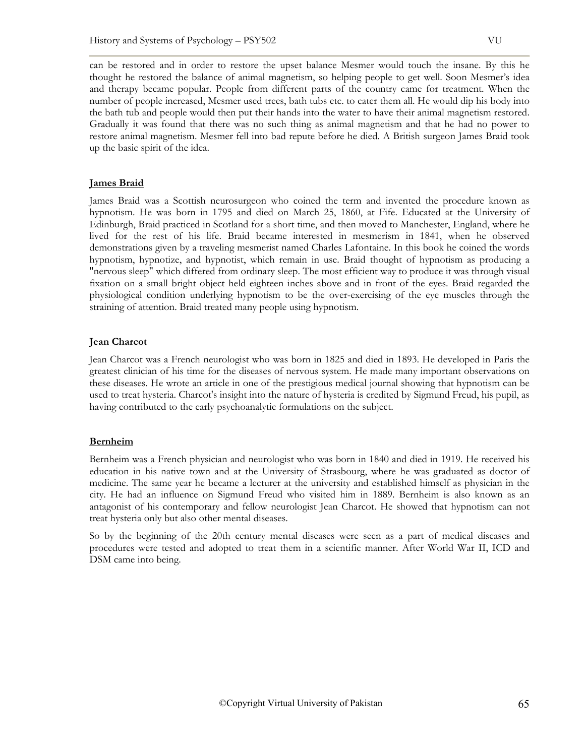can be restored and in order to restore the upset balance Mesmer would touch the insane. By this he thought he restored the balance of animal magnetism, so helping people to get well. Soon Mesmer's idea and therapy became popular. People from different parts of the country came for treatment. When the number of people increased, Mesmer used trees, bath tubs etc. to cater them all. He would dip his body into the bath tub and people would then put their hands into the water to have their animal magnetism restored. Gradually it was found that there was no such thing as animal magnetism and that he had no power to restore animal magnetism. Mesmer fell into bad repute before he died. A British surgeon James Braid took up the basic spirit of the idea.

### James Braid

James Braid was a Scottish neurosurgeon who coined the term and invented the procedure known as hypnotism. He was born in 1795 and died on March 25, 1860, at Fife. Educated at the University of Edinburgh, Braid practiced in Scotland for a short time, and then moved to Manchester, England, where he lived for the rest of his life. Braid became interested in mesmerism in 1841, when he observed demonstrations given by a traveling mesmerist named Charles Lafontaine. In this book he coined the words hypnotism, hypnotize, and hypnotist, which remain in use. Braid thought of hypnotism as producing a "nervous sleep" which differed from ordinary sleep. The most efficient way to produce it was through visual fixation on a small bright object held eighteen inches above and in front of the eyes. Braid regarded the physiological condition underlying hypnotism to be the over-exercising of the eye muscles through the straining of attention. Braid treated many people using hypnotism.

### Jean Charcot

Jean Charcot was a French neurologist who was born in 1825 and died in 1893. He developed in Paris the greatest clinician of his time for the diseases of nervous system. He made many important observations on these diseases. He wrote an article in one of the prestigious medical journal showing that hypnotism can be used to treat hysteria. Charcot's insight into the nature of hysteria is credited by Sigmund Freud, his pupil, as having contributed to the early psychoanalytic formulations on the subject.

### Bernheim

Bernheim was a French physician and neurologist who was born in 1840 and died in 1919. He received his education in his native town and at the University of Strasbourg, where he was graduated as doctor of medicine. The same year he became a lecturer at the university and established himself as physician in the city. He had an influence on Sigmund Freud who visited him in 1889. Bernheim is also known as an antagonist of his contemporary and fellow neurologist Jean Charcot. He showed that hypnotism can not treat hysteria only but also other mental diseases.

So by the beginning of the 20th century mental diseases were seen as a part of medical diseases and procedures were tested and adopted to treat them in a scientific manner. After World War II, ICD and DSM came into being.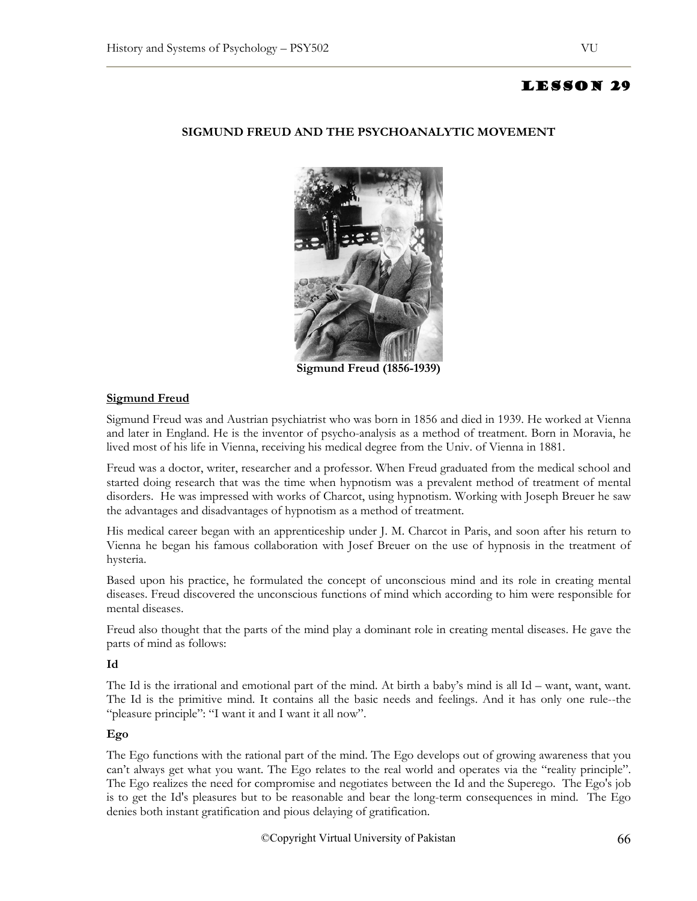# LESSON 29

## SIGMUND FREUD AND THE PSYCHOANALYTIC MOVEMENT

**Sigmund Freud (1856-1939)**

### Sigmund Freud

Sigmund Freud was and Austrian psychiatrist who was born in 1856 and died in 1939. He worked at Vienna and later in England. He is the inventor of psycho-analysis as a method of treatment. Born in Moravia, he lived most of his life in Vienna, receiving his medical degree from the Univ. of Vienna in 1881.

Freud was a doctor, writer, researcher and a professor. When Freud graduated from the medical school and started doing research that was the time when hypnotism was a prevalent method of treatment of mental disorders. He was impressed with works of Charcot, using hypnotism. Working with Joseph Breuer he saw the advantages and disadvantages of hypnotism as a method of treatment.

His medical career began with an apprenticeship under J. M. Charcot in Paris, and soon after his return to Vienna he began his famous collaboration with Josef Breuer on the use of hypnosis in the treatment of hysteria.

Based upon his practice, he formulated the concept of unconscious mind and its role in creating mental diseases. Freud discovered the unconscious functions of mind which according to him were responsible for mental diseases.

Freud also thought that the parts of the mind play a dominant role in creating mental diseases. He gave the parts of mind as follows:

**Id**

The Id is the irrational and emotional part of the mind. At birth a baby's mind is all Id – want, want, want. The Id is the primitive mind. It contains all the basic needs and feelings. And it has only one rule--the "pleasure principle": "I want it and I want it all now".

**Ego**

The Ego functions with the rational part of the mind. The Ego develops out of growing awareness that you can't always get what you want. The Ego relates to the real world and operates via the "reality principle". The Ego realizes the need for compromise and negotiates between the Id and the Superego. The Ego's job is to get the Id's pleasures but to be reasonable and bear the long-term consequences in mind. The Ego denies both instant gratification and pious delaying of gratification.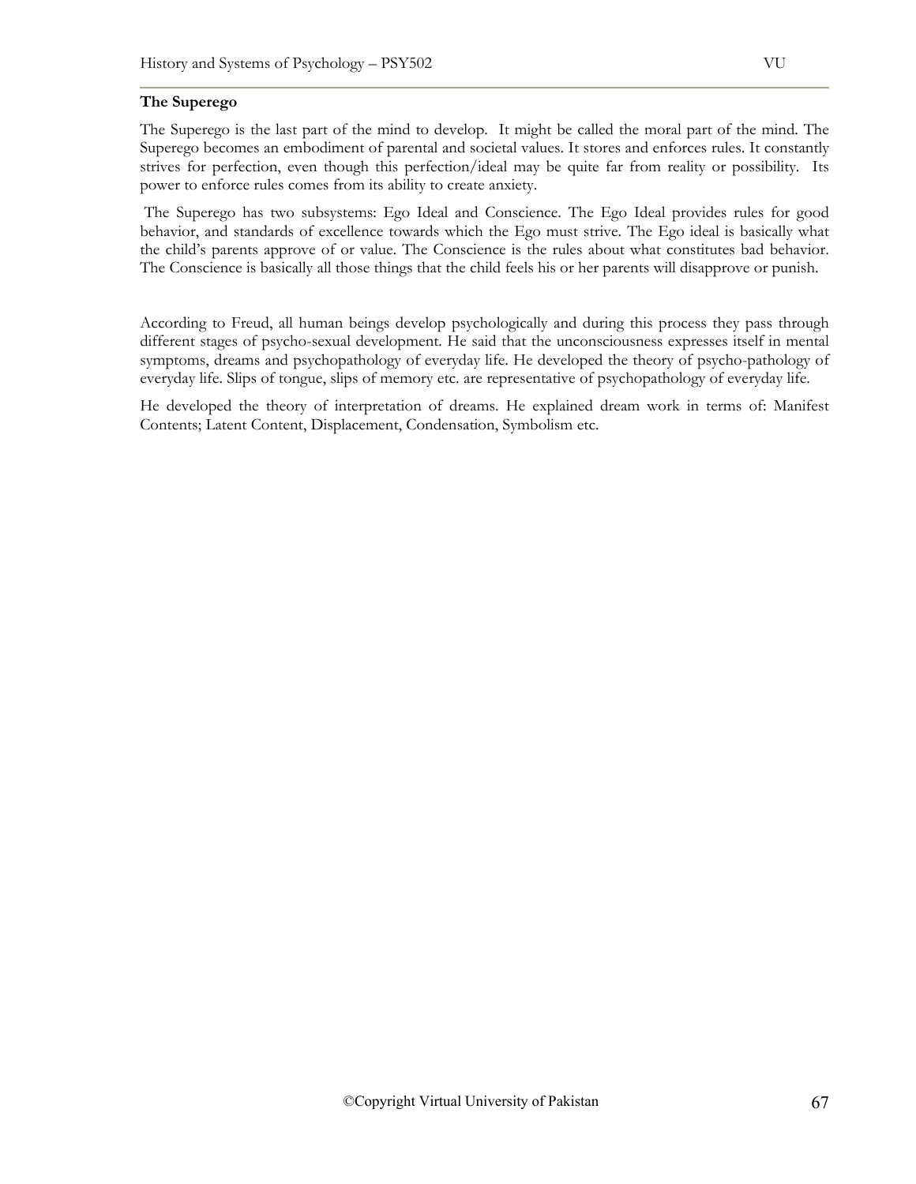### The Superego

The Superego is the last part of the mind to develop. It might be called the moral part of the mind. The Superego becomes an embodiment of parental and societal values. It stores and enforces rules. It constantly strives for perfection, even though this perfection/ideal may be quite far from reality or possibility. Its power to enforce rules comes from its ability to create anxiety.

The Superego has two subsystems: Ego Ideal and Conscience. The Ego Ideal provides rules for good behavior, and standards of excellence towards which the Ego must strive. The Ego ideal is basically what the child's parents approve of or value. The Conscience is the rules about what constitutes bad behavior. The Conscience is basically all those things that the child feels his or her parents will disapprove or punish.

According to Freud, all human beings develop psychologically and during this process they pass through different stages of psycho-sexual development. He said that the unconsciousness expresses itself in mental symptoms, dreams and psychopathology of everyday life. He developed the theory of psycho-pathology of everyday life. Slips of tongue, slips of memory etc. are representative of psychopathology of everyday life.

He developed the theory of interpretation of dreams. He explained dream work in terms of: Manifest Contents; Latent Content, Displacement, Condensation, Symbolism etc.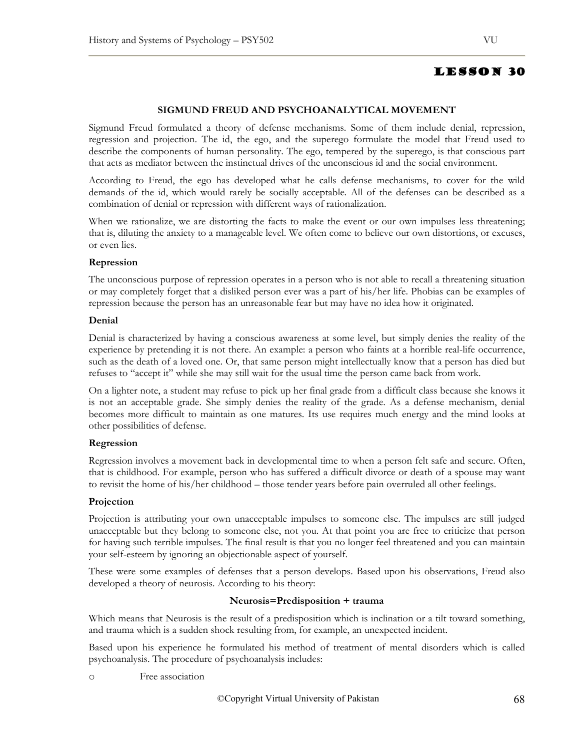# Lesson 30

## SIGMUND FREUD AND PSYCHOANALYTICAL MOVEMENT

Sigmund Freud formulated a theory of defense mechanisms. Some of them include denial, repression, regression and projection. The id, the ego, and the superego formulate the model that Freud used to describe the components of human personality. The ego, tempered by the superego, is that conscious part that acts as mediator between the instinctual drives of the unconscious id and the social environment.

According to Freud, the ego has developed what he calls defense mechanisms, to cover for the wild demands of the id, which would rarely be socially acceptable. All of the defenses can be described as a combination of denial or repression with different ways of rationalization.

When we rationalize, we are distorting the facts to make the event or our own impulses less threatening; that is, diluting the anxiety to a manageable level. We often come to believe our own distortions, or excuses, or even lies.

**Repression**

The unconscious purpose of repression operates in a person who is not able to recall a threatening situation or may completely forget that a disliked person ever was a part of his/her life. Phobias can be examples of repression because the person has an unreasonable fear but may have no idea how it originated.

**Denial**

Denial is characterized by having a conscious awareness at some level, but simply denies the reality of the experience by pretending it is not there. An example: a person who faints at a horrible real-life occurrence, such as the death of a loved one. Or, that same person might intellectually know that a person has died but refuses to "accept it" while she may still wait for the usual time the person came back from work.

On a lighter note, a student may refuse to pick up her final grade from a difficult class because she knows it is not an acceptable grade. She simply denies the reality of the grade. As a defense mechanism, denial becomes more difficult to maintain as one matures. Its use requires much energy and the mind looks at other possibilities of defense.

**Regression**

Regression involves a movement back in developmental time to when a person felt safe and secure. Often, that is childhood. For example, person who has suffered a difficult divorce or death of a spouse may want to revisit the home of his/her childhood – those tender years before pain overruled all other feelings.

**Projection**

Projection is attributing your own unacceptable impulses to someone else. The impulses are still judged unacceptable but they belong to someone else, not you. At that point you are free to criticize that person for having such terrible impulses. The final result is that you no longer feel threatened and you can maintain your self-esteem by ignoring an objectionable aspect of yourself.

These were some examples of defenses that a person develops. Based upon his observations, Freud also developed a theory of neurosis. According to his theory:

**Neurosis=Predisposition + trauma**

Which means that Neurosis is the result of a predisposition which is inclination or a tilt toward something, and trauma which is a sudden shock resulting from, for example, an unexpected incident.

Based upon his experience he formulated his method of treatment of mental disorders which is called psychoanalysis. The procedure of psychoanalysis includes:

- Free association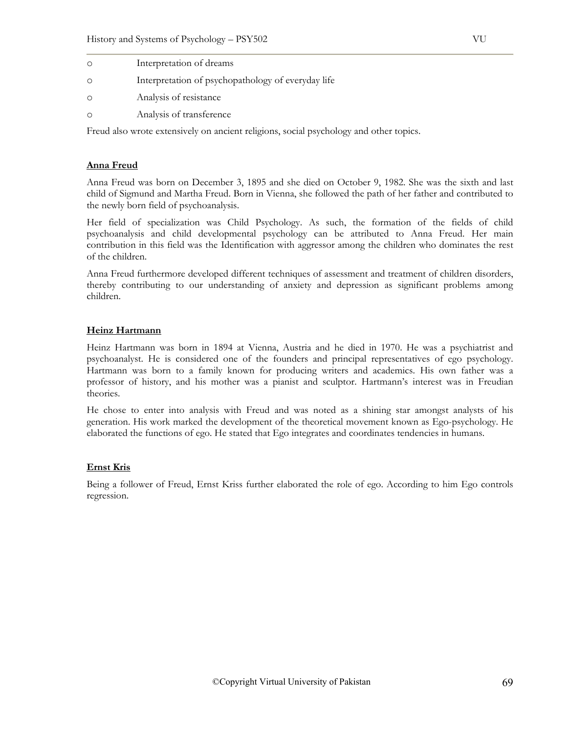- Interpretation of dreams
- Interpretation of psychopathology of everyday life
- Analysis of resistance
- Analysis of transference

Freud also wrote extensively on ancient religions, social psychology and other topics.

**Anna Freud**

Anna Freud was born on December 3, 1895 and she died on October 9, 1982. She was the sixth and last child of Sigmund and Martha Freud. Born in Vienna, she followed the path of her father and contributed to the newly born field of psychoanalysis.

Her field of specialization was Child Psychology. As such, the formation of the fields of child psychoanalysis and child developmental psychology can be attributed to Anna Freud. Her main contribution in this field was the Identification with aggressor among the children who dominates the rest of the children.

Anna Freud furthermore developed different techniques of assessment and treatment of children disorders, thereby contributing to our understanding of anxiety and depression as significant problems among children.

**Heinz Hartmann**

Heinz Hartmann was born in 1894 at Vienna, Austria and he died in 1970. He was a psychiatrist and psychoanalyst. He is considered one of the founders and principal representatives of ego psychology. Hartmann was born to a family known for producing writers and academics. His own father was a professor of history, and his mother was a pianist and sculptor. Hartmann's interest was in Freudian theories.

He chose to enter into analysis with Freud and was noted as a shining star amongst analysts of his generation. His work marked the development of the theoretical movement known as Ego-psychology. He elaborated the functions of ego. He stated that Ego integrates and coordinates tendencies in humans.

**Ernst Kris**

Being a follower of Freud, Ernst Kriss further elaborated the role of ego. According to him Ego controls regression.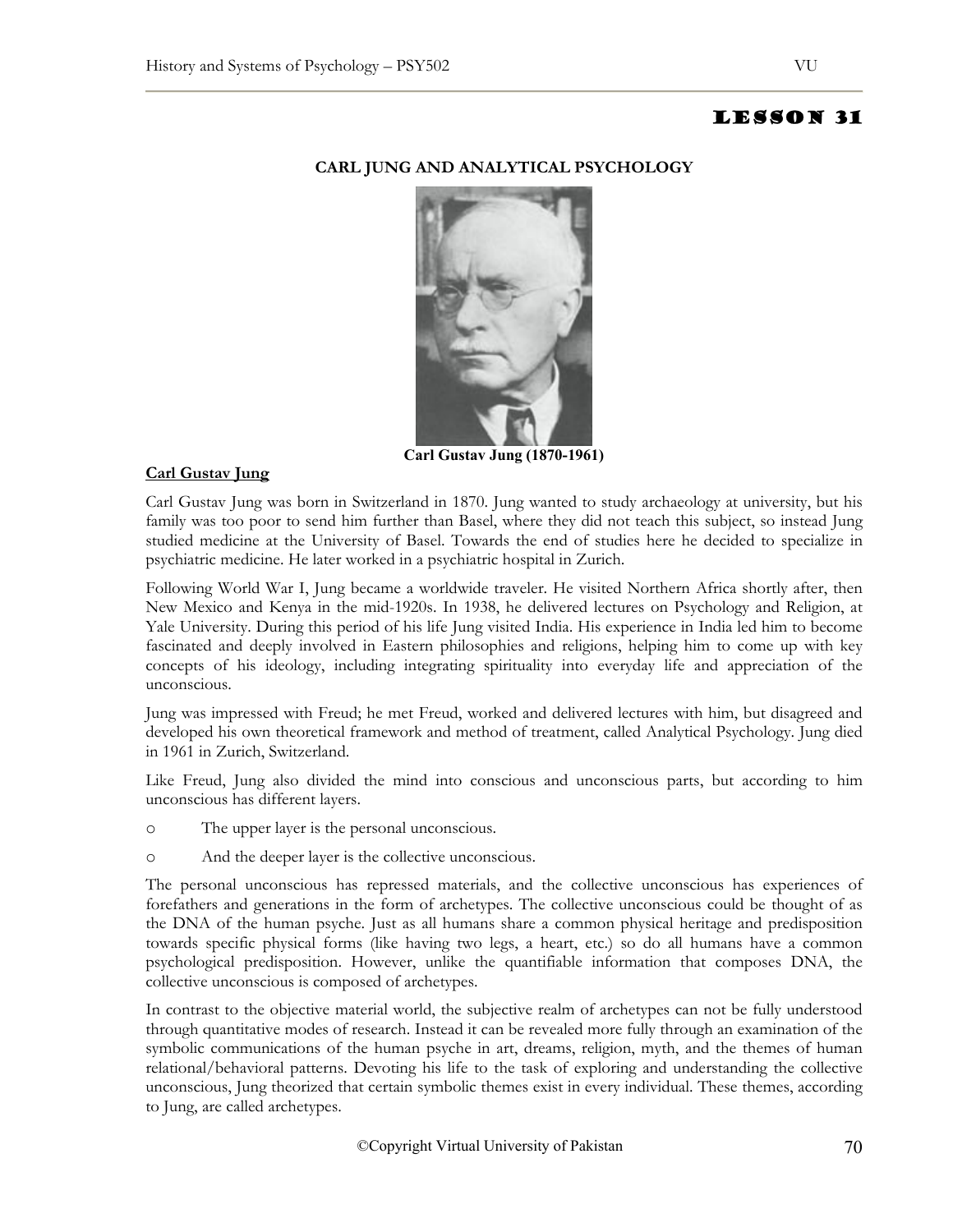# LESSON 31

## CARL JUNG AND ANALYTICAL PSYCHOLOGY

**Carl Gustav Jung (1870-1961)**

### Carl Gustav Jung

Carl Gustav Jung was born in Switzerland in 1870. Jung wanted to study archaeology at university, but his family was too poor to send him further than Basel, where they did not teach this subject, so instead Jung studied medicine at the University of Basel. Towards the end of studies here he decided to specialize in psychiatric medicine. He later worked in a psychiatric hospital in Zurich.

Following World War I, Jung became a worldwide traveler. He visited Northern Africa shortly after, then New Mexico and Kenya in the mid-1920s. In 1938, he delivered lectures on Psychology and Religion, at Yale University. During this period of his life Jung visited India. His experience in India led him to become fascinated and deeply involved in Eastern philosophies and religions, helping him to come up with key concepts of his ideology, including integrating spirituality into everyday life and appreciation of the unconscious.

Jung was impressed with Freud; he met Freud, worked and delivered lectures with him, but disagreed and developed his own theoretical framework and method of treatment, called Analytical Psychology. Jung died in 1961 in Zurich, Switzerland.

Like Freud, Jung also divided the mind into conscious and unconscious parts, but according to him unconscious has different layers.

- The upper layer is the personal unconscious.
- And the deeper layer is the collective unconscious.

The personal unconscious has repressed materials, and the collective unconscious has experiences of forefathers and generations in the form of archetypes. The collective unconscious could be thought of as the DNA of the human psyche. Just as all humans share a common physical heritage and predisposition towards specific physical forms (like having two legs, a heart, etc.) so do all humans have a common psychological predisposition. However, unlike the quantifiable information that composes DNA, the collective unconscious is composed of archetypes.

In contrast to the objective material world, the subjective realm of archetypes can not be fully understood through quantitative modes of research. Instead it can be revealed more fully through an examination of the symbolic communications of the human psyche in art, dreams, religion, myth, and the themes of human relational/behavioral patterns. Devoting his life to the task of exploring and understanding the collective unconscious, Jung theorized that certain symbolic themes exist in every individual. These themes, according to Jung, are called archetypes.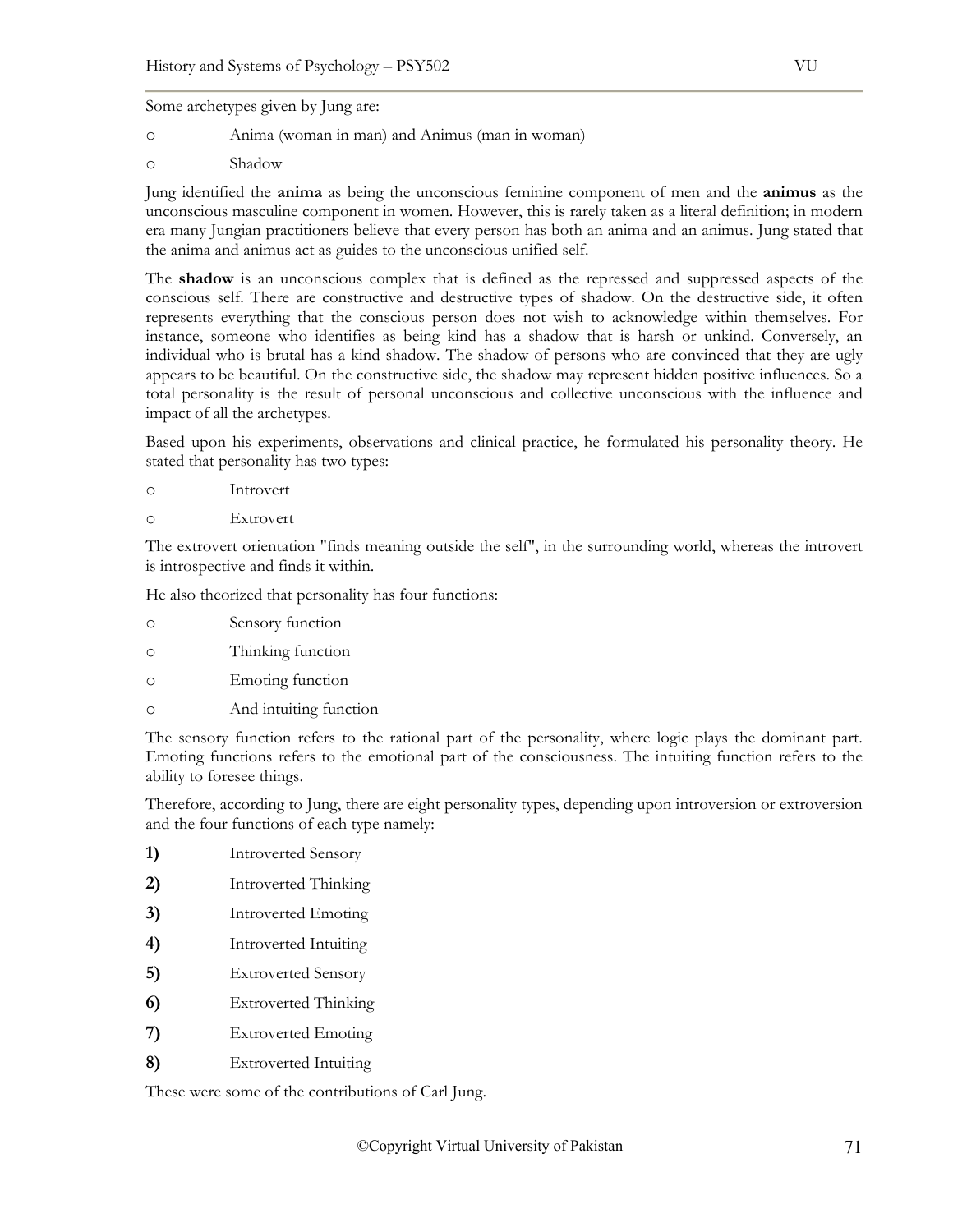Some archetypes given by Jung are:

- Anima (woman in man) and Animus (man in woman)
- Shadow

Jung identified the **anima** as being the unconscious feminine component of men and the **animus** as the unconscious masculine component in women. However, this is rarely taken as a literal definition; in modern era many Jungian practitioners believe that every person has both an anima and an animus. Jung stated that the anima and animus act as guides to the unconscious unified self.

The **shadow** is an unconscious complex that is defined as the repressed and suppressed aspects of the conscious self. There are constructive and destructive types of shadow. On the destructive side, it often represents everything that the conscious person does not wish to acknowledge within themselves. For instance, someone who identifies as being kind has a shadow that is harsh or unkind. Conversely, an individual who is brutal has a kind shadow. The shadow of persons who are convinced that they are ugly appears to be beautiful. On the constructive side, the shadow may represent hidden positive influences. So a total personality is the result of personal unconscious and collective unconscious with the influence and impact of all the archetypes.

Based upon his experiments, observations and clinical practice, he formulated his personality theory. He stated that personality has two types:

- Introvert
- Extrovert

The extrovert orientation "finds meaning outside the self", in the surrounding world, whereas the introvert is introspective and finds it within.

He also theorized that personality has four functions:

- Sensory function
- Thinking function
- Emoting function
- And intuiting function

The sensory function refers to the rational part of the personality, where logic plays the dominant part. Emoting functions refers to the emotional part of the consciousness. The intuiting function refers to the ability to foresee things.

Therefore, according to Jung, there are eight personality types, depending upon introversion or extroversion and the four functions of each type namely:

1) Introverted Sensory
2) Introverted Thinking
3) Introverted Emoting
4) Introverted Intuiting
5) Extroverted Sensory
6) Extroverted Thinking
7) Extroverted Emoting
8) Extroverted Intuiting

These were some of the contributions of Carl Jung.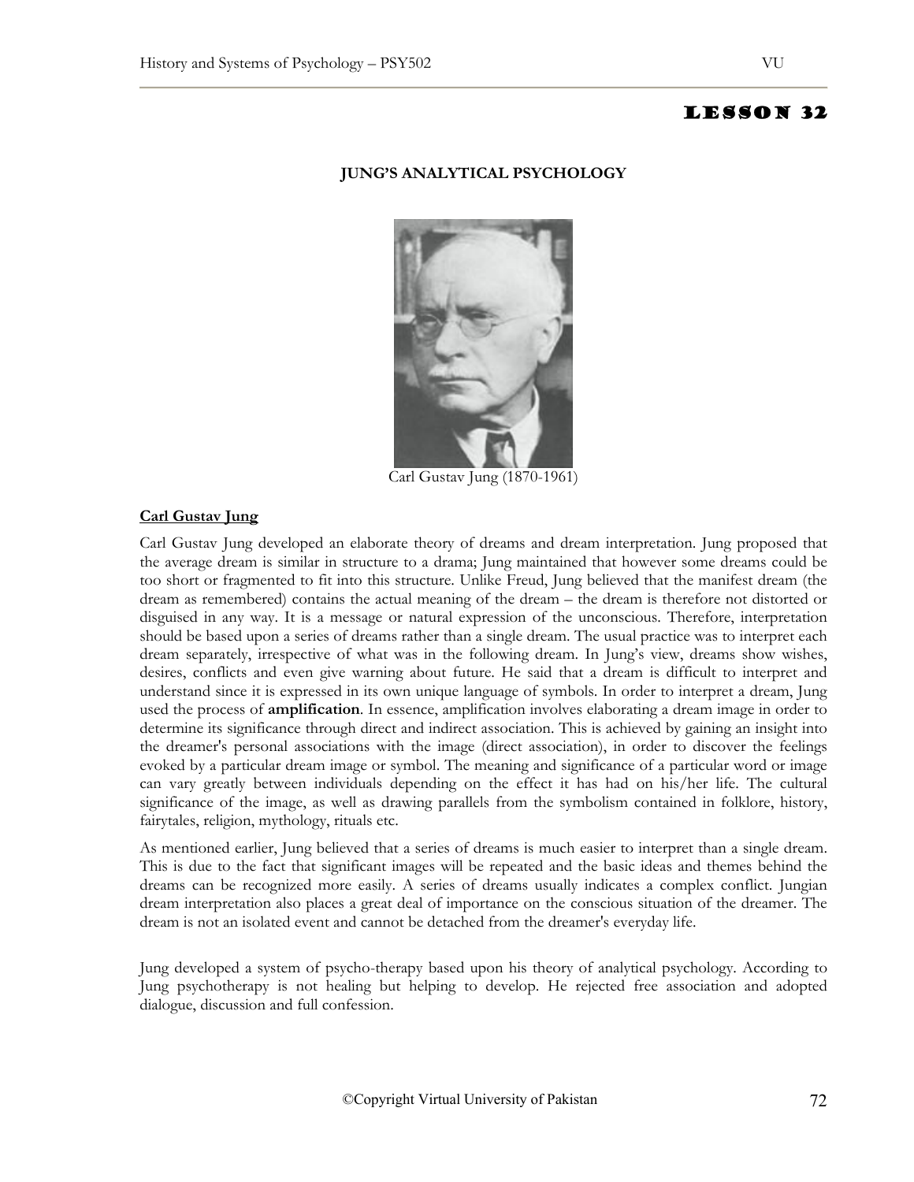# Lesson 32

## JUNG'S ANALYTICAL PSYCHOLOGY

Carl Gustav Jung (1870-1961)

### Carl Gustav Jung

Carl Gustav Jung developed an elaborate theory of dreams and dream interpretation. Jung proposed that the average dream is similar in structure to a drama; Jung maintained that however some dreams could be too short or fragmented to fit into this structure. Unlike Freud, Jung believed that the manifest dream (the dream as remembered) contains the actual meaning of the dream – the dream is therefore not distorted or disguised in any way. It is a message or natural expression of the unconscious. Therefore, interpretation should be based upon a series of dreams rather than a single dream. The usual practice was to interpret each dream separately, irrespective of what was in the following dream. In Jung's view, dreams show wishes, desires, conflicts and even give warning about future. He said that a dream is difficult to interpret and understand since it is expressed in its own unique language of symbols. In order to interpret a dream, Jung used the process of **amplification**. In essence, amplification involves elaborating a dream image in order to determine its significance through direct and indirect association. This is achieved by gaining an insight into the dreamer's personal associations with the image (direct association), in order to discover the feelings evoked by a particular dream image or symbol. The meaning and significance of a particular word or image can vary greatly between individuals depending on the effect it has had on his/her life. The cultural significance of the image, as well as drawing parallels from the symbolism contained in folklore, history, fairytales, religion, mythology, rituals etc.

As mentioned earlier, Jung believed that a series of dreams is much easier to interpret than a single dream. This is due to the fact that significant images will be repeated and the basic ideas and themes behind the dreams can be recognized more easily. A series of dreams usually indicates a complex conflict. Jungian dream interpretation also places a great deal of importance on the conscious situation of the dreamer. The dream is not an isolated event and cannot be detached from the dreamer's everyday life.

Jung developed a system of psycho-therapy based upon his theory of analytical psychology. According to Jung psychotherapy is not healing but helping to develop. He rejected free association and adopted dialogue, discussion and full confession.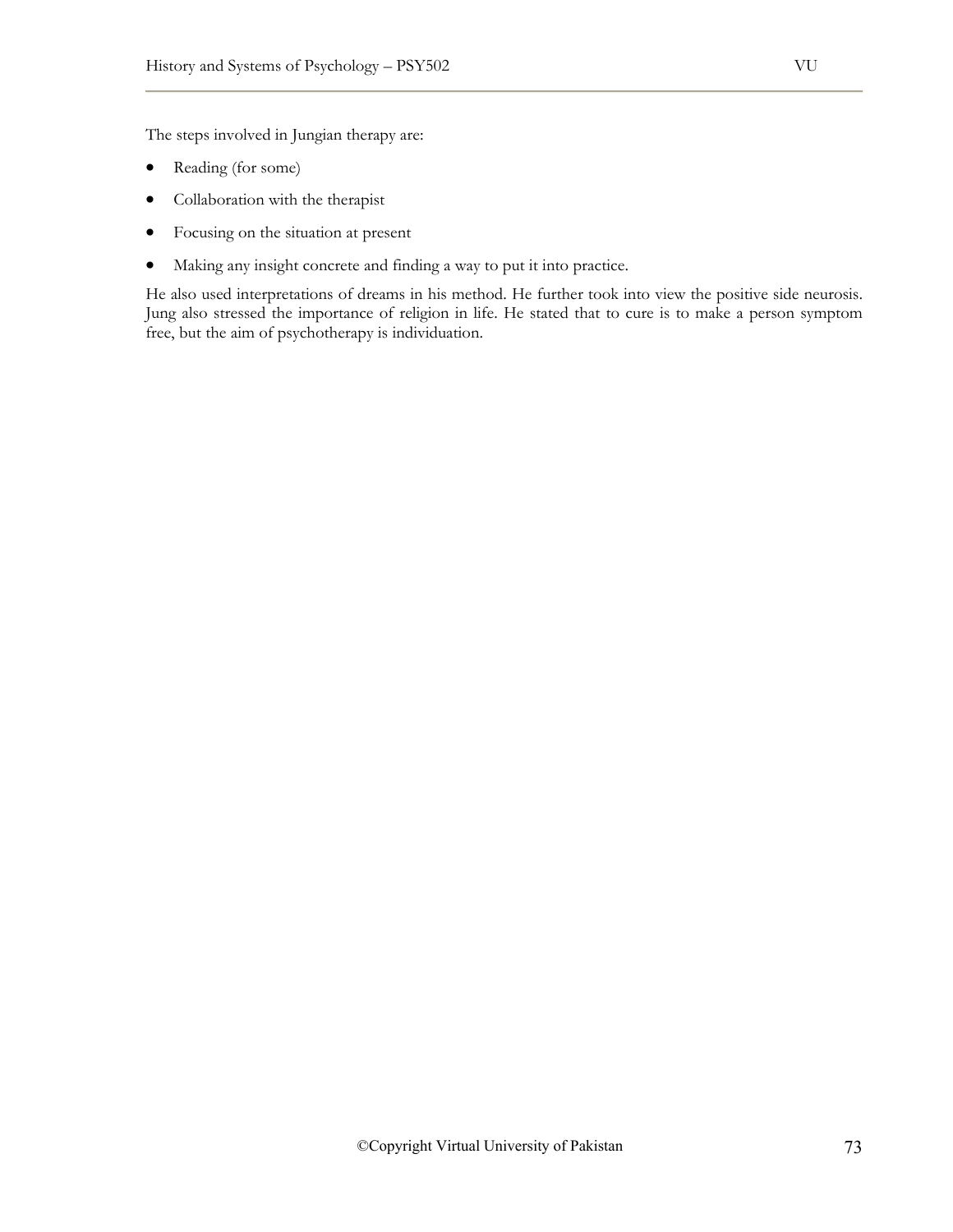The steps involved in Jungian therapy are:

- Reading (for some)
- Collaboration with the therapist
- Focusing on the situation at present
- Making any insight concrete and finding a way to put it into practice.

He also used interpretations of dreams in his method. He further took into view the positive side neurosis. Jung also stressed the importance of religion in life. He stated that to cure is to make a person symptom free, but the aim of psychotherapy is individuation.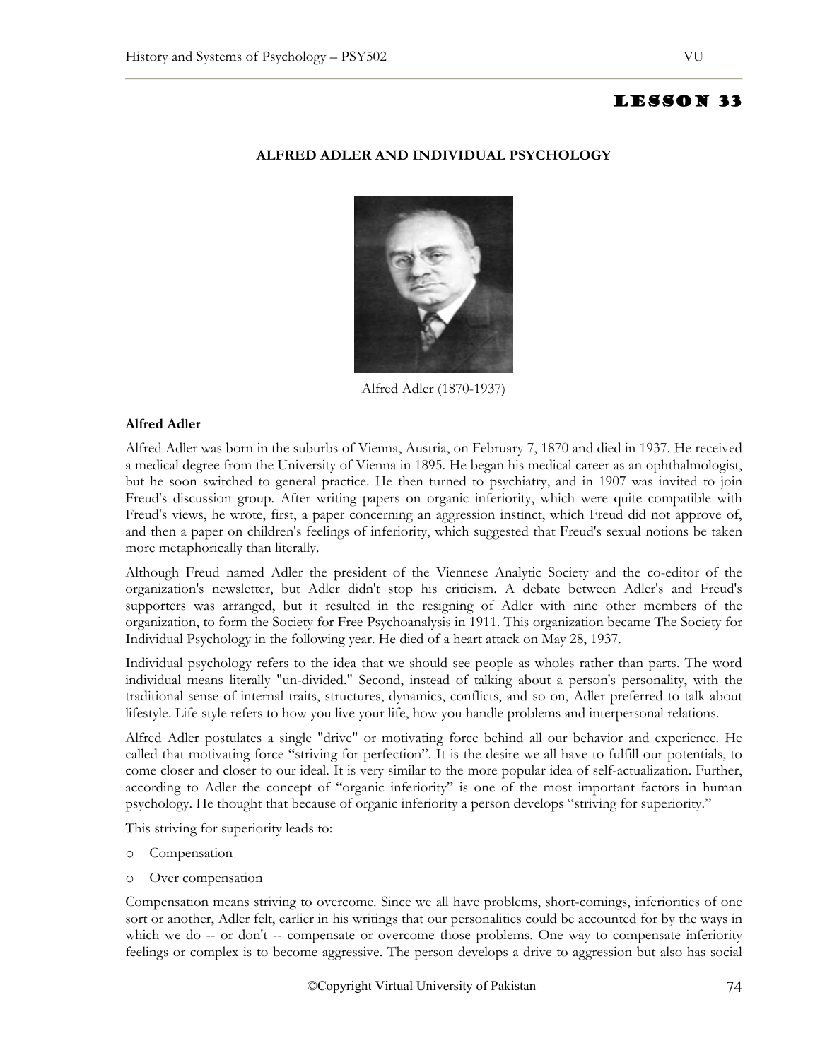# LESSON 33

## ALFRED ADLER AND INDIVIDUAL PSYCHOLOGY

Alfred Adler (1870-1937)

### Alfred Adler

Alfred Adler was born in the suburbs of Vienna, Austria, on February 7, 1870 and died in 1937. He received a medical degree from the University of Vienna in 1895. He began his medical career as an ophthalmologist, but he soon switched to general practice. He then turned to psychiatry, and in 1907 was invited to join Freud's discussion group. After writing papers on organic inferiority, which were quite compatible with Freud's views, he wrote, first, a paper concerning an aggression instinct, which Freud did not approve of, and then a paper on children's feelings of inferiority, which suggested that Freud's sexual notions be taken more metaphorically than literally.

Although Freud named Adler the president of the Viennese Analytic Society and the co-editor of the organization's newsletter, but Adler didn't stop his criticism. A debate between Adler's and Freud's supporters was arranged, but it resulted in the resigning of Adler with nine other members of the organization, to form the Society for Free Psychoanalysis in 1911. This organization became The Society for Individual Psychology in the following year. He died of a heart attack on May 28, 1937.

Individual psychology refers to the idea that we should see people as wholes rather than parts. The word individual means literally "un-divided." Second, instead of talking about a person's personality, with the traditional sense of internal traits, structures, dynamics, conflicts, and so on, Adler preferred to talk about lifestyle. Life style refers to how you live your life, how you handle problems and interpersonal relations.

Alfred Adler postulates a single "drive" or motivating force behind all our behavior and experience. He called that motivating force "striving for perfection". It is the desire we all have to fulfill our potentials, to come closer and closer to our ideal. It is very similar to the more popular idea of self-actualization. Further, according to Adler the concept of "organic inferiority" is one of the most important factors in human psychology. He thought that because of organic inferiority a person develops "striving for superiority."

This striving for superiority leads to:

- Compensation
- Over compensation

Compensation means striving to overcome. Since we all have problems, short-comings, inferiorities of one sort or another, Adler felt, earlier in his writings that our personalities could be accounted for by the ways in which we do -- or don't -- compensate or overcome those problems. One way to compensate inferiority feelings or complex is to become aggressive. The person develops a drive to aggression but also has social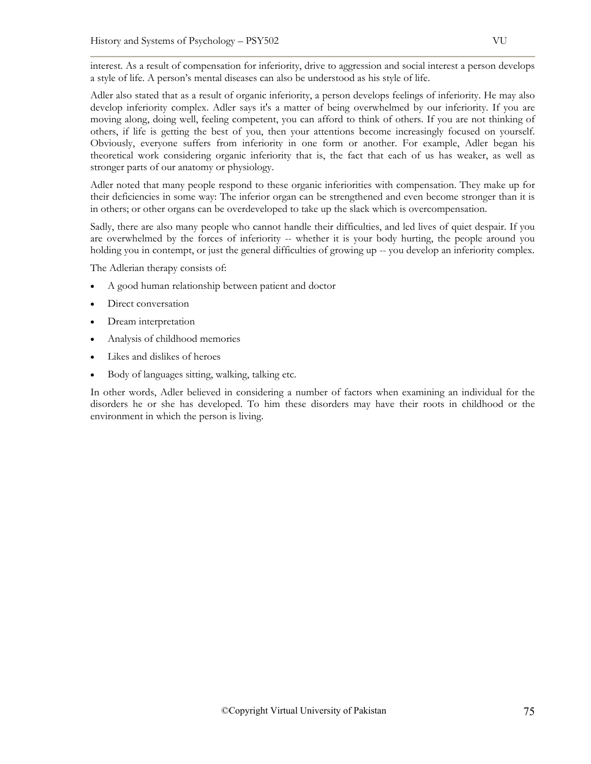interest. As a result of compensation for inferiority, drive to aggression and social interest a person develops a style of life. A person's mental diseases can also be understood as his style of life.

Adler also stated that as a result of organic inferiority, a person develops feelings of inferiority. He may also develop inferiority complex. Adler says it's a matter of being overwhelmed by our inferiority. If you are moving along, doing well, feeling competent, you can afford to think of others. If you are not thinking of others, if life is getting the best of you, then your attentions become increasingly focused on yourself. Obviously, everyone suffers from inferiority in one form or another. For example, Adler began his theoretical work considering organic inferiority that is, the fact that each of us has weaker, as well as stronger parts of our anatomy or physiology.

Adler noted that many people respond to these organic inferiorities with compensation. They make up for their deficiencies in some way: The inferior organ can be strengthened and even become stronger than it is in others; or other organs can be overdeveloped to take up the slack which is overcompensation.

Sadly, there are also many people who cannot handle their difficulties, and led lives of quiet despair. If you are overwhelmed by the forces of inferiority -- whether it is your body hurting, the people around you holding you in contempt, or just the general difficulties of growing up -- you develop an inferiority complex.

The Adlerian therapy consists of:

- A good human relationship between patient and doctor
- Direct conversation
- Dream interpretation
- Analysis of childhood memories
- Likes and dislikes of heroes
- Body of languages sitting, walking, talking etc.

In other words, Adler believed in considering a number of factors when examining an individual for the disorders he or she has developed. To him these disorders may have their roots in childhood or the environment in which the person is living.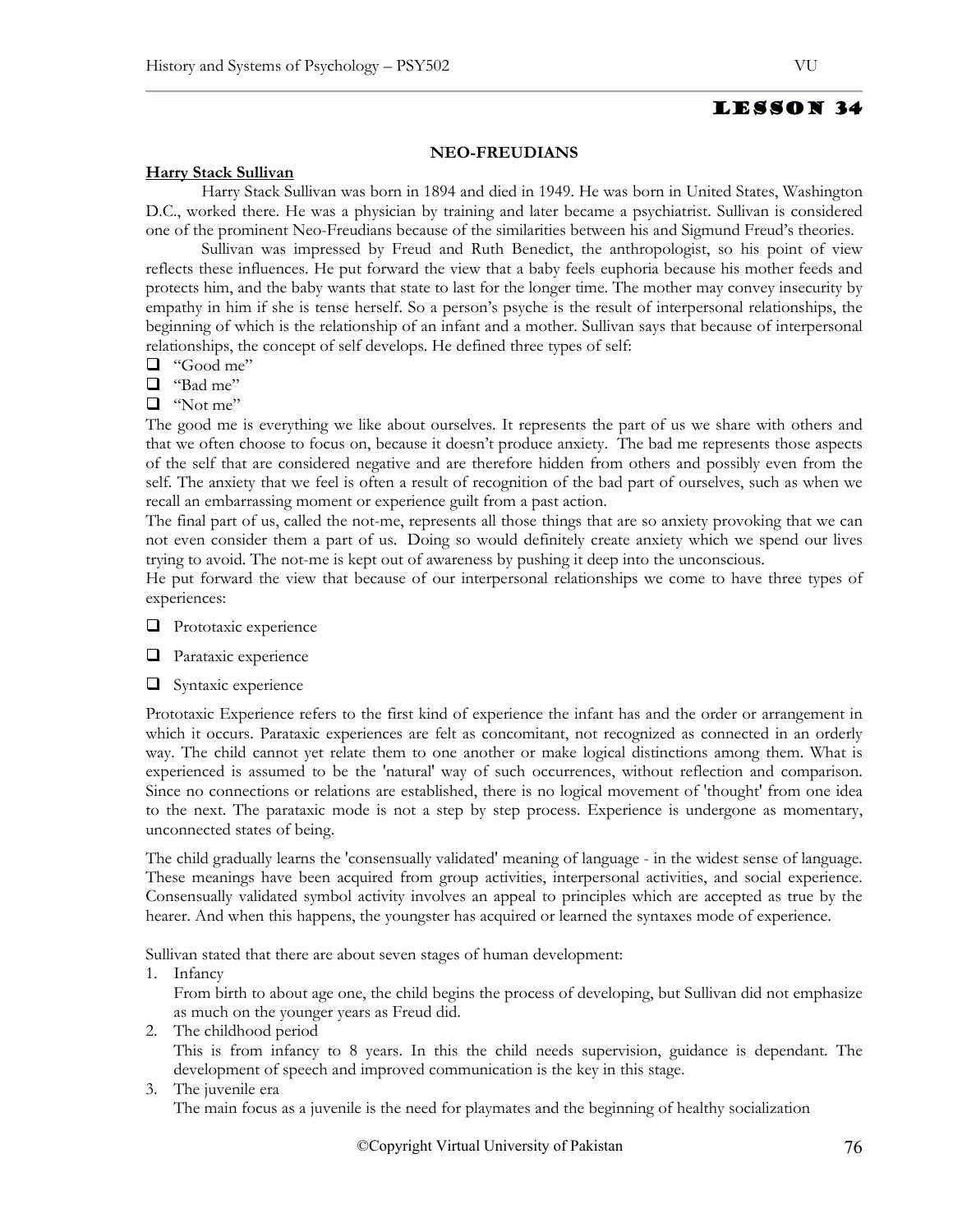# LESSON 34

## NEO-FREUDIANS

**Harry Stack Sullivan**

Harry Stack Sullivan was born in 1894 and died in 1949. He was born in United States, Washington D.C., worked there. He was a physician by training and later became a psychiatrist. Sullivan is considered one of the prominent Neo-Freudians because of the similarities between his and Sigmund Freud's theories.

Sullivan was impressed by Freud and Ruth Benedict, the anthropologist, so his point of view reflects these influences. He put forward the view that a baby feels euphoria because his mother feeds and protects him, and the baby wants that state to last for the longer time. The mother may convey insecurity by empathy in him if she is tense herself. So a person's psyche is the result of interpersonal relationships, the beginning of which is the relationship of an infant and a mother. Sullivan says that because of interpersonal relationships, the concept of self develops. He defined three types of self:

- "Good me"
- "Bad me"
- "Not me"

The good me is everything we like about ourselves. It represents the part of us we share with others and that we often choose to focus on, because it doesn't produce anxiety. The bad me represents those aspects of the self that are considered negative and are therefore hidden from others and possibly even from the self. The anxiety that we feel is often a result of recognition of the bad part of ourselves, such as when we recall an embarrassing moment or experience guilt from a past action.

The final part of us, called the not-me, represents all those things that are so anxiety provoking that we can not even consider them a part of us. Doing so would definitely create anxiety which we spend our lives trying to avoid. The not-me is kept out of awareness by pushing it deep into the unconscious.

He put forward the view that because of our interpersonal relationships we come to have three types of experiences:

- Prototaxic experience
- Parataxic experience
- Syntaxic experience

Prototaxic Experience refers to the first kind of experience the infant has and the order or arrangement in which it occurs. Parataxic experiences are felt as concomitant, not recognized as connected in an orderly way. The child cannot yet relate them to one another or make logical distinctions among them. What is experienced is assumed to be the 'natural' way of such occurrences, without reflection and comparison. Since no connections or relations are established, there is no logical movement of 'thought' from one idea to the next. The parataxic mode is not a step by step process. Experience is undergone as momentary, unconnected states of being.

The child gradually learns the 'consensually validated' meaning of language - in the widest sense of language. These meanings have been acquired from group activities, interpersonal activities, and social experience. Consensually validated symbol activity involves an appeal to principles which are accepted as true by the hearer. And when this happens, the youngster has acquired or learned the syntaxes mode of experience.

Sullivan stated that there are about seven stages of human development:

1. Infancy
   From birth to about age one, the child begins the process of developing, but Sullivan did not emphasize as much on the younger years as Freud did.
2. The childhood period
   This is from infancy to 8 years. In this the child needs supervision, guidance is dependant. The development of speech and improved communication is the key in this stage.
3. The juvenile era
   The main focus as a juvenile is the need for playmates and the beginning of healthy socialization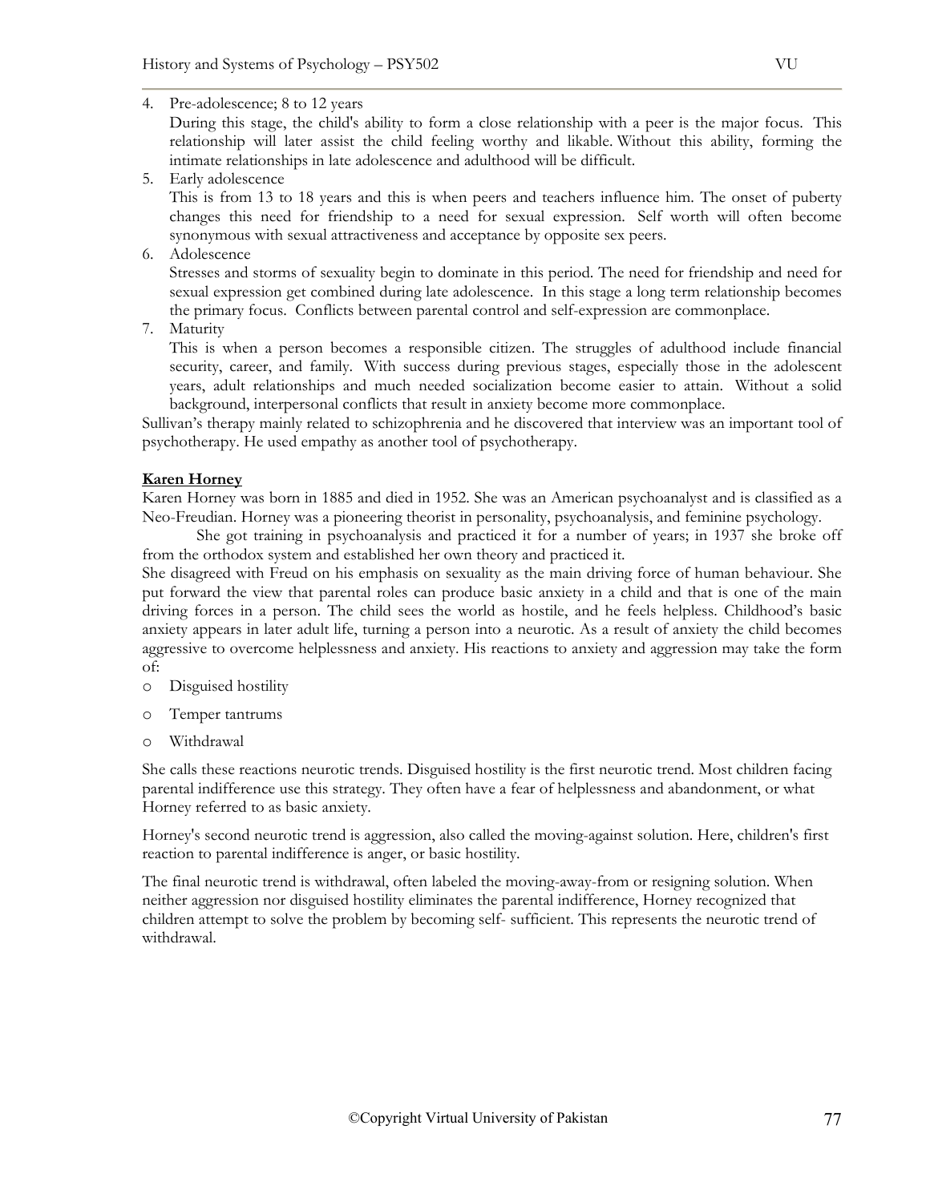4. Pre-adolescence; 8 to 12 years

   During this stage, the child's ability to form a close relationship with a peer is the major focus. This relationship will later assist the child feeling worthy and likable. Without this ability, forming the intimate relationships in late adolescence and adulthood will be difficult.

5. Early adolescence

   This is from 13 to 18 years and this is when peers and teachers influence him. The onset of puberty changes this need for friendship to a need for sexual expression. Self worth will often become synonymous with sexual attractiveness and acceptance by opposite sex peers.

6. Adolescence

   Stresses and storms of sexuality begin to dominate in this period. The need for friendship and need for sexual expression get combined during late adolescence. In this stage a long term relationship becomes the primary focus. Conflicts between parental control and self-expression are commonplace.

7. Maturity

   This is when a person becomes a responsible citizen. The struggles of adulthood include financial security, career, and family. With success during previous stages, especially those in the adolescent years, adult relationships and much needed socialization become easier to attain. Without a solid background, interpersonal conflicts that result in anxiety become more commonplace.

Sullivan's therapy mainly related to schizophrenia and he discovered that interview was an important tool of psychotherapy. He used empathy as another tool of psychotherapy.

## Karen Horney

Karen Horney was born in 1885 and died in 1952. She was an American psychoanalyst and is classified as a Neo-Freudian. Horney was a pioneering theorist in personality, psychoanalysis, and feminine psychology.

She got training in psychoanalysis and practiced it for a number of years; in 1937 she broke off from the orthodox system and established her own theory and practiced it.

She disagreed with Freud on his emphasis on sexuality as the main driving force of human behaviour. She put forward the view that parental roles can produce basic anxiety in a child and that is one of the main driving forces in a person. The child sees the world as hostile, and he feels helpless. Childhood's basic anxiety appears in later adult life, turning a person into a neurotic. As a result of anxiety the child becomes aggressive to overcome helplessness and anxiety. His reactions to anxiety and aggression may take the form of:

- Disguised hostility
- Temper tantrums
- Withdrawal

She calls these reactions neurotic trends. Disguised hostility is the first neurotic trend. Most children facing parental indifference use this strategy. They often have a fear of helplessness and abandonment, or what Horney referred to as basic anxiety.

Horney's second neurotic trend is aggression, also called the moving-against solution. Here, children's first reaction to parental indifference is anger, or basic hostility.

The final neurotic trend is withdrawal, often labeled the moving-away-from or resigning solution. When neither aggression nor disguised hostility eliminates the parental indifference, Horney recognized that children attempt to solve the problem by becoming self- sufficient. This represents the neurotic trend of withdrawal.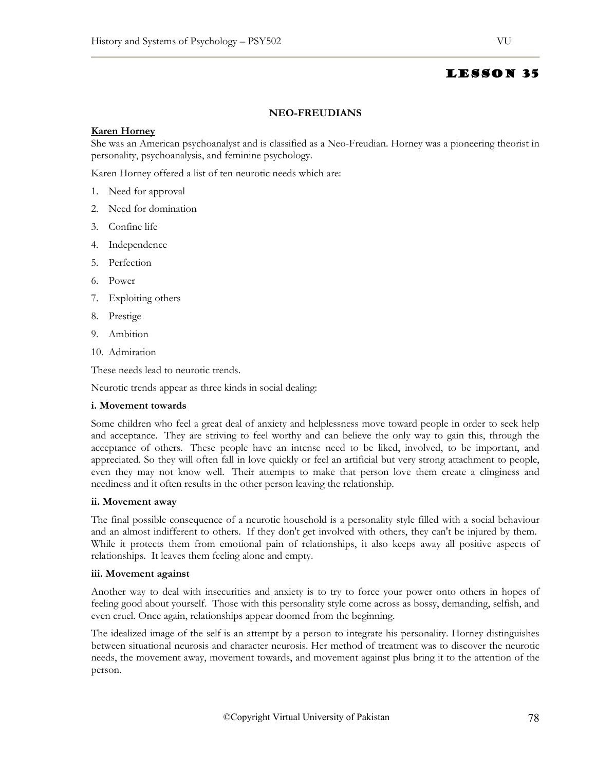# LESSON 35

## NEO-FREUDIANS

### Karen Horney

She was an American psychoanalyst and is classified as a Neo-Freudian. Horney was a pioneering theorist in personality, psychoanalysis, and feminine psychology.

Karen Horney offered a list of ten neurotic needs which are:

1. Need for approval
2. Need for domination
3. Confine life
4. Independence
5. Perfection
6. Power
7. Exploiting others
8. Prestige
9. Ambition
10. Admiration

These needs lead to neurotic trends.

Neurotic trends appear as three kinds in social dealing:

**i. Movement towards**

Some children who feel a great deal of anxiety and helplessness move toward people in order to seek help and acceptance. They are striving to feel worthy and can believe the only way to gain this, through the acceptance of others. These people have an intense need to be liked, involved, to be important, and appreciated. So they will often fall in love quickly or feel an artificial but very strong attachment to people, even they may not know well. Their attempts to make that person love them create a clinginess and neediness and it often results in the other person leaving the relationship.

**ii. Movement away**

The final possible consequence of a neurotic household is a personality style filled with a social behaviour and an almost indifferent to others. If they don't get involved with others, they can't be injured by them. While it protects them from emotional pain of relationships, it also keeps away all positive aspects of relationships. It leaves them feeling alone and empty.

**iii. Movement against**

Another way to deal with insecurities and anxiety is to try to force your power onto others in hopes of feeling good about yourself. Those with this personality style come across as bossy, demanding, selfish, and even cruel. Once again, relationships appear doomed from the beginning.

The idealized image of the self is an attempt by a person to integrate his personality. Horney distinguishes between situational neurosis and character neurosis. Her method of treatment was to discover the neurotic needs, the movement away, movement towards, and movement against plus bring it to the attention of the person.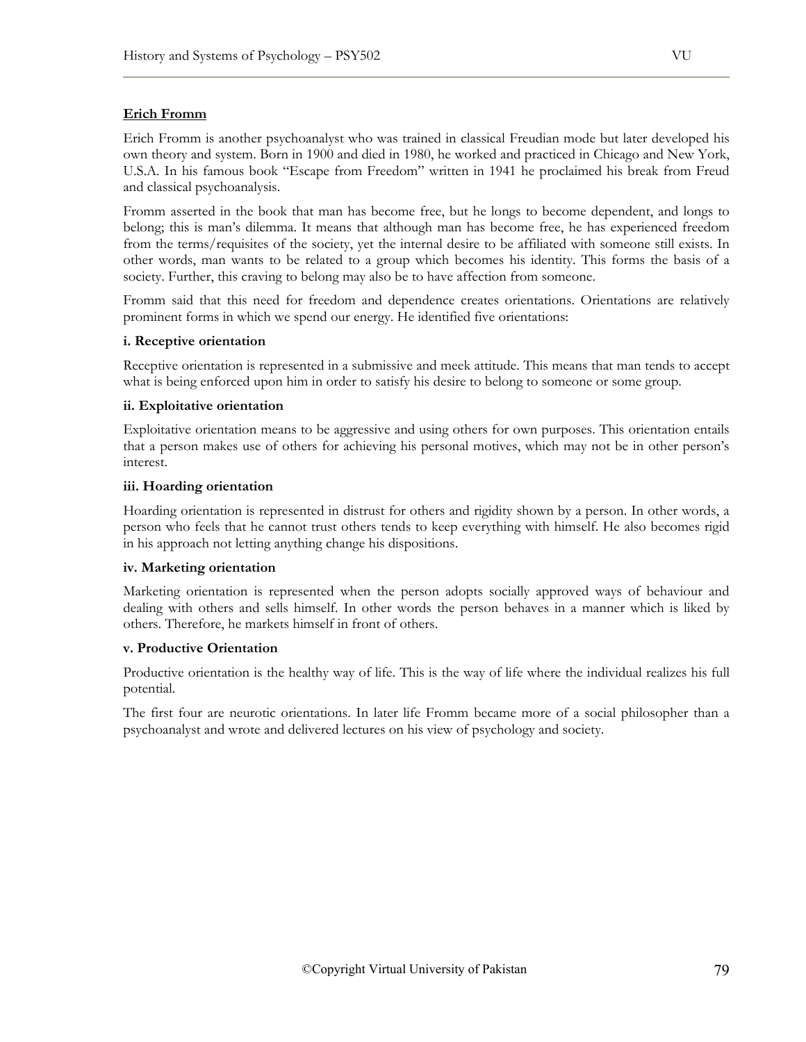## Erich Fromm

Erich Fromm is another psychoanalyst who was trained in classical Freudian mode but later developed his own theory and system. Born in 1900 and died in 1980, he worked and practiced in Chicago and New York, U.S.A. In his famous book "Escape from Freedom" written in 1941 he proclaimed his break from Freud and classical psychoanalysis.

Fromm asserted in the book that man has become free, but he longs to become dependent, and longs to belong; this is man's dilemma. It means that although man has become free, he has experienced freedom from the terms/requisites of the society, yet the internal desire to be affiliated with someone still exists. In other words, man wants to be related to a group which becomes his identity. This forms the basis of a society. Further, this craving to belong may also be to have affection from someone.

Fromm said that this need for freedom and dependence creates orientations. Orientations are relatively prominent forms in which we spend our energy. He identified five orientations:

**i. Receptive orientation**

Receptive orientation is represented in a submissive and meek attitude. This means that man tends to accept what is being enforced upon him in order to satisfy his desire to belong to someone or some group.

**ii. Exploitative orientation**

Exploitative orientation means to be aggressive and using others for own purposes. This orientation entails that a person makes use of others for achieving his personal motives, which may not be in other person's interest.

**iii. Hoarding orientation**

Hoarding orientation is represented in distrust for others and rigidity shown by a person. In other words, a person who feels that he cannot trust others tends to keep everything with himself. He also becomes rigid in his approach not letting anything change his dispositions.

**iv. Marketing orientation**

Marketing orientation is represented when the person adopts socially approved ways of behaviour and dealing with others and sells himself. In other words the person behaves in a manner which is liked by others. Therefore, he markets himself in front of others.

**v. Productive Orientation**

Productive orientation is the healthy way of life. This is the way of life where the individual realizes his full potential.

The first four are neurotic orientations. In later life Fromm became more of a social philosopher than a psychoanalyst and wrote and delivered lectures on his view of psychology and society.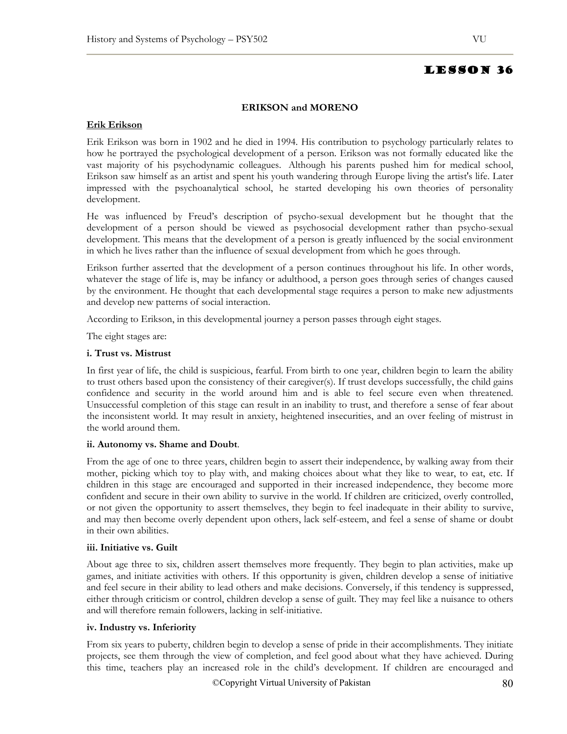# LESSON 36

## ERIKSON and MORENO

### Erik Erikson

Erik Erikson was born in 1902 and he died in 1994. His contribution to psychology particularly relates to how he portrayed the psychological development of a person. Erikson was not formally educated like the vast majority of his psychodynamic colleagues. Although his parents pushed him for medical school, Erikson saw himself as an artist and spent his youth wandering through Europe living the artist's life. Later impressed with the psychoanalytical school, he started developing his own theories of personality development.

He was influenced by Freud's description of psycho-sexual development but he thought that the development of a person should be viewed as psychosocial development rather than psycho-sexual development. This means that the development of a person is greatly influenced by the social environment in which he lives rather than the influence of sexual development from which he goes through.

Erikson further asserted that the development of a person continues throughout his life. In other words, whatever the stage of life is, may be infancy or adulthood, a person goes through series of changes caused by the environment. He thought that each developmental stage requires a person to make new adjustments and develop new patterns of social interaction.

According to Erikson, in this developmental journey a person passes through eight stages.

The eight stages are:

**i. Trust vs. Mistrust**

In first year of life, the child is suspicious, fearful. From birth to one year, children begin to learn the ability to trust others based upon the consistency of their caregiver(s). If trust develops successfully, the child gains confidence and security in the world around him and is able to feel secure even when threatened. Unsuccessful completion of this stage can result in an inability to trust, and therefore a sense of fear about the inconsistent world. It may result in anxiety, heightened insecurities, and an over feeling of mistrust in the world around them.

**ii. Autonomy vs. Shame and Doubt**.

From the age of one to three years, children begin to assert their independence, by walking away from their mother, picking which toy to play with, and making choices about what they like to wear, to eat, etc. If children in this stage are encouraged and supported in their increased independence, they become more confident and secure in their own ability to survive in the world. If children are criticized, overly controlled, or not given the opportunity to assert themselves, they begin to feel inadequate in their ability to survive, and may then become overly dependent upon others, lack self-esteem, and feel a sense of shame or doubt in their own abilities.

**iii. Initiative vs. Guilt**

About age three to six, children assert themselves more frequently. They begin to plan activities, make up games, and initiate activities with others. If this opportunity is given, children develop a sense of initiative and feel secure in their ability to lead others and make decisions. Conversely, if this tendency is suppressed, either through criticism or control, children develop a sense of guilt. They may feel like a nuisance to others and will therefore remain followers, lacking in self-initiative.

**iv. Industry vs. Inferiority**

From six years to puberty, children begin to develop a sense of pride in their accomplishments. They initiate projects, see them through the view of completion, and feel good about what they have achieved. During this time, teachers play an increased role in the child's development. If children are encouraged and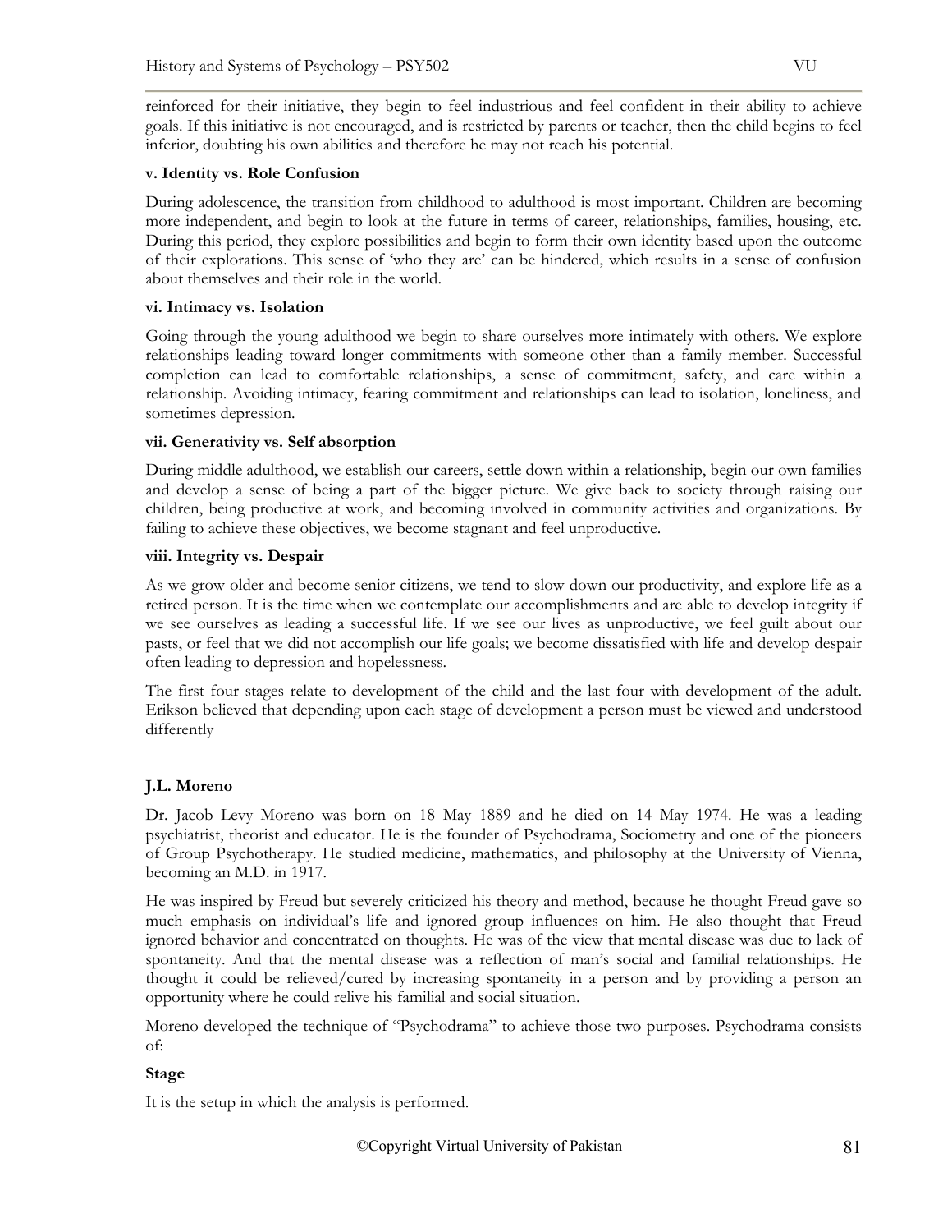reinforced for their initiative, they begin to feel industrious and feel confident in their ability to achieve goals. If this initiative is not encouraged, and is restricted by parents or teacher, then the child begins to feel inferior, doubting his own abilities and therefore he may not reach his potential.

**v. Identity vs. Role Confusion**

During adolescence, the transition from childhood to adulthood is most important. Children are becoming more independent, and begin to look at the future in terms of career, relationships, families, housing, etc. During this period, they explore possibilities and begin to form their own identity based upon the outcome of their explorations. This sense of 'who they are' can be hindered, which results in a sense of confusion about themselves and their role in the world.

**vi. Intimacy vs. Isolation**

Going through the young adulthood we begin to share ourselves more intimately with others. We explore relationships leading toward longer commitments with someone other than a family member. Successful completion can lead to comfortable relationships, a sense of commitment, safety, and care within a relationship. Avoiding intimacy, fearing commitment and relationships can lead to isolation, loneliness, and sometimes depression.

**vii. Generativity vs. Self absorption**

During middle adulthood, we establish our careers, settle down within a relationship, begin our own families and develop a sense of being a part of the bigger picture. We give back to society through raising our children, being productive at work, and becoming involved in community activities and organizations. By failing to achieve these objectives, we become stagnant and feel unproductive.

**viii. Integrity vs. Despair**

As we grow older and become senior citizens, we tend to slow down our productivity, and explore life as a retired person. It is the time when we contemplate our accomplishments and are able to develop integrity if we see ourselves as leading a successful life. If we see our lives as unproductive, we feel guilt about our pasts, or feel that we did not accomplish our life goals; we become dissatisfied with life and develop despair often leading to depression and hopelessness.

The first four stages relate to development of the child and the last four with development of the adult. Erikson believed that depending upon each stage of development a person must be viewed and understood differently

## J.L. Moreno

Dr. Jacob Levy Moreno was born on 18 May 1889 and he died on 14 May 1974. He was a leading psychiatrist, theorist and educator. He is the founder of Psychodrama, Sociometry and one of the pioneers of Group Psychotherapy. He studied medicine, mathematics, and philosophy at the University of Vienna, becoming an M.D. in 1917.

He was inspired by Freud but severely criticized his theory and method, because he thought Freud gave so much emphasis on individual's life and ignored group influences on him. He also thought that Freud ignored behavior and concentrated on thoughts. He was of the view that mental disease was due to lack of spontaneity. And that the mental disease was a reflection of man's social and familial relationships. He thought it could be relieved/cured by increasing spontaneity in a person and by providing a person an opportunity where he could relive his familial and social situation.

Moreno developed the technique of "Psychodrama" to achieve those two purposes. Psychodrama consists of:

**Stage**

It is the setup in which the analysis is performed.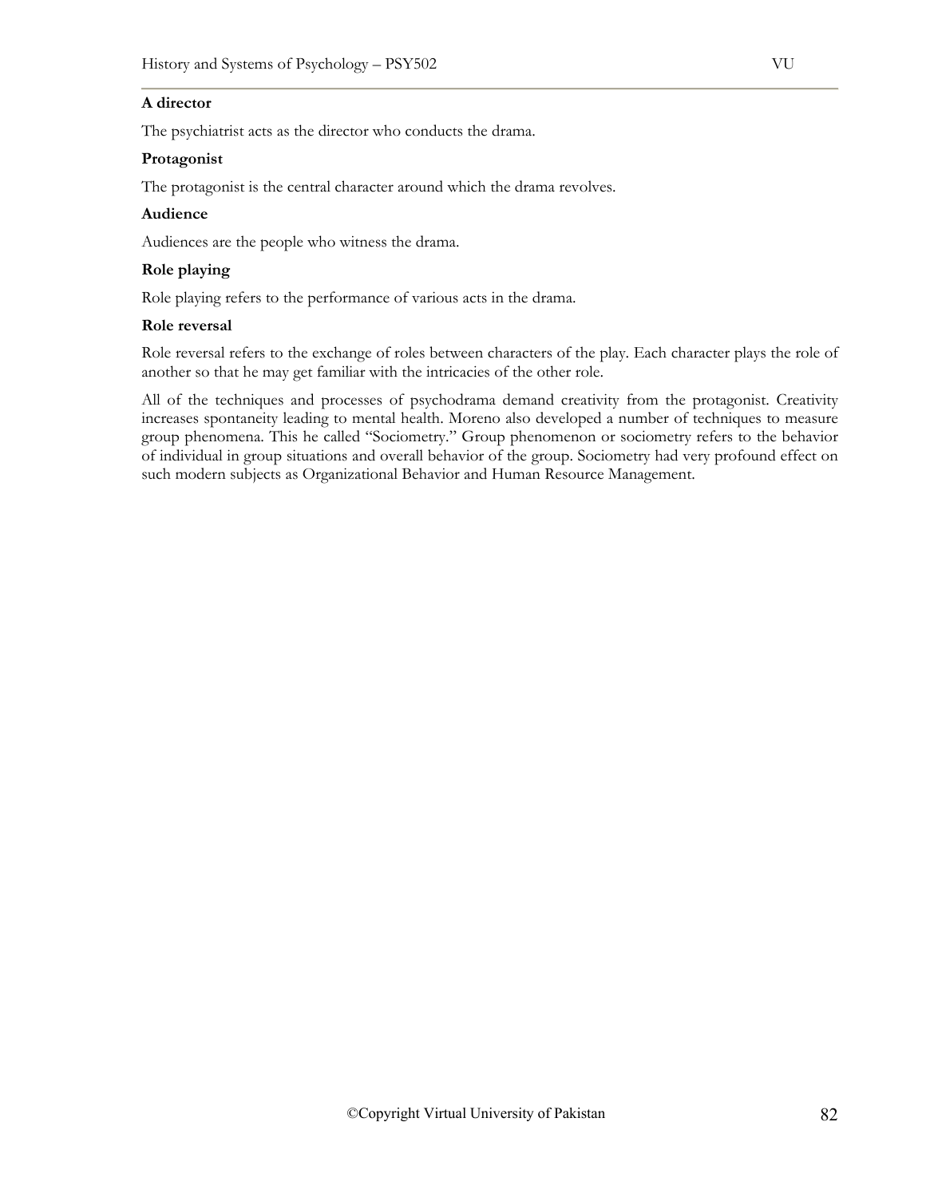**A director**

The psychiatrist acts as the director who conducts the drama.

**Protagonist**

The protagonist is the central character around which the drama revolves.

**Audience**

Audiences are the people who witness the drama.

**Role playing**

Role playing refers to the performance of various acts in the drama.

**Role reversal**

Role reversal refers to the exchange of roles between characters of the play. Each character plays the role of another so that he may get familiar with the intricacies of the other role.

All of the techniques and processes of psychodrama demand creativity from the protagonist. Creativity increases spontaneity leading to mental health. Moreno also developed a number of techniques to measure group phenomena. This he called "Sociometry." Group phenomenon or sociometry refers to the behavior of individual in group situations and overall behavior of the group. Sociometry had very profound effect on such modern subjects as Organizational Behavior and Human Resource Management.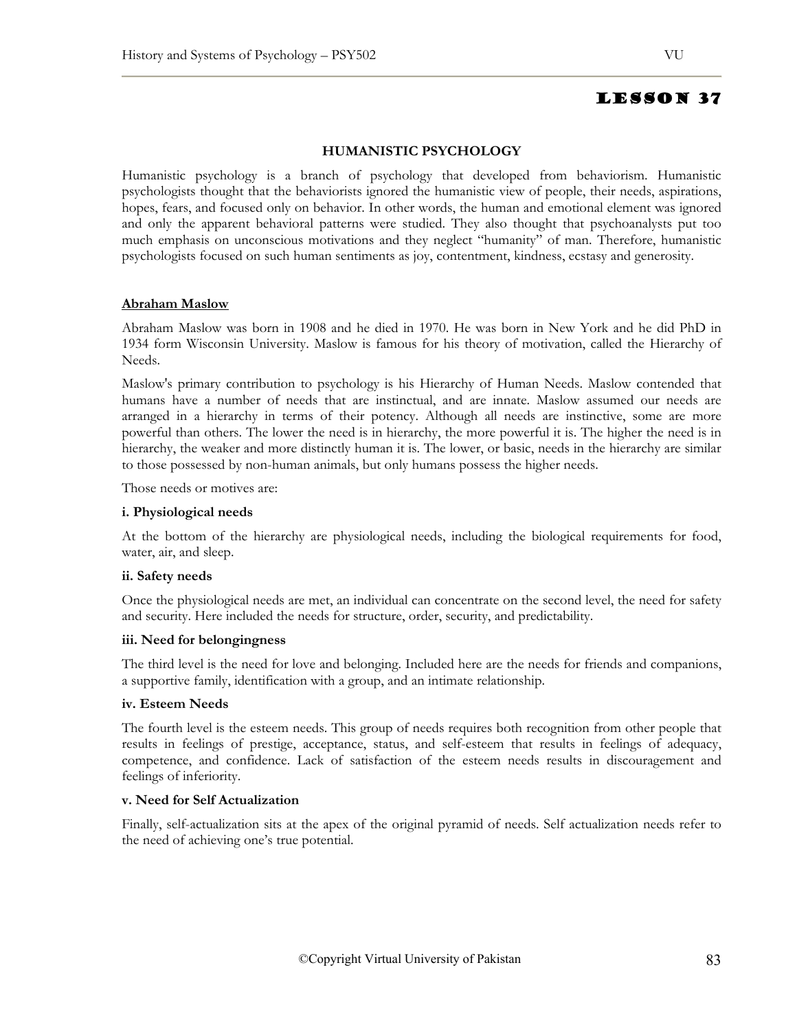# LESSON 37

## HUMANISTIC PSYCHOLOGY

Humanistic psychology is a branch of psychology that developed from behaviorism. Humanistic psychologists thought that the behaviorists ignored the humanistic view of people, their needs, aspirations, hopes, fears, and focused only on behavior. In other words, the human and emotional element was ignored and only the apparent behavioral patterns were studied. They also thought that psychoanalysts put too much emphasis on unconscious motivations and they neglect "humanity" of man. Therefore, humanistic psychologists focused on such human sentiments as joy, contentment, kindness, ecstasy and generosity.

### Abraham Maslow

Abraham Maslow was born in 1908 and he died in 1970. He was born in New York and he did PhD in 1934 form Wisconsin University. Maslow is famous for his theory of motivation, called the Hierarchy of Needs.

Maslow's primary contribution to psychology is his Hierarchy of Human Needs. Maslow contended that humans have a number of needs that are instinctual, and are innate. Maslow assumed our needs are arranged in a hierarchy in terms of their potency. Although all needs are instinctive, some are more powerful than others. The lower the need is in hierarchy, the more powerful it is. The higher the need is in hierarchy, the weaker and more distinctly human it is. The lower, or basic, needs in the hierarchy are similar to those possessed by non-human animals, but only humans possess the higher needs.

Those needs or motives are:

**i. Physiological needs**

At the bottom of the hierarchy are physiological needs, including the biological requirements for food, water, air, and sleep.

**ii. Safety needs**

Once the physiological needs are met, an individual can concentrate on the second level, the need for safety and security. Here included the needs for structure, order, security, and predictability.

**iii. Need for belongingness**

The third level is the need for love and belonging. Included here are the needs for friends and companions, a supportive family, identification with a group, and an intimate relationship.

**iv. Esteem Needs**

The fourth level is the esteem needs. This group of needs requires both recognition from other people that results in feelings of prestige, acceptance, status, and self-esteem that results in feelings of adequacy, competence, and confidence. Lack of satisfaction of the esteem needs results in discouragement and feelings of inferiority.

**v. Need for Self Actualization**

Finally, self-actualization sits at the apex of the original pyramid of needs. Self actualization needs refer to the need of achieving one's true potential.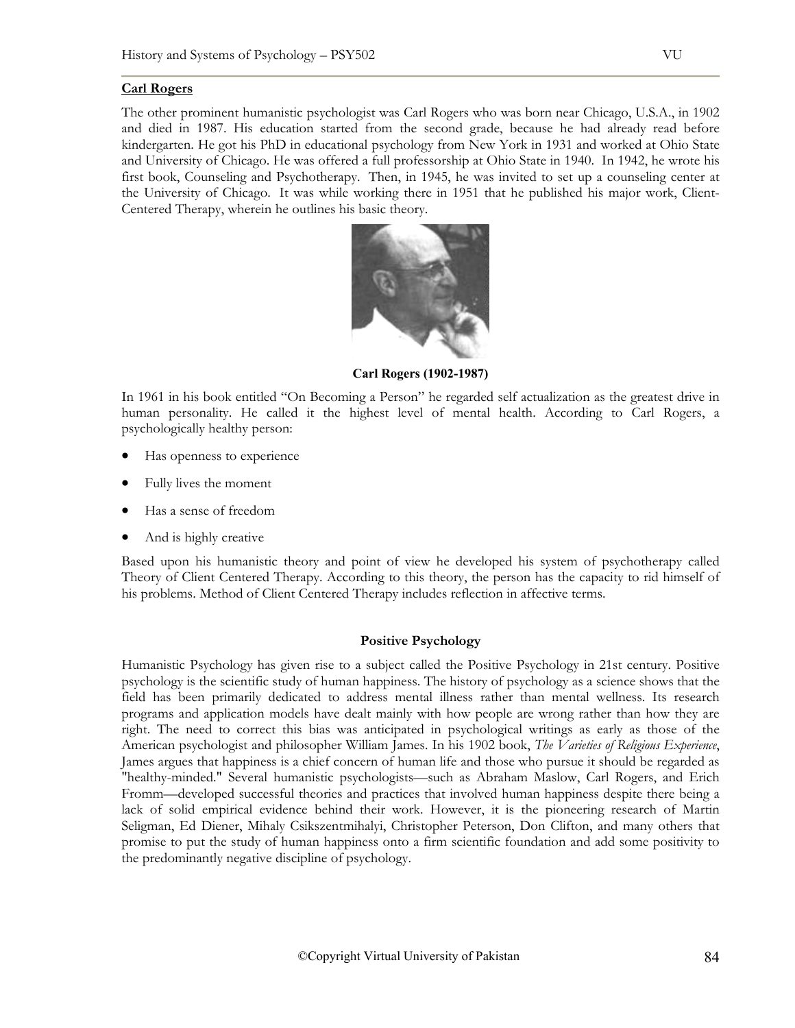## Carl Rogers

The other prominent humanistic psychologist was Carl Rogers who was born near Chicago, U.S.A., in 1902 and died in 1987. His education started from the second grade, because he had already read before kindergarten. He got his PhD in educational psychology from New York in 1931 and worked at Ohio State and University of Chicago. He was offered a full professorship at Ohio State in 1940. In 1942, he wrote his first book, Counseling and Psychotherapy. Then, in 1945, he was invited to set up a counseling center at the University of Chicago. It was while working there in 1951 that he published his major work, Client-Centered Therapy, wherein he outlines his basic theory.

**Carl Rogers (1902-1987)**

In 1961 in his book entitled "On Becoming a Person" he regarded self actualization as the greatest drive in human personality. He called it the highest level of mental health. According to Carl Rogers, a psychologically healthy person:

- Has openness to experience
- Fully lives the moment
- Has a sense of freedom
- And is highly creative

Based upon his humanistic theory and point of view he developed his system of psychotherapy called Theory of Client Centered Therapy. According to this theory, the person has the capacity to rid himself of his problems. Method of Client Centered Therapy includes reflection in affective terms.

### Positive Psychology

Humanistic Psychology has given rise to a subject called the Positive Psychology in 21st century. Positive psychology is the scientific study of human happiness. The history of psychology as a science shows that the field has been primarily dedicated to address mental illness rather than mental wellness. Its research programs and application models have dealt mainly with how people are wrong rather than how they are right. The need to correct this bias was anticipated in psychological writings as early as those of the American psychologist and philosopher William James. In his 1902 book, *The Varieties of Religious Experience*, James argues that happiness is a chief concern of human life and those who pursue it should be regarded as "healthy-minded." Several humanistic psychologists—such as Abraham Maslow, Carl Rogers, and Erich Fromm—developed successful theories and practices that involved human happiness despite there being a lack of solid empirical evidence behind their work. However, it is the pioneering research of Martin Seligman, Ed Diener, Mihaly Csikszentmihalyi, Christopher Peterson, Don Clifton, and many others that promise to put the study of human happiness onto a firm scientific foundation and add some positivity to the predominantly negative discipline of psychology.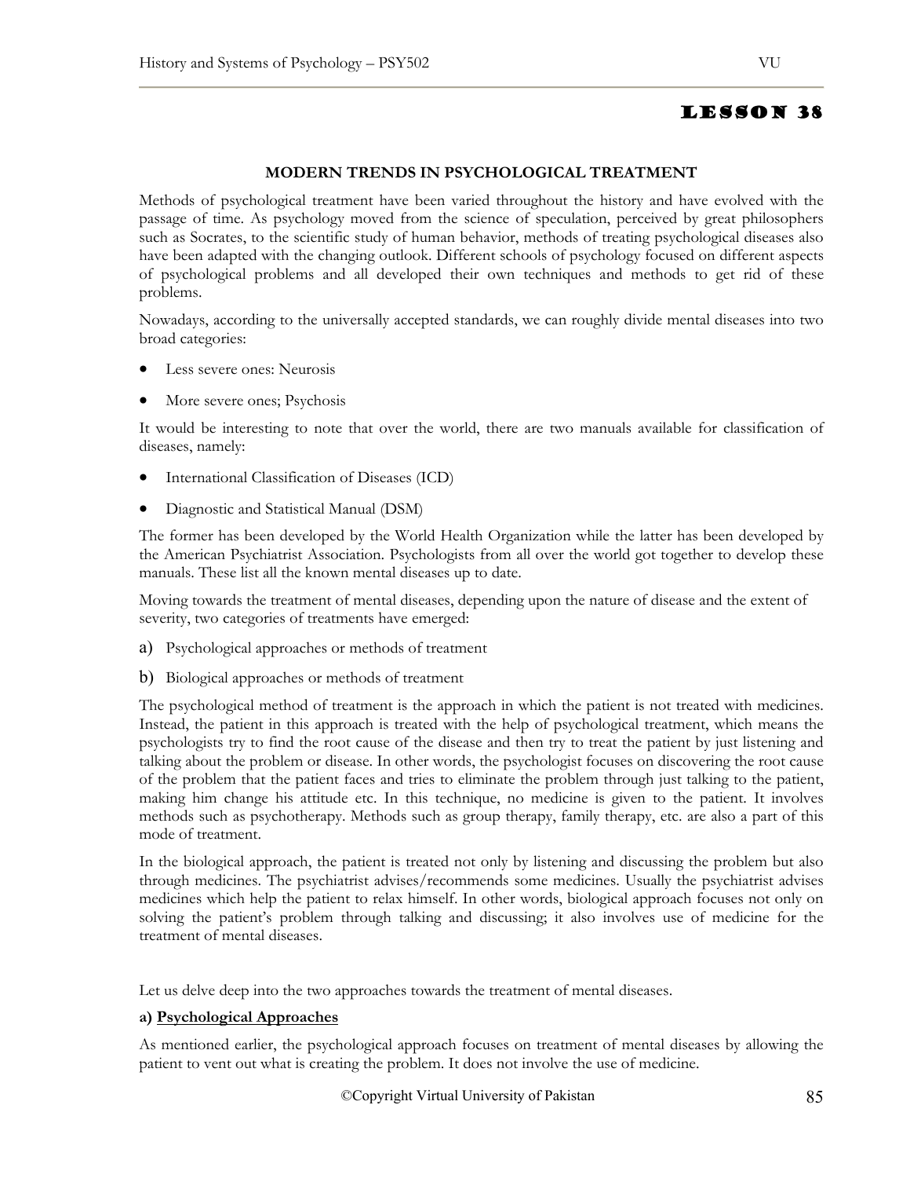# LESSON 38

### MODERN TRENDS IN PSYCHOLOGICAL TREATMENT

Methods of psychological treatment have been varied throughout the history and have evolved with the passage of time. As psychology moved from the science of speculation, perceived by great philosophers such as Socrates, to the scientific study of human behavior, methods of treating psychological diseases also have been adapted with the changing outlook. Different schools of psychology focused on different aspects of psychological problems and all developed their own techniques and methods to get rid of these problems.

Nowadays, according to the universally accepted standards, we can roughly divide mental diseases into two broad categories:

- Less severe ones: Neurosis
- More severe ones; Psychosis

It would be interesting to note that over the world, there are two manuals available for classification of diseases, namely:

- International Classification of Diseases (ICD)
- Diagnostic and Statistical Manual (DSM)

The former has been developed by the World Health Organization while the latter has been developed by the American Psychiatrist Association. Psychologists from all over the world got together to develop these manuals. These list all the known mental diseases up to date.

Moving towards the treatment of mental diseases, depending upon the nature of disease and the extent of severity, two categories of treatments have emerged:

a) Psychological approaches or methods of treatment

b) Biological approaches or methods of treatment

The psychological method of treatment is the approach in which the patient is not treated with medicines. Instead, the patient in this approach is treated with the help of psychological treatment, which means the psychologists try to find the root cause of the disease and then try to treat the patient by just listening and talking about the problem or disease. In other words, the psychologist focuses on discovering the root cause of the problem that the patient faces and tries to eliminate the problem through just talking to the patient, making him change his attitude etc. In this technique, no medicine is given to the patient. It involves methods such as psychotherapy. Methods such as group therapy, family therapy, etc. are also a part of this mode of treatment.

In the biological approach, the patient is treated not only by listening and discussing the problem but also through medicines. The psychiatrist advises/recommends some medicines. Usually the psychiatrist advises medicines which help the patient to relax himself. In other words, biological approach focuses not only on solving the patient's problem through talking and discussing; it also involves use of medicine for the treatment of mental diseases.

Let us delve deep into the two approaches towards the treatment of mental diseases.

**a) <u>Psychological Approaches</u>**

As mentioned earlier, the psychological approach focuses on treatment of mental diseases by allowing the patient to vent out what is creating the problem. It does not involve the use of medicine.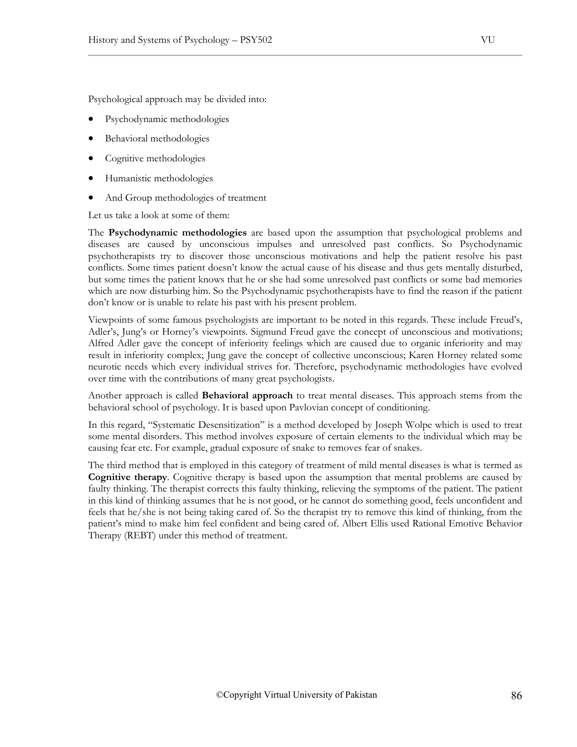Psychological approach may be divided into:

- Psychodynamic methodologies
- Behavioral methodologies
- Cognitive methodologies
- Humanistic methodologies
- And Group methodologies of treatment

Let us take a look at some of them:

The **Psychodynamic methodologies** are based upon the assumption that psychological problems and diseases are caused by unconscious impulses and unresolved past conflicts. So Psychodynamic psychotherapists try to discover those unconscious motivations and help the patient resolve his past conflicts. Some times patient doesn't know the actual cause of his disease and thus gets mentally disturbed, but some times the patient knows that he or she had some unresolved past conflicts or some bad memories which are now disturbing him. So the Psychodynamic psychotherapists have to find the reason if the patient don't know or is unable to relate his past with his present problem.

Viewpoints of some famous psychologists are important to be noted in this regards. These include Freud's, Adler's, Jung's or Horney's viewpoints. Sigmund Freud gave the concept of unconscious and motivations; Alfred Adler gave the concept of inferiority feelings which are caused due to organic inferiority and may result in inferiority complex; Jung gave the concept of collective unconscious; Karen Horney related some neurotic needs which every individual strives for. Therefore, psychodynamic methodologies have evolved over time with the contributions of many great psychologists.

Another approach is called **Behavioral approach** to treat mental diseases. This approach stems from the behavioral school of psychology. It is based upon Pavlovian concept of conditioning.

In this regard, "Systematic Desensitization" is a method developed by Joseph Wolpe which is used to treat some mental disorders. This method involves exposure of certain elements to the individual which may be causing fear etc. For example, gradual exposure of snake to removes fear of snakes.

The third method that is employed in this category of treatment of mild mental diseases is what is termed as **Cognitive therapy**. Cognitive therapy is based upon the assumption that mental problems are caused by faulty thinking. The therapist corrects this faulty thinking, relieving the symptoms of the patient. The patient in this kind of thinking assumes that he is not good, or he cannot do something good, feels unconfident and feels that he/she is not being taking cared of. So the therapist try to remove this kind of thinking, from the patient's mind to make him feel confident and being cared of. Albert Ellis used Rational Emotive Behavior Therapy (REBT) under this method of treatment.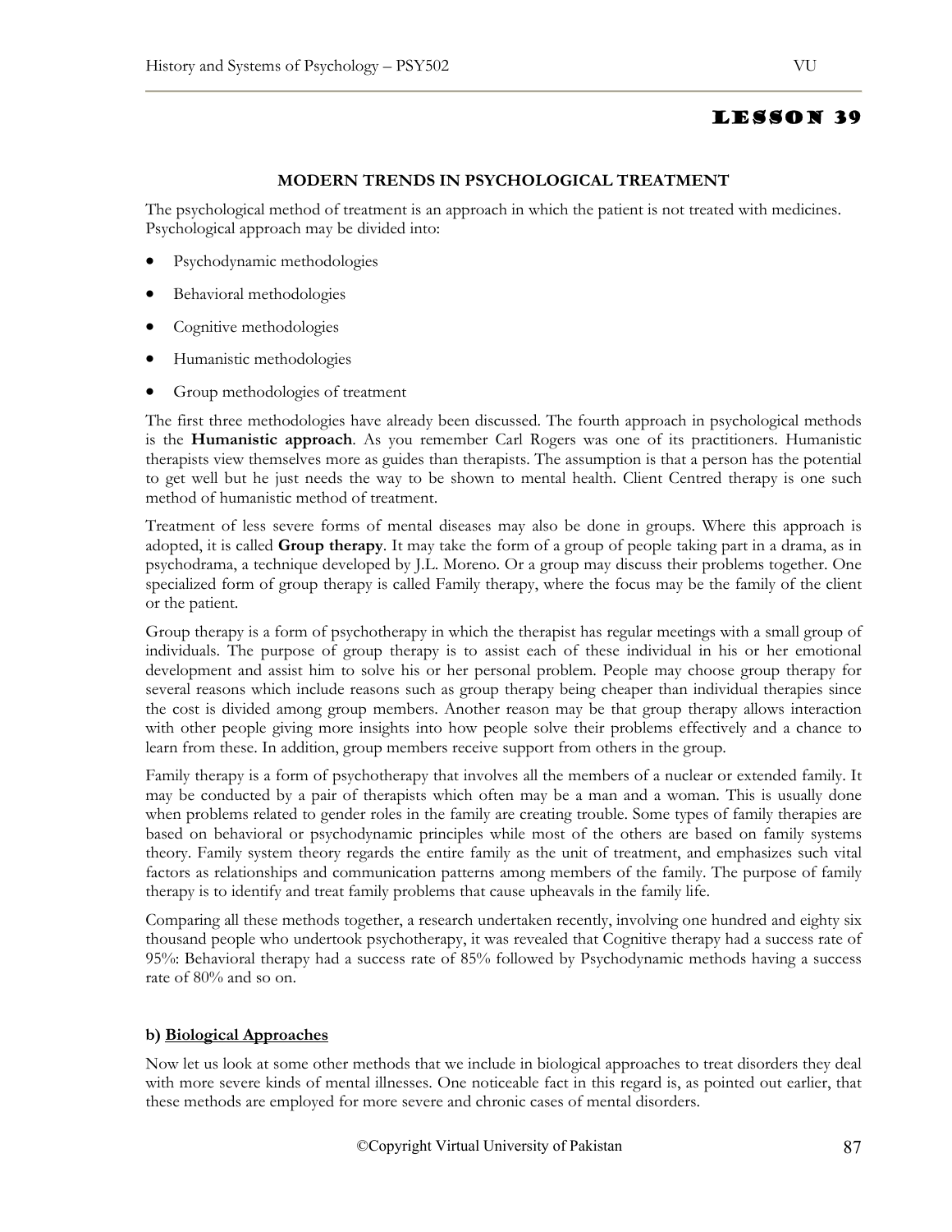# LESSON 39

## MODERN TRENDS IN PSYCHOLOGICAL TREATMENT

The psychological method of treatment is an approach in which the patient is not treated with medicines. Psychological approach may be divided into:

- Psychodynamic methodologies
- Behavioral methodologies
- Cognitive methodologies
- Humanistic methodologies
- Group methodologies of treatment

The first three methodologies have already been discussed. The fourth approach in psychological methods is the **Humanistic approach**. As you remember Carl Rogers was one of its practitioners. Humanistic therapists view themselves more as guides than therapists. The assumption is that a person has the potential to get well but he just needs the way to be shown to mental health. Client Centred therapy is one such method of humanistic method of treatment.

Treatment of less severe forms of mental diseases may also be done in groups. Where this approach is adopted, it is called **Group therapy**. It may take the form of a group of people taking part in a drama, as in psychodrama, a technique developed by J.L. Moreno. Or a group may discuss their problems together. One specialized form of group therapy is called Family therapy, where the focus may be the family of the client or the patient.

Group therapy is a form of psychotherapy in which the therapist has regular meetings with a small group of individuals. The purpose of group therapy is to assist each of these individual in his or her emotional development and assist him to solve his or her personal problem. People may choose group therapy for several reasons which include reasons such as group therapy being cheaper than individual therapies since the cost is divided among group members. Another reason may be that group therapy allows interaction with other people giving more insights into how people solve their problems effectively and a chance to learn from these. In addition, group members receive support from others in the group.

Family therapy is a form of psychotherapy that involves all the members of a nuclear or extended family. It may be conducted by a pair of therapists which often may be a man and a woman. This is usually done when problems related to gender roles in the family are creating trouble. Some types of family therapies are based on behavioral or psychodynamic principles while most of the others are based on family systems theory. Family system theory regards the entire family as the unit of treatment, and emphasizes such vital factors as relationships and communication patterns among members of the family. The purpose of family therapy is to identify and treat family problems that cause upheavals in the family life.

Comparing all these methods together, a research undertaken recently, involving one hundred and eighty six thousand people who undertook psychotherapy, it was revealed that Cognitive therapy had a success rate of 95%: Behavioral therapy had a success rate of 85% followed by Psychodynamic methods having a success rate of 80% and so on.

### b) Biological Approaches

Now let us look at some other methods that we include in biological approaches to treat disorders they deal with more severe kinds of mental illnesses. One noticeable fact in this regard is, as pointed out earlier, that these methods are employed for more severe and chronic cases of mental disorders.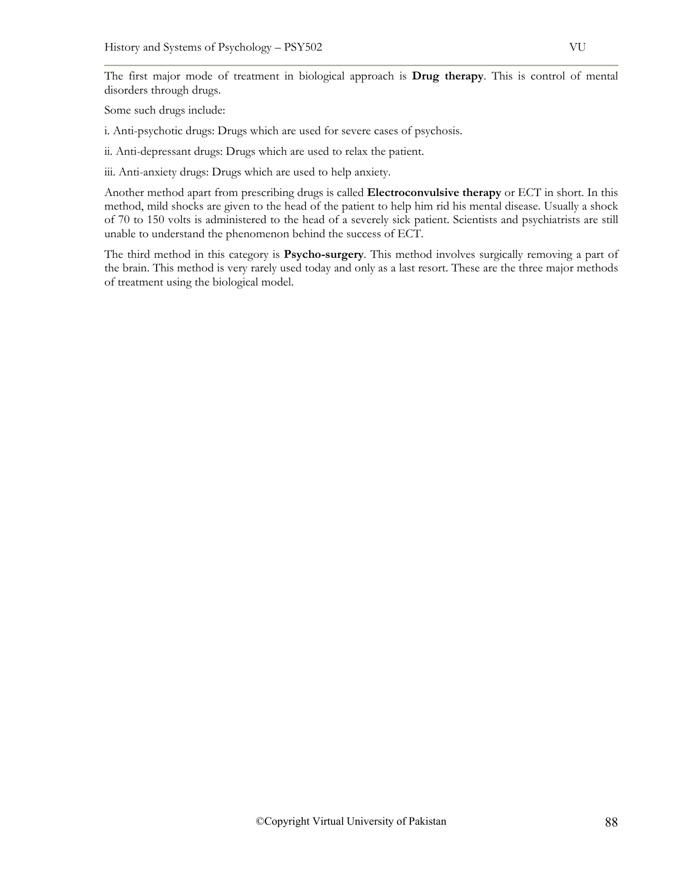The first major mode of treatment in biological approach is **Drug therapy**. This is control of mental disorders through drugs.

Some such drugs include:

i. Anti-psychotic drugs: Drugs which are used for severe cases of psychosis.

ii. Anti-depressant drugs: Drugs which are used to relax the patient.

iii. Anti-anxiety drugs: Drugs which are used to help anxiety.

Another method apart from prescribing drugs is called **Electroconvulsive therapy** or ECT in short. In this method, mild shocks are given to the head of the patient to help him rid his mental disease. Usually a shock of 70 to 150 volts is administered to the head of a severely sick patient. Scientists and psychiatrists are still unable to understand the phenomenon behind the success of ECT.

The third method in this category is **Psycho-surgery**. This method involves surgically removing a part of the brain. This method is very rarely used today and only as a last resort. These are the three major methods of treatment using the biological model.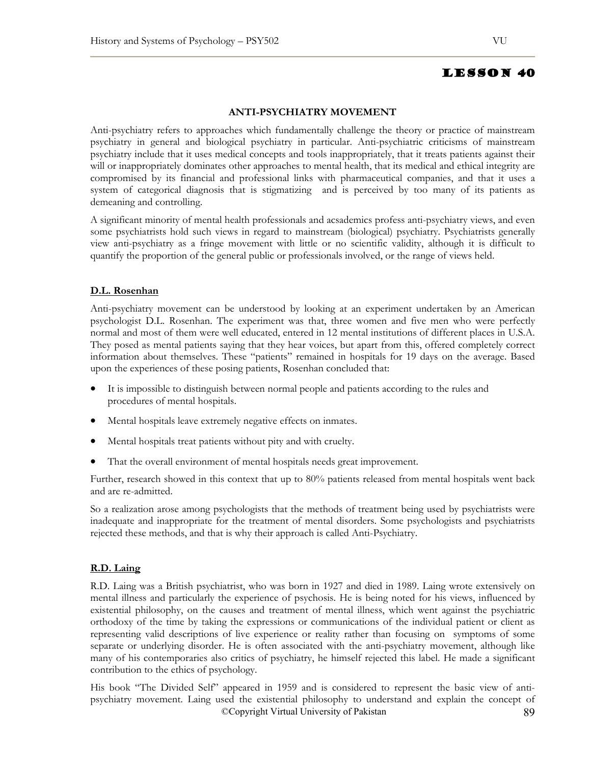# LESSON 40

## ANTI-PSYCHIATRY MOVEMENT

Anti-psychiatry refers to approaches which fundamentally challenge the theory or practice of mainstream psychiatry in general and biological psychiatry in particular. Anti-psychiatric criticisms of mainstream psychiatry include that it uses medical concepts and tools inappropriately, that it treats patients against their will or inappropriately dominates other approaches to mental health, that its medical and ethical integrity are compromised by its financial and professional links with pharmaceutical companies, and that it uses a system of categorical diagnosis that is stigmatizing and is perceived by too many of its patients as demeaning and controlling.

A significant minority of mental health professionals and acsademics profess anti-psychiatry views, and even some psychiatrists hold such views in regard to mainstream (biological) psychiatry. Psychiatrists generally view anti-psychiatry as a fringe movement with little or no scientific validity, although it is difficult to quantify the proportion of the general public or professionals involved, or the range of views held.

### D.L. Rosenhan

Anti-psychiatry movement can be understood by looking at an experiment undertaken by an American psychologist D.L. Rosenhan. The experiment was that, three women and five men who were perfectly normal and most of them were well educated, entered in 12 mental institutions of different places in U.S.A. They posed as mental patients saying that they hear voices, but apart from this, offered completely correct information about themselves. These "patients" remained in hospitals for 19 days on the average. Based upon the experiences of these posing patients, Rosenhan concluded that:

- It is impossible to distinguish between normal people and patients according to the rules and procedures of mental hospitals.
- Mental hospitals leave extremely negative effects on inmates.
- Mental hospitals treat patients without pity and with cruelty.
- That the overall environment of mental hospitals needs great improvement.

Further, research showed in this context that up to 80% patients released from mental hospitals went back and are re-admitted.

So a realization arose among psychologists that the methods of treatment being used by psychiatrists were inadequate and inappropriate for the treatment of mental disorders. Some psychologists and psychiatrists rejected these methods, and that is why their approach is called Anti-Psychiatry.

### R.D. Laing

R.D. Laing was a British psychiatrist, who was born in 1927 and died in 1989. Laing wrote extensively on mental illness and particularly the experience of psychosis. He is being noted for his views, influenced by existential philosophy, on the causes and treatment of mental illness, which went against the psychiatric orthodoxy of the time by taking the expressions or communications of the individual patient or client as representing valid descriptions of live experience or reality rather than focusing on symptoms of some separate or underlying disorder. He is often associated with the anti-psychiatry movement, although like many of his contemporaries also critics of psychiatry, he himself rejected this label. He made a significant contribution to the ethics of psychology.

His book "The Divided Self" appeared in 1959 and is considered to represent the basic view of anti-psychiatry movement. Laing used the existential philosophy to understand and explain the concept of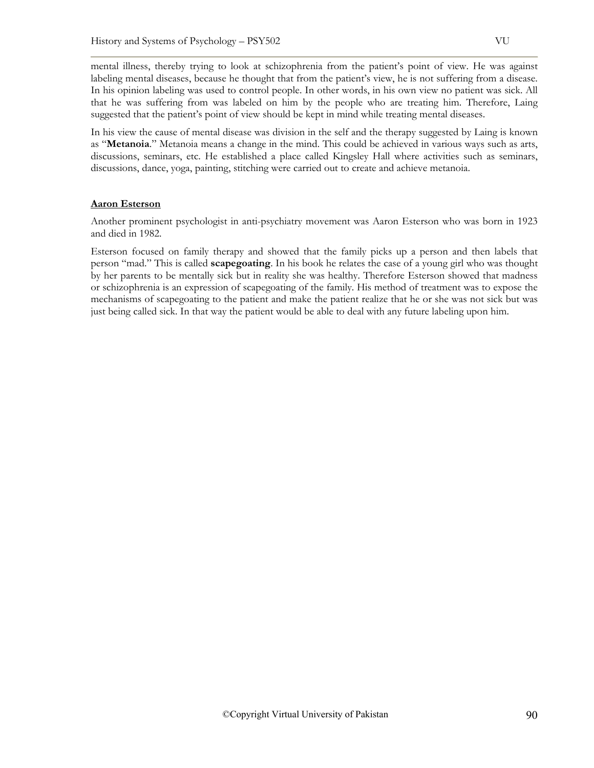mental illness, thereby trying to look at schizophrenia from the patient's point of view. He was against labeling mental diseases, because he thought that from the patient's view, he is not suffering from a disease. In his opinion labeling was used to control people. In other words, in his own view no patient was sick. All that he was suffering from was labeled on him by the people who are treating him. Therefore, Laing suggested that the patient's point of view should be kept in mind while treating mental diseases.

In his view the cause of mental disease was division in the self and the therapy suggested by Laing is known as "**Metanoia**." Metanoia means a change in the mind. This could be achieved in various ways such as arts, discussions, seminars, etc. He established a place called Kingsley Hall where activities such as seminars, discussions, dance, yoga, painting, stitching were carried out to create and achieve metanoia.

### Aaron Esterson

Another prominent psychologist in anti-psychiatry movement was Aaron Esterson who was born in 1923 and died in 1982.

Esterson focused on family therapy and showed that the family picks up a person and then labels that person "mad." This is called **scapegoating**. In his book he relates the case of a young girl who was thought by her parents to be mentally sick but in reality she was healthy. Therefore Esterson showed that madness or schizophrenia is an expression of scapegoating of the family. His method of treatment was to expose the mechanisms of scapegoating to the patient and make the patient realize that he or she was not sick but was just being called sick. In that way the patient would be able to deal with any future labeling upon him.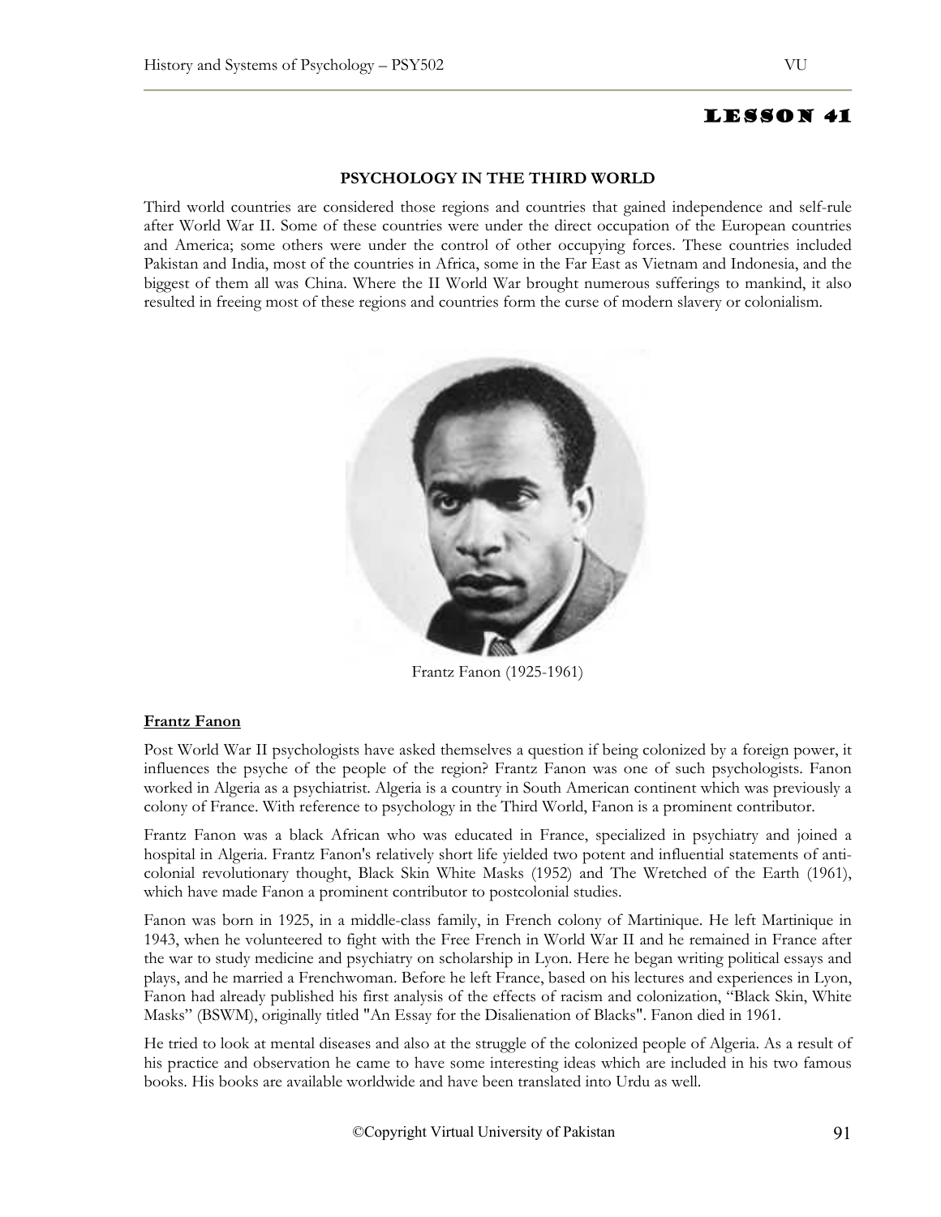# LESSON 41

## PSYCHOLOGY IN THE THIRD WORLD

Third world countries are considered those regions and countries that gained independence and self-rule after World War II. Some of these countries were under the direct occupation of the European countries and America; some others were under the control of other occupying forces. These countries included Pakistan and India, most of the countries in Africa, some in the Far East as Vietnam and Indonesia, and the biggest of them all was China. Where the II World War brought numerous sufferings to mankind, it also resulted in freeing most of these regions and countries form the curse of modern slavery or colonialism.

Frantz Fanon (1925-1961)

### Frantz Fanon

Post World War II psychologists have asked themselves a question if being colonized by a foreign power, it influences the psyche of the people of the region? Frantz Fanon was one of such psychologists. Fanon worked in Algeria as a psychiatrist. Algeria is a country in South American continent which was previously a colony of France. With reference to psychology in the Third World, Fanon is a prominent contributor.

Frantz Fanon was a black African who was educated in France, specialized in psychiatry and joined a hospital in Algeria. Frantz Fanon's relatively short life yielded two potent and influential statements of anti-colonial revolutionary thought, Black Skin White Masks (1952) and The Wretched of the Earth (1961), which have made Fanon a prominent contributor to postcolonial studies.

Fanon was born in 1925, in a middle-class family, in French colony of Martinique. He left Martinique in 1943, when he volunteered to fight with the Free French in World War II and he remained in France after the war to study medicine and psychiatry on scholarship in Lyon. Here he began writing political essays and plays, and he married a Frenchwoman. Before he left France, based on his lectures and experiences in Lyon, Fanon had already published his first analysis of the effects of racism and colonization, "Black Skin, White Masks" (BSWM), originally titled "An Essay for the Disalienation of Blacks". Fanon died in 1961.

He tried to look at mental diseases and also at the struggle of the colonized people of Algeria. As a result of his practice and observation he came to have some interesting ideas which are included in his two famous books. His books are available worldwide and have been translated into Urdu as well.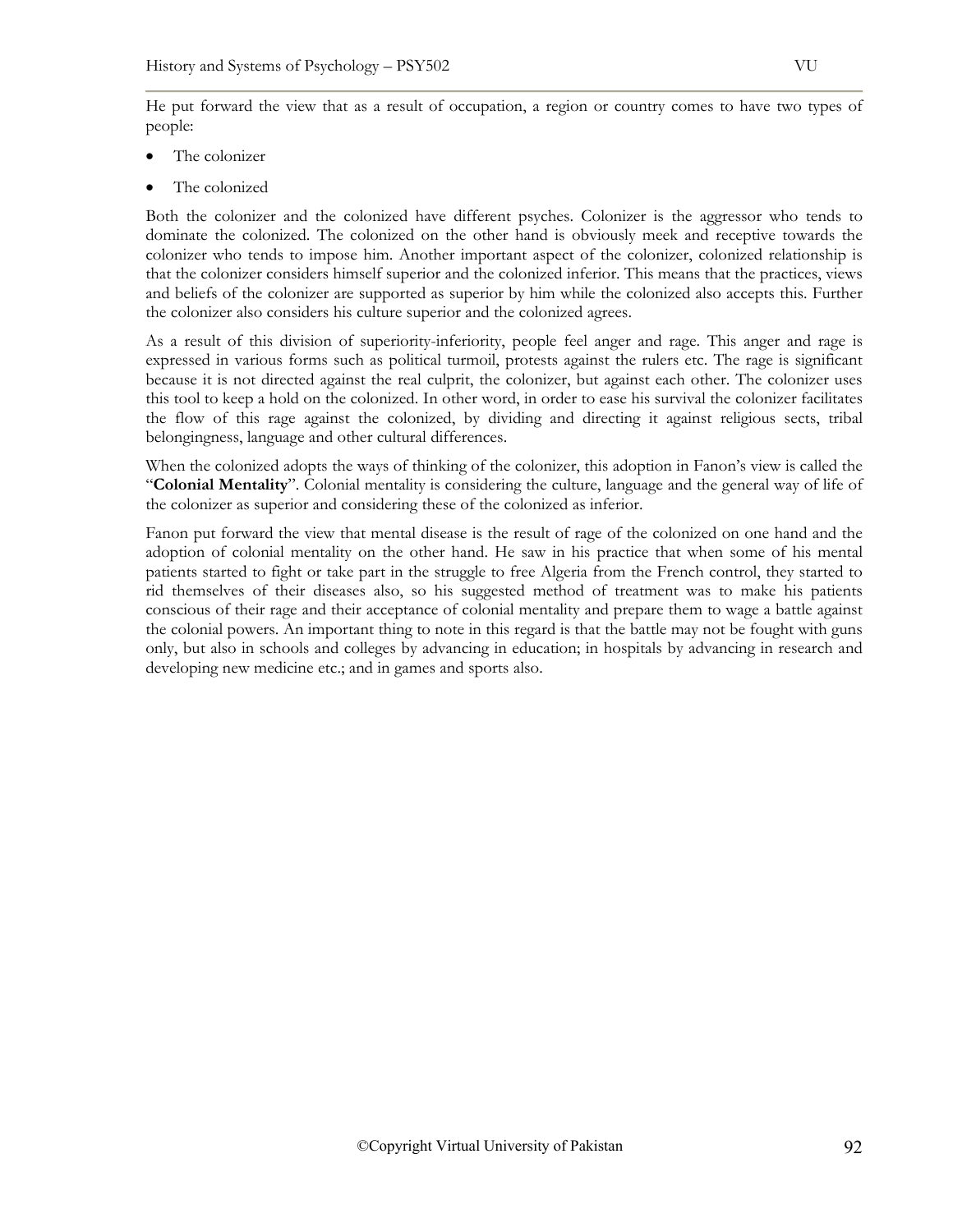He put forward the view that as a result of occupation, a region or country comes to have two types of people:

- The colonizer
- The colonized

Both the colonizer and the colonized have different psyches. Colonizer is the aggressor who tends to dominate the colonized. The colonized on the other hand is obviously meek and receptive towards the colonizer who tends to impose him. Another important aspect of the colonizer, colonized relationship is that the colonizer considers himself superior and the colonized inferior. This means that the practices, views and beliefs of the colonizer are supported as superior by him while the colonized also accepts this. Further the colonizer also considers his culture superior and the colonized agrees.

As a result of this division of superiority-inferiority, people feel anger and rage. This anger and rage is expressed in various forms such as political turmoil, protests against the rulers etc. The rage is significant because it is not directed against the real culprit, the colonizer, but against each other. The colonizer uses this tool to keep a hold on the colonized. In other word, in order to ease his survival the colonizer facilitates the flow of this rage against the colonized, by dividing and directing it against religious sects, tribal belongingness, language and other cultural differences.

When the colonized adopts the ways of thinking of the colonizer, this adoption in Fanon's view is called the "**Colonial Mentality**". Colonial mentality is considering the culture, language and the general way of life of the colonizer as superior and considering these of the colonized as inferior.

Fanon put forward the view that mental disease is the result of rage of the colonized on one hand and the adoption of colonial mentality on the other hand. He saw in his practice that when some of his mental patients started to fight or take part in the struggle to free Algeria from the French control, they started to rid themselves of their diseases also, so his suggested method of treatment was to make his patients conscious of their rage and their acceptance of colonial mentality and prepare them to wage a battle against the colonial powers. An important thing to note in this regard is that the battle may not be fought with guns only, but also in schools and colleges by advancing in education; in hospitals by advancing in research and developing new medicine etc.; and in games and sports also.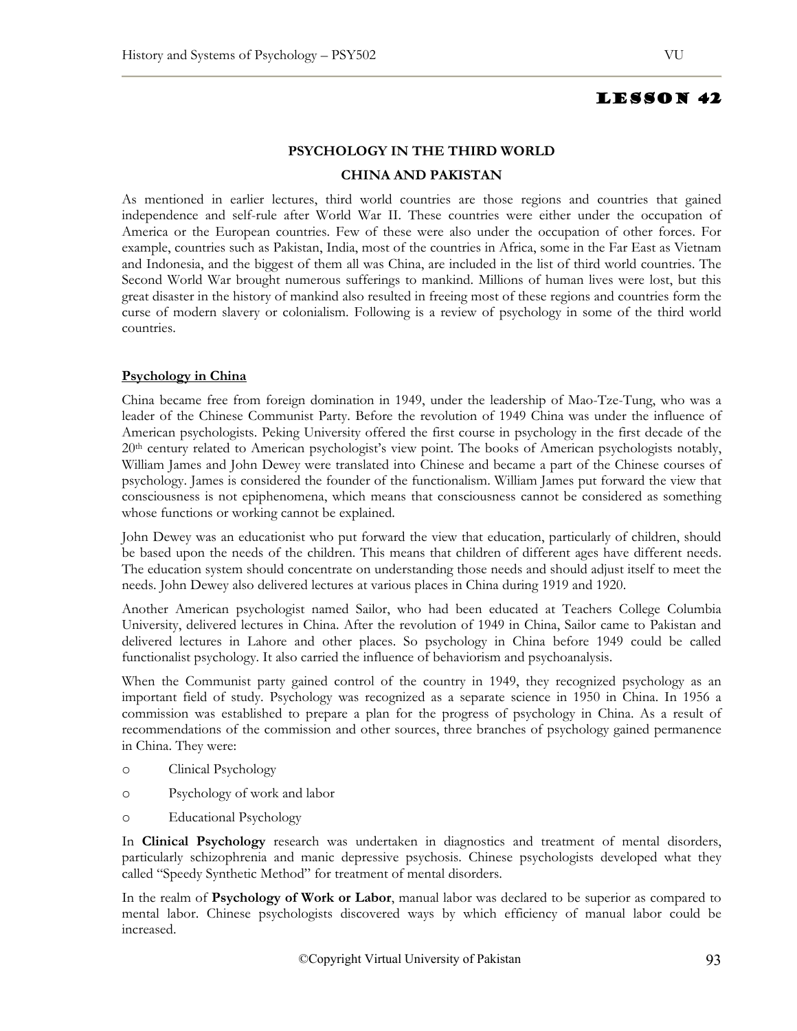# LESSON 42

## PSYCHOLOGY IN THE THIRD WORLD

## CHINA AND PAKISTAN

As mentioned in earlier lectures, third world countries are those regions and countries that gained independence and self-rule after World War II. These countries were either under the occupation of America or the European countries. Few of these were also under the occupation of other forces. For example, countries such as Pakistan, India, most of the countries in Africa, some in the Far East as Vietnam and Indonesia, and the biggest of them all was China, are included in the list of third world countries. The Second World War brought numerous sufferings to mankind. Millions of human lives were lost, but this great disaster in the history of mankind also resulted in freeing most of these regions and countries form the curse of modern slavery or colonialism. Following is a review of psychology in some of the third world countries.

### Psychology in China

China became free from foreign domination in 1949, under the leadership of Mao-Tze-Tung, who was a leader of the Chinese Communist Party. Before the revolution of 1949 China was under the influence of American psychologists. Peking University offered the first course in psychology in the first decade of the 20th century related to American psychologist's view point. The books of American psychologists notably, William James and John Dewey were translated into Chinese and became a part of the Chinese courses of psychology. James is considered the founder of the functionalism. William James put forward the view that consciousness is not epiphenomena, which means that consciousness cannot be considered as something whose functions or working cannot be explained.

John Dewey was an educationist who put forward the view that education, particularly of children, should be based upon the needs of the children. This means that children of different ages have different needs. The education system should concentrate on understanding those needs and should adjust itself to meet the needs. John Dewey also delivered lectures at various places in China during 1919 and 1920.

Another American psychologist named Sailor, who had been educated at Teachers College Columbia University, delivered lectures in China. After the revolution of 1949 in China, Sailor came to Pakistan and delivered lectures in Lahore and other places. So psychology in China before 1949 could be called functionalist psychology. It also carried the influence of behaviorism and psychoanalysis.

When the Communist party gained control of the country in 1949, they recognized psychology as an important field of study. Psychology was recognized as a separate science in 1950 in China. In 1956 a commission was established to prepare a plan for the progress of psychology in China. As a result of recommendations of the commission and other sources, three branches of psychology gained permanence in China. They were:

- Clinical Psychology
- Psychology of work and labor
- Educational Psychology

In **Clinical Psychology** research was undertaken in diagnostics and treatment of mental disorders, particularly schizophrenia and manic depressive psychosis. Chinese psychologists developed what they called "Speedy Synthetic Method" for treatment of mental disorders.

In the realm of **Psychology of Work or Labor**, manual labor was declared to be superior as compared to mental labor. Chinese psychologists discovered ways by which efficiency of manual labor could be increased.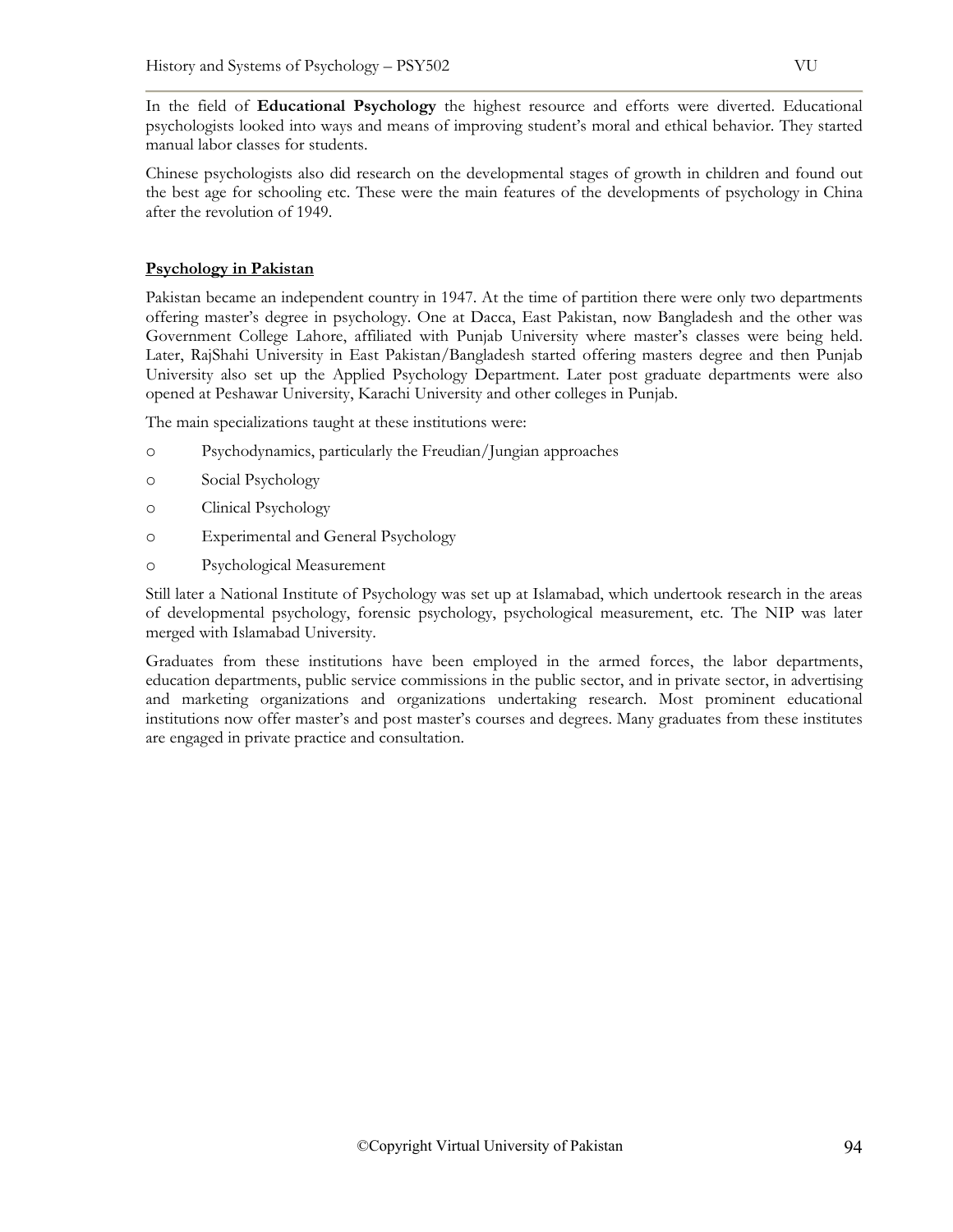In the field of **Educational Psychology** the highest resource and efforts were diverted. Educational psychologists looked into ways and means of improving student's moral and ethical behavior. They started manual labor classes for students.

Chinese psychologists also did research on the developmental stages of growth in children and found out the best age for schooling etc. These were the main features of the developments of psychology in China after the revolution of 1949.

## Psychology in Pakistan

Pakistan became an independent country in 1947. At the time of partition there were only two departments offering master's degree in psychology. One at Dacca, East Pakistan, now Bangladesh and the other was Government College Lahore, affiliated with Punjab University where master's classes were being held. Later, RajShahi University in East Pakistan/Bangladesh started offering masters degree and then Punjab University also set up the Applied Psychology Department. Later post graduate departments were also opened at Peshawar University, Karachi University and other colleges in Punjab.

The main specializations taught at these institutions were:

- Psychodynamics, particularly the Freudian/Jungian approaches
- Social Psychology
- Clinical Psychology
- Experimental and General Psychology
- Psychological Measurement

Still later a National Institute of Psychology was set up at Islamabad, which undertook research in the areas of developmental psychology, forensic psychology, psychological measurement, etc. The NIP was later merged with Islamabad University.

Graduates from these institutions have been employed in the armed forces, the labor departments, education departments, public service commissions in the public sector, and in private sector, in advertising and marketing organizations and organizations undertaking research. Most prominent educational institutions now offer master's and post master's courses and degrees. Many graduates from these institutes are engaged in private practice and consultation.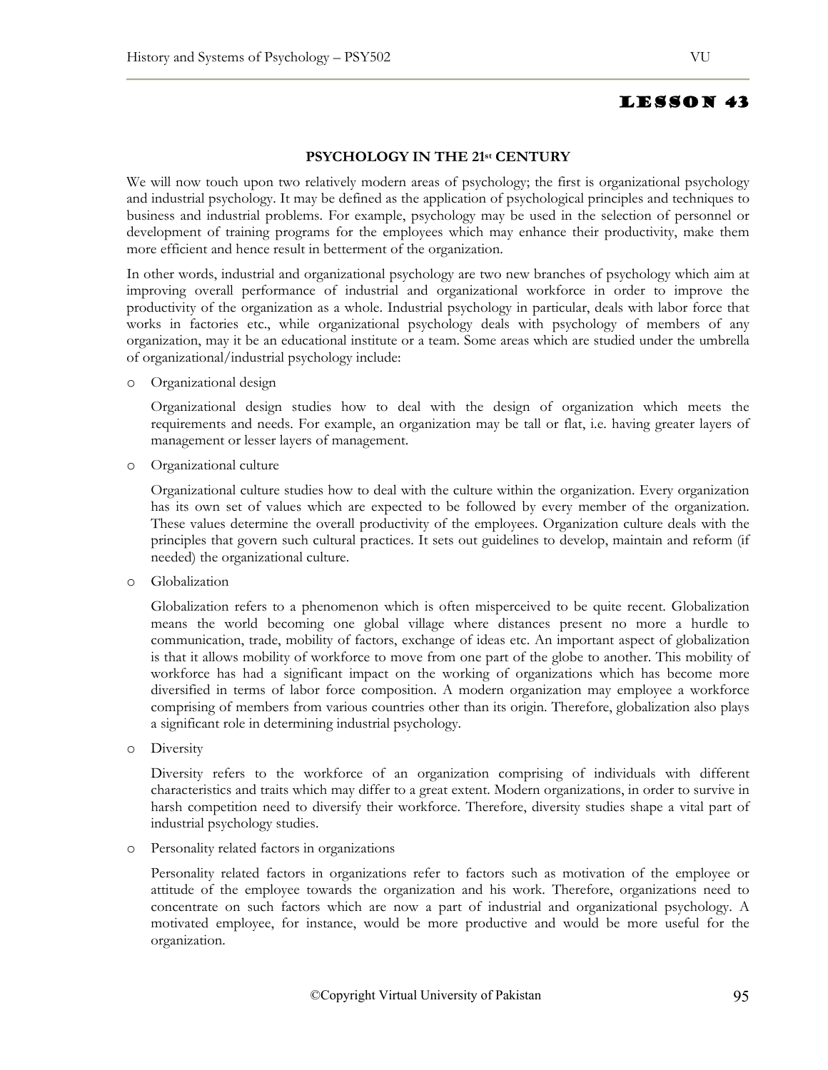# LESSON 43

## PSYCHOLOGY IN THE 21st CENTURY

We will now touch upon two relatively modern areas of psychology; the first is organizational psychology and industrial psychology. It may be defined as the application of psychological principles and techniques to business and industrial problems. For example, psychology may be used in the selection of personnel or development of training programs for the employees which may enhance their productivity, make them more efficient and hence result in betterment of the organization.

In other words, industrial and organizational psychology are two new branches of psychology which aim at improving overall performance of industrial and organizational workforce in order to improve the productivity of the organization as a whole. Industrial psychology in particular, deals with labor force that works in factories etc., while organizational psychology deals with psychology of members of any organization, may it be an educational institute or a team. Some areas which are studied under the umbrella of organizational/industrial psychology include:

- Organizational design

  Organizational design studies how to deal with the design of organization which meets the requirements and needs. For example, an organization may be tall or flat, i.e. having greater layers of management or lesser layers of management.

- Organizational culture

  Organizational culture studies how to deal with the culture within the organization. Every organization has its own set of values which are expected to be followed by every member of the organization. These values determine the overall productivity of the employees. Organization culture deals with the principles that govern such cultural practices. It sets out guidelines to develop, maintain and reform (if needed) the organizational culture.

- Globalization

  Globalization refers to a phenomenon which is often misperceived to be quite recent. Globalization means the world becoming one global village where distances present no more a hurdle to communication, trade, mobility of factors, exchange of ideas etc. An important aspect of globalization is that it allows mobility of workforce to move from one part of the globe to another. This mobility of workforce has had a significant impact on the working of organizations which has become more diversified in terms of labor force composition. A modern organization may employee a workforce comprising of members from various countries other than its origin. Therefore, globalization also plays a significant role in determining industrial psychology.

- Diversity

  Diversity refers to the workforce of an organization comprising of individuals with different characteristics and traits which may differ to a great extent. Modern organizations, in order to survive in harsh competition need to diversify their workforce. Therefore, diversity studies shape a vital part of industrial psychology studies.

- Personality related factors in organizations

  Personality related factors in organizations refer to factors such as motivation of the employee or attitude of the employee towards the organization and his work. Therefore, organizations need to concentrate on such factors which are now a part of industrial and organizational psychology. A motivated employee, for instance, would be more productive and would be more useful for the organization.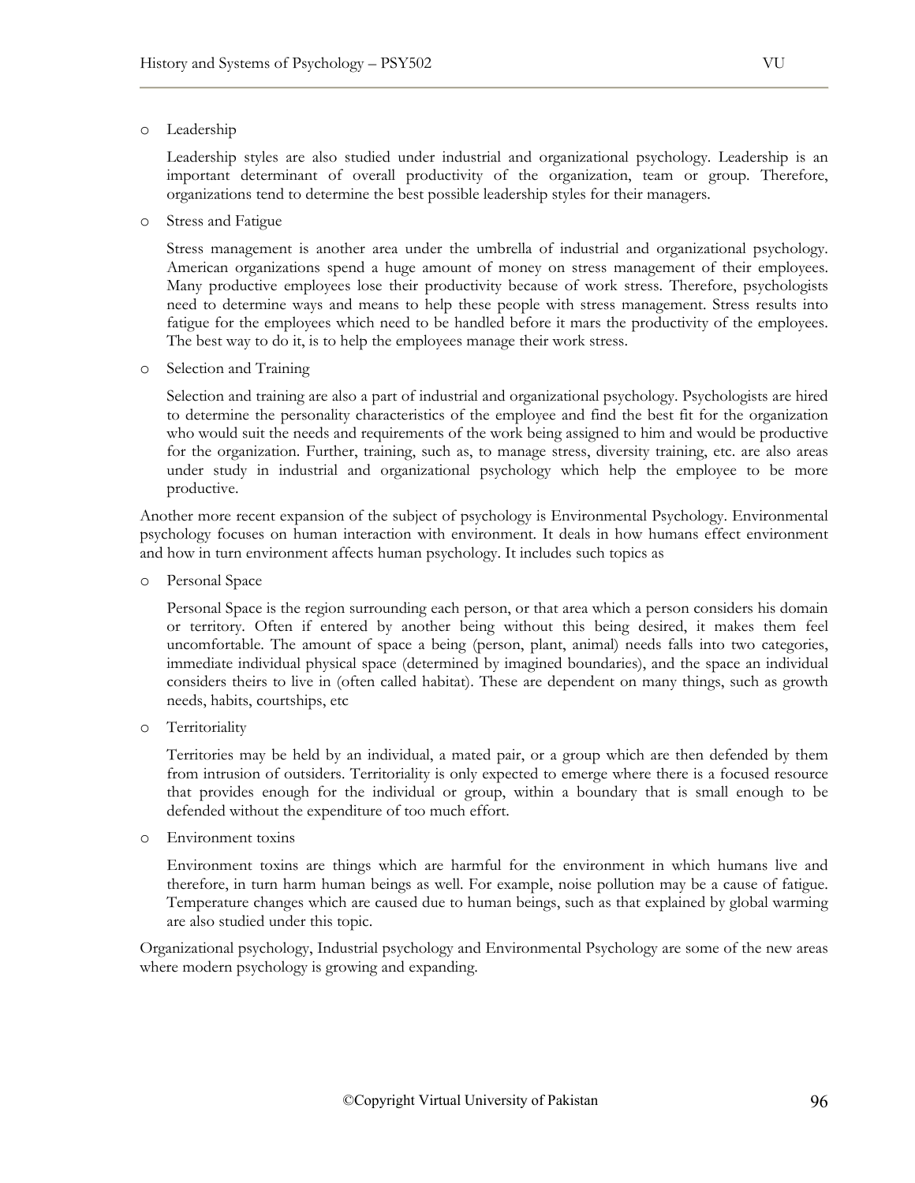- Leadership

  Leadership styles are also studied under industrial and organizational psychology. Leadership is an important determinant of overall productivity of the organization, team or group. Therefore, organizations tend to determine the best possible leadership styles for their managers.

- Stress and Fatigue

  Stress management is another area under the umbrella of industrial and organizational psychology. American organizations spend a huge amount of money on stress management of their employees. Many productive employees lose their productivity because of work stress. Therefore, psychologists need to determine ways and means to help these people with stress management. Stress results into fatigue for the employees which need to be handled before it mars the productivity of the employees. The best way to do it, is to help the employees manage their work stress.

- Selection and Training

  Selection and training are also a part of industrial and organizational psychology. Psychologists are hired to determine the personality characteristics of the employee and find the best fit for the organization who would suit the needs and requirements of the work being assigned to him and would be productive for the organization. Further, training, such as, to manage stress, diversity training, etc. are also areas under study in industrial and organizational psychology which help the employee to be more productive.

Another more recent expansion of the subject of psychology is Environmental Psychology. Environmental psychology focuses on human interaction with environment. It deals in how humans effect environment and how in turn environment affects human psychology. It includes such topics as

- Personal Space

  Personal Space is the region surrounding each person, or that area which a person considers his domain or territory. Often if entered by another being without this being desired, it makes them feel uncomfortable. The amount of space a being (person, plant, animal) needs falls into two categories, immediate individual physical space (determined by imagined boundaries), and the space an individual considers theirs to live in (often called habitat). These are dependent on many things, such as growth needs, habits, courtships, etc

- Territoriality

  Territories may be held by an individual, a mated pair, or a group which are then defended by them from intrusion of outsiders. Territoriality is only expected to emerge where there is a focused resource that provides enough for the individual or group, within a boundary that is small enough to be defended without the expenditure of too much effort.

- Environment toxins

  Environment toxins are things which are harmful for the environment in which humans live and therefore, in turn harm human beings as well. For example, noise pollution may be a cause of fatigue. Temperature changes which are caused due to human beings, such as that explained by global warming are also studied under this topic.

Organizational psychology, Industrial psychology and Environmental Psychology are some of the new areas where modern psychology is growing and expanding.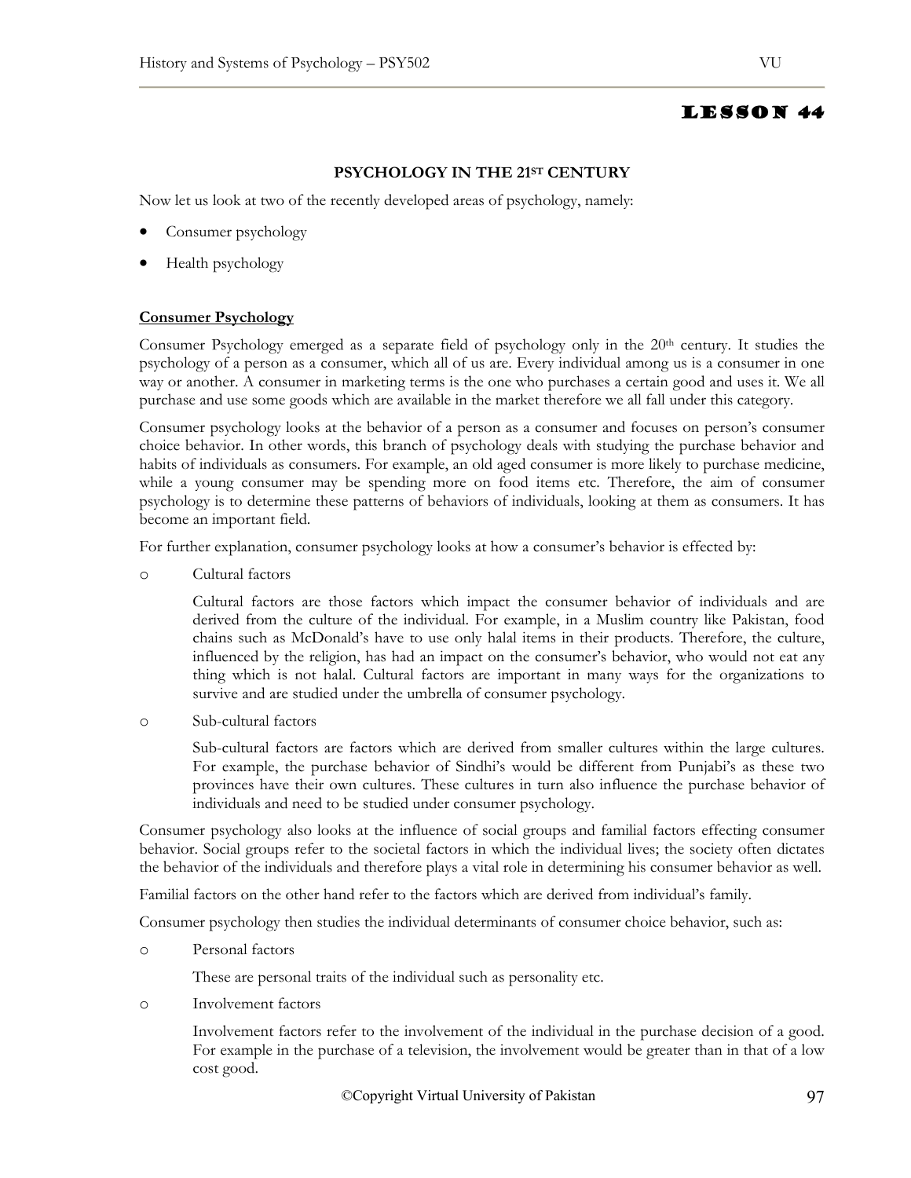# LESSON 44

## PSYCHOLOGY IN THE 21ST CENTURY

Now let us look at two of the recently developed areas of psychology, namely:

- Consumer psychology
- Health psychology

### Consumer Psychology

Consumer Psychology emerged as a separate field of psychology only in the 20th century. It studies the psychology of a person as a consumer, which all of us are. Every individual among us is a consumer in one way or another. A consumer in marketing terms is the one who purchases a certain good and uses it. We all purchase and use some goods which are available in the market therefore we all fall under this category.

Consumer psychology looks at the behavior of a person as a consumer and focuses on person's consumer choice behavior. In other words, this branch of psychology deals with studying the purchase behavior and habits of individuals as consumers. For example, an old aged consumer is more likely to purchase medicine, while a young consumer may be spending more on food items etc. Therefore, the aim of consumer psychology is to determine these patterns of behaviors of individuals, looking at them as consumers. It has become an important field.

For further explanation, consumer psychology looks at how a consumer's behavior is effected by:

- Cultural factors

  Cultural factors are those factors which impact the consumer behavior of individuals and are derived from the culture of the individual. For example, in a Muslim country like Pakistan, food chains such as McDonald's have to use only halal items in their products. Therefore, the culture, influenced by the religion, has had an impact on the consumer's behavior, who would not eat any thing which is not halal. Cultural factors are important in many ways for the organizations to survive and are studied under the umbrella of consumer psychology.

- Sub-cultural factors

  Sub-cultural factors are factors which are derived from smaller cultures within the large cultures. For example, the purchase behavior of Sindhi's would be different from Punjabi's as these two provinces have their own cultures. These cultures in turn also influence the purchase behavior of individuals and need to be studied under consumer psychology.

Consumer psychology also looks at the influence of social groups and familial factors effecting consumer behavior. Social groups refer to the societal factors in which the individual lives; the society often dictates the behavior of the individuals and therefore plays a vital role in determining his consumer behavior as well.

Familial factors on the other hand refer to the factors which are derived from individual's family.

Consumer psychology then studies the individual determinants of consumer choice behavior, such as:

- Personal factors

  These are personal traits of the individual such as personality etc.

- Involvement factors

  Involvement factors refer to the involvement of the individual in the purchase decision of a good. For example in the purchase of a television, the involvement would be greater than in that of a low cost good.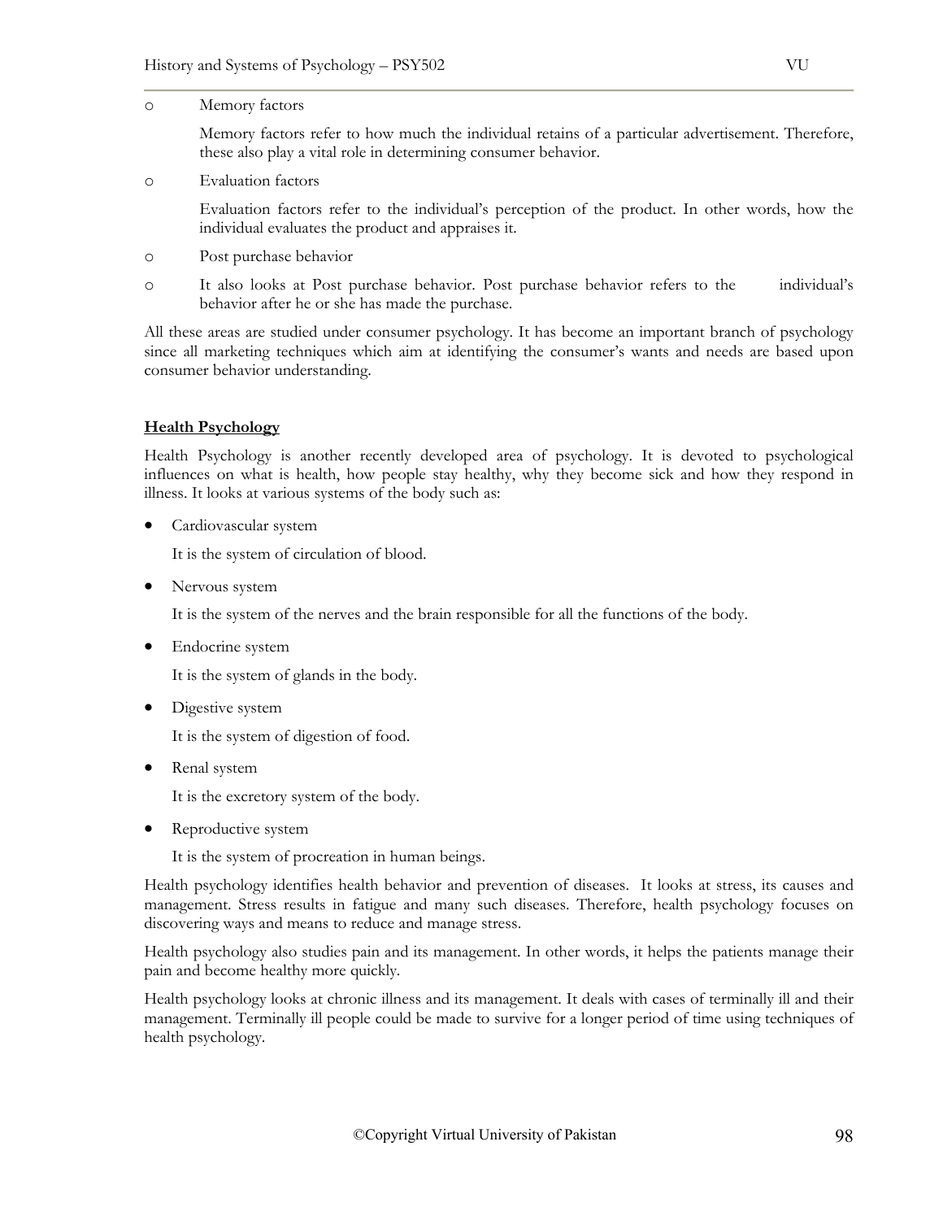- Memory factors

  Memory factors refer to how much the individual retains of a particular advertisement. Therefore, these also play a vital role in determining consumer behavior.

- Evaluation factors

  Evaluation factors refer to the individual's perception of the product. In other words, how the individual evaluates the product and appraises it.

- Post purchase behavior
- It also looks at Post purchase behavior. Post purchase behavior refers to the individual's behavior after he or she has made the purchase.

All these areas are studied under consumer psychology. It has become an important branch of psychology since all marketing techniques which aim at identifying the consumer's wants and needs are based upon consumer behavior understanding.

**<u>Health Psychology</u>**

Health Psychology is another recently developed area of psychology. It is devoted to psychological influences on what is health, how people stay healthy, why they become sick and how they respond in illness. It looks at various systems of the body such as:

- Cardiovascular system

  It is the system of circulation of blood.

- Nervous system

  It is the system of the nerves and the brain responsible for all the functions of the body.

- Endocrine system

  It is the system of glands in the body.

- Digestive system

  It is the system of digestion of food.

- Renal system

  It is the excretory system of the body.

- Reproductive system

  It is the system of procreation in human beings.

Health psychology identifies health behavior and prevention of diseases. It looks at stress, its causes and management. Stress results in fatigue and many such diseases. Therefore, health psychology focuses on discovering ways and means to reduce and manage stress.

Health psychology also studies pain and its management. In other words, it helps the patients manage their pain and become healthy more quickly.

Health psychology looks at chronic illness and its management. It deals with cases of terminally ill and their management. Terminally ill people could be made to survive for a longer period of time using techniques of health psychology.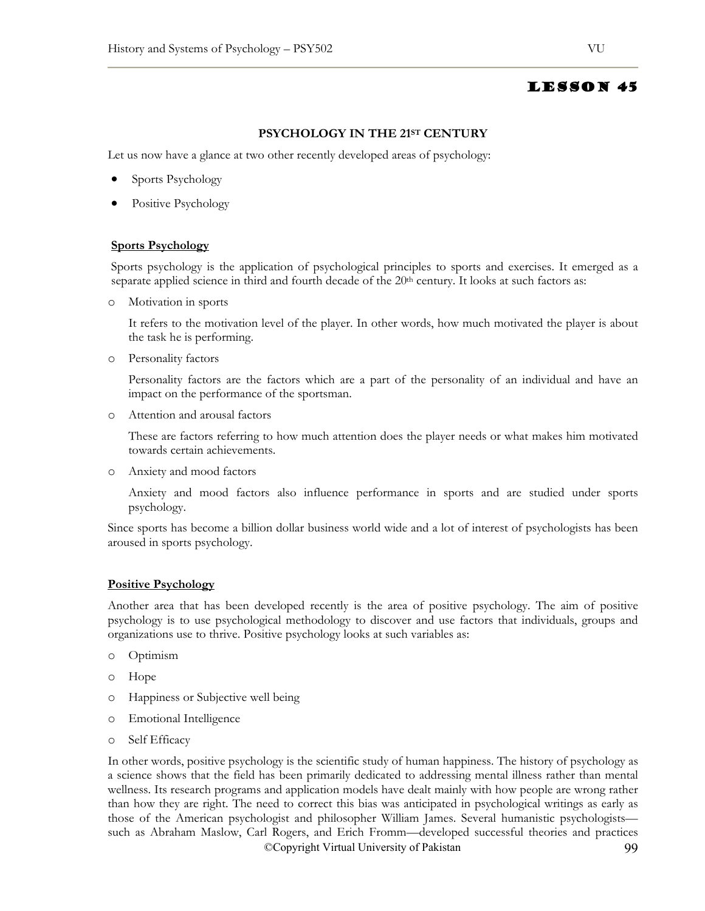# LESSON 45

## PSYCHOLOGY IN THE 21ST CENTURY

Let us now have a glance at two other recently developed areas of psychology:

- Sports Psychology
- Positive Psychology

### Sports Psychology

Sports psychology is the application of psychological principles to sports and exercises. It emerged as a separate applied science in third and fourth decade of the 20th century. It looks at such factors as:

- Motivation in sports

  It refers to the motivation level of the player. In other words, how much motivated the player is about the task he is performing.

- Personality factors

  Personality factors are the factors which are a part of the personality of an individual and have an impact on the performance of the sportsman.

- Attention and arousal factors

  These are factors referring to how much attention does the player needs or what makes him motivated towards certain achievements.

- Anxiety and mood factors

  Anxiety and mood factors also influence performance in sports and are studied under sports psychology.

Since sports has become a billion dollar business world wide and a lot of interest of psychologists has been aroused in sports psychology.

### Positive Psychology

Another area that has been developed recently is the area of positive psychology. The aim of positive psychology is to use psychological methodology to discover and use factors that individuals, groups and organizations use to thrive. Positive psychology looks at such variables as:

- Optimism
- Hope
- Happiness or Subjective well being
- Emotional Intelligence
- Self Efficacy

In other words, positive psychology is the scientific study of human happiness. The history of psychology as a science shows that the field has been primarily dedicated to addressing mental illness rather than mental wellness. Its research programs and application models have dealt mainly with how people are wrong rather than how they are right. The need to correct this bias was anticipated in psychological writings as early as those of the American psychologist and philosopher William James. Several humanistic psychologists—such as Abraham Maslow, Carl Rogers, and Erich Fromm—developed successful theories and practices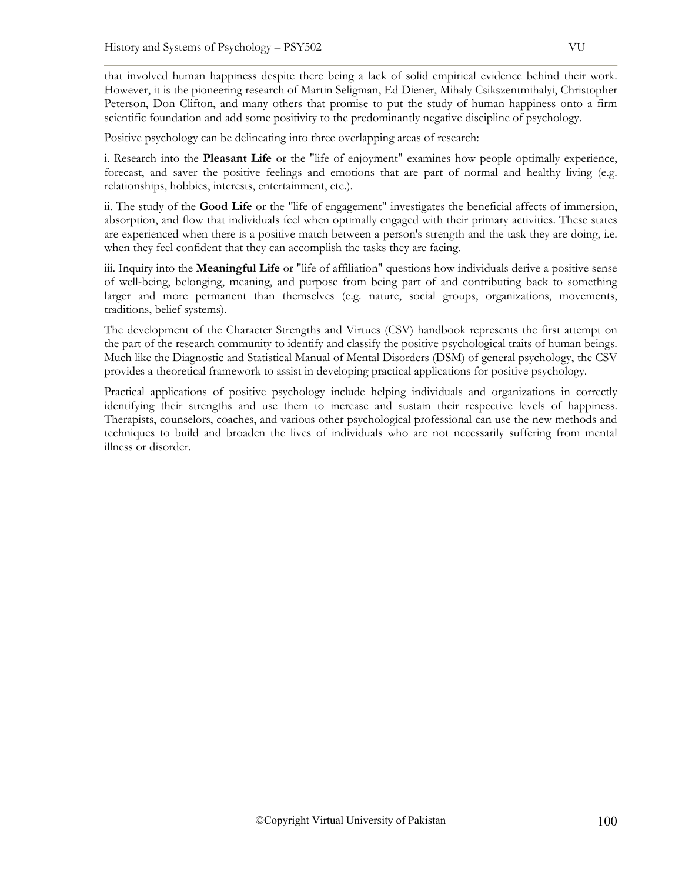that involved human happiness despite there being a lack of solid empirical evidence behind their work. However, it is the pioneering research of Martin Seligman, Ed Diener, Mihaly Csikszentmihalyi, Christopher Peterson, Don Clifton, and many others that promise to put the study of human happiness onto a firm scientific foundation and add some positivity to the predominantly negative discipline of psychology.

Positive psychology can be delineating into three overlapping areas of research:

i. Research into the **Pleasant Life** or the "life of enjoyment" examines how people optimally experience, forecast, and saver the positive feelings and emotions that are part of normal and healthy living (e.g. relationships, hobbies, interests, entertainment, etc.).

ii. The study of the **Good Life** or the "life of engagement" investigates the beneficial affects of immersion, absorption, and flow that individuals feel when optimally engaged with their primary activities. These states are experienced when there is a positive match between a person's strength and the task they are doing, i.e. when they feel confident that they can accomplish the tasks they are facing.

iii. Inquiry into the **Meaningful Life** or "life of affiliation" questions how individuals derive a positive sense of well-being, belonging, meaning, and purpose from being part of and contributing back to something larger and more permanent than themselves (e.g. nature, social groups, organizations, movements, traditions, belief systems).

The development of the Character Strengths and Virtues (CSV) handbook represents the first attempt on the part of the research community to identify and classify the positive psychological traits of human beings. Much like the Diagnostic and Statistical Manual of Mental Disorders (DSM) of general psychology, the CSV provides a theoretical framework to assist in developing practical applications for positive psychology.

Practical applications of positive psychology include helping individuals and organizations in correctly identifying their strengths and use them to increase and sustain their respective levels of happiness. Therapists, counselors, coaches, and various other psychological professional can use the new methods and techniques to build and broaden the lives of individuals who are not necessarily suffering from mental illness or disorder.